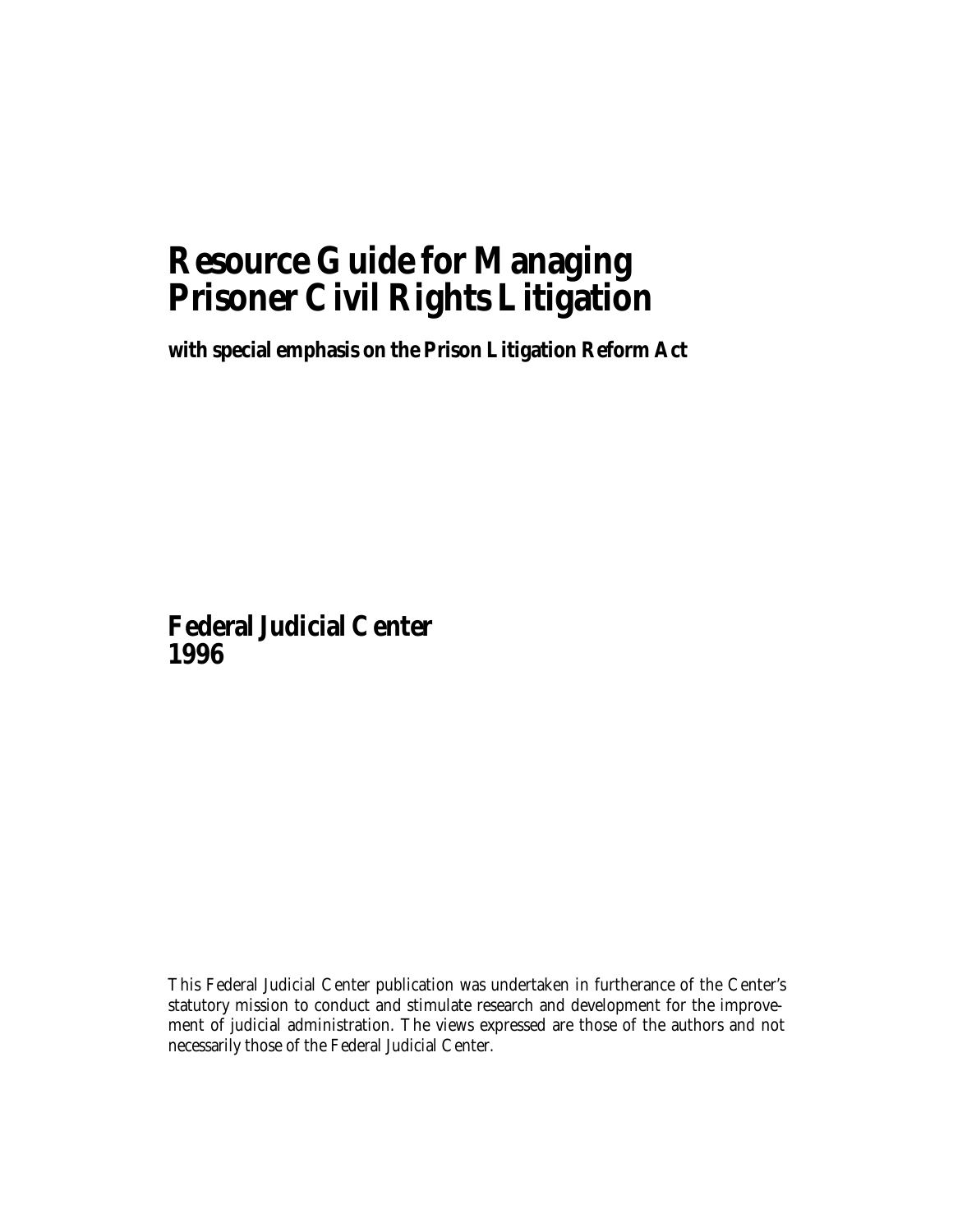# Resource Guide for Managing Prisoner Civil Rights Litigation

**with special emphasis on the Prison Litigation Reform Act**

**Federal Judicial Center**
**1996**

This Federal Judicial Center publication was undertaken in furtherance of the Center's statutory mission to conduct and stimulate research and development for the improvement of judicial administration. The views expressed are those of the authors and not necessarily those of the Federal Judicial Center.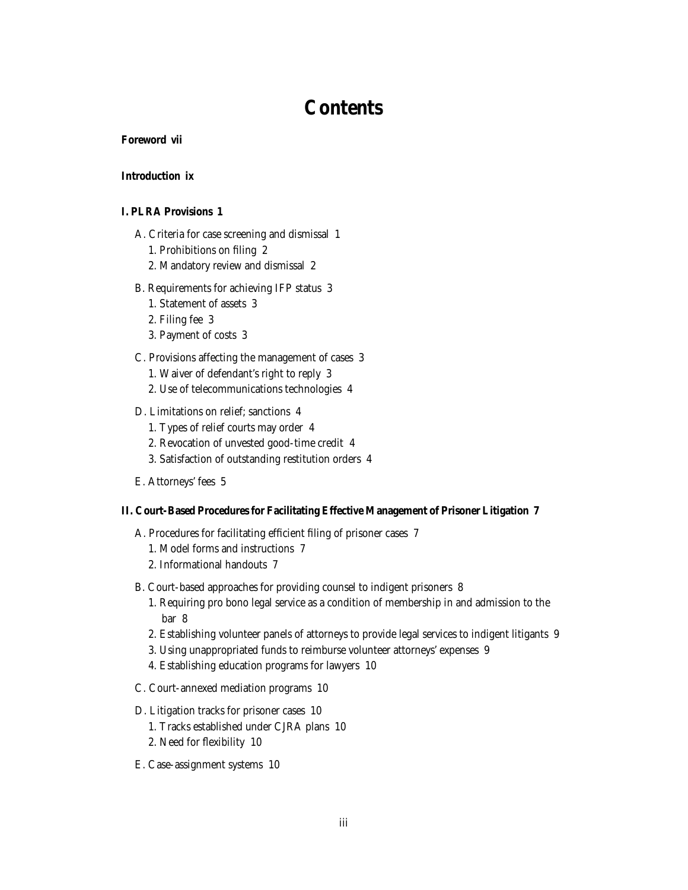# Contents

**Foreword vii**

**Introduction ix**

**I. PLRA Provisions 1**

- A. Criteria for case screening and dismissal 1
  - 1. Prohibitions on filing 2
  - 2. Mandatory review and dismissal 2
- B. Requirements for achieving IFP status 3
  - 1. Statement of assets 3
  - 2. Filing fee 3
  - 3. Payment of costs 3
- C. Provisions affecting the management of cases 3
  - 1. Waiver of defendant's right to reply 3
  - 2. Use of telecommunications technologies 4
- D. Limitations on relief; sanctions 4
  - 1. Types of relief courts may order 4
  - 2. Revocation of unvested good-time credit 4
  - 3. Satisfaction of outstanding restitution orders 4
- E. Attorneys' fees 5

**II. Court-Based Procedures for Facilitating Effective Management of Prisoner Litigation 7**

- A. Procedures for facilitating efficient filing of prisoner cases 7
  - 1. Model forms and instructions 7
  - 2. Informational handouts 7
- B. Court-based approaches for providing counsel to indigent prisoners 8
  - 1. Requiring pro bono legal service as a condition of membership in and admission to the bar 8
  - 2. Establishing volunteer panels of attorneys to provide legal services to indigent litigants 9
  - 3. Using unappropriated funds to reimburse volunteer attorneys' expenses 9
  - 4. Establishing education programs for lawyers 10
- C. Court-annexed mediation programs 10
- D. Litigation tracks for prisoner cases 10
  - 1. Tracks established under CJRA plans 10
  - 2. Need for flexibility 10
- E. Case-assignment systems 10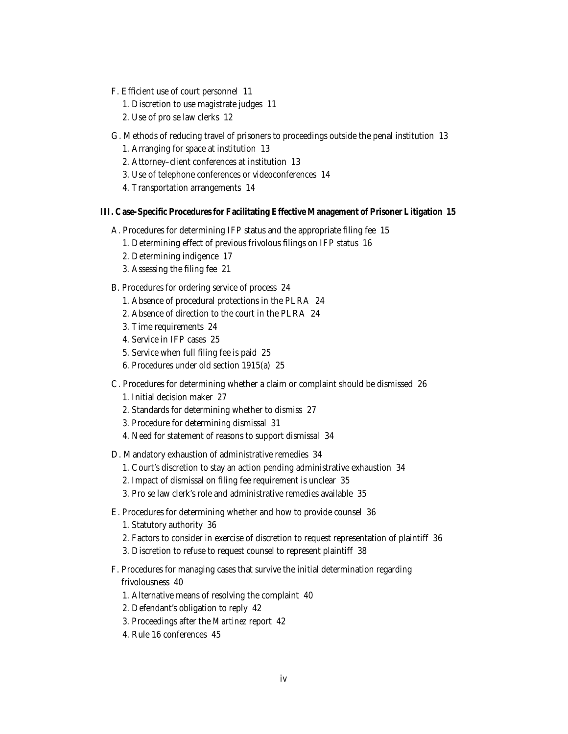- F. Efficient use of court personnel 11
  - 1. Discretion to use magistrate judges 11
  - 2. Use of pro se law clerks 12
- G. Methods of reducing travel of prisoners to proceedings outside the penal institution 13
  - 1. Arranging for space at institution 13
  - 2. Attorney–client conferences at institution 13
  - 3. Use of telephone conferences or videoconferences 14
  - 4. Transportation arrangements 14

**III. Case-Specific Procedures for Facilitating Effective Management of Prisoner Litigation 15**

- A. Procedures for determining IFP status and the appropriate filing fee 15
  - 1. Determining effect of previous frivolous filings on IFP status 16
  - 2. Determining indigence 17
  - 3. Assessing the filing fee 21
- B. Procedures for ordering service of process 24
  - 1. Absence of procedural protections in the PLRA 24
  - 2. Absence of direction to the court in the PLRA 24
  - 3. Time requirements 24
  - 4. Service in IFP cases 25
  - 5. Service when full filing fee is paid 25
  - 6. Procedures under old section 1915(a) 25
- C. Procedures for determining whether a claim or complaint should be dismissed 26
  - 1. Initial decision maker 27
  - 2. Standards for determining whether to dismiss 27
  - 3. Procedure for determining dismissal 31
  - 4. Need for statement of reasons to support dismissal 34
- D. Mandatory exhaustion of administrative remedies 34
  - 1. Court's discretion to stay an action pending administrative exhaustion 34
  - 2. Impact of dismissal on filing fee requirement is unclear 35
  - 3. Pro se law clerk's role and administrative remedies available 35
- E. Procedures for determining whether and how to provide counsel 36
  - 1. Statutory authority 36
  - 2. Factors to consider in exercise of discretion to request representation of plaintiff 36
  - 3. Discretion to refuse to request counsel to represent plaintiff 38
- F. Procedures for managing cases that survive the initial determination regarding frivolousness 40
  - 1. Alternative means of resolving the complaint 40
  - 2. Defendant's obligation to reply 42
  - 3. Proceedings after the *Martinez* report 42
  - 4. Rule 16 conferences 45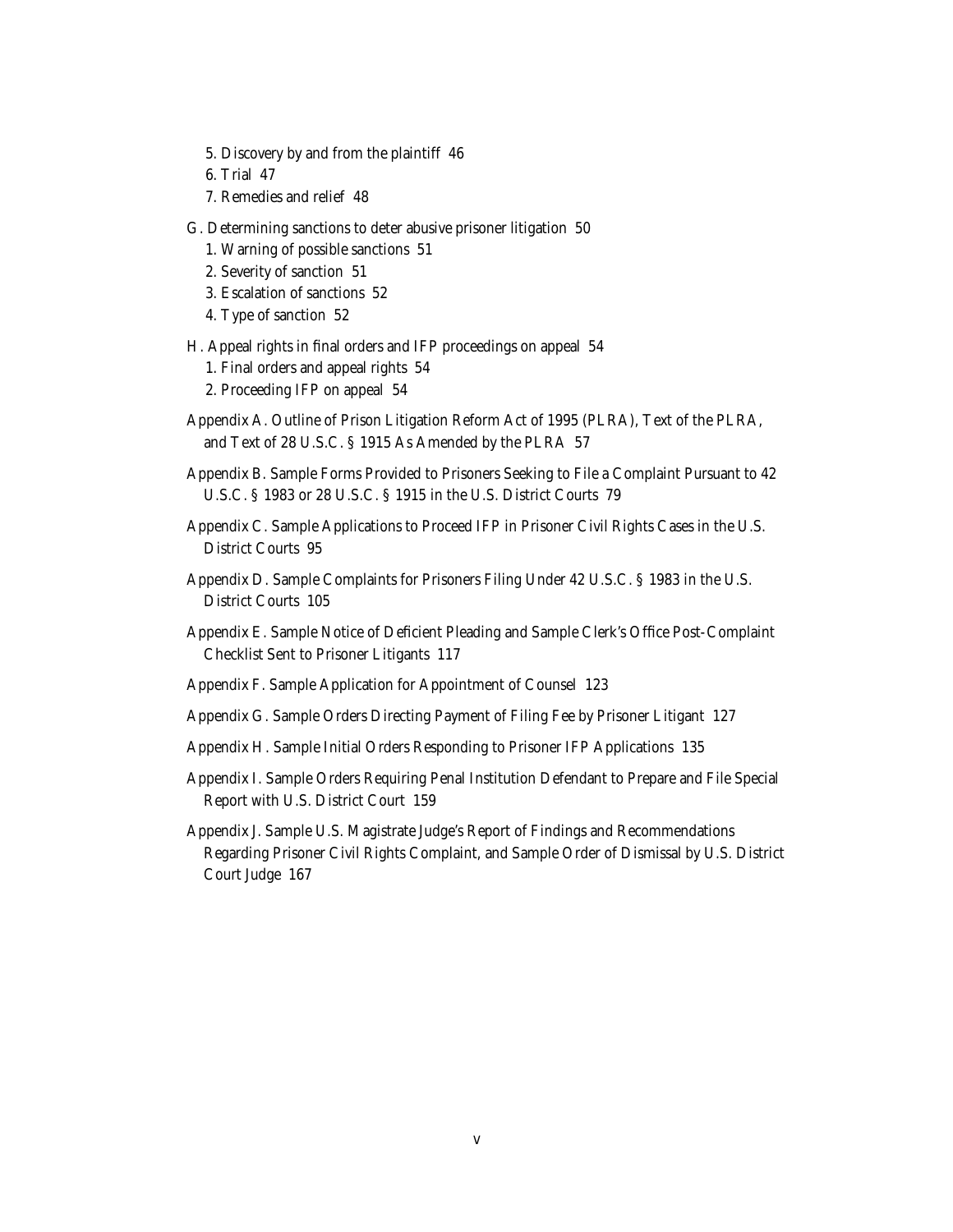5. Discovery by and from the plaintiff 46
   6. Trial 47
   7. Remedies and relief 48

G. Determining sanctions to deter abusive prisoner litigation 50
   1. Warning of possible sanctions 51
   2. Severity of sanction 51
   3. Escalation of sanctions 52
   4. Type of sanction 52

H. Appeal rights in final orders and IFP proceedings on appeal 54
   1. Final orders and appeal rights 54
   2. Proceeding IFP on appeal 54

Appendix A. Outline of Prison Litigation Reform Act of 1995 (PLRA), Text of the PLRA, and Text of 28 U.S.C. § 1915 As Amended by the PLRA 57

Appendix B. Sample Forms Provided to Prisoners Seeking to File a Complaint Pursuant to 42 U.S.C. § 1983 or 28 U.S.C. § 1915 in the U.S. District Courts 79

Appendix C. Sample Applications to Proceed IFP in Prisoner Civil Rights Cases in the U.S. District Courts 95

Appendix D. Sample Complaints for Prisoners Filing Under 42 U.S.C. § 1983 in the U.S. District Courts 105

Appendix E. Sample Notice of Deficient Pleading and Sample Clerk's Office Post-Complaint Checklist Sent to Prisoner Litigants 117

Appendix F. Sample Application for Appointment of Counsel 123

Appendix G. Sample Orders Directing Payment of Filing Fee by Prisoner Litigant 127

Appendix H. Sample Initial Orders Responding to Prisoner IFP Applications 135

Appendix I. Sample Orders Requiring Penal Institution Defendant to Prepare and File Special Report with U.S. District Court 159

Appendix J. Sample U.S. Magistrate Judge's Report of Findings and Recommendations Regarding Prisoner Civil Rights Complaint, and Sample Order of Dismissal by U.S. District Court Judge 167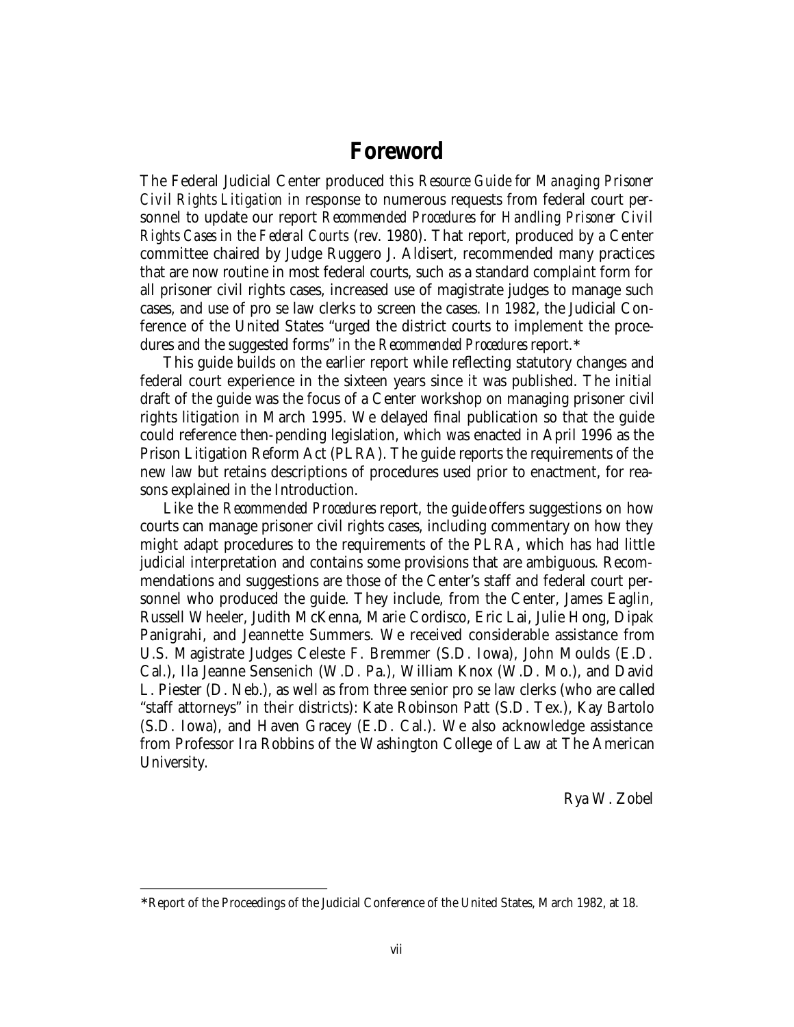# Foreword

The Federal Judicial Center produced this *Resource Guide for Managing Prisoner Civil Rights Litigation* in response to numerous requests from federal court personnel to update our report *Recommended Procedures for Handling Prisoner Civil Rights Cases in the Federal Courts* (rev. 1980). That report, produced by a Center committee chaired by Judge Ruggero J. Aldisert, recommended many practices that are now routine in most federal courts, such as a standard complaint form for all prisoner civil rights cases, increased use of magistrate judges to manage such cases, and use of pro se law clerks to screen the cases. In 1982, the Judicial Conference of the United States "urged the district courts to implement the procedures and the suggested forms" in the *Recommended Procedures* report.*

This guide builds on the earlier report while reflecting statutory changes and federal court experience in the sixteen years since it was published. The initial draft of the guide was the focus of a Center workshop on managing prisoner civil rights litigation in March 1995. We delayed final publication so that the guide could reference then-pending legislation, which was enacted in April 1996 as the Prison Litigation Reform Act (PLRA). The guide reports the requirements of the new law but retains descriptions of procedures used prior to enactment, for reasons explained in the Introduction.

Like the *Recommended Procedures* report, the guide offers suggestions on how courts can manage prisoner civil rights cases, including commentary on how they might adapt procedures to the requirements of the PLRA, which has had little judicial interpretation and contains some provisions that are ambiguous. Recommendations and suggestions are those of the Center's staff and federal court personnel who produced the guide. They include, from the Center, James Eaglin, Russell Wheeler, Judith McKenna, Marie Cordisco, Eric Lai, Julie Hong, Dipak Panigrahi, and Jeannette Summers. We received considerable assistance from U.S. Magistrate Judges Celeste F. Bremmer (S.D. Iowa), John Moulds (E.D. Cal.), Ila Jeanne Sensenich (W.D. Pa.), William Knox (W.D. Mo.), and David L. Piester (D. Neb.), as well as from three senior pro se law clerks (who are called "staff attorneys" in their districts): Kate Robinson Patt (S.D. Tex.), Kay Bartolo (S.D. Iowa), and Haven Gracey (E.D. Cal.). We also acknowledge assistance from Professor Ira Robbins of the Washington College of Law at The American University.

Rya W. Zobel

---

*Report of the Proceedings of the Judicial Conference of the United States, March 1982, at 18.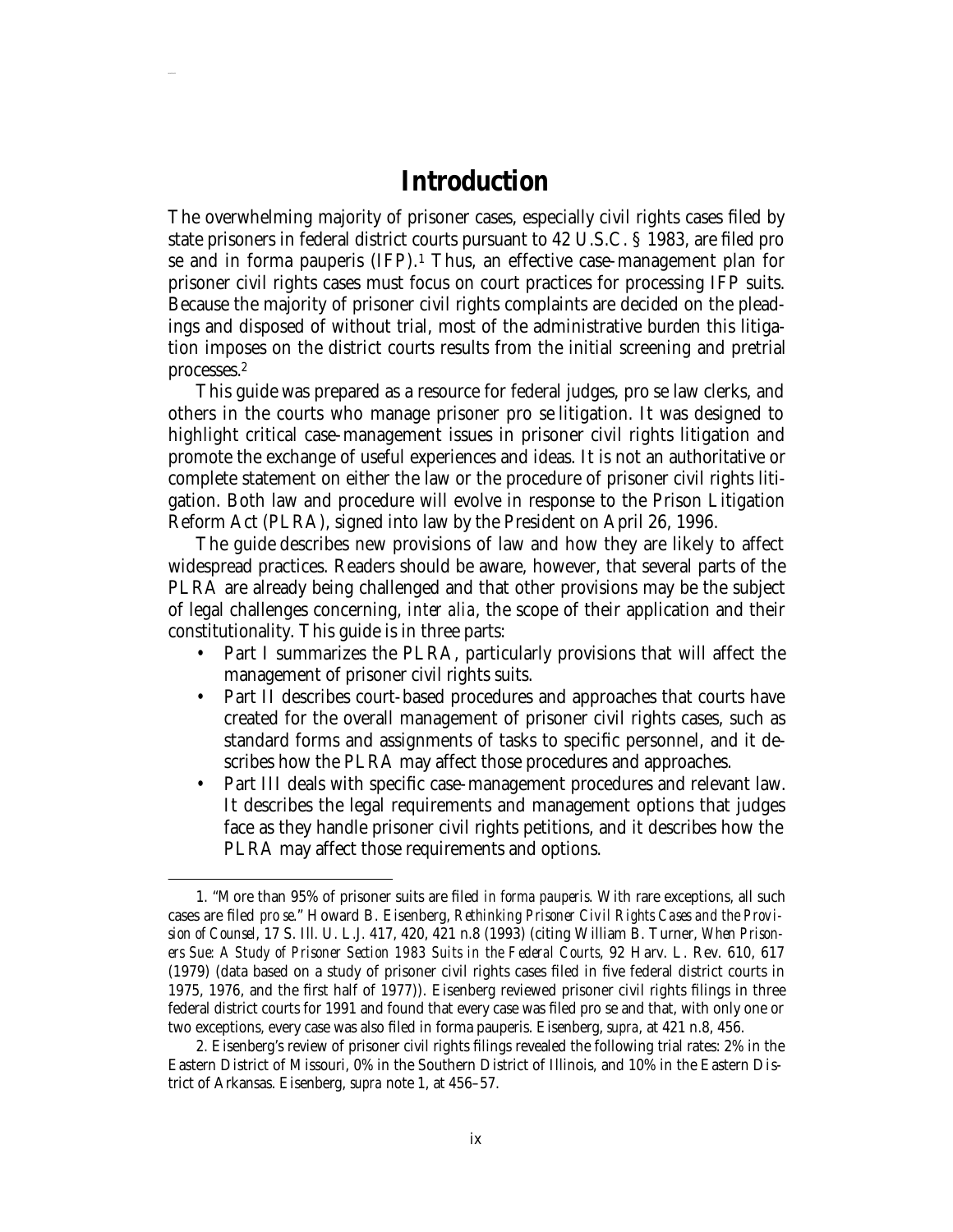# Introduction

The overwhelming majority of prisoner cases, especially civil rights cases filed by state prisoners in federal district courts pursuant to 42 U.S.C. § 1983, are filed pro se and in forma pauperis (IFP).[1] Thus, an effective case-management plan for prisoner civil rights cases must focus on court practices for processing IFP suits. Because the majority of prisoner civil rights complaints are decided on the pleadings and disposed of without trial, most of the administrative burden this litigation imposes on the district courts results from the initial screening and pretrial processes.[2]

This guide was prepared as a resource for federal judges, pro se law clerks, and others in the courts who manage prisoner pro se litigation. It was designed to highlight critical case-management issues in prisoner civil rights litigation and promote the exchange of useful experiences and ideas. It is not an authoritative or complete statement on either the law or the procedure of prisoner civil rights litigation. Both law and procedure will evolve in response to the Prison Litigation Reform Act (PLRA), signed into law by the President on April 26, 1996.

The guide describes new provisions of law and how they are likely to affect widespread practices. Readers should be aware, however, that several parts of the PLRA are already being challenged and that other provisions may be the subject of legal challenges concerning, *inter alia*, the scope of their application and their constitutionality. This guide is in three parts:

- Part I summarizes the PLRA, particularly provisions that will affect the management of prisoner civil rights suits.
- Part II describes court-based procedures and approaches that courts have created for the overall management of prisoner civil rights cases, such as standard forms and assignments of tasks to specific personnel, and it describes how the PLRA may affect those procedures and approaches.
- Part III deals with specific case-management procedures and relevant law. It describes the legal requirements and management options that judges face as they handle prisoner civil rights petitions, and it describes how the PLRA may affect those requirements and options.

---

1. "More than 95% of prisoner suits are filed *in forma pauperis*. With rare exceptions, all such cases are filed *pro se*." Howard B. Eisenberg, *Rethinking Prisoner Civil Rights Cases and the Provision of Counsel*, 17 S. Ill. U. L.J. 417, 420, 421 n.8 (1993) (citing William B. Turner, *When Prisoners Sue: A Study of Prisoner Section 1983 Suits in the Federal Courts*, 92 Harv. L. Rev. 610, 617 (1979) (data based on a study of prisoner civil rights cases filed in five federal district courts in 1975, 1976, and the first half of 1977)). Eisenberg reviewed prisoner civil rights filings in three federal district courts for 1991 and found that every case was filed pro se and that, with only one or two exceptions, every case was also filed in forma pauperis. Eisenberg, *supra*, at 421 n.8, 456.

2. Eisenberg's review of prisoner civil rights filings revealed the following trial rates: 2% in the Eastern District of Missouri, 0% in the Southern District of Illinois, and 10% in the Eastern District of Arkansas. Eisenberg, *supra* note 1, at 456–57.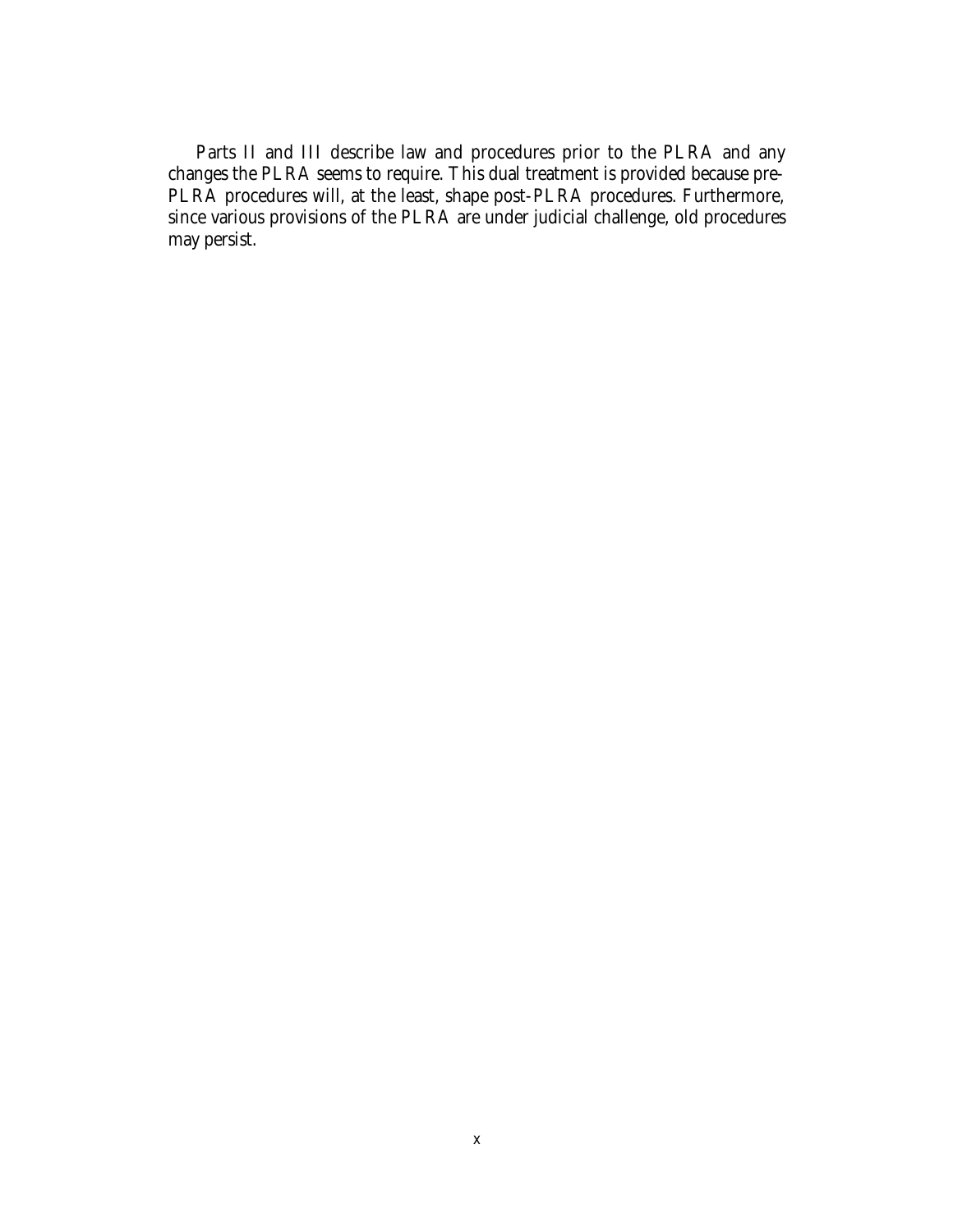Parts II and III describe law and procedures prior to the PLRA and any changes the PLRA seems to require. This dual treatment is provided because pre-PLRA procedures will, at the least, shape post-PLRA procedures. Furthermore, since various provisions of the PLRA are under judicial challenge, old procedures may persist.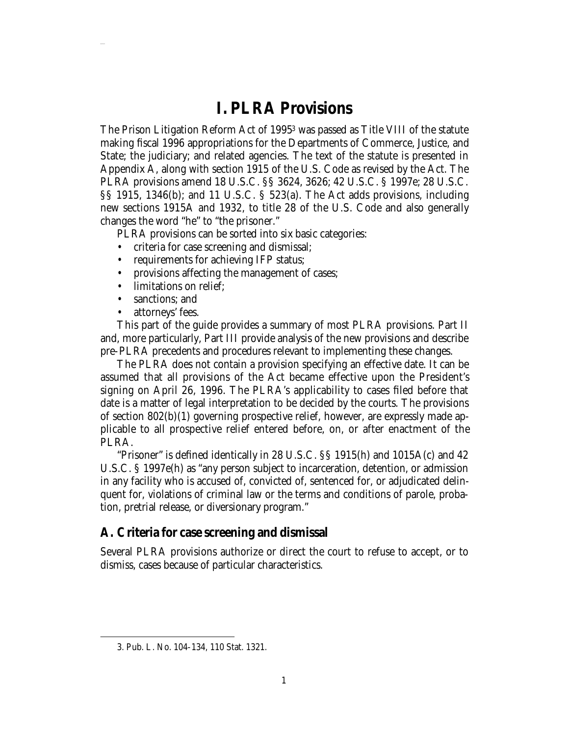# I. PLRA Provisions

The Prison Litigation Reform Act of 1995[3] was passed as Title VIII of the statute making fiscal 1996 appropriations for the Departments of Commerce, Justice, and State; the judiciary; and related agencies. The text of the statute is presented in Appendix A, along with section 1915 of the U.S. Code as revised by the Act. The PLRA provisions amend 18 U.S.C. §§ 3624, 3626; 42 U.S.C. § 1997e; 28 U.S.C. §§ 1915, 1346(b); and 11 U.S.C. § 523(a). The Act adds provisions, including new sections 1915A and 1932, to title 28 of the U.S. Code and also generally changes the word "he" to "the prisoner."

PLRA provisions can be sorted into six basic categories:

- criteria for case screening and dismissal;
- requirements for achieving IFP status;
- provisions affecting the management of cases;
- limitations on relief;
- sanctions; and
- attorneys' fees.

This part of the guide provides a summary of most PLRA provisions. Part II and, more particularly, Part III provide analysis of the new provisions and describe pre-PLRA precedents and procedures relevant to implementing these changes.

The PLRA does not contain a provision specifying an effective date. It can be assumed that all provisions of the Act became effective upon the President's signing on April 26, 1996. The PLRA's applicability to cases filed before that date is a matter of legal interpretation to be decided by the courts. The provisions of section 802(b)(1) governing prospective relief, however, are expressly made applicable to all prospective relief entered before, on, or after enactment of the PLRA.

"Prisoner" is defined identically in 28 U.S.C. §§ 1915(h) and 1015A(c) and 42 U.S.C. § 1997e(h) as "any person subject to incarceration, detention, or admission in any facility who is accused of, convicted of, sentenced for, or adjudicated delinquent for, violations of criminal law or the terms and conditions of parole, probation, pretrial release, or diversionary program."

## A. Criteria for case screening and dismissal

Several PLRA provisions authorize or direct the court to refuse to accept, or to dismiss, cases because of particular characteristics.

---

3. Pub. L. No. 104-134, 110 Stat. 1321.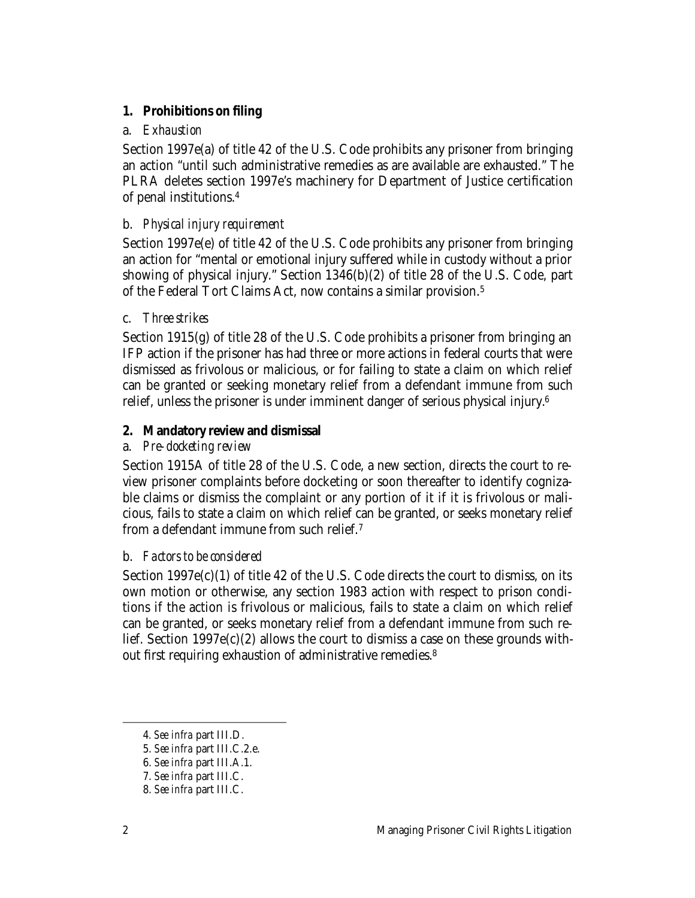### 1. Prohibitions on filing

#### a. *Exhaustion*

Section 1997e(a) of title 42 of the U.S. Code prohibits any prisoner from bringing an action "until such administrative remedies as are available are exhausted." The PLRA deletes section 1997e's machinery for Department of Justice certification of penal institutions.[4]

#### b. *Physical injury requirement*

Section 1997e(e) of title 42 of the U.S. Code prohibits any prisoner from bringing an action for "mental or emotional injury suffered while in custody without a prior showing of physical injury." Section 1346(b)(2) of title 28 of the U.S. Code, part of the Federal Tort Claims Act, now contains a similar provision.[5]

#### c. *Three strikes*

Section 1915(g) of title 28 of the U.S. Code prohibits a prisoner from bringing an IFP action if the prisoner has had three or more actions in federal courts that were dismissed as frivolous or malicious, or for failing to state a claim on which relief can be granted or seeking monetary relief from a defendant immune from such relief, unless the prisoner is under imminent danger of serious physical injury.[6]

### 2. Mandatory review and dismissal

#### a. *Pre-docketing review*

Section 1915A of title 28 of the U.S. Code, a new section, directs the court to review prisoner complaints before docketing or soon thereafter to identify cognizable claims or dismiss the complaint or any portion of it if it is frivolous or malicious, fails to state a claim on which relief can be granted, or seeks monetary relief from a defendant immune from such relief.[7]

#### b. *Factors to be considered*

Section 1997e(c)(1) of title 42 of the U.S. Code directs the court to dismiss, on its own motion or otherwise, any section 1983 action with respect to prison conditions if the action is frivolous or malicious, fails to state a claim on which relief can be granted, or seeks monetary relief from a defendant immune from such relief. Section 1997e(c)(2) allows the court to dismiss a case on these grounds without first requiring exhaustion of administrative remedies.[8]

---

4. *See infra* part III.D.
5. *See infra* part III.C.2.e.
6. *See infra* part III.A.1.
7. *See infra* part III.C.
8. *See infra* part III.C.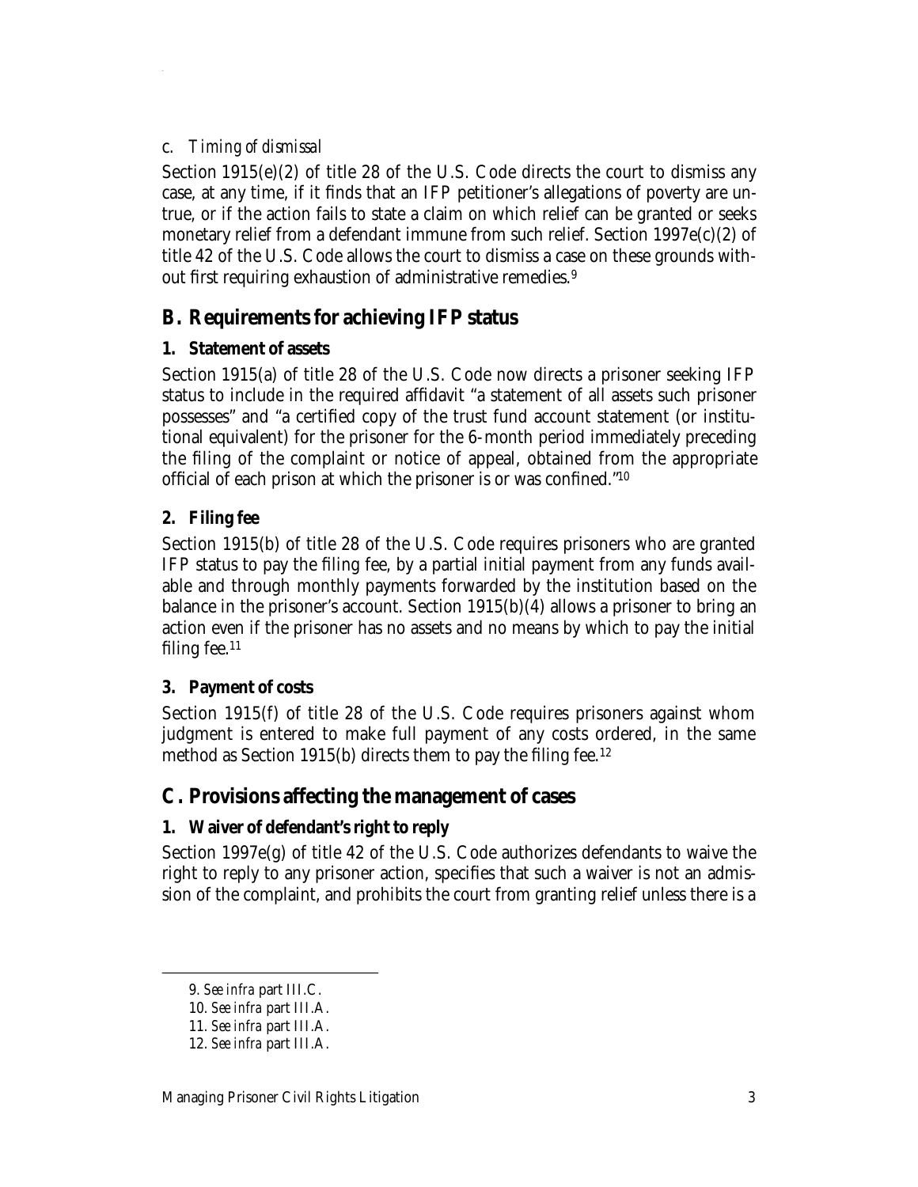#### c. *Timing of dismissal*

Section 1915(e)(2) of title 28 of the U.S. Code directs the court to dismiss any case, at any time, if it finds that an IFP petitioner's allegations of poverty are untrue, or if the action fails to state a claim on which relief can be granted or seeks monetary relief from a defendant immune from such relief. Section 1997e(c)(2) of title 42 of the U.S. Code allows the court to dismiss a case on these grounds without first requiring exhaustion of administrative remedies.[9]

## B. Requirements for achieving IFP status

### 1. Statement of assets

Section 1915(a) of title 28 of the U.S. Code now directs a prisoner seeking IFP status to include in the required affidavit "a statement of all assets such prisoner possesses" and "a certified copy of the trust fund account statement (or institutional equivalent) for the prisoner for the 6-month period immediately preceding the filing of the complaint or notice of appeal, obtained from the appropriate official of each prison at which the prisoner is or was confined."[10]

### 2. Filing fee

Section 1915(b) of title 28 of the U.S. Code requires prisoners who are granted IFP status to pay the filing fee, by a partial initial payment from any funds available and through monthly payments forwarded by the institution based on the balance in the prisoner's account. Section 1915(b)(4) allows a prisoner to bring an action even if the prisoner has no assets and no means by which to pay the initial filing fee.[11]

### 3. Payment of costs

Section 1915(f) of title 28 of the U.S. Code requires prisoners against whom judgment is entered to make full payment of any costs ordered, in the same method as Section 1915(b) directs them to pay the filing fee.[12]

## C. Provisions affecting the management of cases

### 1. Waiver of defendant's right to reply

Section 1997e(g) of title 42 of the U.S. Code authorizes defendants to waive the right to reply to any prisoner action, specifies that such a waiver is not an admission of the complaint, and prohibits the court from granting relief unless there is a

---

9. *See infra* part III.C.

10. *See infra* part III.A.

11. *See infra* part III.A.

12. *See infra* part III.A.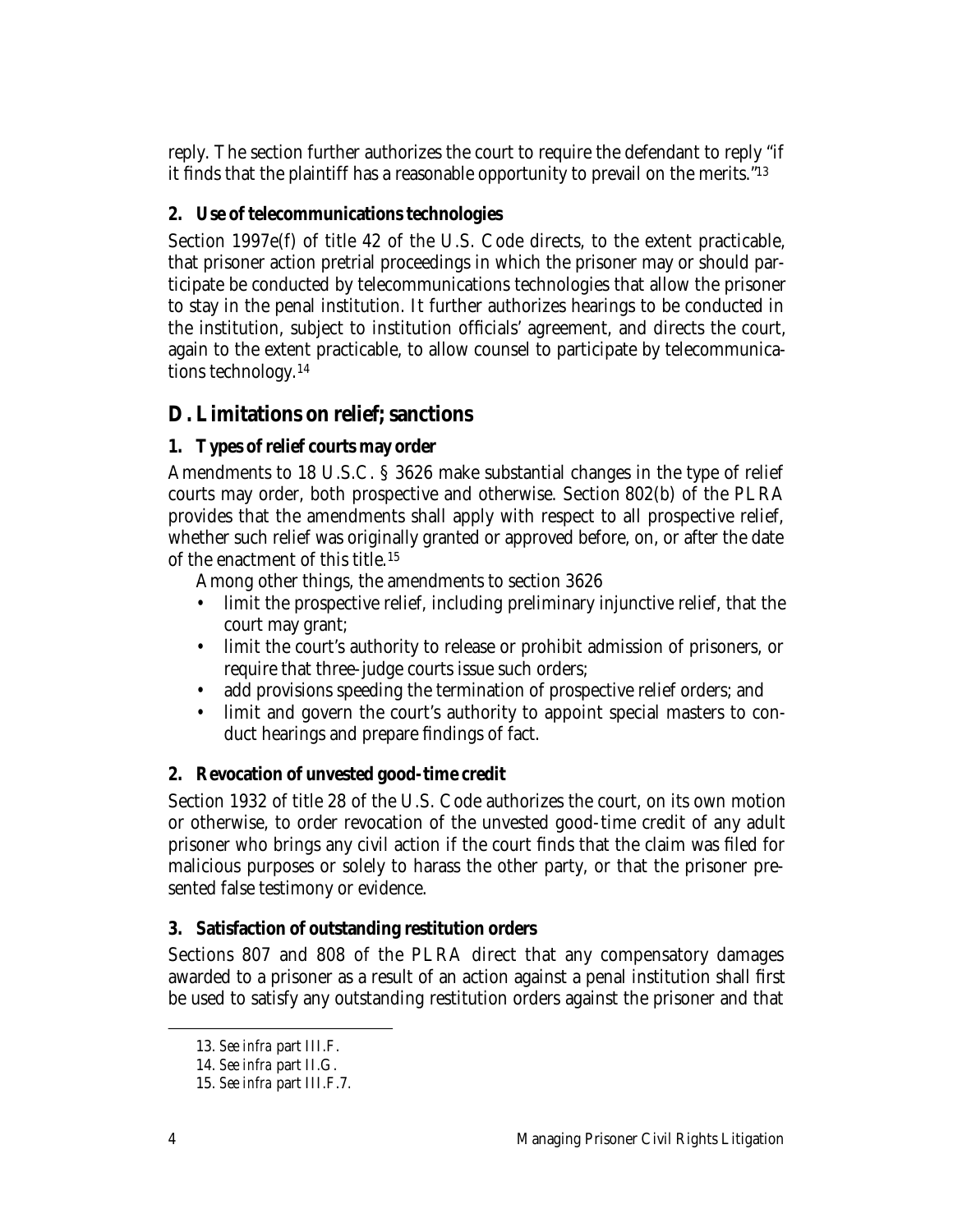reply. The section further authorizes the court to require the defendant to reply "if it finds that the plaintiff has a reasonable opportunity to prevail on the merits."[13]

### 2. Use of telecommunications technologies

Section 1997e(f) of title 42 of the U.S. Code directs, to the extent practicable, that prisoner action pretrial proceedings in which the prisoner may or should participate be conducted by telecommunications technologies that allow the prisoner to stay in the penal institution. It further authorizes hearings to be conducted in the institution, subject to institution officials' agreement, and directs the court, again to the extent practicable, to allow counsel to participate by telecommunications technology.[14]

## D. Limitations on relief; sanctions

### 1. Types of relief courts may order

Amendments to 18 U.S.C. § 3626 make substantial changes in the type of relief courts may order, both prospective and otherwise. Section 802(b) of the PLRA provides that the amendments shall apply with respect to all prospective relief, whether such relief was originally granted or approved before, on, or after the date of the enactment of this title.[15]

Among other things, the amendments to section 3626

- limit the prospective relief, including preliminary injunctive relief, that the court may grant;
- limit the court's authority to release or prohibit admission of prisoners, or require that three-judge courts issue such orders;
- add provisions speeding the termination of prospective relief orders; and
- limit and govern the court's authority to appoint special masters to conduct hearings and prepare findings of fact.

### 2. Revocation of unvested good-time credit

Section 1932 of title 28 of the U.S. Code authorizes the court, on its own motion or otherwise, to order revocation of the unvested good-time credit of any adult prisoner who brings any civil action if the court finds that the claim was filed for malicious purposes or solely to harass the other party, or that the prisoner presented false testimony or evidence.

### 3. Satisfaction of outstanding restitution orders

Sections 807 and 808 of the PLRA direct that any compensatory damages awarded to a prisoner as a result of an action against a penal institution shall first be used to satisfy any outstanding restitution orders against the prisoner and that

---

13. *See infra* part III.F.

14. *See infra* part II.G.

15. *See infra* part III.F.7.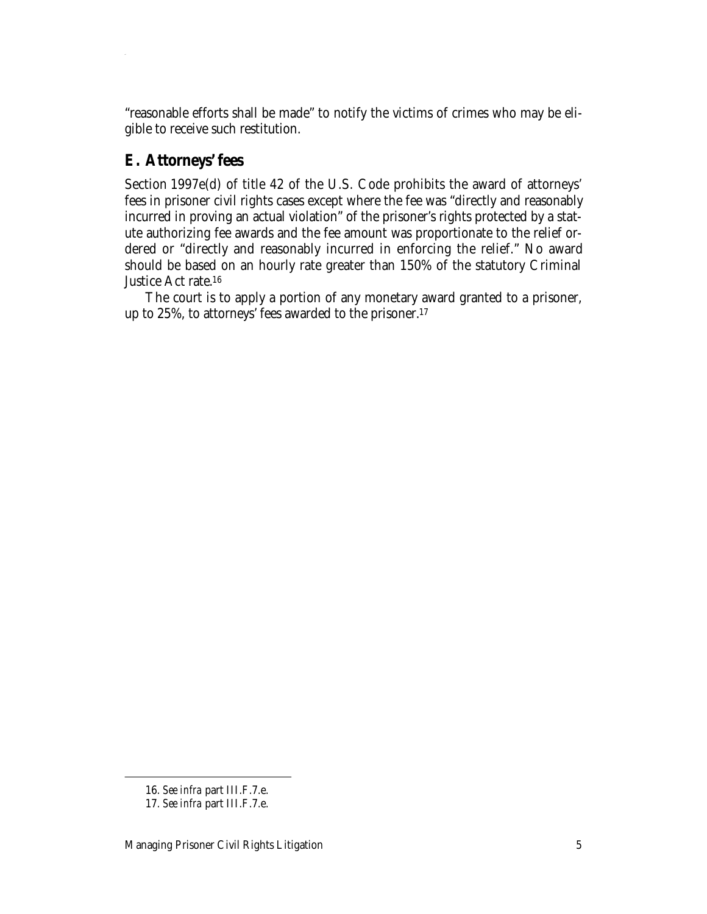"reasonable efforts shall be made" to notify the victims of crimes who may be eligible to receive such restitution.

## E. Attorneys' fees

Section 1997e(d) of title 42 of the U.S. Code prohibits the award of attorneys' fees in prisoner civil rights cases except where the fee was "directly and reasonably incurred in proving an actual violation" of the prisoner's rights protected by a statute authorizing fee awards and the fee amount was proportionate to the relief ordered or "directly and reasonably incurred in enforcing the relief." No award should be based on an hourly rate greater than 150% of the statutory Criminal Justice Act rate.[16]

The court is to apply a portion of any monetary award granted to a prisoner, up to 25%, to attorneys' fees awarded to the prisoner.[17]

---

16. *See infra* part III.F.7.e.

17. *See infra* part III.F.7.e.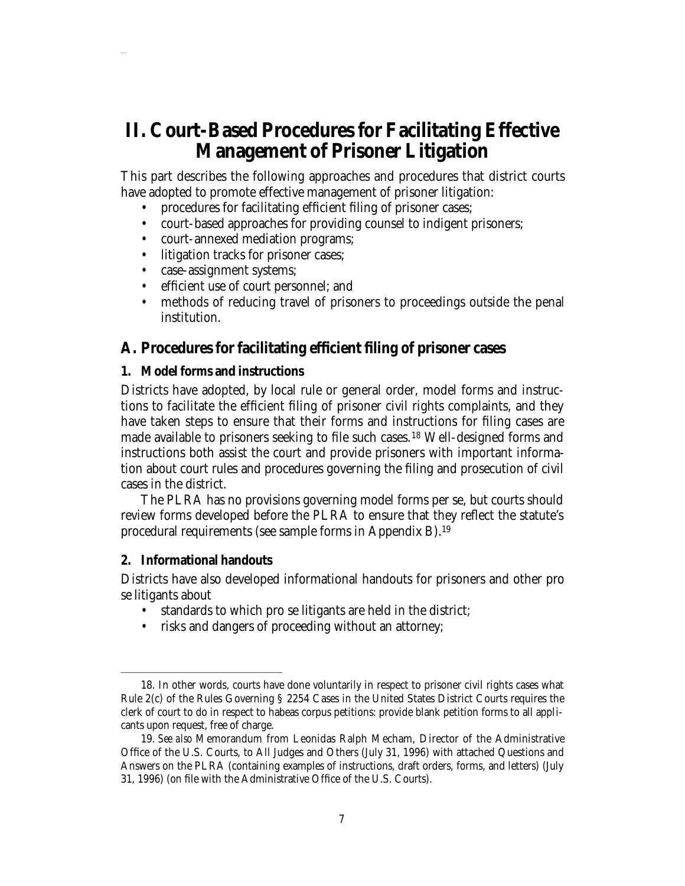# II. Court-Based Procedures for Facilitating Effective Management of Prisoner Litigation

This part describes the following approaches and procedures that district courts have adopted to promote effective management of prisoner litigation:

- procedures for facilitating efficient filing of prisoner cases;
- court-based approaches for providing counsel to indigent prisoners;
- court-annexed mediation programs;
- litigation tracks for prisoner cases;
- case-assignment systems;
- efficient use of court personnel; and
- methods of reducing travel of prisoners to proceedings outside the penal institution.

## A. Procedures for facilitating efficient filing of prisoner cases

### 1. Model forms and instructions

Districts have adopted, by local rule or general order, model forms and instructions to facilitate the efficient filing of prisoner civil rights complaints, and they have taken steps to ensure that their forms and instructions for filing cases are made available to prisoners seeking to file such cases.[18] Well-designed forms and instructions both assist the court and provide prisoners with important information about court rules and procedures governing the filing and prosecution of civil cases in the district.

The PLRA has no provisions governing model forms per se, but courts should review forms developed before the PLRA to ensure that they reflect the statute's procedural requirements (see sample forms in Appendix B).[19]

### 2. Informational handouts

Districts have also developed informational handouts for prisoners and other pro se litigants about

- standards to which pro se litigants are held in the district;
- risks and dangers of proceeding without an attorney;

---

18. In other words, courts have done voluntarily in respect to prisoner civil rights cases what Rule 2(c) of the Rules Governing § 2254 Cases in the United States District Courts requires the clerk of court to do in respect to habeas corpus petitions: provide blank petition forms to all applicants upon request, free of charge.

19. *See also* Memorandum from Leonidas Ralph Mecham, Director of the Administrative Office of the U.S. Courts, to All Judges and Others (July 31, 1996) with attached Questions and Answers on the PLRA (containing examples of instructions, draft orders, forms, and letters) (July 31, 1996) (on file with the Administrative Office of the U.S. Courts).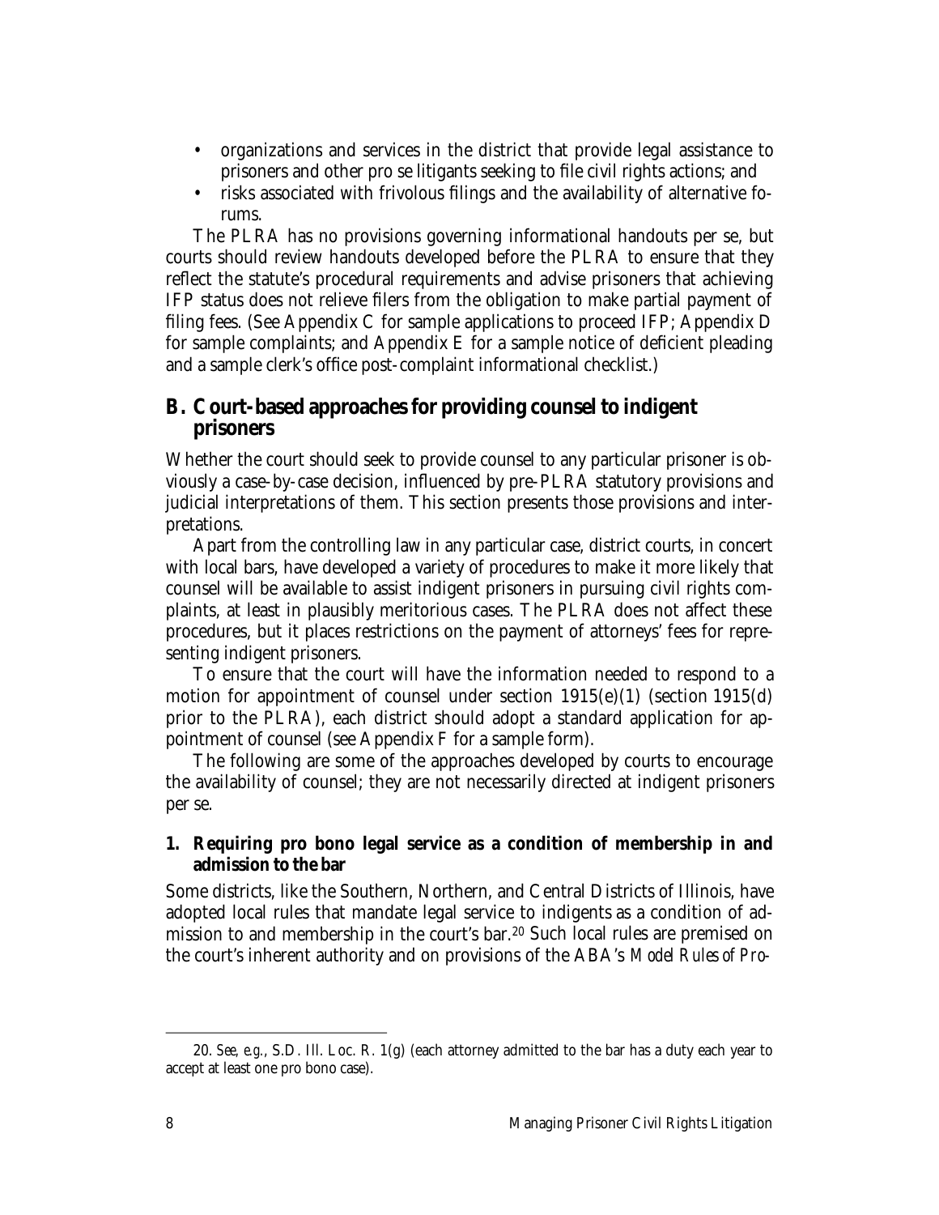- organizations and services in the district that provide legal assistance to prisoners and other pro se litigants seeking to file civil rights actions; and
- risks associated with frivolous filings and the availability of alternative forums.

The PLRA has no provisions governing informational handouts per se, but courts should review handouts developed before the PLRA to ensure that they reflect the statute's procedural requirements and advise prisoners that achieving IFP status does not relieve filers from the obligation to make partial payment of filing fees. (See Appendix C for sample applications to proceed IFP; Appendix D for sample complaints; and Appendix E for a sample notice of deficient pleading and a sample clerk's office post-complaint informational checklist.)

## B. Court-based approaches for providing counsel to indigent prisoners

Whether the court should seek to provide counsel to any particular prisoner is obviously a case-by-case decision, influenced by pre-PLRA statutory provisions and judicial interpretations of them. This section presents those provisions and interpretations.

Apart from the controlling law in any particular case, district courts, in concert with local bars, have developed a variety of procedures to make it more likely that counsel will be available to assist indigent prisoners in pursuing civil rights complaints, at least in plausibly meritorious cases. The PLRA does not affect these procedures, but it places restrictions on the payment of attorneys' fees for representing indigent prisoners.

To ensure that the court will have the information needed to respond to a motion for appointment of counsel under section 1915(e)(1) (section 1915(d) prior to the PLRA), each district should adopt a standard application for appointment of counsel (see Appendix F for a sample form).

The following are some of the approaches developed by courts to encourage the availability of counsel; they are not necessarily directed at indigent prisoners per se.

### 1. Requiring pro bono legal service as a condition of membership in and admission to the bar

Some districts, like the Southern, Northern, and Central Districts of Illinois, have adopted local rules that mandate legal service to indigents as a condition of admission to and membership in the court's bar.[20] Such local rules are premised on the court's inherent authority and on provisions of the ABA's *Model Rules of Pro-*

---

20. *See, e.g.*, S.D. Ill. Loc. R. 1(g) (each attorney admitted to the bar has a duty each year to accept at least one pro bono case).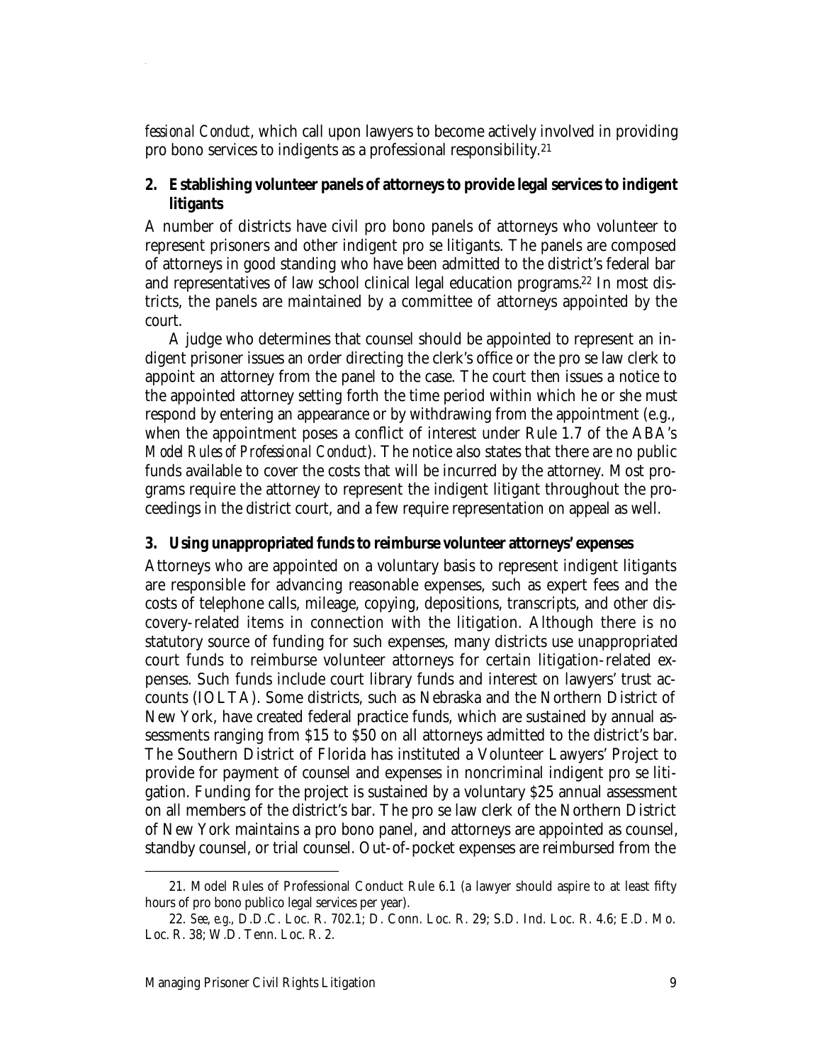*fessional Conduct*, which call upon lawyers to become actively involved in providing pro bono services to indigents as a professional responsibility.[21]

### 2. Establishing volunteer panels of attorneys to provide legal services to indigent litigants

A number of districts have civil pro bono panels of attorneys who volunteer to represent prisoners and other indigent pro se litigants. The panels are composed of attorneys in good standing who have been admitted to the district's federal bar and representatives of law school clinical legal education programs.[22] In most districts, the panels are maintained by a committee of attorneys appointed by the court.

A judge who determines that counsel should be appointed to represent an indigent prisoner issues an order directing the clerk's office or the pro se law clerk to appoint an attorney from the panel to the case. The court then issues a notice to the appointed attorney setting forth the time period within which he or she must respond by entering an appearance or by withdrawing from the appointment (e.g., when the appointment poses a conflict of interest under Rule 1.7 of the ABA's *Model Rules of Professional Conduct*). The notice also states that there are no public funds available to cover the costs that will be incurred by the attorney. Most programs require the attorney to represent the indigent litigant throughout the proceedings in the district court, and a few require representation on appeal as well.

### 3. Using unappropriated funds to reimburse volunteer attorneys' expenses

Attorneys who are appointed on a voluntary basis to represent indigent litigants are responsible for advancing reasonable expenses, such as expert fees and the costs of telephone calls, mileage, copying, depositions, transcripts, and other discovery-related items in connection with the litigation. Although there is no statutory source of funding for such expenses, many districts use unappropriated court funds to reimburse volunteer attorneys for certain litigation-related expenses. Such funds include court library funds and interest on lawyers' trust accounts (IOLTA). Some districts, such as Nebraska and the Northern District of New York, have created federal practice funds, which are sustained by annual assessments ranging from $15 to $50 on all attorneys admitted to the district's bar. The Southern District of Florida has instituted a Volunteer Lawyers' Project to provide for payment of counsel and expenses in noncriminal indigent pro se litigation. Funding for the project is sustained by a voluntary $25 annual assessment on all members of the district's bar. The pro se law clerk of the Northern District of New York maintains a pro bono panel, and attorneys are appointed as counsel, standby counsel, or trial counsel. Out-of-pocket expenses are reimbursed from the

---

21. Model Rules of Professional Conduct Rule 6.1 (a lawyer should aspire to at least fifty hours of pro bono publico legal services per year).

22. *See, e.g.*, D.D.C. Loc. R. 702.1; D. Conn. Loc. R. 29; S.D. Ind. Loc. R. 4.6; E.D. Mo. Loc. R. 38; W.D. Tenn. Loc. R. 2.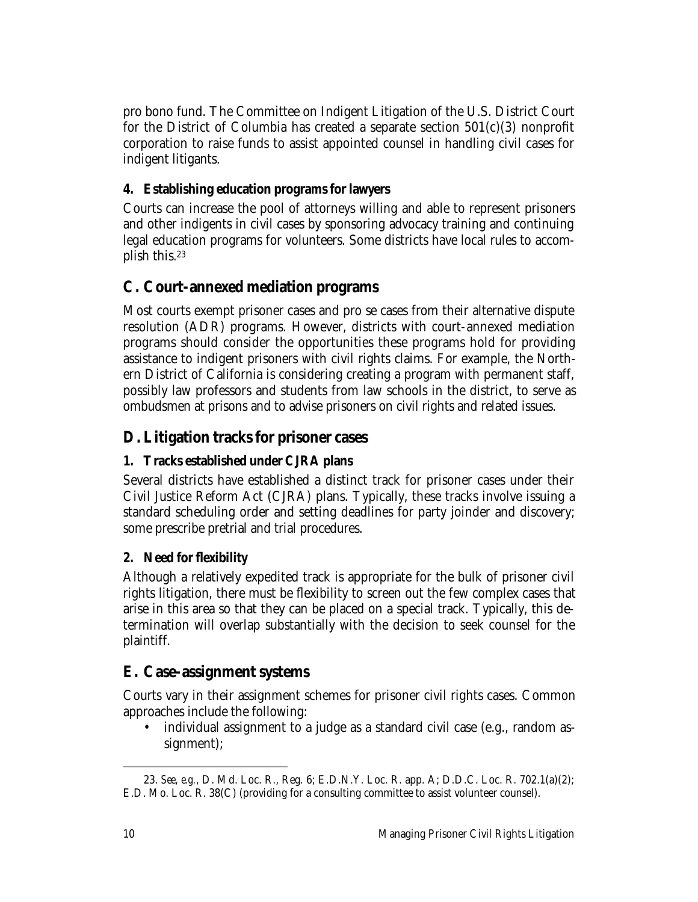pro bono fund. The Committee on Indigent Litigation of the U.S. District Court for the District of Columbia has created a separate section 501(c)(3) nonprofit corporation to raise funds to assist appointed counsel in handling civil cases for indigent litigants.

#### 4. Establishing education programs for lawyers

Courts can increase the pool of attorneys willing and able to represent prisoners and other indigents in civil cases by sponsoring advocacy training and continuing legal education programs for volunteers. Some districts have local rules to accomplish this.[23]

### C. Court-annexed mediation programs

Most courts exempt prisoner cases and pro se cases from their alternative dispute resolution (ADR) programs. However, districts with court-annexed mediation programs should consider the opportunities these programs hold for providing assistance to indigent prisoners with civil rights claims. For example, the Northern District of California is considering creating a program with permanent staff, possibly law professors and students from law schools in the district, to serve as ombudsmen at prisons and to advise prisoners on civil rights and related issues.

### D. Litigation tracks for prisoner cases

#### 1. Tracks established under CJRA plans

Several districts have established a distinct track for prisoner cases under their Civil Justice Reform Act (CJRA) plans. Typically, these tracks involve issuing a standard scheduling order and setting deadlines for party joinder and discovery; some prescribe pretrial and trial procedures.

#### 2. Need for flexibility

Although a relatively expedited track is appropriate for the bulk of prisoner civil rights litigation, there must be flexibility to screen out the few complex cases that arise in this area so that they can be placed on a special track. Typically, this determination will overlap substantially with the decision to seek counsel for the plaintiff.

### E. Case-assignment systems

Courts vary in their assignment schemes for prisoner civil rights cases. Common approaches include the following:

- individual assignment to a judge as a standard civil case (e.g., random assignment);

---

23. *See, e.g.*, D. Md. Loc. R., Reg. 6; E.D.N.Y. Loc. R. app. A; D.D.C. Loc. R. 702.1(a)(2); E.D. Mo. Loc. R. 38(C) (providing for a consulting committee to assist volunteer counsel).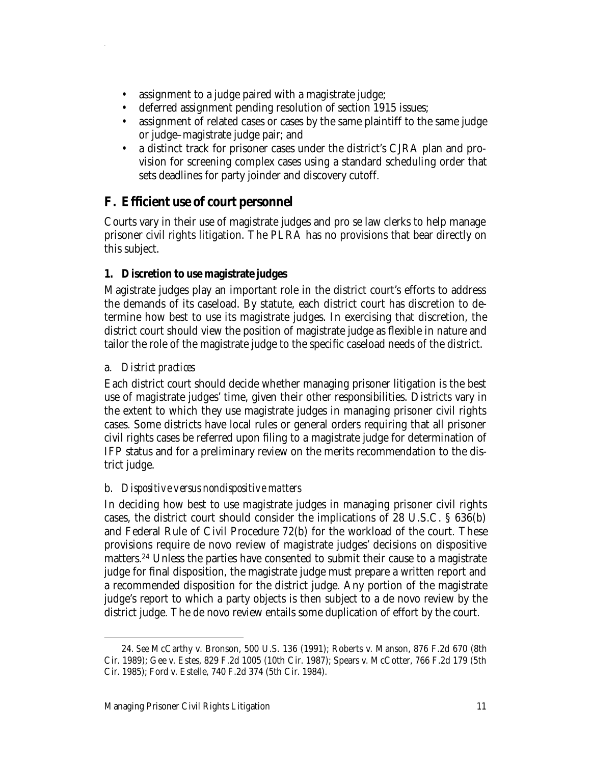- assignment to a judge paired with a magistrate judge;
- deferred assignment pending resolution of section 1915 issues;
- assignment of related cases or cases by the same plaintiff to the same judge or judge–magistrate judge pair; and
- a distinct track for prisoner cases under the district's CJRA plan and provision for screening complex cases using a standard scheduling order that sets deadlines for party joinder and discovery cutoff.

## F. Efficient use of court personnel

Courts vary in their use of magistrate judges and pro se law clerks to help manage prisoner civil rights litigation. The PLRA has no provisions that bear directly on this subject.

### 1. Discretion to use magistrate judges

Magistrate judges play an important role in the district court's efforts to address the demands of its caseload. By statute, each district court has discretion to determine how best to use its magistrate judges. In exercising that discretion, the district court should view the position of magistrate judge as flexible in nature and tailor the role of the magistrate judge to the specific caseload needs of the district.

#### a. *District practices*

Each district court should decide whether managing prisoner litigation is the best use of magistrate judges' time, given their other responsibilities. Districts vary in the extent to which they use magistrate judges in managing prisoner civil rights cases. Some districts have local rules or general orders requiring that all prisoner civil rights cases be referred upon filing to a magistrate judge for determination of IFP status and for a preliminary review on the merits recommendation to the district judge.

#### b. *Dispositive versus nondispositive matters*

In deciding how best to use magistrate judges in managing prisoner civil rights cases, the district court should consider the implications of 28 U.S.C. § 636(b) and Federal Rule of Civil Procedure 72(b) for the workload of the court. These provisions require de novo review of magistrate judges' decisions on dispositive matters.[24] Unless the parties have consented to submit their cause to a magistrate judge for final disposition, the magistrate judge must prepare a written report and a recommended disposition for the district judge. Any portion of the magistrate judge's report to which a party objects is then subject to a de novo review by the district judge. The de novo review entails some duplication of effort by the court.

---

24. *See* McCarthy v. Bronson, 500 U.S. 136 (1991); Roberts v. Manson, 876 F.2d 670 (8th Cir. 1989); Gee v. Estes, 829 F.2d 1005 (10th Cir. 1987); Spears v. McCotter, 766 F.2d 179 (5th Cir. 1985); Ford v. Estelle, 740 F.2d 374 (5th Cir. 1984).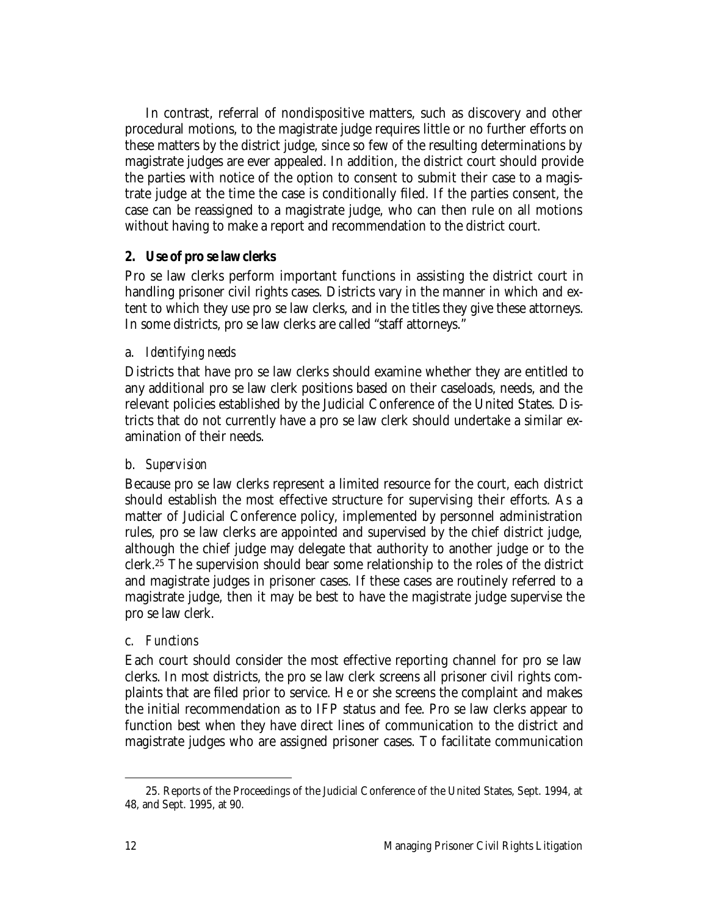In contrast, referral of nondispositive matters, such as discovery and other procedural motions, to the magistrate judge requires little or no further efforts on these matters by the district judge, since so few of the resulting determinations by magistrate judges are ever appealed. In addition, the district court should provide the parties with notice of the option to consent to submit their case to a magistrate judge at the time the case is conditionally filed. If the parties consent, the case can be reassigned to a magistrate judge, who can then rule on all motions without having to make a report and recommendation to the district court.

### 2. Use of pro se law clerks

Pro se law clerks perform important functions in assisting the district court in handling prisoner civil rights cases. Districts vary in the manner in which and extent to which they use pro se law clerks, and in the titles they give these attorneys. In some districts, pro se law clerks are called "staff attorneys."

#### a. *Identifying needs*

Districts that have pro se law clerks should examine whether they are entitled to any additional pro se law clerk positions based on their caseloads, needs, and the relevant policies established by the Judicial Conference of the United States. Districts that do not currently have a pro se law clerk should undertake a similar examination of their needs.

#### b. *Supervision*

Because pro se law clerks represent a limited resource for the court, each district should establish the most effective structure for supervising their efforts. As a matter of Judicial Conference policy, implemented by personnel administration rules, pro se law clerks are appointed and supervised by the chief district judge, although the chief judge may delegate that authority to another judge or to the clerk.[25] The supervision should bear some relationship to the roles of the district and magistrate judges in prisoner cases. If these cases are routinely referred to a magistrate judge, then it may be best to have the magistrate judge supervise the pro se law clerk.

#### c. *Functions*

Each court should consider the most effective reporting channel for pro se law clerks. In most districts, the pro se law clerk screens all prisoner civil rights complaints that are filed prior to service. He or she screens the complaint and makes the initial recommendation as to IFP status and fee. Pro se law clerks appear to function best when they have direct lines of communication to the district and magistrate judges who are assigned prisoner cases. To facilitate communication

---

25. Reports of the Proceedings of the Judicial Conference of the United States, Sept. 1994, at 48, and Sept. 1995, at 90.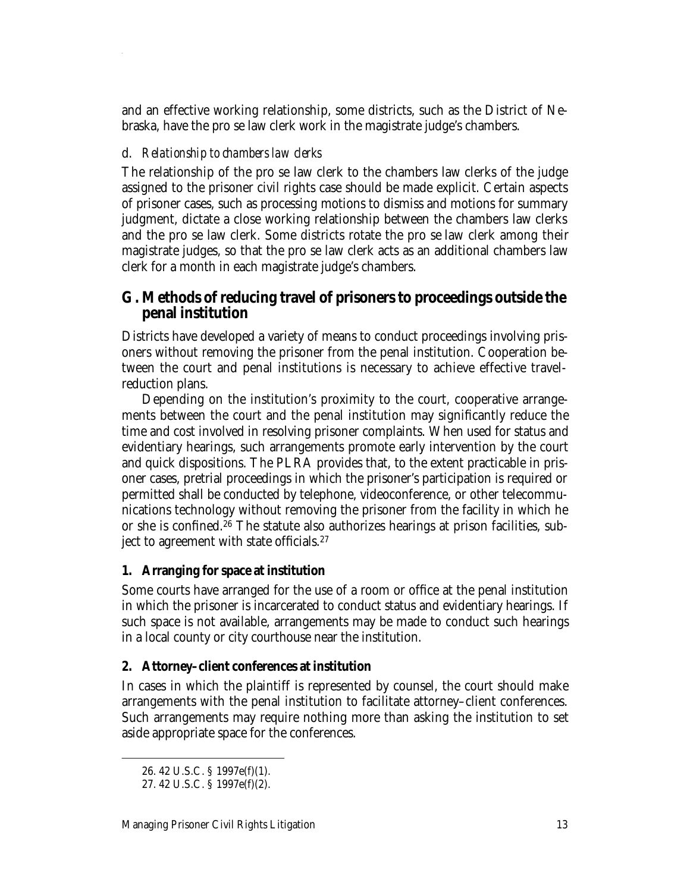and an effective working relationship, some districts, such as the District of Nebraska, have the pro se law clerk work in the magistrate judge's chambers.

#### d. *Relationship to chambers law clerks*

The relationship of the pro se law clerk to the chambers law clerks of the judge assigned to the prisoner civil rights case should be made explicit. Certain aspects of prisoner cases, such as processing motions to dismiss and motions for summary judgment, dictate a close working relationship between the chambers law clerks and the pro se law clerk. Some districts rotate the pro se law clerk among their magistrate judges, so that the pro se law clerk acts as an additional chambers law clerk for a month in each magistrate judge's chambers.

## G. Methods of reducing travel of prisoners to proceedings outside the penal institution

Districts have developed a variety of means to conduct proceedings involving prisoners without removing the prisoner from the penal institution. Cooperation between the court and penal institutions is necessary to achieve effective travel-reduction plans.

Depending on the institution's proximity to the court, cooperative arrangements between the court and the penal institution may significantly reduce the time and cost involved in resolving prisoner complaints. When used for status and evidentiary hearings, such arrangements promote early intervention by the court and quick dispositions. The PLRA provides that, to the extent practicable in prisoner cases, pretrial proceedings in which the prisoner's participation is required or permitted shall be conducted by telephone, videoconference, or other telecommunications technology without removing the prisoner from the facility in which he or she is confined.[26] The statute also authorizes hearings at prison facilities, subject to agreement with state officials.[27]

### 1. Arranging for space at institution

Some courts have arranged for the use of a room or office at the penal institution in which the prisoner is incarcerated to conduct status and evidentiary hearings. If such space is not available, arrangements may be made to conduct such hearings in a local county or city courthouse near the institution.

### 2. Attorney–client conferences at institution

In cases in which the plaintiff is represented by counsel, the court should make arrangements with the penal institution to facilitate attorney–client conferences. Such arrangements may require nothing more than asking the institution to set aside appropriate space for the conferences.

---

26. 42 U.S.C. § 1997e(f)(1).

27. 42 U.S.C. § 1997e(f)(2).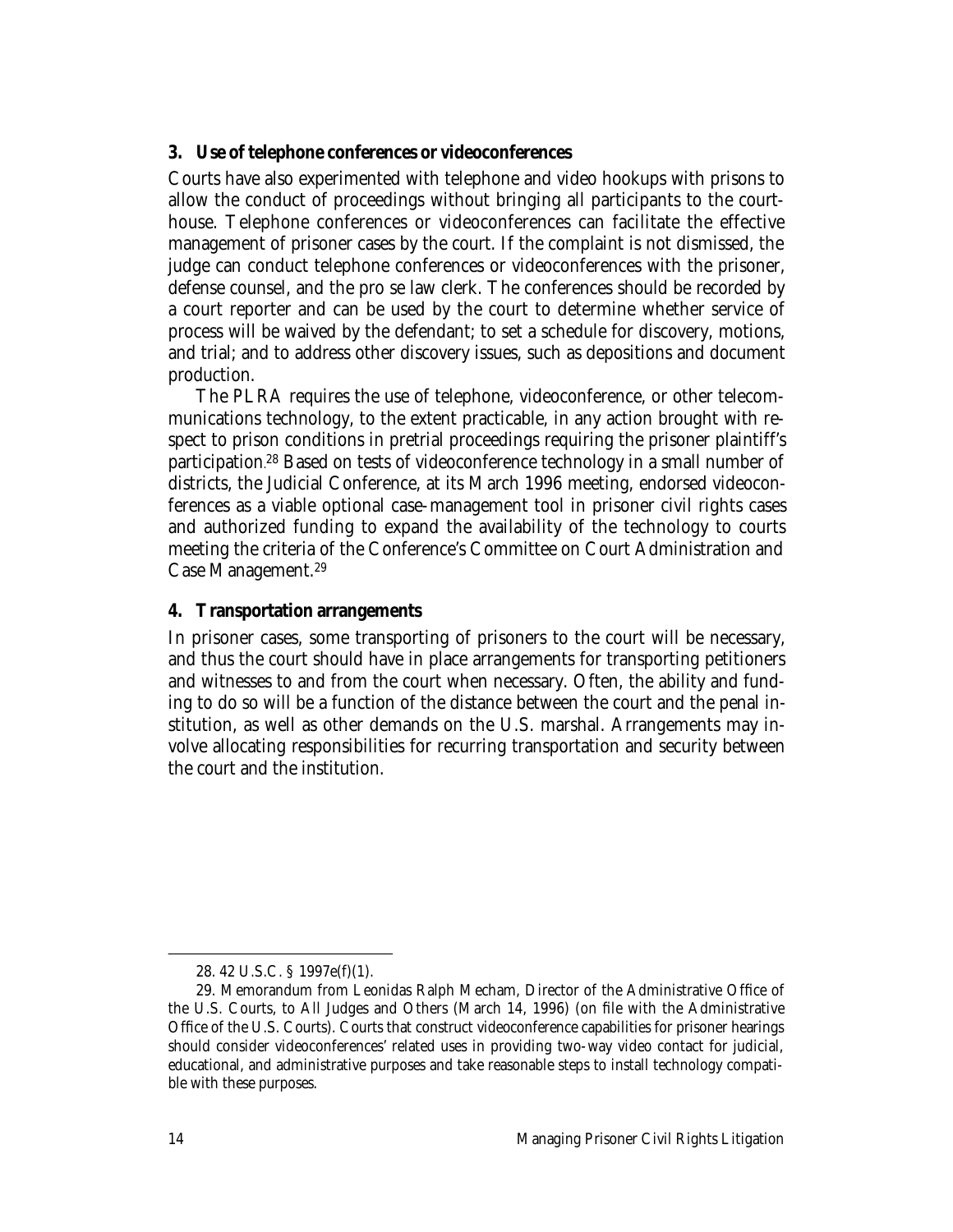### 3. Use of telephone conferences or videoconferences

Courts have also experimented with telephone and video hookups with prisons to allow the conduct of proceedings without bringing all participants to the courthouse. Telephone conferences or videoconferences can facilitate the effective management of prisoner cases by the court. If the complaint is not dismissed, the judge can conduct telephone conferences or videoconferences with the prisoner, defense counsel, and the pro se law clerk. The conferences should be recorded by a court reporter and can be used by the court to determine whether service of process will be waived by the defendant; to set a schedule for discovery, motions, and trial; and to address other discovery issues, such as depositions and document production.

The PLRA requires the use of telephone, videoconference, or other telecommunications technology, to the extent practicable, in any action brought with respect to prison conditions in pretrial proceedings requiring the prisoner plaintiff's participation.[28] Based on tests of videoconference technology in a small number of districts, the Judicial Conference, at its March 1996 meeting, endorsed videoconferences as a viable optional case-management tool in prisoner civil rights cases and authorized funding to expand the availability of the technology to courts meeting the criteria of the Conference's Committee on Court Administration and Case Management.[29]

### 4. Transportation arrangements

In prisoner cases, some transporting of prisoners to the court will be necessary, and thus the court should have in place arrangements for transporting petitioners and witnesses to and from the court when necessary. Often, the ability and funding to do so will be a function of the distance between the court and the penal institution, as well as other demands on the U.S. marshal. Arrangements may involve allocating responsibilities for recurring transportation and security between the court and the institution.

---

28. 42 U.S.C. § 1997e(f)(1).

29. Memorandum from Leonidas Ralph Mecham, Director of the Administrative Office of the U.S. Courts, to All Judges and Others (March 14, 1996) (on file with the Administrative Office of the U.S. Courts). Courts that construct videoconference capabilities for prisoner hearings should consider videoconferences' related uses in providing two-way video contact for judicial, educational, and administrative purposes and take reasonable steps to install technology compatible with these purposes.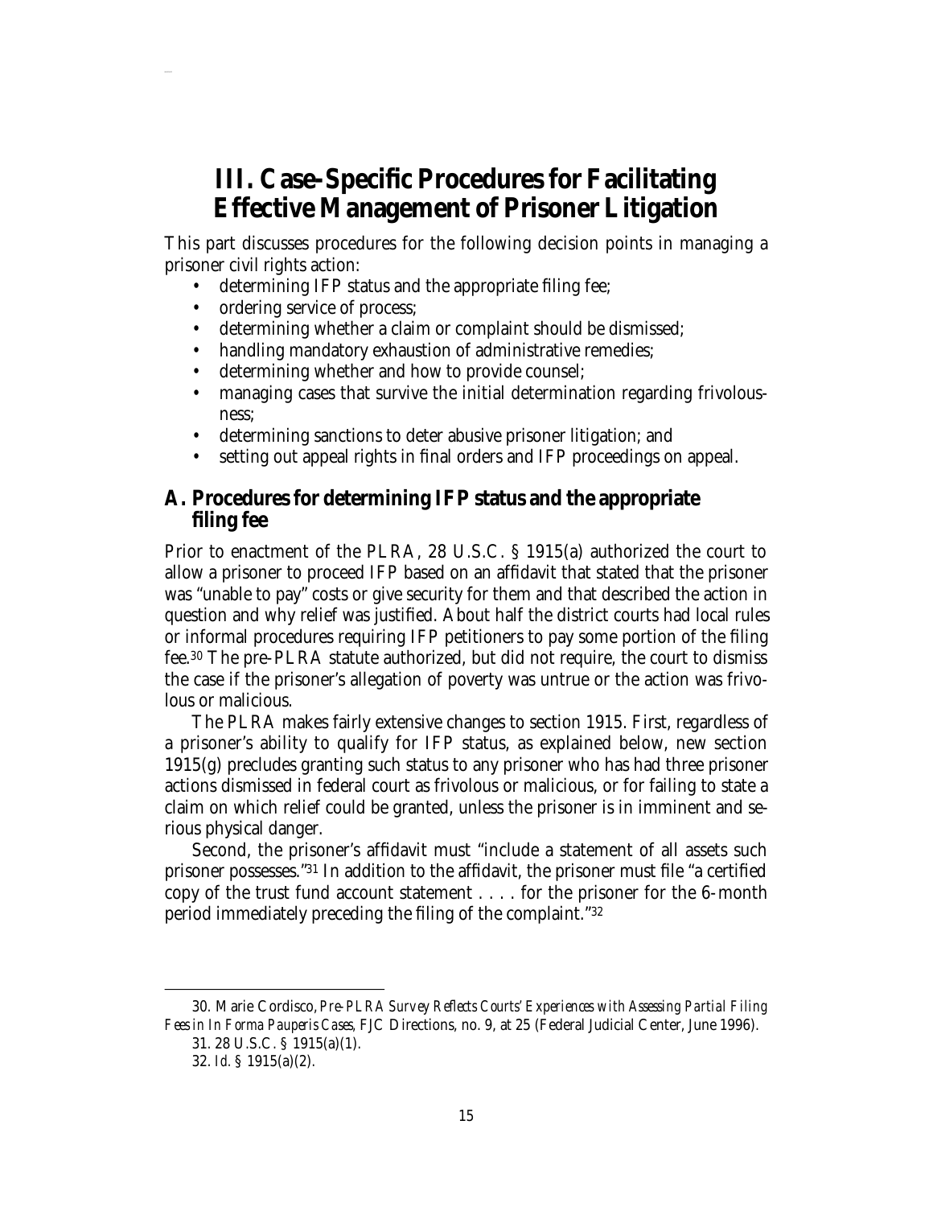# III. Case-Specific Procedures for Facilitating Effective Management of Prisoner Litigation

This part discusses procedures for the following decision points in managing a prisoner civil rights action:

- determining IFP status and the appropriate filing fee;
- ordering service of process;
- determining whether a claim or complaint should be dismissed;
- handling mandatory exhaustion of administrative remedies;
- determining whether and how to provide counsel;
- managing cases that survive the initial determination regarding frivolousness;
- determining sanctions to deter abusive prisoner litigation; and
- setting out appeal rights in final orders and IFP proceedings on appeal.

## A. Procedures for determining IFP status and the appropriate filing fee

Prior to enactment of the PLRA, 28 U.S.C. § 1915(a) authorized the court to allow a prisoner to proceed IFP based on an affidavit that stated that the prisoner was "unable to pay" costs or give security for them and that described the action in question and why relief was justified. About half the district courts had local rules or informal procedures requiring IFP petitioners to pay some portion of the filing fee.[30] The pre-PLRA statute authorized, but did not require, the court to dismiss the case if the prisoner's allegation of poverty was untrue or the action was frivolous or malicious.

The PLRA makes fairly extensive changes to section 1915. First, regardless of a prisoner's ability to qualify for IFP status, as explained below, new section 1915(g) precludes granting such status to any prisoner who has had three prisoner actions dismissed in federal court as frivolous or malicious, or for failing to state a claim on which relief could be granted, unless the prisoner is in imminent and serious physical danger.

Second, the prisoner's affidavit must "include a statement of all assets such prisoner possesses."[31] In addition to the affidavit, the prisoner must file "a certified copy of the trust fund account statement . . . . for the prisoner for the 6-month period immediately preceding the filing of the complaint."[32]

---

30. Marie Cordisco, *Pre-PLRA Survey Reflects Courts' Experiences with Assessing Partial Filing Fees in In Forma Pauperis Cases*, FJC Directions, no. 9, at 25 (Federal Judicial Center, June 1996).

31. 28 U.S.C. § 1915(a)(1).

32. *Id.* § 1915(a)(2).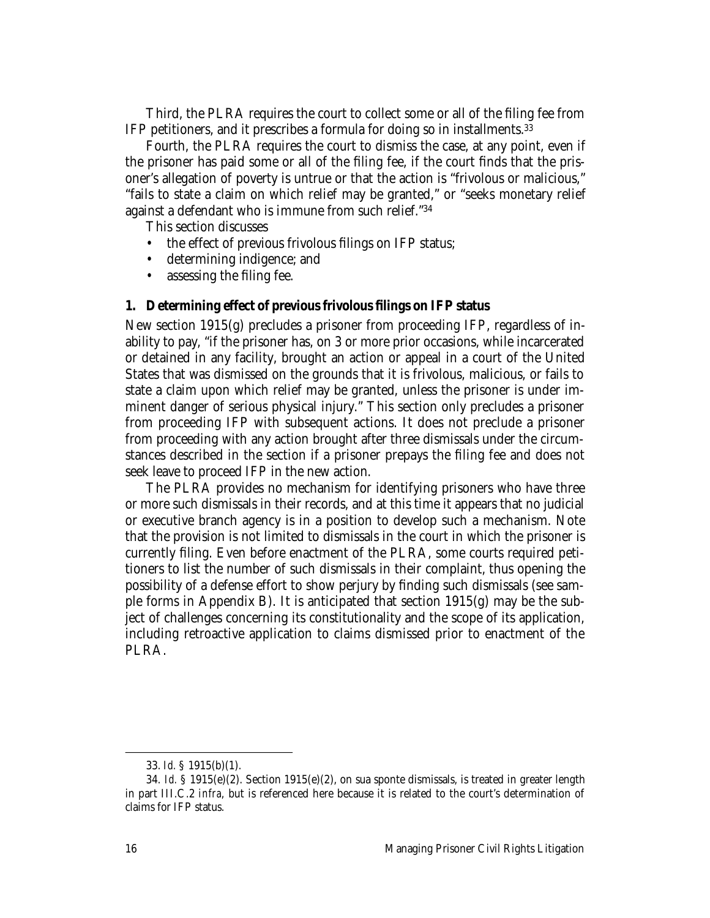Third, the PLRA requires the court to collect some or all of the filing fee from IFP petitioners, and it prescribes a formula for doing so in installments.[33]

Fourth, the PLRA requires the court to dismiss the case, at any point, even if the prisoner has paid some or all of the filing fee, if the court finds that the prisoner's allegation of poverty is untrue or that the action is "frivolous or malicious," "fails to state a claim on which relief may be granted," or "seeks monetary relief against a defendant who is immune from such relief."[34]

This section discusses

- the effect of previous frivolous filings on IFP status;
- determining indigence; and
- assessing the filing fee.

### 1. Determining effect of previous frivolous filings on IFP status

New section 1915(g) precludes a prisoner from proceeding IFP, regardless of inability to pay, "if the prisoner has, on 3 or more prior occasions, while incarcerated or detained in any facility, brought an action or appeal in a court of the United States that was dismissed on the grounds that it is frivolous, malicious, or fails to state a claim upon which relief may be granted, unless the prisoner is under imminent danger of serious physical injury." This section only precludes a prisoner from proceeding IFP with subsequent actions. It does not preclude a prisoner from proceeding with any action brought after three dismissals under the circumstances described in the section if a prisoner prepays the filing fee and does not seek leave to proceed IFP in the new action.

The PLRA provides no mechanism for identifying prisoners who have three or more such dismissals in their records, and at this time it appears that no judicial or executive branch agency is in a position to develop such a mechanism. Note that the provision is not limited to dismissals in the court in which the prisoner is currently filing. Even before enactment of the PLRA, some courts required petitioners to list the number of such dismissals in their complaint, thus opening the possibility of a defense effort to show perjury by finding such dismissals (see sample forms in Appendix B). It is anticipated that section 1915(g) may be the subject of challenges concerning its constitutionality and the scope of its application, including retroactive application to claims dismissed prior to enactment of the PLRA.

---

33. *Id.* § 1915(b)(1).

34. *Id.* § 1915(e)(2). Section 1915(e)(2), on sua sponte dismissals, is treated in greater length in part III.C.2 *infra*, but is referenced here because it is related to the court's determination of claims for IFP status.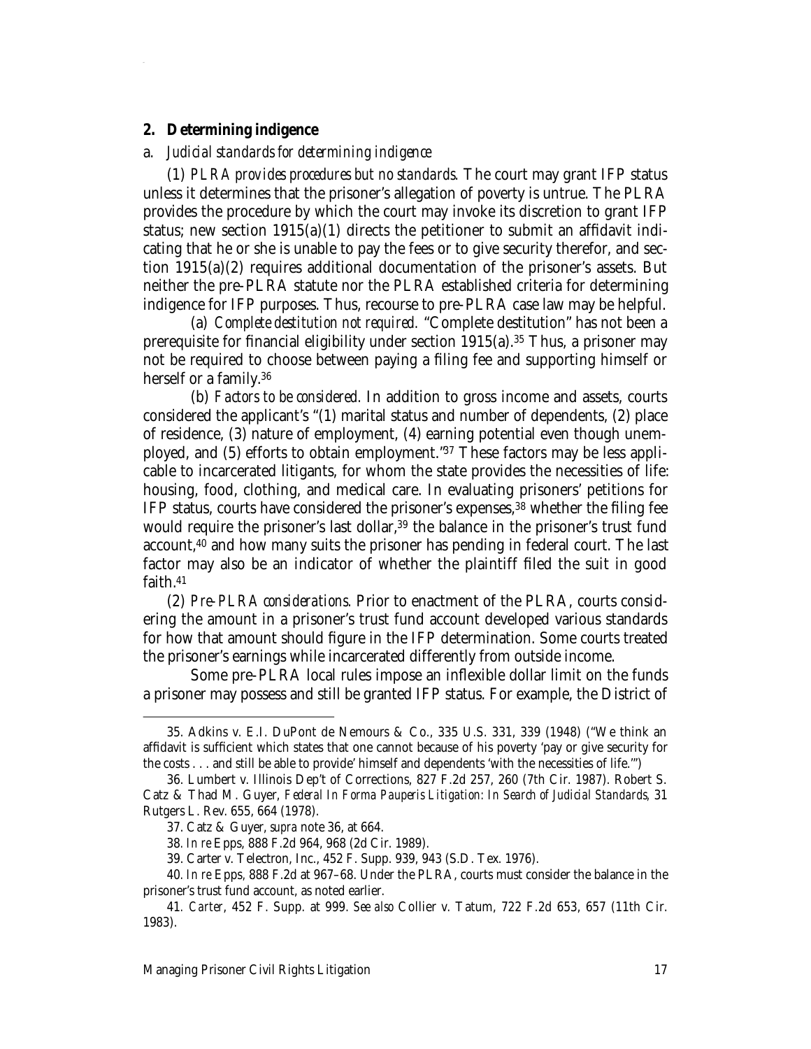### 2. Determining indigence

#### a. *Judicial standards for determining indigence*

(1) *PLRA provides procedures but no standards*. The court may grant IFP status unless it determines that the prisoner's allegation of poverty is untrue. The PLRA provides the procedure by which the court may invoke its discretion to grant IFP status; new section 1915(a)(1) directs the petitioner to submit an affidavit indicating that he or she is unable to pay the fees or to give security therefor, and section 1915(a)(2) requires additional documentation of the prisoner's assets. But neither the pre-PLRA statute nor the PLRA established criteria for determining indigence for IFP purposes. Thus, recourse to pre-PLRA case law may be helpful.

(a) *Complete destitution not required.* "Complete destitution" has not been a prerequisite for financial eligibility under section 1915(a).[35] Thus, a prisoner may not be required to choose between paying a filing fee and supporting himself or herself or a family.[36]

(b) *Factors to be considered.* In addition to gross income and assets, courts considered the applicant's "(1) marital status and number of dependents, (2) place of residence, (3) nature of employment, (4) earning potential even though unemployed, and (5) efforts to obtain employment."[37] These factors may be less applicable to incarcerated litigants, for whom the state provides the necessities of life: housing, food, clothing, and medical care. In evaluating prisoners' petitions for IFP status, courts have considered the prisoner's expenses,[38] whether the filing fee would require the prisoner's last dollar,[39] the balance in the prisoner's trust fund account,[40] and how many suits the prisoner has pending in federal court. The last factor may also be an indicator of whether the plaintiff filed the suit in good faith.[41]

(2) *Pre-PLRA considerations*. Prior to enactment of the PLRA, courts considering the amount in a prisoner's trust fund account developed various standards for how that amount should figure in the IFP determination. Some courts treated the prisoner's earnings while incarcerated differently from outside income.

Some pre-PLRA local rules impose an inflexible dollar limit on the funds a prisoner may possess and still be granted IFP status. For example, the District of

---

35. Adkins v. E.I. DuPont de Nemours & Co., 335 U.S. 331, 339 (1948) ("We think an affidavit is sufficient which states that one cannot because of his poverty 'pay or give security for the costs . . . and still be able to provide' himself and dependents 'with the necessities of life.'")

36. Lumbert v. Illinois Dep't of Corrections, 827 F.2d 257, 260 (7th Cir. 1987). Robert S. Catz & Thad M. Guyer, *Federal In Forma Pauperis Litigation: In Search of Judicial Standards*, 31 Rutgers L. Rev. 655, 664 (1978).

37. Catz & Guyer, *supra* note 36, at 664.

38. *In re* Epps, 888 F.2d 964, 968 (2d Cir. 1989).

39. Carter v. Telectron, Inc., 452 F. Supp. 939, 943 (S.D. Tex. 1976).

40. *In re* Epps, 888 F.2d at 967–68. Under the PLRA, courts must consider the balance in the prisoner's trust fund account, as noted earlier.

41. *Carter*, 452 F. Supp. at 999. *See also* Collier v. Tatum, 722 F.2d 653, 657 (11th Cir. 1983).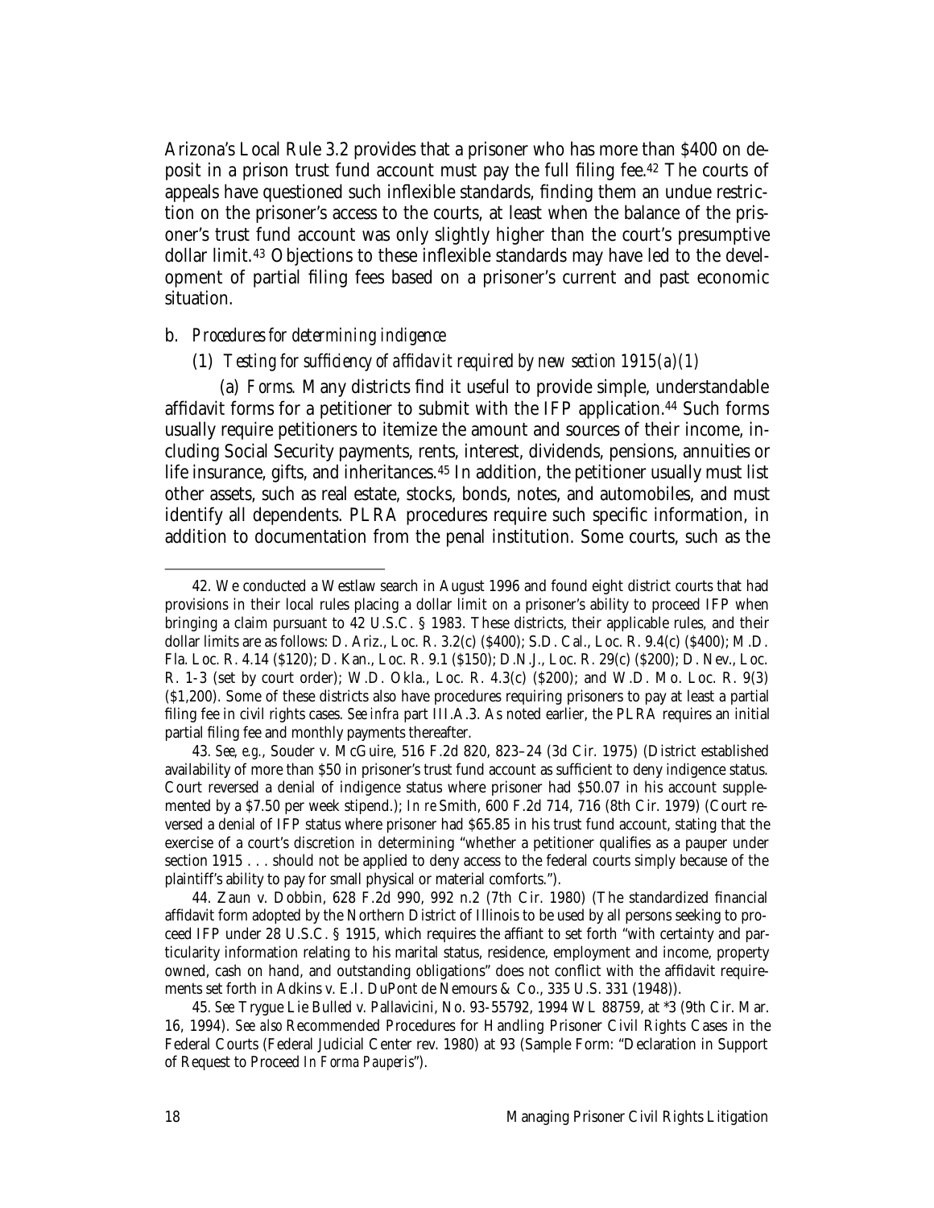Arizona's Local Rule 3.2 provides that a prisoner who has more than $400 on deposit in a prison trust fund account must pay the full filing fee.[42] The courts of appeals have questioned such inflexible standards, finding them an undue restriction on the prisoner's access to the courts, at least when the balance of the prisoner's trust fund account was only slightly higher than the court's presumptive dollar limit.[43] Objections to these inflexible standards may have led to the development of partial filing fees based on a prisoner's current and past economic situation.

#### b. *Procedures for determining indigence*

##### (1) *Testing for sufficiency of affidavit required by new section 1915(a)(1)*

(a) *Forms.* Many districts find it useful to provide simple, understandable affidavit forms for a petitioner to submit with the IFP application.[44] Such forms usually require petitioners to itemize the amount and sources of their income, including Social Security payments, rents, interest, dividends, pensions, annuities or life insurance, gifts, and inheritances.[45] In addition, the petitioner usually must list other assets, such as real estate, stocks, bonds, notes, and automobiles, and must identify all dependents. PLRA procedures require such specific information, in addition to documentation from the penal institution. Some courts, such as the

---

42. We conducted a Westlaw search in August 1996 and found eight district courts that had provisions in their local rules placing a dollar limit on a prisoner's ability to proceed IFP when bringing a claim pursuant to 42 U.S.C. § 1983. These districts, their applicable rules, and their dollar limits are as follows: D. Ariz., Loc. R. 3.2(c) ($400); S.D. Cal., Loc. R. 9.4(c) ($400); M.D. Fla. Loc. R. 4.14 ($120); D. Kan., Loc. R. 9.1 ($150); D.N.J., Loc. R. 29(c) ($200); D. Nev., Loc. R. 1-3 (set by court order); W.D. Okla., Loc. R. 4.3(c) ($200); and W.D. Mo. Loc. R. 9(3) ($1,200). Some of these districts also have procedures requiring prisoners to pay at least a partial filing fee in civil rights cases. *See infra* part III.A.3. As noted earlier, the PLRA requires an initial partial filing fee and monthly payments thereafter.

43. *See, e.g.*, Souder v. McGuire, 516 F.2d 820, 823–24 (3d Cir. 1975) (District established availability of more than $50 in prisoner's trust fund account as sufficient to deny indigence status. Court reversed a denial of indigence status where prisoner had $50.07 in his account supplemented by a $7.50 per week stipend.); *In re* Smith, 600 F.2d 714, 716 (8th Cir. 1979) (Court reversed a denial of IFP status where prisoner had $65.85 in his trust fund account, stating that the exercise of a court's discretion in determining "whether a petitioner qualifies as a pauper under section 1915 . . . should not be applied to deny access to the federal courts simply because of the plaintiff's ability to pay for small physical or material comforts.").

44. Zaun v. Dobbin, 628 F.2d 990, 992 n.2 (7th Cir. 1980) (The standardized financial affidavit form adopted by the Northern District of Illinois to be used by all persons seeking to proceed IFP under 28 U.S.C. § 1915, which requires the affiant to set forth "with certainty and particularity information relating to his marital status, residence, employment and income, property owned, cash on hand, and outstanding obligations" does not conflict with the affidavit requirements set forth in Adkins v. E.I. DuPont de Nemours & Co., 335 U.S. 331 (1948)).

45. *See* Trygue Lie Bulled v. Pallavicini, No. 93-55792, 1994 WL 88759, at *3 (9th Cir. Mar. 16, 1994). *See also* Recommended Procedures for Handling Prisoner Civil Rights Cases in the Federal Courts (Federal Judicial Center rev. 1980) at 93 (Sample Form: "Declaration in Support of Request to Proceed *In Forma Pauperis*").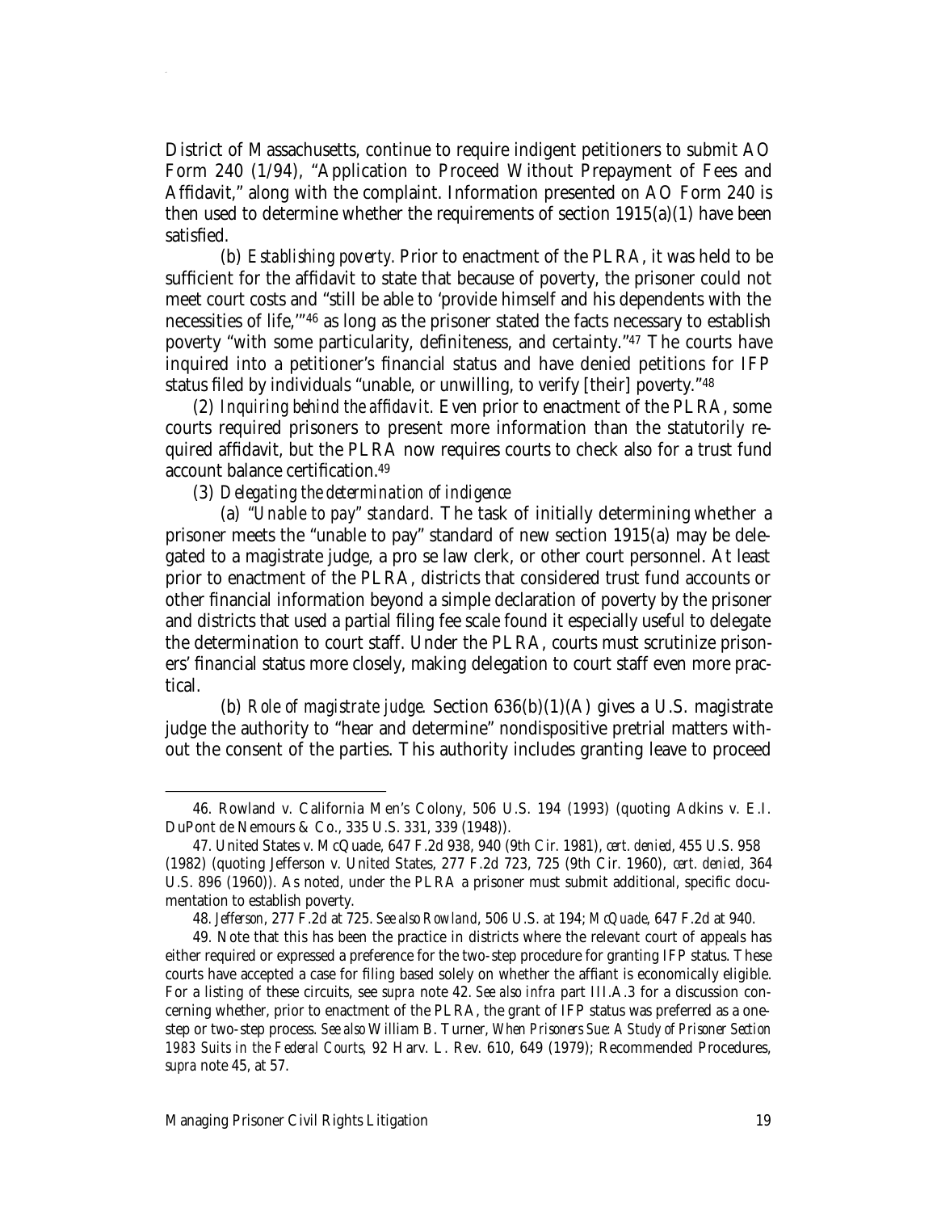District of Massachusetts, continue to require indigent petitioners to submit AO Form 240 (1/94), "Application to Proceed Without Prepayment of Fees and Affidavit," along with the complaint. Information presented on AO Form 240 is then used to determine whether the requirements of section 1915(a)(1) have been satisfied.

(b) *Establishing poverty.* Prior to enactment of the PLRA, it was held to be sufficient for the affidavit to state that because of poverty, the prisoner could not meet court costs and "still be able to 'provide himself and his dependents with the necessities of life,'"[46] as long as the prisoner stated the facts necessary to establish poverty "with some particularity, definiteness, and certainty."[47] The courts have inquired into a petitioner's financial status and have denied petitions for IFP status filed by individuals "unable, or unwilling, to verify [their] poverty."[48]

(2) *Inquiring behind the affidavit.* Even prior to enactment of the PLRA, some courts required prisoners to present more information than the statutorily required affidavit, but the PLRA now requires courts to check also for a trust fund account balance certification.[49]

(3) *Delegating the determination of indigence*

(a) *"Unable to pay" standard.* The task of initially determining whether a prisoner meets the "unable to pay" standard of new section 1915(a) may be delegated to a magistrate judge, a pro se law clerk, or other court personnel. At least prior to enactment of the PLRA, districts that considered trust fund accounts or other financial information beyond a simple declaration of poverty by the prisoner and districts that used a partial filing fee scale found it especially useful to delegate the determination to court staff. Under the PLRA, courts must scrutinize prisoners' financial status more closely, making delegation to court staff even more practical.

(b) *Role of magistrate judge.* Section 636(b)(1)(A) gives a U.S. magistrate judge the authority to "hear and determine" nondispositive pretrial matters without the consent of the parties. This authority includes granting leave to proceed

---

46. Rowland v. California Men's Colony, 506 U.S. 194 (1993) (quoting Adkins v. E.I. DuPont de Nemours & Co., 335 U.S. 331, 339 (1948)).

47. United States v. McQuade, 647 F.2d 938, 940 (9th Cir. 1981), *cert. denied*, 455 U.S. 958 (1982) (quoting Jefferson v. United States, 277 F.2d 723, 725 (9th Cir. 1960), *cert. denied*, 364 U.S. 896 (1960)). As noted, under the PLRA a prisoner must submit additional, specific documentation to establish poverty.

48. *Jefferson*, 277 F.2d at 725. *See also Rowland*, 506 U.S. at 194; *McQuade*, 647 F.2d at 940.

49. Note that this has been the practice in districts where the relevant court of appeals has either required or expressed a preference for the two-step procedure for granting IFP status. These courts have accepted a case for filing based solely on whether the affiant is economically eligible. For a listing of these circuits, see *supra* note 42. *See also infra* part III.A.3 for a discussion concerning whether, prior to enactment of the PLRA, the grant of IFP status was preferred as a one-step or two-step process. *See also* William B. Turner, *When Prisoners Sue: A Study of Prisoner Section 1983 Suits in the Federal Courts,* 92 Harv. L. Rev. 610, 649 (1979); Recommended Procedures, *supra* note 45, at 57.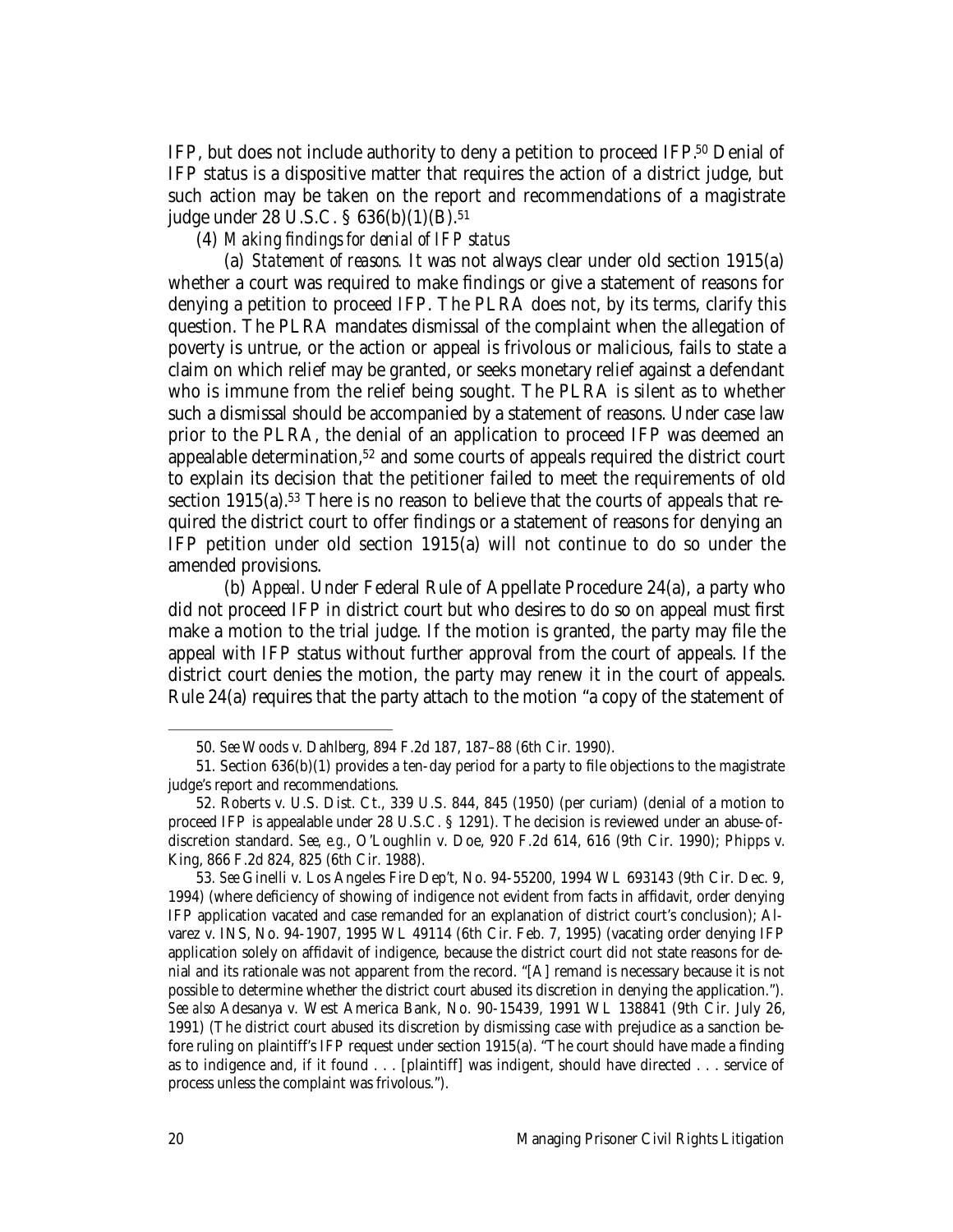IFP, but does not include authority to deny a petition to proceed IFP.[50] Denial of IFP status is a dispositive matter that requires the action of a district judge, but such action may be taken on the report and recommendations of a magistrate judge under 28 U.S.C. § 636(b)(1)(B).[51]

(4) *Making findings for denial of IFP status*

(a) *Statement of reasons.* It was not always clear under old section 1915(a) whether a court was required to make findings or give a statement of reasons for denying a petition to proceed IFP. The PLRA does not, by its terms, clarify this question. The PLRA mandates dismissal of the complaint when the allegation of poverty is untrue, or the action or appeal is frivolous or malicious, fails to state a claim on which relief may be granted, or seeks monetary relief against a defendant who is immune from the relief being sought. The PLRA is silent as to whether such a dismissal should be accompanied by a statement of reasons. Under case law prior to the PLRA, the denial of an application to proceed IFP was deemed an appealable determination,[52] and some courts of appeals required the district court to explain its decision that the petitioner failed to meet the requirements of old section 1915(a).[53] There is no reason to believe that the courts of appeals that required the district court to offer findings or a statement of reasons for denying an IFP petition under old section 1915(a) will not continue to do so under the amended provisions.

(b) *Appeal.* Under Federal Rule of Appellate Procedure 24(a), a party who did not proceed IFP in district court but who desires to do so on appeal must first make a motion to the trial judge. If the motion is granted, the party may file the appeal with IFP status without further approval from the court of appeals. If the district court denies the motion, the party may renew it in the court of appeals. Rule 24(a) requires that the party attach to the motion "a copy of the statement of

---

50. *See* Woods v. Dahlberg, 894 F.2d 187, 187–88 (6th Cir. 1990).

51. Section 636(b)(1) provides a ten-day period for a party to file objections to the magistrate judge's report and recommendations.

52. Roberts v. U.S. Dist. Ct., 339 U.S. 844, 845 (1950) (per curiam) (denial of a motion to proceed IFP is appealable under 28 U.S.C. § 1291). The decision is reviewed under an abuse-of-discretion standard. *See, e.g.*, O'Loughlin v. Doe, 920 F.2d 614, 616 (9th Cir. 1990); Phipps v. King, 866 F.2d 824, 825 (6th Cir. 1988).

53. *See* Ginelli v. Los Angeles Fire Dep't, No. 94-55200, 1994 WL 693143 (9th Cir. Dec. 9, 1994) (where deficiency of showing of indigence not evident from facts in affidavit, order denying IFP application vacated and case remanded for an explanation of district court's conclusion); Alvarez v. INS, No. 94-1907, 1995 WL 49114 (6th Cir. Feb. 7, 1995) (vacating order denying IFP application solely on affidavit of indigence, because the district court did not state reasons for denial and its rationale was not apparent from the record. "[A] remand is necessary because it is not possible to determine whether the district court abused its discretion in denying the application."). *See also* Adesanya v. West America Bank, No. 90-15439, 1991 WL 138841 (9th Cir. July 26, 1991) (The district court abused its discretion by dismissing case with prejudice as a sanction before ruling on plaintiff's IFP request under section 1915(a). "The court should have made a finding as to indigence and, if it found . . . [plaintiff] was indigent, should have directed . . . service of process unless the complaint was frivolous.").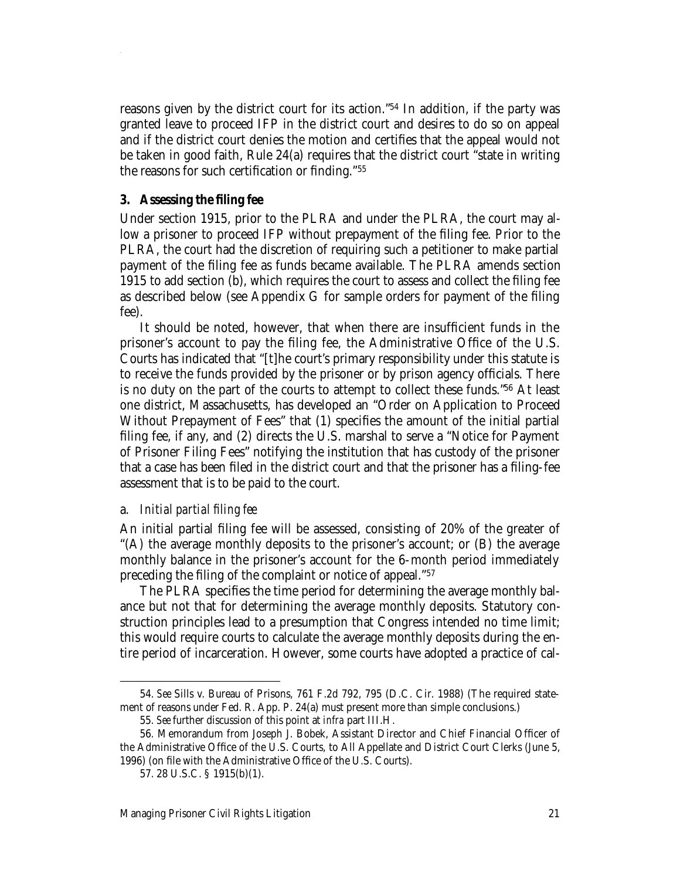reasons given by the district court for its action."[54] In addition, if the party was granted leave to proceed IFP in the district court and desires to do so on appeal and if the district court denies the motion and certifies that the appeal would not be taken in good faith, Rule 24(a) requires that the district court "state in writing the reasons for such certification or finding."[55]

### 3. Assessing the filing fee

Under section 1915, prior to the PLRA and under the PLRA, the court may allow a prisoner to proceed IFP without prepayment of the filing fee. Prior to the PLRA, the court had the discretion of requiring such a petitioner to make partial payment of the filing fee as funds became available. The PLRA amends section 1915 to add section (b), which requires the court to assess and collect the filing fee as described below (see Appendix G for sample orders for payment of the filing fee).

It should be noted, however, that when there are insufficient funds in the prisoner's account to pay the filing fee, the Administrative Office of the U.S. Courts has indicated that "[t]he court's primary responsibility under this statute is to receive the funds provided by the prisoner or by prison agency officials. There is no duty on the part of the courts to attempt to collect these funds."[56] At least one district, Massachusetts, has developed an "Order on Application to Proceed Without Prepayment of Fees" that (1) specifies the amount of the initial partial filing fee, if any, and (2) directs the U.S. marshal to serve a "Notice for Payment of Prisoner Filing Fees" notifying the institution that has custody of the prisoner that a case has been filed in the district court and that the prisoner has a filing-fee assessment that is to be paid to the court.

#### a. *Initial partial filing fee*

An initial partial filing fee will be assessed, consisting of 20% of the greater of "(A) the average monthly deposits to the prisoner's account; or (B) the average monthly balance in the prisoner's account for the 6-month period immediately preceding the filing of the complaint or notice of appeal."[57]

The PLRA specifies the time period for determining the average monthly balance but not that for determining the average monthly deposits. Statutory construction principles lead to a presumption that Congress intended no time limit; this would require courts to calculate the average monthly deposits during the entire period of incarceration. However, some courts have adopted a practice of cal-

---

54. *See* Sills v. Bureau of Prisons, 761 F.2d 792, 795 (D.C. Cir. 1988) (The required statement of reasons under Fed. R. App. P. 24(a) must present more than simple conclusions.)

55. *See* further discussion of this point at *infra* part III.H.

56. Memorandum from Joseph J. Bobek, Assistant Director and Chief Financial Officer of the Administrative Office of the U.S. Courts, to All Appellate and District Court Clerks (June 5, 1996) (on file with the Administrative Office of the U.S. Courts).

57. 28 U.S.C. § 1915(b)(1).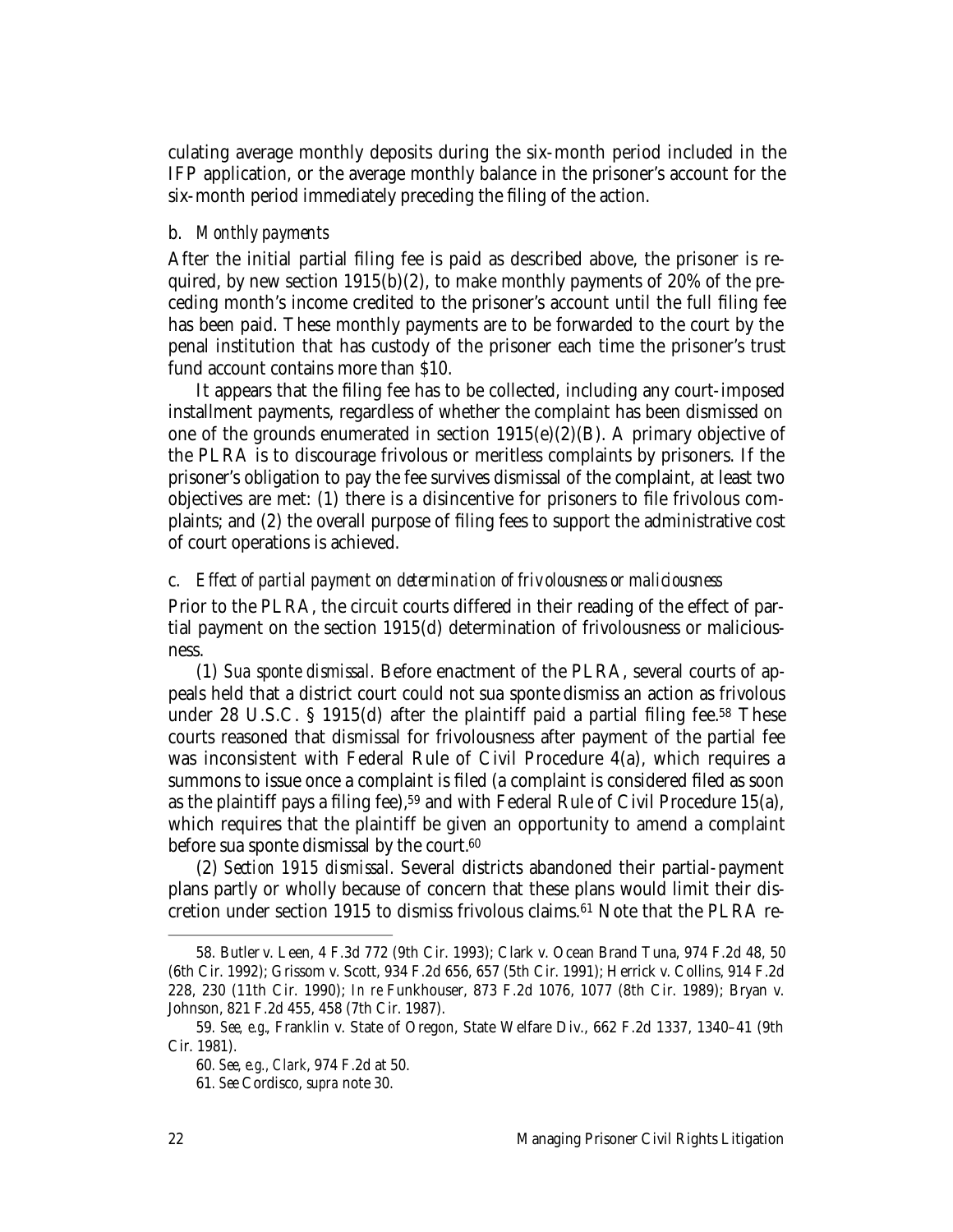culating average monthly deposits during the six-month period included in the IFP application, or the average monthly balance in the prisoner's account for the six-month period immediately preceding the filing of the action.

### b. *Monthly payments*

After the initial partial filing fee is paid as described above, the prisoner is required, by new section 1915(b)(2), to make monthly payments of 20% of the preceding month's income credited to the prisoner's account until the full filing fee has been paid. These monthly payments are to be forwarded to the court by the penal institution that has custody of the prisoner each time the prisoner's trust fund account contains more than $10.

It appears that the filing fee has to be collected, including any court-imposed installment payments, regardless of whether the complaint has been dismissed on one of the grounds enumerated in section 1915(e)(2)(B). A primary objective of the PLRA is to discourage frivolous or meritless complaints by prisoners. If the prisoner's obligation to pay the fee survives dismissal of the complaint, at least two objectives are met: (1) there is a disincentive for prisoners to file frivolous complaints; and (2) the overall purpose of filing fees to support the administrative cost of court operations is achieved.

### c. *Effect of partial payment on determination of frivolousness or maliciousness*

Prior to the PLRA, the circuit courts differed in their reading of the effect of partial payment on the section 1915(d) determination of frivolousness or maliciousness.

(1) *Sua sponte dismissal.* Before enactment of the PLRA, several courts of appeals held that a district court could not sua sponte dismiss an action as frivolous under 28 U.S.C. § 1915(d) after the plaintiff paid a partial filing fee.[58] These courts reasoned that dismissal for frivolousness after payment of the partial fee was inconsistent with Federal Rule of Civil Procedure 4(a), which requires a summons to issue once a complaint is filed (a complaint is considered filed as soon as the plaintiff pays a filing fee),[59] and with Federal Rule of Civil Procedure 15(a), which requires that the plaintiff be given an opportunity to amend a complaint before sua sponte dismissal by the court.[60]

(2) *Section 1915 dismissal.* Several districts abandoned their partial-payment plans partly or wholly because of concern that these plans would limit their discretion under section 1915 to dismiss frivolous claims.[61] Note that the PLRA re-

---

58. Butler v. Leen, 4 F.3d 772 (9th Cir. 1993); Clark v. Ocean Brand Tuna, 974 F.2d 48, 50 (6th Cir. 1992); Grissom v. Scott, 934 F.2d 656, 657 (5th Cir. 1991); Herrick v. Collins, 914 F.2d 228, 230 (11th Cir. 1990); *In re* Funkhouser, 873 F.2d 1076, 1077 (8th Cir. 1989); Bryan v. Johnson, 821 F.2d 455, 458 (7th Cir. 1987).

59. *See, e.g.*, Franklin v. State of Oregon, State Welfare Div., 662 F.2d 1337, 1340–41 (9th Cir. 1981).

60. *See, e.g.*, *Clark*, 974 F.2d at 50.

61. *See* Cordisco, *supra* note 30.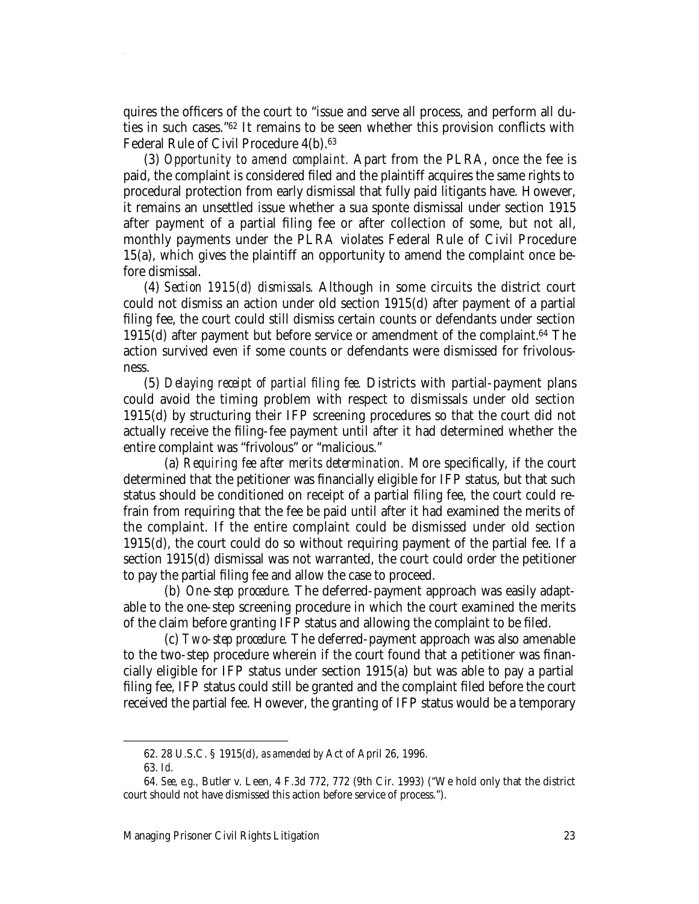quires the officers of the court to "issue and serve all process, and perform all duties in such cases."[62] It remains to be seen whether this provision conflicts with Federal Rule of Civil Procedure 4(b).[63]

(3) *Opportunity to amend complaint*. Apart from the PLRA, once the fee is paid, the complaint is considered filed and the plaintiff acquires the same rights to procedural protection from early dismissal that fully paid litigants have. However, it remains an unsettled issue whether a sua sponte dismissal under section 1915 after payment of a partial filing fee or after collection of some, but not all, monthly payments under the PLRA violates Federal Rule of Civil Procedure 15(a), which gives the plaintiff an opportunity to amend the complaint once before dismissal.

(4) *Section 1915(d) dismissals.* Although in some circuits the district court could not dismiss an action under old section 1915(d) after payment of a partial filing fee, the court could still dismiss certain counts or defendants under section 1915(d) after payment but before service or amendment of the complaint.[64] The action survived even if some counts or defendants were dismissed for frivolousness.

(5) *Delaying receipt of partial filing fee.* Districts with partial-payment plans could avoid the timing problem with respect to dismissals under old section 1915(d) by structuring their IFP screening procedures so that the court did not actually receive the filing-fee payment until after it had determined whether the entire complaint was "frivolous" or "malicious."

(a) *Requiring fee after merits determination.* More specifically, if the court determined that the petitioner was financially eligible for IFP status, but that such status should be conditioned on receipt of a partial filing fee, the court could refrain from requiring that the fee be paid until after it had examined the merits of the complaint. If the entire complaint could be dismissed under old section 1915(d), the court could do so without requiring payment of the partial fee. If a section 1915(d) dismissal was not warranted, the court could order the petitioner to pay the partial filing fee and allow the case to proceed.

(b) *One-step procedure.* The deferred-payment approach was easily adaptable to the one-step screening procedure in which the court examined the merits of the claim before granting IFP status and allowing the complaint to be filed.

(c) *Two-step procedure.* The deferred-payment approach was also amenable to the two-step procedure wherein if the court found that a petitioner was financially eligible for IFP status under section 1915(a) but was able to pay a partial filing fee, IFP status could still be granted and the complaint filed before the court received the partial fee. However, the granting of IFP status would be a temporary

---

62. 28 U.S.C. § 1915(d), *as amended by* Act of April 26, 1996.

63. *Id.*

64. *See, e.g.*, Butler v. Leen, 4 F.3d 772, 772 (9th Cir. 1993) ("We hold only that the district court should not have dismissed this action before service of process.").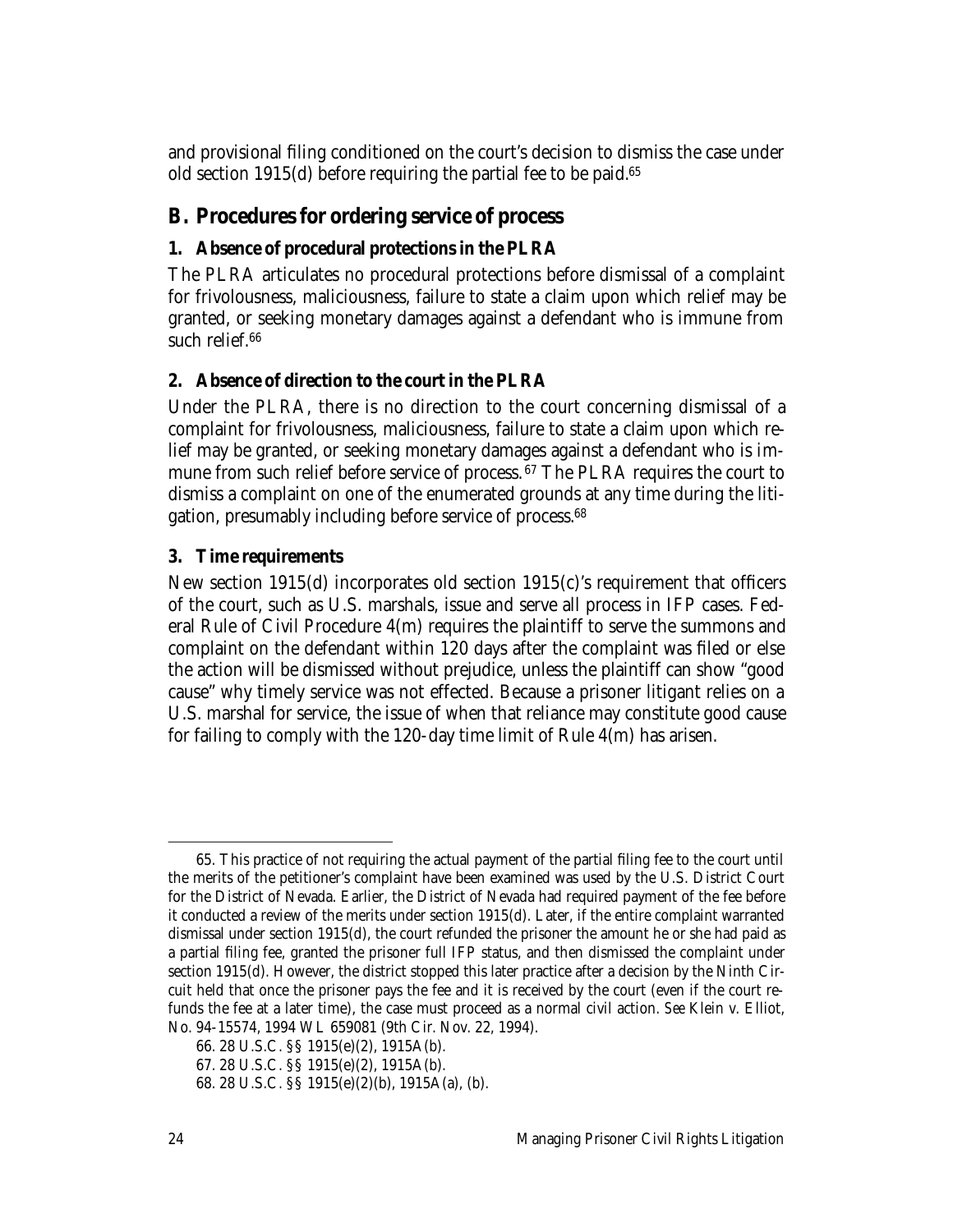and provisional filing conditioned on the court's decision to dismiss the case under old section 1915(d) before requiring the partial fee to be paid.[65]

## B. Procedures for ordering service of process

### 1. Absence of procedural protections in the PLRA

The PLRA articulates no procedural protections before dismissal of a complaint for frivolousness, maliciousness, failure to state a claim upon which relief may be granted, or seeking monetary damages against a defendant who is immune from such relief.[66]

### 2. Absence of direction to the court in the PLRA

Under the PLRA, there is no direction to the court concerning dismissal of a complaint for frivolousness, maliciousness, failure to state a claim upon which relief may be granted, or seeking monetary damages against a defendant who is immune from such relief before service of process.[67] The PLRA requires the court to dismiss a complaint on one of the enumerated grounds at any time during the litigation, presumably including before service of process.[68]

### 3. Time requirements

New section 1915(d) incorporates old section 1915(c)'s requirement that officers of the court, such as U.S. marshals, issue and serve all process in IFP cases. Federal Rule of Civil Procedure 4(m) requires the plaintiff to serve the summons and complaint on the defendant within 120 days after the complaint was filed or else the action will be dismissed without prejudice, unless the plaintiff can show "good cause" why timely service was not effected. Because a prisoner litigant relies on a U.S. marshal for service, the issue of when that reliance may constitute good cause for failing to comply with the 120-day time limit of Rule 4(m) has arisen.

---

65. This practice of not requiring the actual payment of the partial filing fee to the court until the merits of the petitioner's complaint have been examined was used by the U.S. District Court for the District of Nevada. Earlier, the District of Nevada had required payment of the fee before it conducted a review of the merits under section 1915(d). Later, if the entire complaint warranted dismissal under section 1915(d), the court refunded the prisoner the amount he or she had paid as a partial filing fee, granted the prisoner full IFP status, and then dismissed the complaint under section 1915(d). However, the district stopped this later practice after a decision by the Ninth Circuit held that once the prisoner pays the fee and it is received by the court (even if the court refunds the fee at a later time), the case must proceed as a normal civil action. *See* Klein v. Elliot, No. 94-15574, 1994 WL 659081 (9th Cir. Nov. 22, 1994).

66. 28 U.S.C. §§ 1915(e)(2), 1915A(b).

67. 28 U.S.C. §§ 1915(e)(2), 1915A(b).

68. 28 U.S.C. §§ 1915(e)(2)(b), 1915A(a), (b).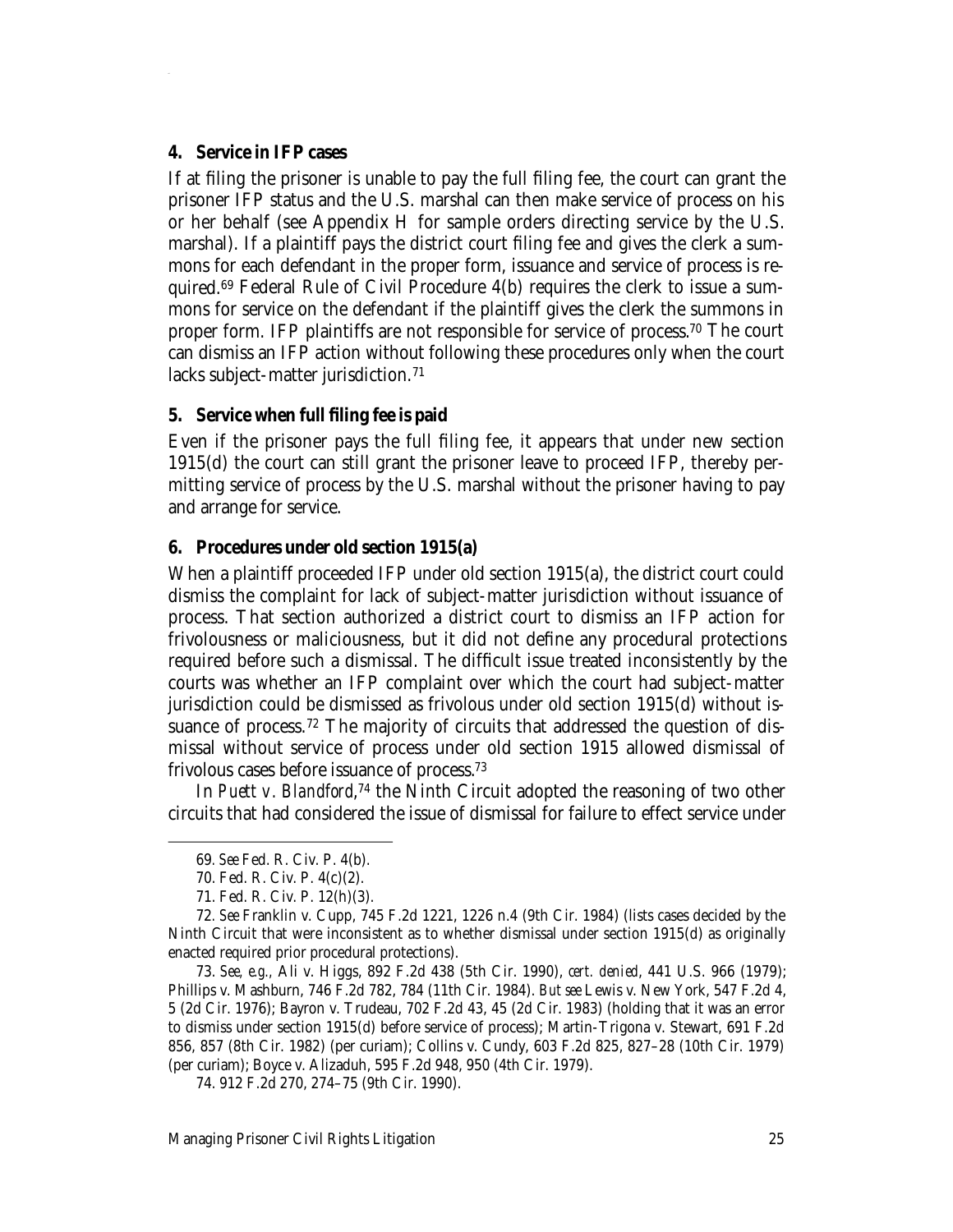### 4. Service in IFP cases

If at filing the prisoner is unable to pay the full filing fee, the court can grant the prisoner IFP status and the U.S. marshal can then make service of process on his or her behalf (see Appendix H for sample orders directing service by the U.S. marshal). If a plaintiff pays the district court filing fee and gives the clerk a summons for each defendant in the proper form, issuance and service of process is required.[69] Federal Rule of Civil Procedure 4(b) requires the clerk to issue a summons for service on the defendant if the plaintiff gives the clerk the summons in proper form. IFP plaintiffs are not responsible for service of process.[70] The court can dismiss an IFP action without following these procedures only when the court lacks subject-matter jurisdiction.[71]

### 5. Service when full filing fee is paid

Even if the prisoner pays the full filing fee, it appears that under new section 1915(d) the court can still grant the prisoner leave to proceed IFP, thereby permitting service of process by the U.S. marshal without the prisoner having to pay and arrange for service.

### 6. Procedures under old section 1915(a)

When a plaintiff proceeded IFP under old section 1915(a), the district court could dismiss the complaint for lack of subject-matter jurisdiction without issuance of process. That section authorized a district court to dismiss an IFP action for frivolousness or maliciousness, but it did not define any procedural protections required before such a dismissal. The difficult issue treated inconsistently by the courts was whether an IFP complaint over which the court had subject-matter jurisdiction could be dismissed as frivolous under old section 1915(d) without issuance of process.[72] The majority of circuits that addressed the question of dismissal without service of process under old section 1915 allowed dismissal of frivolous cases before issuance of process.[73]

In *Puett v. Blandford*,[74] the Ninth Circuit adopted the reasoning of two other circuits that had considered the issue of dismissal for failure to effect service under

---

69. *See* Fed. R. Civ. P. 4(b).

70. Fed. R. Civ. P. 4(c)(2).

71. Fed. R. Civ. P. 12(h)(3).

72. *See* Franklin v. Cupp, 745 F.2d 1221, 1226 n.4 (9th Cir. 1984) (lists cases decided by the Ninth Circuit that were inconsistent as to whether dismissal under section 1915(d) as originally enacted required prior procedural protections).

73. *See, e.g.*, Ali v. Higgs, 892 F.2d 438 (5th Cir. 1990), *cert. denied*, 441 U.S. 966 (1979); Phillips v. Mashburn, 746 F.2d 782, 784 (11th Cir. 1984). *But see* Lewis v. New York, 547 F.2d 4, 5 (2d Cir. 1976); Bayron v. Trudeau, 702 F.2d 43, 45 (2d Cir. 1983) (holding that it was an error to dismiss under section 1915(d) before service of process); Martin-Trigona v. Stewart, 691 F.2d 856, 857 (8th Cir. 1982) (per curiam); Collins v. Cundy, 603 F.2d 825, 827–28 (10th Cir. 1979) (per curiam); Boyce v. Alizaduh, 595 F.2d 948, 950 (4th Cir. 1979).

74. 912 F.2d 270, 274–75 (9th Cir. 1990).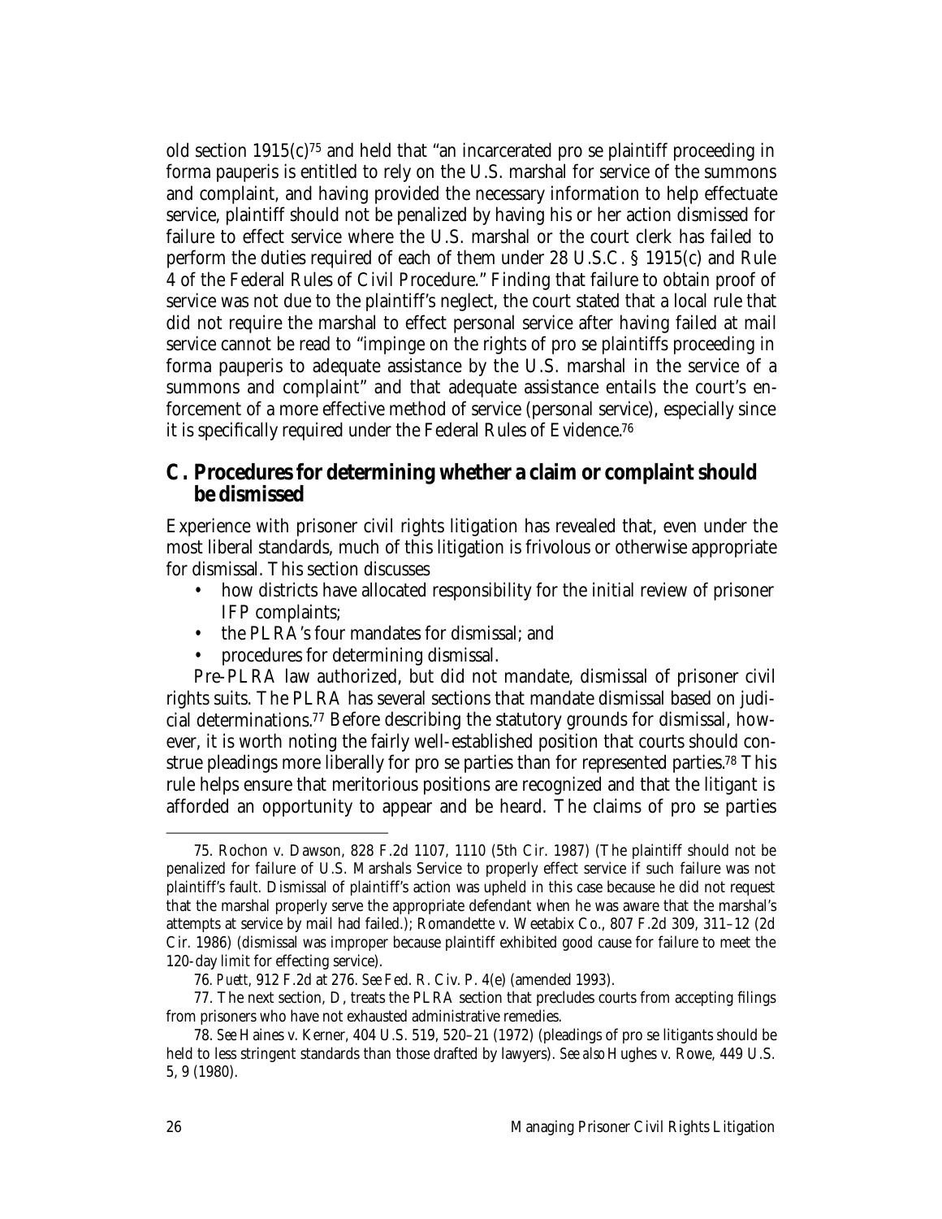old section 1915(c)[75] and held that "an incarcerated pro se plaintiff proceeding in forma pauperis is entitled to rely on the U.S. marshal for service of the summons and complaint, and having provided the necessary information to help effectuate service, plaintiff should not be penalized by having his or her action dismissed for failure to effect service where the U.S. marshal or the court clerk has failed to perform the duties required of each of them under 28 U.S.C. § 1915(c) and Rule 4 of the Federal Rules of Civil Procedure." Finding that failure to obtain proof of service was not due to the plaintiff's neglect, the court stated that a local rule that did not require the marshal to effect personal service after having failed at mail service cannot be read to "impinge on the rights of pro se plaintiffs proceeding in forma pauperis to adequate assistance by the U.S. marshal in the service of a summons and complaint" and that adequate assistance entails the court's enforcement of a more effective method of service (personal service), especially since it is specifically required under the Federal Rules of Evidence.[76]

## C. Procedures for determining whether a claim or complaint should be dismissed

Experience with prisoner civil rights litigation has revealed that, even under the most liberal standards, much of this litigation is frivolous or otherwise appropriate for dismissal. This section discusses

- how districts have allocated responsibility for the initial review of prisoner IFP complaints;
- the PLRA's four mandates for dismissal; and
- procedures for determining dismissal.

Pre-PLRA law authorized, but did not mandate, dismissal of prisoner civil rights suits. The PLRA has several sections that mandate dismissal based on judicial determinations.[77] Before describing the statutory grounds for dismissal, however, it is worth noting the fairly well-established position that courts should construe pleadings more liberally for pro se parties than for represented parties.[78] This rule helps ensure that meritorious positions are recognized and that the litigant is afforded an opportunity to appear and be heard. The claims of pro se parties

---

75. Rochon v. Dawson, 828 F.2d 1107, 1110 (5th Cir. 1987) (The plaintiff should not be penalized for failure of U.S. Marshals Service to properly effect service if such failure was not plaintiff's fault. Dismissal of plaintiff's action was upheld in this case because he did not request that the marshal properly serve the appropriate defendant when he was aware that the marshal's attempts at service by mail had failed.); Romandette v. Weetabix Co., 807 F.2d 309, 311–12 (2d Cir. 1986) (dismissal was improper because plaintiff exhibited good cause for failure to meet the 120-day limit for effecting service).

76. *Puett*, 912 F.2d at 276. *See* Fed. R. Civ. P. 4(e) (amended 1993).

77. The next section, D, treats the PLRA section that precludes courts from accepting filings from prisoners who have not exhausted administrative remedies.

78. *See* Haines v. Kerner, 404 U.S. 519, 520–21 (1972) (pleadings of pro se litigants should be held to less stringent standards than those drafted by lawyers). *See also* Hughes v. Rowe, 449 U.S. 5, 9 (1980).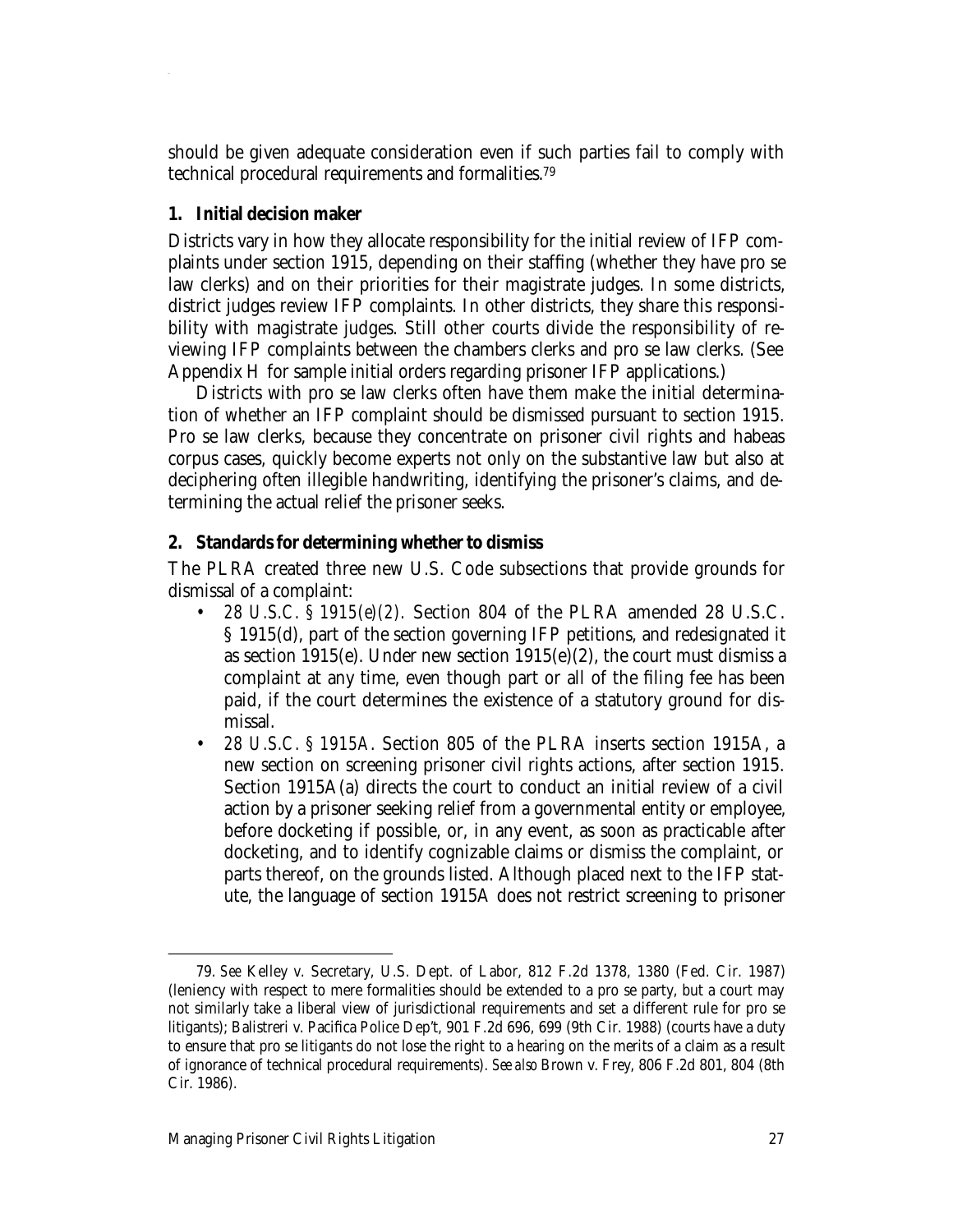should be given adequate consideration even if such parties fail to comply with technical procedural requirements and formalities.[79]

### 1. Initial decision maker

Districts vary in how they allocate responsibility for the initial review of IFP complaints under section 1915, depending on their staffing (whether they have pro se law clerks) and on their priorities for their magistrate judges. In some districts, district judges review IFP complaints. In other districts, they share this responsibility with magistrate judges. Still other courts divide the responsibility of reviewing IFP complaints between the chambers clerks and pro se law clerks. (See Appendix H for sample initial orders regarding prisoner IFP applications.)

Districts with pro se law clerks often have them make the initial determination of whether an IFP complaint should be dismissed pursuant to section 1915. Pro se law clerks, because they concentrate on prisoner civil rights and habeas corpus cases, quickly become experts not only on the substantive law but also at deciphering often illegible handwriting, identifying the prisoner's claims, and determining the actual relief the prisoner seeks.

### 2. Standards for determining whether to dismiss

The PLRA created three new U.S. Code subsections that provide grounds for dismissal of a complaint:

- *28 U.S.C. § 1915(e)(2).* Section 804 of the PLRA amended 28 U.S.C. § 1915(d), part of the section governing IFP petitions, and redesignated it as section 1915(e). Under new section 1915(e)(2), the court must dismiss a complaint at any time, even though part or all of the filing fee has been paid, if the court determines the existence of a statutory ground for dismissal.
- *28 U.S.C. § 1915A.* Section 805 of the PLRA inserts section 1915A, a new section on screening prisoner civil rights actions, after section 1915. Section 1915A(a) directs the court to conduct an initial review of a civil action by a prisoner seeking relief from a governmental entity or employee, before docketing if possible, or, in any event, as soon as practicable after docketing, and to identify cognizable claims or dismiss the complaint, or parts thereof, on the grounds listed. Although placed next to the IFP statute, the language of section 1915A does not restrict screening to prisoner

---

79. *See* Kelley v. Secretary, U.S. Dept. of Labor, 812 F.2d 1378, 1380 (Fed. Cir. 1987) (leniency with respect to mere formalities should be extended to a pro se party, but a court may not similarly take a liberal view of jurisdictional requirements and set a different rule for pro se litigants); Balistreri v. Pacifica Police Dep't, 901 F.2d 696, 699 (9th Cir. 1988) (courts have a duty to ensure that pro se litigants do not lose the right to a hearing on the merits of a claim as a result of ignorance of technical procedural requirements). *See also* Brown v. Frey, 806 F.2d 801, 804 (8th Cir. 1986).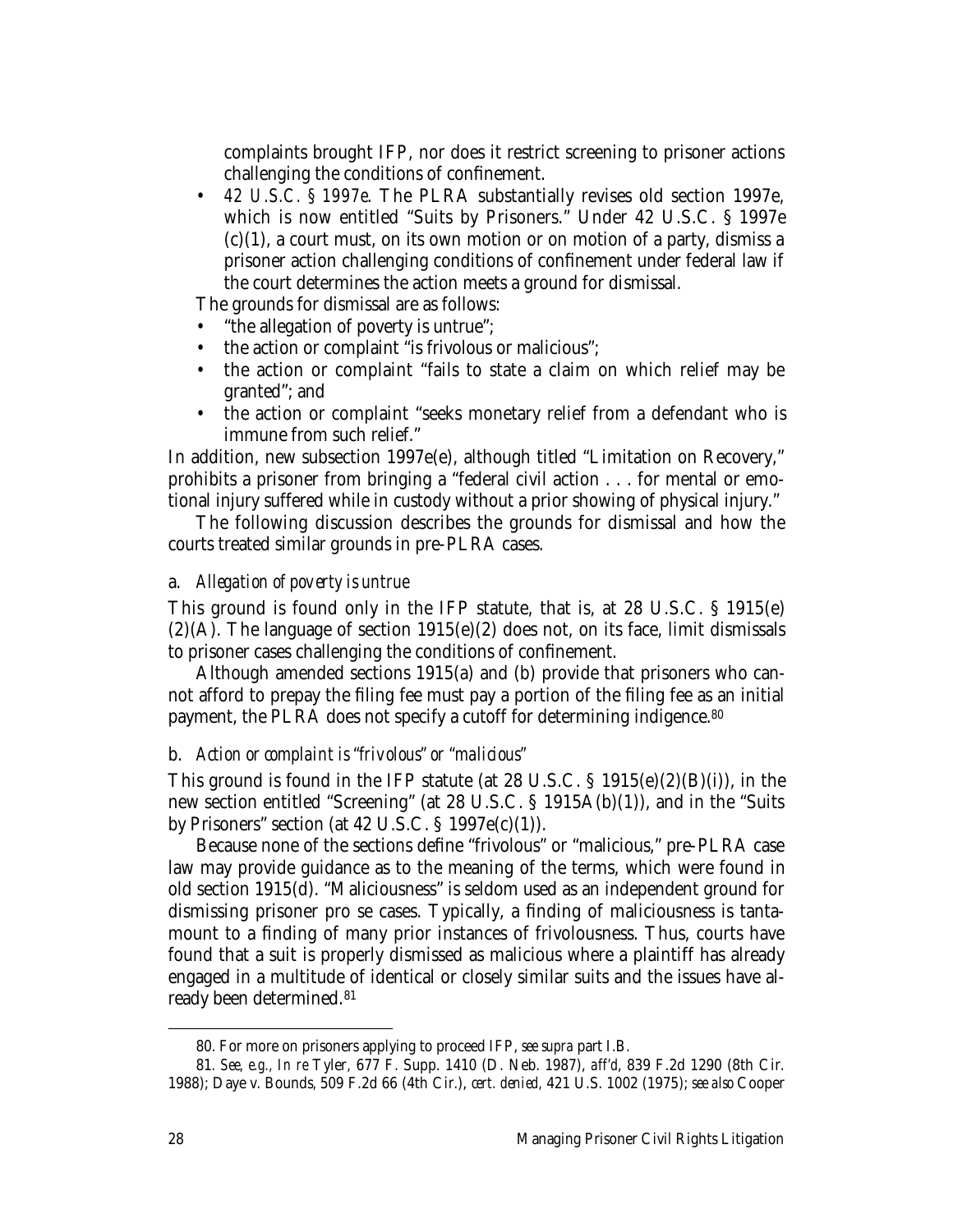complaints brought IFP, nor does it restrict screening to prisoner actions challenging the conditions of confinement.

- *42 U.S.C. § 1997e.* The PLRA substantially revises old section 1997e, which is now entitled "Suits by Prisoners." Under 42 U.S.C. § 1997e (c)(1), a court must, on its own motion or on motion of a party, dismiss a prisoner action challenging conditions of confinement under federal law if the court determines the action meets a ground for dismissal.

The grounds for dismissal are as follows:

- "the allegation of poverty is untrue";
- the action or complaint "is frivolous or malicious";
- the action or complaint "fails to state a claim on which relief may be granted"; and
- the action or complaint "seeks monetary relief from a defendant who is immune from such relief."

In addition, new subsection 1997e(e), although titled "Limitation on Recovery," prohibits a prisoner from bringing a "federal civil action . . . for mental or emotional injury suffered while in custody without a prior showing of physical injury."

The following discussion describes the grounds for dismissal and how the courts treated similar grounds in pre-PLRA cases.

#### a. *Allegation of poverty is untrue*

This ground is found only in the IFP statute, that is, at 28 U.S.C. § 1915(e)(2)(A). The language of section 1915(e)(2) does not, on its face, limit dismissals to prisoner cases challenging the conditions of confinement.

Although amended sections 1915(a) and (b) provide that prisoners who cannot afford to prepay the filing fee must pay a portion of the filing fee as an initial payment, the PLRA does not specify a cutoff for determining indigence.[80]

#### b. *Action or complaint is "frivolous" or "malicious"*

This ground is found in the IFP statute (at 28 U.S.C. § 1915(e)(2)(B)(i)), in the new section entitled "Screening" (at 28 U.S.C. § 1915A(b)(1)), and in the "Suits by Prisoners" section (at 42 U.S.C. § 1997e(c)(1)).

Because none of the sections define "frivolous" or "malicious," pre-PLRA case law may provide guidance as to the meaning of the terms, which were found in old section 1915(d). "Maliciousness" is seldom used as an independent ground for dismissing prisoner pro se cases. Typically, a finding of maliciousness is tantamount to a finding of many prior instances of frivolousness. Thus, courts have found that a suit is properly dismissed as malicious where a plaintiff has already engaged in a multitude of identical or closely similar suits and the issues have already been determined.[81]

---

80. For more on prisoners applying to proceed IFP, *see supra* part I.B.

81. *See, e.g.*, *In re* Tyler, 677 F. Supp. 1410 (D. Neb. 1987), *aff'd*, 839 F.2d 1290 (8th Cir. 1988); Daye v. Bounds, 509 F.2d 66 (4th Cir.), *cert. denied*, 421 U.S. 1002 (1975); *see also* Cooper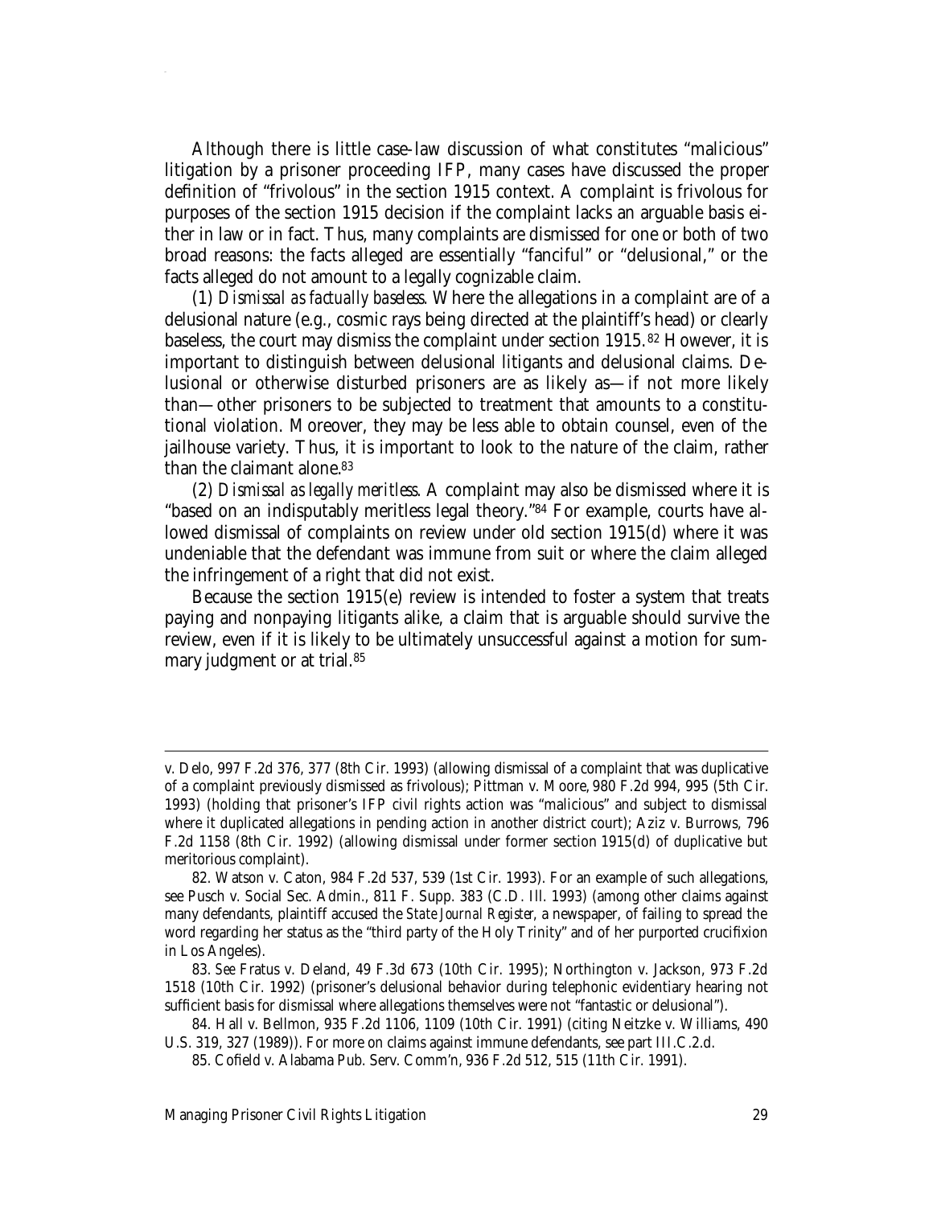Although there is little case-law discussion of what constitutes "malicious" litigation by a prisoner proceeding IFP, many cases have discussed the proper definition of "frivolous" in the section 1915 context. A complaint is frivolous for purposes of the section 1915 decision if the complaint lacks an arguable basis either in law or in fact. Thus, many complaints are dismissed for one or both of two broad reasons: the facts alleged are essentially "fanciful" or "delusional," or the facts alleged do not amount to a legally cognizable claim.

(1) *Dismissal as factually baseless*. Where the allegations in a complaint are of a delusional nature (e.g., cosmic rays being directed at the plaintiff's head) or clearly baseless, the court may dismiss the complaint under section 1915.[82] However, it is important to distinguish between delusional litigants and delusional claims. Delusional or otherwise disturbed prisoners are as likely as—if not more likely than—other prisoners to be subjected to treatment that amounts to a constitutional violation. Moreover, they may be less able to obtain counsel, even of the jailhouse variety. Thus, it is important to look to the nature of the claim, rather than the claimant alone.[83]

(2) *Dismissal as legally meritless*. A complaint may also be dismissed where it is "based on an indisputably meritless legal theory."[84] For example, courts have allowed dismissal of complaints on review under old section 1915(d) where it was undeniable that the defendant was immune from suit or where the claim alleged the infringement of a right that did not exist.

Because the section 1915(e) review is intended to foster a system that treats paying and nonpaying litigants alike, a claim that is arguable should survive the review, even if it is likely to be ultimately unsuccessful against a motion for summary judgment or at trial.[85]

---

v. Delo, 997 F.2d 376, 377 (8th Cir. 1993) (allowing dismissal of a complaint that was duplicative of a complaint previously dismissed as frivolous); Pittman v. Moore, 980 F.2d 994, 995 (5th Cir. 1993) (holding that prisoner's IFP civil rights action was "malicious" and subject to dismissal where it duplicated allegations in pending action in another district court); Aziz v. Burrows, 796 F.2d 1158 (8th Cir. 1992) (allowing dismissal under former section 1915(d) of duplicative but meritorious complaint).

82. Watson v. Caton, 984 F.2d 537, 539 (1st Cir. 1993). For an example of such allegations, see Pusch v. Social Sec. Admin., 811 F. Supp. 383 (C.D. Ill. 1993) (among other claims against many defendants, plaintiff accused the *State Journal Register*, a newspaper, of failing to spread the word regarding her status as the "third party of the Holy Trinity" and of her purported crucifixion in Los Angeles).

83. *See* Fratus v. Deland, 49 F.3d 673 (10th Cir. 1995); Northington v. Jackson, 973 F.2d 1518 (10th Cir. 1992) (prisoner's delusional behavior during telephonic evidentiary hearing not sufficient basis for dismissal where allegations themselves were not "fantastic or delusional").

84. Hall v. Bellmon, 935 F.2d 1106, 1109 (10th Cir. 1991) (citing Neitzke v. Williams, 490 U.S. 319, 327 (1989)). For more on claims against immune defendants, see part III.C.2.d.

85. Cofield v. Alabama Pub. Serv. Comm'n, 936 F.2d 512, 515 (11th Cir. 1991).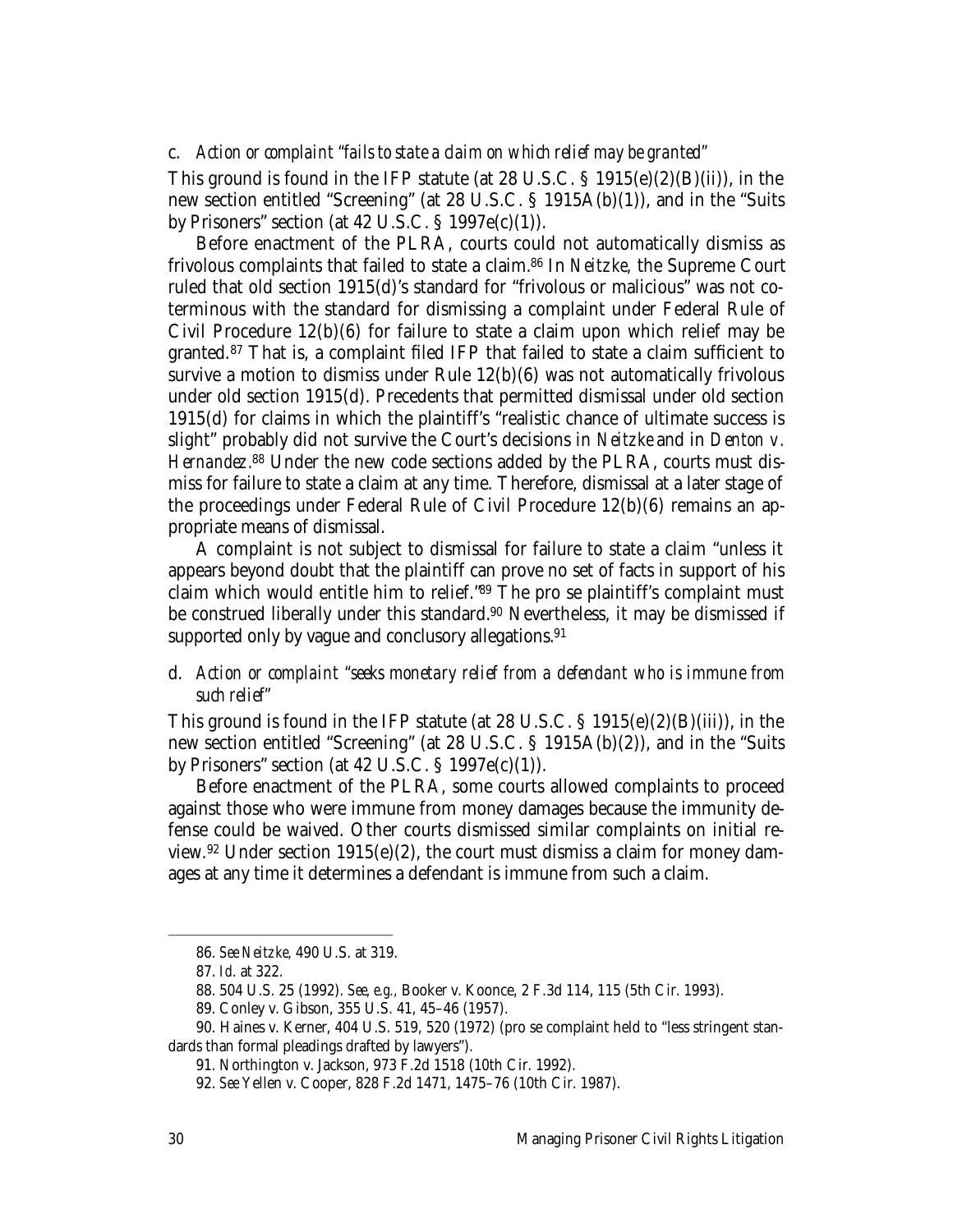#### c. *Action or complaint "fails to state a claim on which relief may be granted"*

This ground is found in the IFP statute (at 28 U.S.C. § 1915(e)(2)(B)(ii)), in the new section entitled "Screening" (at 28 U.S.C. § 1915A(b)(1)), and in the "Suits by Prisoners" section (at 42 U.S.C. § 1997e(c)(1)).

Before enactment of the PLRA, courts could not automatically dismiss as frivolous complaints that failed to state a claim.[86] In *Neitzke*, the Supreme Court ruled that old section 1915(d)'s standard for "frivolous or malicious" was not coterminous with the standard for dismissing a complaint under Federal Rule of Civil Procedure 12(b)(6) for failure to state a claim upon which relief may be granted.[87] That is, a complaint filed IFP that failed to state a claim sufficient to survive a motion to dismiss under Rule 12(b)(6) was not automatically frivolous under old section 1915(d). Precedents that permitted dismissal under old section 1915(d) for claims in which the plaintiff's "realistic chance of ultimate success is slight" probably did not survive the Court's decisions in *Neitzke* and in *Denton v. Hernandez*.[88] Under the new code sections added by the PLRA, courts must dismiss for failure to state a claim at any time. Therefore, dismissal at a later stage of the proceedings under Federal Rule of Civil Procedure 12(b)(6) remains an appropriate means of dismissal.

A complaint is not subject to dismissal for failure to state a claim "unless it appears beyond doubt that the plaintiff can prove no set of facts in support of his claim which would entitle him to relief."[89] The pro se plaintiff's complaint must be construed liberally under this standard.[90] Nevertheless, it may be dismissed if supported only by vague and conclusory allegations.[91]

#### d. *Action or complaint "seeks monetary relief from a defendant who is immune from such relief"*

This ground is found in the IFP statute (at 28 U.S.C. § 1915(e)(2)(B)(iii)), in the new section entitled "Screening" (at 28 U.S.C. § 1915A(b)(2)), and in the "Suits by Prisoners" section (at 42 U.S.C. § 1997e(c)(1)).

Before enactment of the PLRA, some courts allowed complaints to proceed against those who were immune from money damages because the immunity defense could be waived. Other courts dismissed similar complaints on initial review.[92] Under section 1915(e)(2), the court must dismiss a claim for money damages at any time it determines a defendant is immune from such a claim.

---

86. *See Neitzke*, 490 U.S. at 319.

87. *Id.* at 322.

88. 504 U.S. 25 (1992). *See, e.g.*, Booker v. Koonce, 2 F.3d 114, 115 (5th Cir. 1993).

89. Conley v. Gibson, 355 U.S. 41, 45–46 (1957).

90. Haines v. Kerner, 404 U.S. 519, 520 (1972) (pro se complaint held to "less stringent standards than formal pleadings drafted by lawyers").

91. Northington v. Jackson, 973 F.2d 1518 (10th Cir. 1992).

92. *See* Yellen v. Cooper, 828 F.2d 1471, 1475–76 (10th Cir. 1987).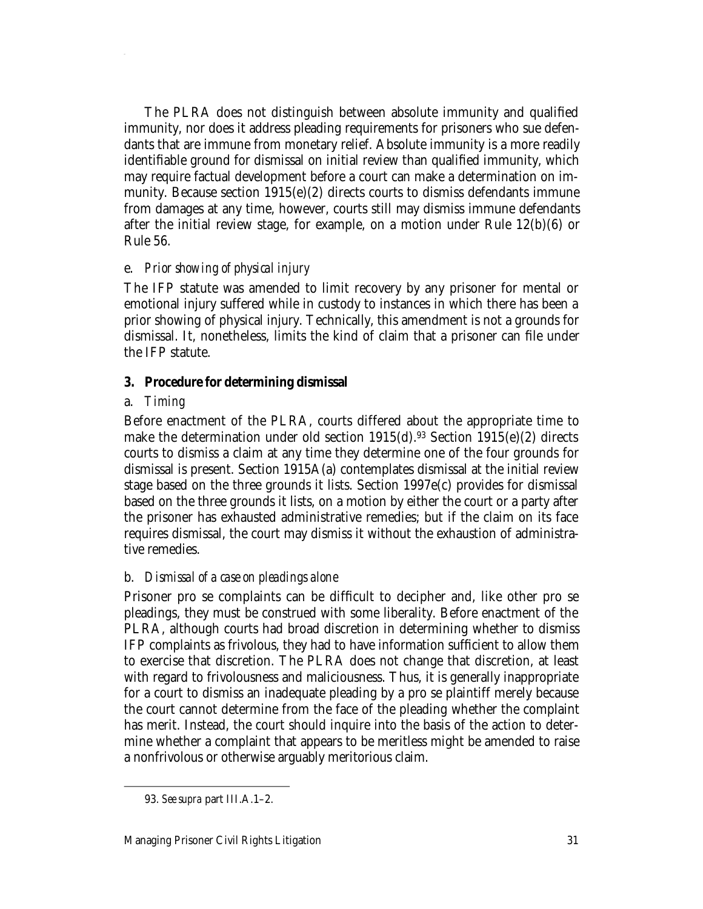The PLRA does not distinguish between absolute immunity and qualified immunity, nor does it address pleading requirements for prisoners who sue defendants that are immune from monetary relief. Absolute immunity is a more readily identifiable ground for dismissal on initial review than qualified immunity, which may require factual development before a court can make a determination on immunity. Because section 1915(e)(2) directs courts to dismiss defendants immune from damages at any time, however, courts still may dismiss immune defendants after the initial review stage, for example, on a motion under Rule 12(b)(6) or Rule 56.

#### e. *Prior showing of physical injury*

The IFP statute was amended to limit recovery by any prisoner for mental or emotional injury suffered while in custody to instances in which there has been a prior showing of physical injury. Technically, this amendment is not a grounds for dismissal. It, nonetheless, limits the kind of claim that a prisoner can file under the IFP statute.

### 3. Procedure for determining dismissal

#### a. *Timing*

Before enactment of the PLRA, courts differed about the appropriate time to make the determination under old section 1915(d).[93] Section 1915(e)(2) directs courts to dismiss a claim at any time they determine one of the four grounds for dismissal is present. Section 1915A(a) contemplates dismissal at the initial review stage based on the three grounds it lists. Section 1997e(c) provides for dismissal based on the three grounds it lists, on a motion by either the court or a party after the prisoner has exhausted administrative remedies; but if the claim on its face requires dismissal, the court may dismiss it without the exhaustion of administrative remedies.

#### b. *Dismissal of a case on pleadings alone*

Prisoner pro se complaints can be difficult to decipher and, like other pro se pleadings, they must be construed with some liberality. Before enactment of the PLRA, although courts had broad discretion in determining whether to dismiss IFP complaints as frivolous, they had to have information sufficient to allow them to exercise that discretion. The PLRA does not change that discretion, at least with regard to frivolousness and maliciousness. Thus, it is generally inappropriate for a court to dismiss an inadequate pleading by a pro se plaintiff merely because the court cannot determine from the face of the pleading whether the complaint has merit. Instead, the court should inquire into the basis of the action to determine whether a complaint that appears to be meritless might be amended to raise a nonfrivolous or otherwise arguably meritorious claim.

---

93. *See supra* part III.A.1–2.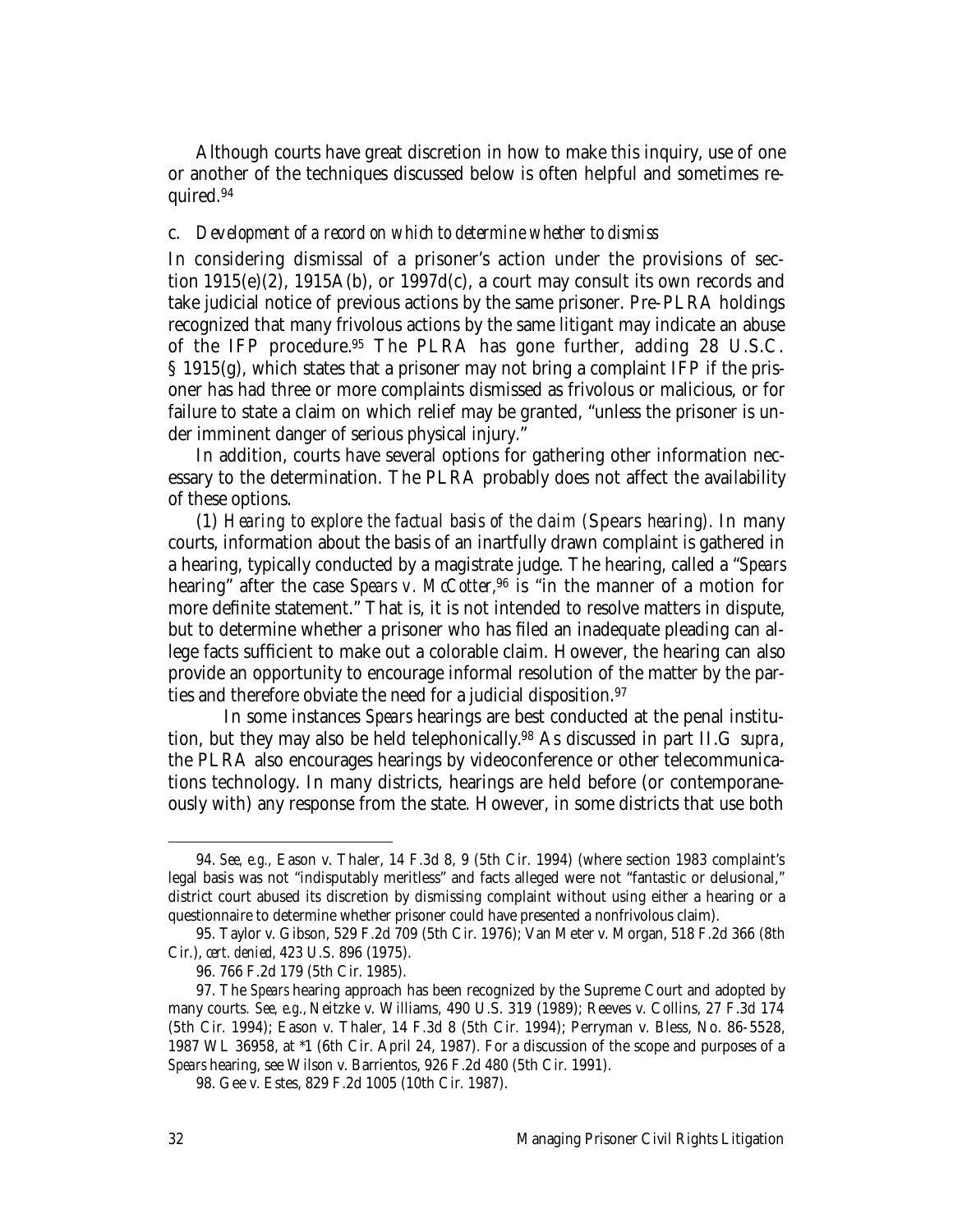Although courts have great discretion in how to make this inquiry, use of one or another of the techniques discussed below is often helpful and sometimes required.[94]

#### c. *Development of a record on which to determine whether to dismiss*

In considering dismissal of a prisoner's action under the provisions of section 1915(e)(2), 1915A(b), or 1997d(c), a court may consult its own records and take judicial notice of previous actions by the same prisoner. Pre-PLRA holdings recognized that many frivolous actions by the same litigant may indicate an abuse of the IFP procedure.[95] The PLRA has gone further, adding 28 U.S.C. § 1915(g), which states that a prisoner may not bring a complaint IFP if the prisoner has had three or more complaints dismissed as frivolous or malicious, or for failure to state a claim on which relief may be granted, "unless the prisoner is under imminent danger of serious physical injury."

In addition, courts have several options for gathering other information necessary to the determination. The PLRA probably does not affect the availability of these options.

(1) *Hearing to explore the factual basis of the claim (*Spears *hearing).* In many courts, information about the basis of an inartfully drawn complaint is gathered in a hearing, typically conducted by a magistrate judge. The hearing, called a "*Spears* hearing" after the case *Spears v. McCotter*,[96] is "in the manner of a motion for more definite statement." That is, it is not intended to resolve matters in dispute, but to determine whether a prisoner who has filed an inadequate pleading can allege facts sufficient to make out a colorable claim. However, the hearing can also provide an opportunity to encourage informal resolution of the matter by the parties and therefore obviate the need for a judicial disposition.[97]

In some instances *Spears* hearings are best conducted at the penal institution, but they may also be held telephonically.[98] As discussed in part II.G *supra*, the PLRA also encourages hearings by videoconference or other telecommunications technology. In many districts, hearings are held before (or contemporaneously with) any response from the state. However, in some districts that use both

---

94. *See, e.g.*, Eason v. Thaler, 14 F.3d 8, 9 (5th Cir. 1994) (where section 1983 complaint's legal basis was not "indisputably meritless" and facts alleged were not "fantastic or delusional," district court abused its discretion by dismissing complaint without using either a hearing or a questionnaire to determine whether prisoner could have presented a nonfrivolous claim).

95. Taylor v. Gibson, 529 F.2d 709 (5th Cir. 1976); Van Meter v. Morgan, 518 F.2d 366 (8th Cir.), *cert. denied*, 423 U.S. 896 (1975).

96. 766 F.2d 179 (5th Cir. 1985).

97. The *Spears* hearing approach has been recognized by the Supreme Court and adopted by many courts. *See, e.g.*, Neitzke v. Williams, 490 U.S. 319 (1989); Reeves v. Collins, 27 F.3d 174 (5th Cir. 1994); Eason v. Thaler, 14 F.3d 8 (5th Cir. 1994); Perryman v. Bless, No. 86-5528, 1987 WL 36958, at *1 (6th Cir. April 24, 1987). For a discussion of the scope and purposes of a *Spears* hearing, see Wilson v. Barrientos, 926 F.2d 480 (5th Cir. 1991).

98. Gee v. Estes, 829 F.2d 1005 (10th Cir. 1987).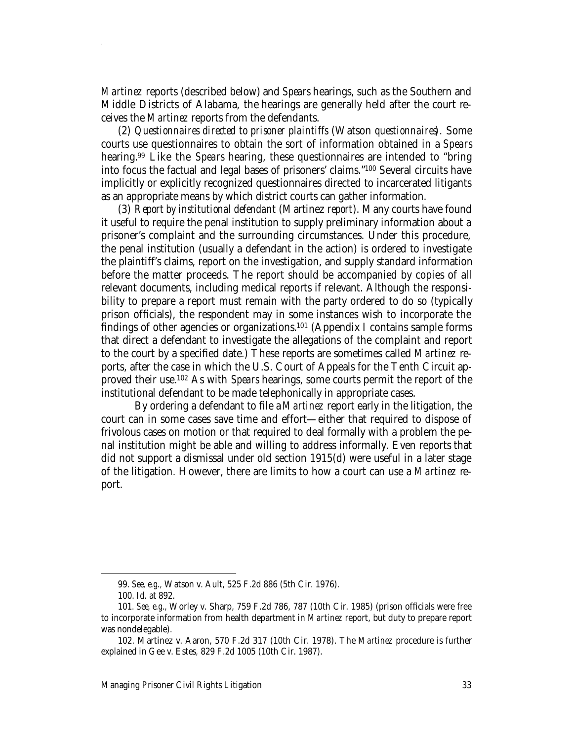*Martinez* reports (described below) and *Spears* hearings, such as the Southern and Middle Districts of Alabama, the hearings are generally held after the court receives the *Martinez* reports from the defendants.

(2) *Questionnaires directed to prisoner plaintiffs* (Watson *questionnaires*). Some courts use questionnaires to obtain the sort of information obtained in a *Spears* hearing.[99] Like the *Spears* hearing, these questionnaires are intended to "bring into focus the factual and legal bases of prisoners' claims."[100] Several circuits have implicitly or explicitly recognized questionnaires directed to incarcerated litigants as an appropriate means by which district courts can gather information.

(3) *Report by institutional defendant* (Martinez *report*). Many courts have found it useful to require the penal institution to supply preliminary information about a prisoner's complaint and the surrounding circumstances. Under this procedure, the penal institution (usually a defendant in the action) is ordered to investigate the plaintiff's claims, report on the investigation, and supply standard information before the matter proceeds. The report should be accompanied by copies of all relevant documents, including medical reports if relevant. Although the responsibility to prepare a report must remain with the party ordered to do so (typically prison officials), the respondent may in some instances wish to incorporate the findings of other agencies or organizations.[101] (Appendix I contains sample forms that direct a defendant to investigate the allegations of the complaint and report to the court by a specified date.) These reports are sometimes called *Martinez* reports, after the case in which the U.S. Court of Appeals for the Tenth Circuit approved their use.[102] As with *Spears* hearings, some courts permit the report of the institutional defendant to be made telephonically in appropriate cases.

By ordering a defendant to file a *Martinez* report early in the litigation, the court can in some cases save time and effort—either that required to dispose of frivolous cases on motion or that required to deal formally with a problem the penal institution might be able and willing to address informally. Even reports that did not support a dismissal under old section 1915(d) were useful in a later stage of the litigation. However, there are limits to how a court can use a *Martinez* report.

---

99. *See, e.g.*, Watson v. Ault, 525 F.2d 886 (5th Cir. 1976).

100. *Id.* at 892.

101. *See, e.g.*, Worley v. Sharp, 759 F.2d 786, 787 (10th Cir. 1985) (prison officials were free to incorporate information from health department in *Martinez* report, but duty to prepare report was nondelegable).

102. Martinez v. Aaron, 570 F.2d 317 (10th Cir. 1978). The *Martinez* procedure is further explained in Gee v. Estes, 829 F.2d 1005 (10th Cir. 1987).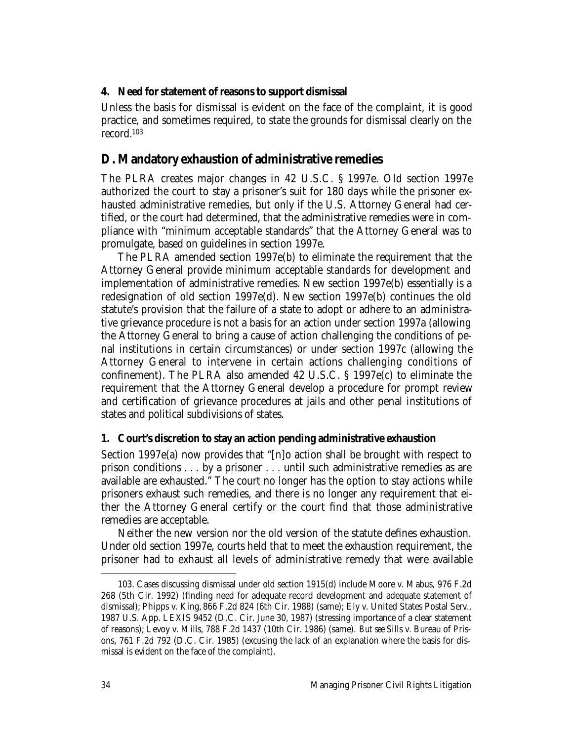### 4. Need for statement of reasons to support dismissal

Unless the basis for dismissal is evident on the face of the complaint, it is good practice, and sometimes required, to state the grounds for dismissal clearly on the record.[103]

## D. Mandatory exhaustion of administrative remedies

The PLRA creates major changes in 42 U.S.C. § 1997e. Old section 1997e authorized the court to stay a prisoner's suit for 180 days while the prisoner exhausted administrative remedies, but only if the U.S. Attorney General had certified, or the court had determined, that the administrative remedies were in compliance with "minimum acceptable standards" that the Attorney General was to promulgate, based on guidelines in section 1997e.

The PLRA amended section 1997e(b) to eliminate the requirement that the Attorney General provide minimum acceptable standards for development and implementation of administrative remedies. New section 1997e(b) essentially is a redesignation of old section 1997e(d). New section 1997e(b) continues the old statute's provision that the failure of a state to adopt or adhere to an administrative grievance procedure is not a basis for an action under section 1997a (allowing the Attorney General to bring a cause of action challenging the conditions of penal institutions in certain circumstances) or under section 1997c (allowing the Attorney General to intervene in certain actions challenging conditions of confinement). The PLRA also amended 42 U.S.C. § 1997e(c) to eliminate the requirement that the Attorney General develop a procedure for prompt review and certification of grievance procedures at jails and other penal institutions of states and political subdivisions of states.

### 1. Court's discretion to stay an action pending administrative exhaustion

Section 1997e(a) now provides that "[n]o action shall be brought with respect to prison conditions . . . by a prisoner . . . until such administrative remedies as are available are exhausted." The court no longer has the option to stay actions while prisoners exhaust such remedies, and there is no longer any requirement that either the Attorney General certify or the court find that those administrative remedies are acceptable.

Neither the new version nor the old version of the statute defines exhaustion. Under old section 1997e, courts held that to meet the exhaustion requirement, the prisoner had to exhaust all levels of administrative remedy that were available

---

103. Cases discussing dismissal under old section 1915(d) include Moore v. Mabus, 976 F.2d 268 (5th Cir. 1992) (finding need for adequate record development and adequate statement of dismissal); Phipps v. King, 866 F.2d 824 (6th Cir. 1988) (same); Ely v. United States Postal Serv., 1987 U.S. App. LEXIS 9452 (D.C. Cir. June 30, 1987) (stressing importance of a clear statement of reasons); Levoy v. Mills, 788 F.2d 1437 (10th Cir. 1986) (same). *But see* Sills v. Bureau of Prisons, 761 F.2d 792 (D.C. Cir. 1985) (excusing the lack of an explanation where the basis for dismissal is evident on the face of the complaint).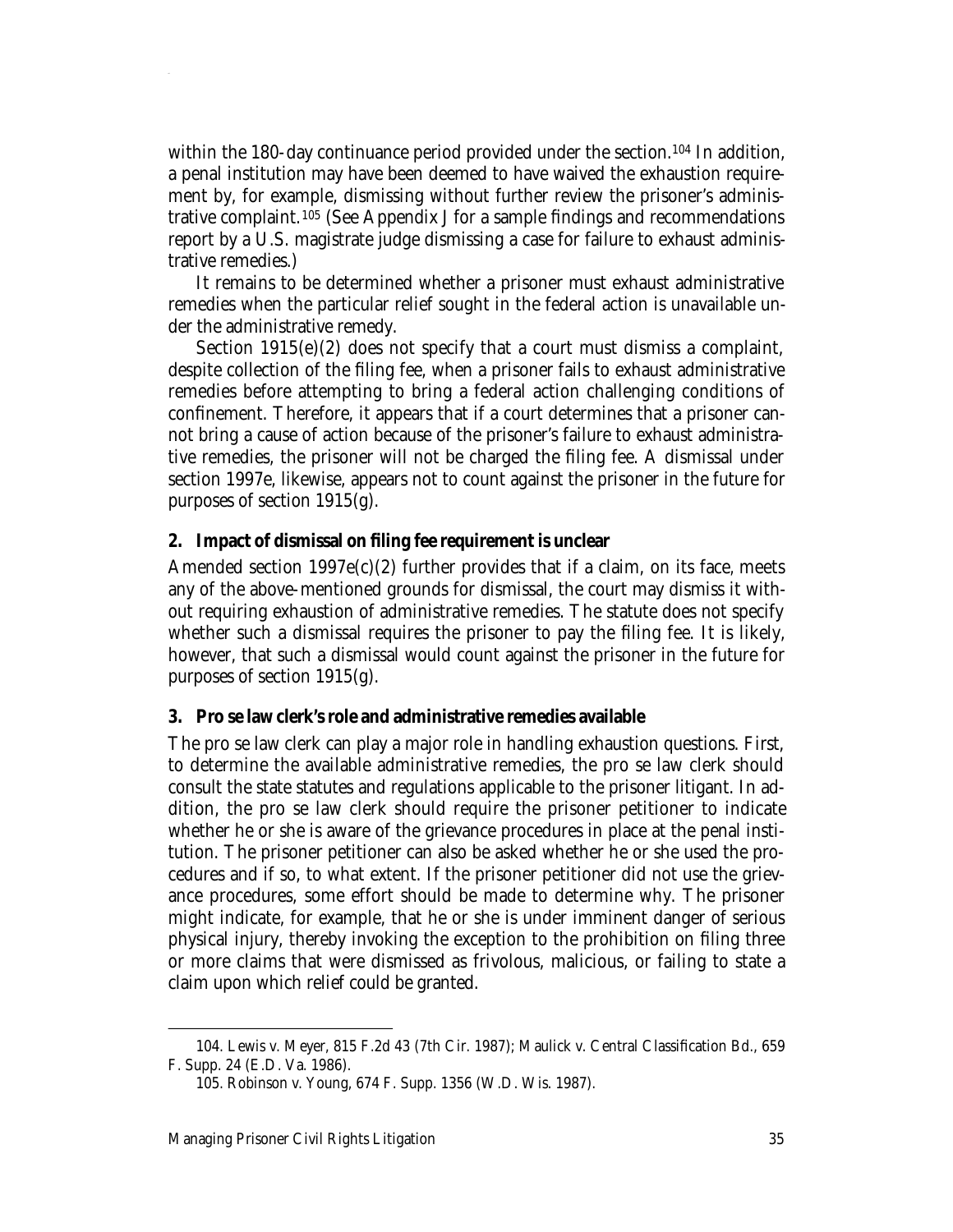within the 180-day continuance period provided under the section.[104] In addition, a penal institution may have been deemed to have waived the exhaustion requirement by, for example, dismissing without further review the prisoner's administrative complaint.[105] (See Appendix J for a sample findings and recommendations report by a U.S. magistrate judge dismissing a case for failure to exhaust administrative remedies.)

It remains to be determined whether a prisoner must exhaust administrative remedies when the particular relief sought in the federal action is unavailable under the administrative remedy.

Section 1915(e)(2) does not specify that a court must dismiss a complaint, despite collection of the filing fee, when a prisoner fails to exhaust administrative remedies before attempting to bring a federal action challenging conditions of confinement. Therefore, it appears that if a court determines that a prisoner cannot bring a cause of action because of the prisoner's failure to exhaust administrative remedies, the prisoner will not be charged the filing fee. A dismissal under section 1997e, likewise, appears not to count against the prisoner in the future for purposes of section 1915(g).

### 2. Impact of dismissal on filing fee requirement is unclear

Amended section 1997e(c)(2) further provides that if a claim, on its face, meets any of the above-mentioned grounds for dismissal, the court may dismiss it without requiring exhaustion of administrative remedies. The statute does not specify whether such a dismissal requires the prisoner to pay the filing fee. It is likely, however, that such a dismissal would count against the prisoner in the future for purposes of section 1915(g).

### 3. Pro se law clerk's role and administrative remedies available

The pro se law clerk can play a major role in handling exhaustion questions. First, to determine the available administrative remedies, the pro se law clerk should consult the state statutes and regulations applicable to the prisoner litigant. In addition, the pro se law clerk should require the prisoner petitioner to indicate whether he or she is aware of the grievance procedures in place at the penal institution. The prisoner petitioner can also be asked whether he or she used the procedures and if so, to what extent. If the prisoner petitioner did not use the grievance procedures, some effort should be made to determine why. The prisoner might indicate, for example, that he or she is under imminent danger of serious physical injury, thereby invoking the exception to the prohibition on filing three or more claims that were dismissed as frivolous, malicious, or failing to state a claim upon which relief could be granted.

---

104. Lewis v. Meyer, 815 F.2d 43 (7th Cir. 1987); Maulick v. Central Classification Bd., 659 F. Supp. 24 (E.D. Va. 1986).

105. Robinson v. Young, 674 F. Supp. 1356 (W.D. Wis. 1987).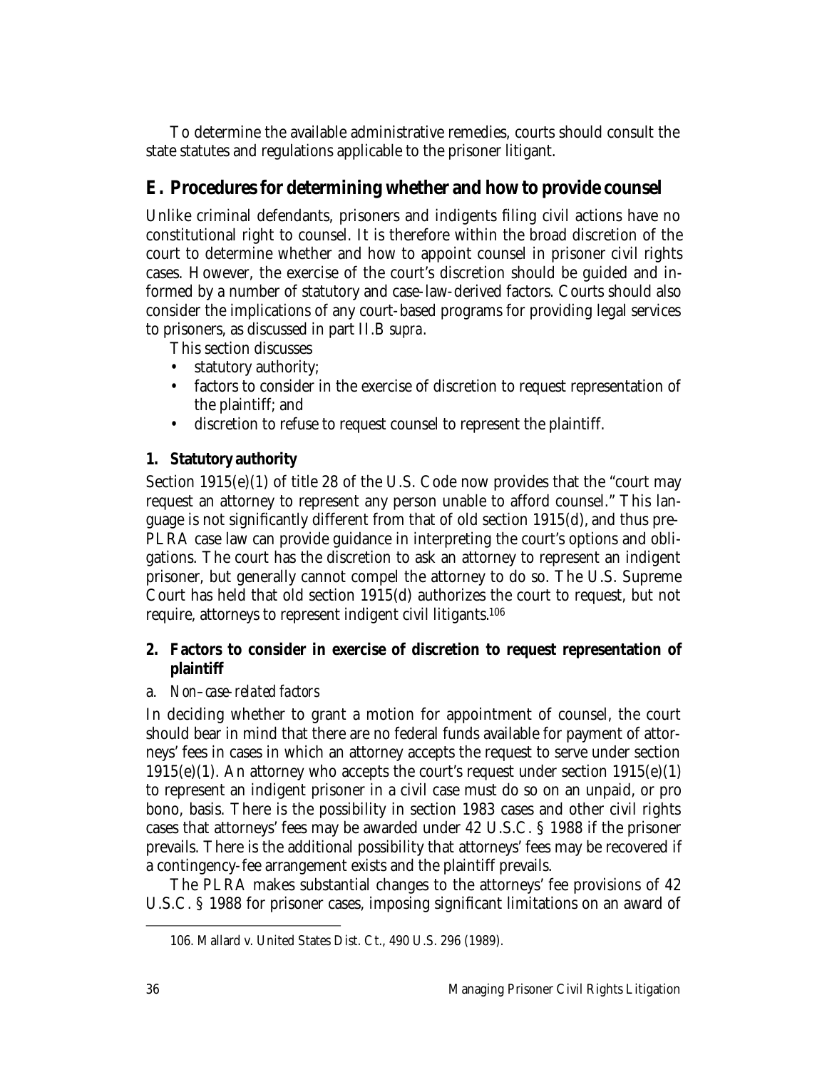To determine the available administrative remedies, courts should consult the state statutes and regulations applicable to the prisoner litigant.

## E. Procedures for determining whether and how to provide counsel

Unlike criminal defendants, prisoners and indigents filing civil actions have no constitutional right to counsel. It is therefore within the broad discretion of the court to determine whether and how to appoint counsel in prisoner civil rights cases. However, the exercise of the court's discretion should be guided and informed by a number of statutory and case-law-derived factors. Courts should also consider the implications of any court-based programs for providing legal services to prisoners, as discussed in part II.B *supra*.

This section discusses

- statutory authority;
- factors to consider in the exercise of discretion to request representation of the plaintiff; and
- discretion to refuse to request counsel to represent the plaintiff.

### 1. Statutory authority

Section 1915(e)(1) of title 28 of the U.S. Code now provides that the "court may request an attorney to represent any person unable to afford counsel." This language is not significantly different from that of old section 1915(d), and thus pre-PLRA case law can provide guidance in interpreting the court's options and obligations. The court has the discretion to ask an attorney to represent an indigent prisoner, but generally cannot compel the attorney to do so. The U.S. Supreme Court has held that old section 1915(d) authorizes the court to request, but not require, attorneys to represent indigent civil litigants.[106]

### 2. Factors to consider in exercise of discretion to request representation of plaintiff

#### a. *Non–case-related factors*

In deciding whether to grant a motion for appointment of counsel, the court should bear in mind that there are no federal funds available for payment of attorneys' fees in cases in which an attorney accepts the request to serve under section 1915(e)(1). An attorney who accepts the court's request under section 1915(e)(1) to represent an indigent prisoner in a civil case must do so on an unpaid, or pro bono, basis. There is the possibility in section 1983 cases and other civil rights cases that attorneys' fees may be awarded under 42 U.S.C. § 1988 if the prisoner prevails. There is the additional possibility that attorneys' fees may be recovered if a contingency-fee arrangement exists and the plaintiff prevails.

The PLRA makes substantial changes to the attorneys' fee provisions of 42 U.S.C. § 1988 for prisoner cases, imposing significant limitations on an award of

---

106. Mallard v. United States Dist. Ct., 490 U.S. 296 (1989).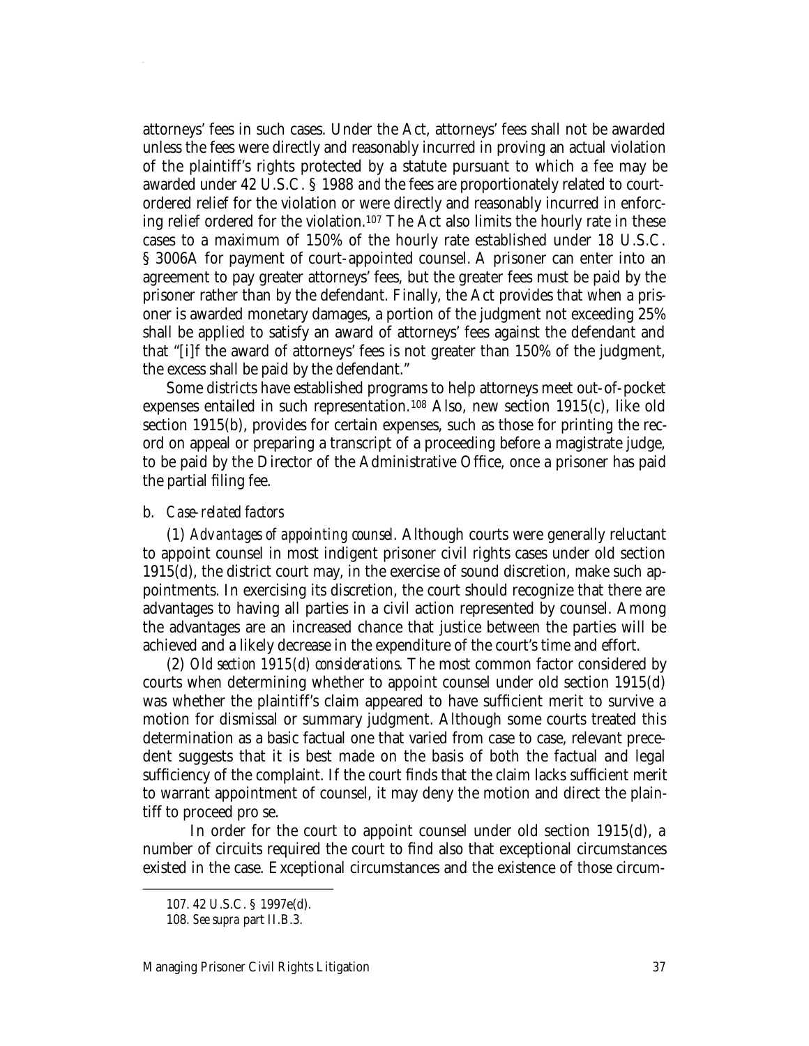attorneys' fees in such cases. Under the Act, attorneys' fees shall not be awarded unless the fees were directly and reasonably incurred in proving an actual violation of the plaintiff's rights protected by a statute pursuant to which a fee may be awarded under 42 U.S.C. § 1988 *and* the fees are proportionately related to court-ordered relief for the violation or were directly and reasonably incurred in enforcing relief ordered for the violation.[107] The Act also limits the hourly rate in these cases to a maximum of 150% of the hourly rate established under 18 U.S.C. § 3006A for payment of court-appointed counsel. A prisoner can enter into an agreement to pay greater attorneys' fees, but the greater fees must be paid by the prisoner rather than by the defendant. Finally, the Act provides that when a prisoner is awarded monetary damages, a portion of the judgment not exceeding 25% shall be applied to satisfy an award of attorneys' fees against the defendant and that "[i]f the award of attorneys' fees is not greater than 150% of the judgment, the excess shall be paid by the defendant."

Some districts have established programs to help attorneys meet out-of-pocket expenses entailed in such representation.[108] Also, new section 1915(c), like old section 1915(b), provides for certain expenses, such as those for printing the record on appeal or preparing a transcript of a proceeding before a magistrate judge, to be paid by the Director of the Administrative Office, once a prisoner has paid the partial filing fee.

### b. *Case-related factors*

(1) *Advantages of appointing counsel.* Although courts were generally reluctant to appoint counsel in most indigent prisoner civil rights cases under old section 1915(d), the district court may, in the exercise of sound discretion, make such appointments. In exercising its discretion, the court should recognize that there are advantages to having all parties in a civil action represented by counsel. Among the advantages are an increased chance that justice between the parties will be achieved and a likely decrease in the expenditure of the court's time and effort.

(2) *Old section 1915(d) considerations.* The most common factor considered by courts when determining whether to appoint counsel under old section 1915(d) was whether the plaintiff's claim appeared to have sufficient merit to survive a motion for dismissal or summary judgment. Although some courts treated this determination as a basic factual one that varied from case to case, relevant precedent suggests that it is best made on the basis of both the factual and legal sufficiency of the complaint. If the court finds that the claim lacks sufficient merit to warrant appointment of counsel, it may deny the motion and direct the plaintiff to proceed pro se.

In order for the court to appoint counsel under old section 1915(d), a number of circuits required the court to find also that exceptional circumstances existed in the case. Exceptional circumstances and the existence of those circum-

---

107. 42 U.S.C. § 1997e(d).

108. *See supra* part II.B.3.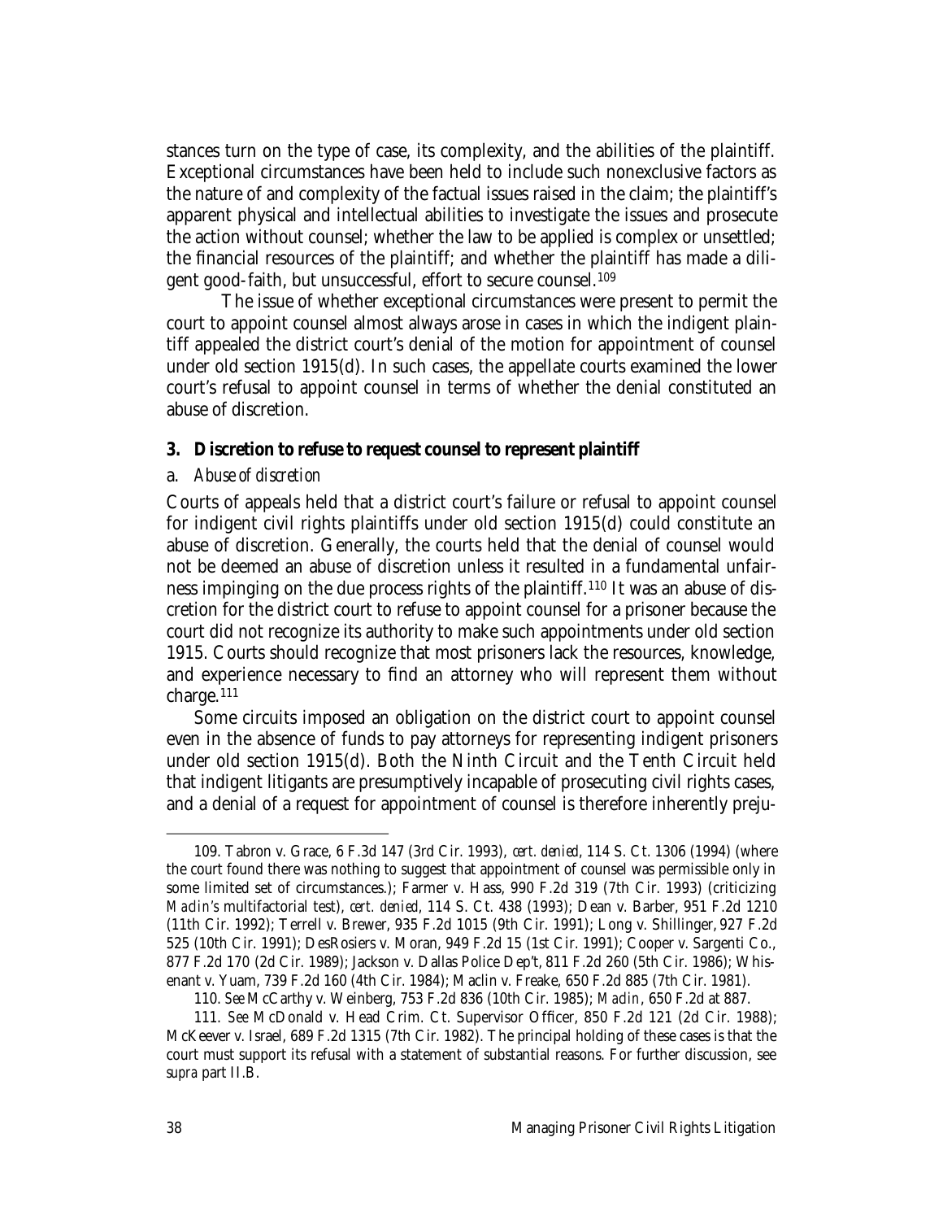stances turn on the type of case, its complexity, and the abilities of the plaintiff. Exceptional circumstances have been held to include such nonexclusive factors as the nature of and complexity of the factual issues raised in the claim; the plaintiff's apparent physical and intellectual abilities to investigate the issues and prosecute the action without counsel; whether the law to be applied is complex or unsettled; the financial resources of the plaintiff; and whether the plaintiff has made a diligent good-faith, but unsuccessful, effort to secure counsel.[109]

The issue of whether exceptional circumstances were present to permit the court to appoint counsel almost always arose in cases in which the indigent plaintiff appealed the district court's denial of the motion for appointment of counsel under old section 1915(d). In such cases, the appellate courts examined the lower court's refusal to appoint counsel in terms of whether the denial constituted an abuse of discretion.

### 3. Discretion to refuse to request counsel to represent plaintiff

#### a. *Abuse of discretion*

Courts of appeals held that a district court's failure or refusal to appoint counsel for indigent civil rights plaintiffs under old section 1915(d) could constitute an abuse of discretion. Generally, the courts held that the denial of counsel would not be deemed an abuse of discretion unless it resulted in a fundamental unfairness impinging on the due process rights of the plaintiff.[110] It was an abuse of discretion for the district court to refuse to appoint counsel for a prisoner because the court did not recognize its authority to make such appointments under old section 1915. Courts should recognize that most prisoners lack the resources, knowledge, and experience necessary to find an attorney who will represent them without charge.[111]

Some circuits imposed an obligation on the district court to appoint counsel even in the absence of funds to pay attorneys for representing indigent prisoners under old section 1915(d). Both the Ninth Circuit and the Tenth Circuit held that indigent litigants are presumptively incapable of prosecuting civil rights cases, and a denial of a request for appointment of counsel is therefore inherently preju-

---

109. Tabron v. Grace, 6 F.3d 147 (3rd Cir. 1993), *cert. denied*, 114 S. Ct. 1306 (1994) (where the court found there was nothing to suggest that appointment of counsel was permissible only in some limited set of circumstances.); Farmer v. Hass, 990 F.2d 319 (7th Cir. 1993) (criticizing *Maclin's* multifactorial test), *cert. denied*, 114 S. Ct. 438 (1993); Dean v. Barber, 951 F.2d 1210 (11th Cir. 1992); Terrell v. Brewer, 935 F.2d 1015 (9th Cir. 1991); Long v. Shillinger, 927 F.2d 525 (10th Cir. 1991); DesRosiers v. Moran, 949 F.2d 15 (1st Cir. 1991); Cooper v. Sargenti Co., 877 F.2d 170 (2d Cir. 1989); Jackson v. Dallas Police Dep't, 811 F.2d 260 (5th Cir. 1986); Whisenant v. Yuam, 739 F.2d 160 (4th Cir. 1984); Maclin v. Freake, 650 F.2d 885 (7th Cir. 1981).

110. *See* McCarthy v. Weinberg, 753 F.2d 836 (10th Cir. 1985); *Maclin*, 650 F.2d at 887.

111. *See* McDonald v. Head Crim. Ct. Supervisor Officer, 850 F.2d 121 (2d Cir. 1988); McKeever v. Israel, 689 F.2d 1315 (7th Cir. 1982). The principal holding of these cases is that the court must support its refusal with a statement of substantial reasons. For further discussion, see *supra* part II.B.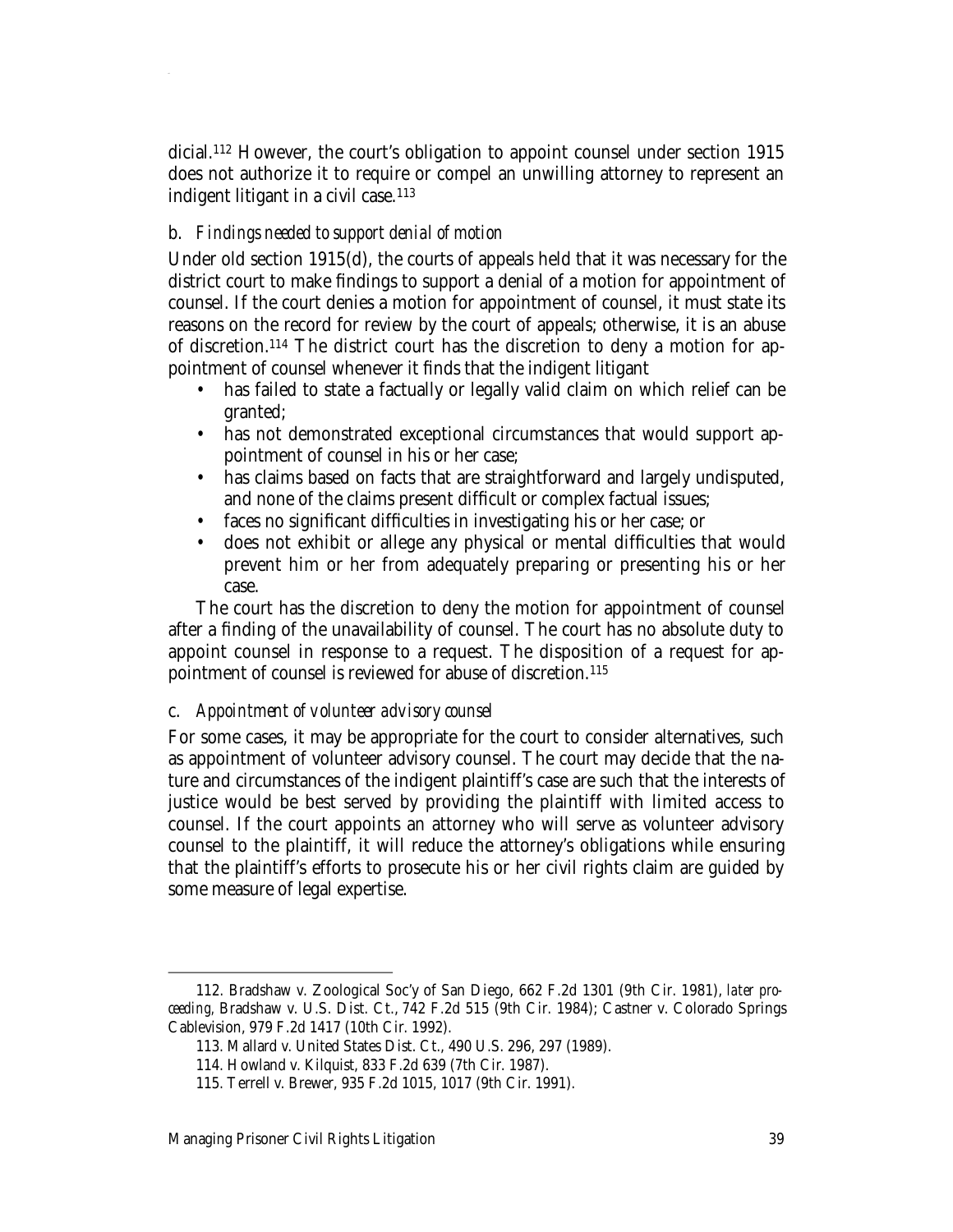dicial.[112] However, the court's obligation to appoint counsel under section 1915 does not authorize it to require or compel an unwilling attorney to represent an indigent litigant in a civil case.[113]

### b. *Findings needed to support denial of motion*

Under old section 1915(d), the courts of appeals held that it was necessary for the district court to make findings to support a denial of a motion for appointment of counsel. If the court denies a motion for appointment of counsel, it must state its reasons on the record for review by the court of appeals; otherwise, it is an abuse of discretion.[114] The district court has the discretion to deny a motion for appointment of counsel whenever it finds that the indigent litigant

- has failed to state a factually or legally valid claim on which relief can be granted;
- has not demonstrated exceptional circumstances that would support appointment of counsel in his or her case;
- has claims based on facts that are straightforward and largely undisputed, and none of the claims present difficult or complex factual issues;
- faces no significant difficulties in investigating his or her case; or
- does not exhibit or allege any physical or mental difficulties that would prevent him or her from adequately preparing or presenting his or her case.

The court has the discretion to deny the motion for appointment of counsel after a finding of the unavailability of counsel. The court has no absolute duty to appoint counsel in response to a request. The disposition of a request for appointment of counsel is reviewed for abuse of discretion.[115]

### c. *Appointment of volunteer advisory counsel*

For some cases, it may be appropriate for the court to consider alternatives, such as appointment of volunteer advisory counsel. The court may decide that the nature and circumstances of the indigent plaintiff's case are such that the interests of justice would be best served by providing the plaintiff with limited access to counsel. If the court appoints an attorney who will serve as volunteer advisory counsel to the plaintiff, it will reduce the attorney's obligations while ensuring that the plaintiff's efforts to prosecute his or her civil rights claim are guided by some measure of legal expertise.

---

112. Bradshaw v. Zoological Soc'y of San Diego, 662 F.2d 1301 (9th Cir. 1981), *later proceeding*, Bradshaw v. U.S. Dist. Ct., 742 F.2d 515 (9th Cir. 1984); Castner v. Colorado Springs Cablevision, 979 F.2d 1417 (10th Cir. 1992).

113. Mallard v. United States Dist. Ct., 490 U.S. 296, 297 (1989).

114. Howland v. Kilquist, 833 F.2d 639 (7th Cir. 1987).

115. Terrell v. Brewer, 935 F.2d 1015, 1017 (9th Cir. 1991).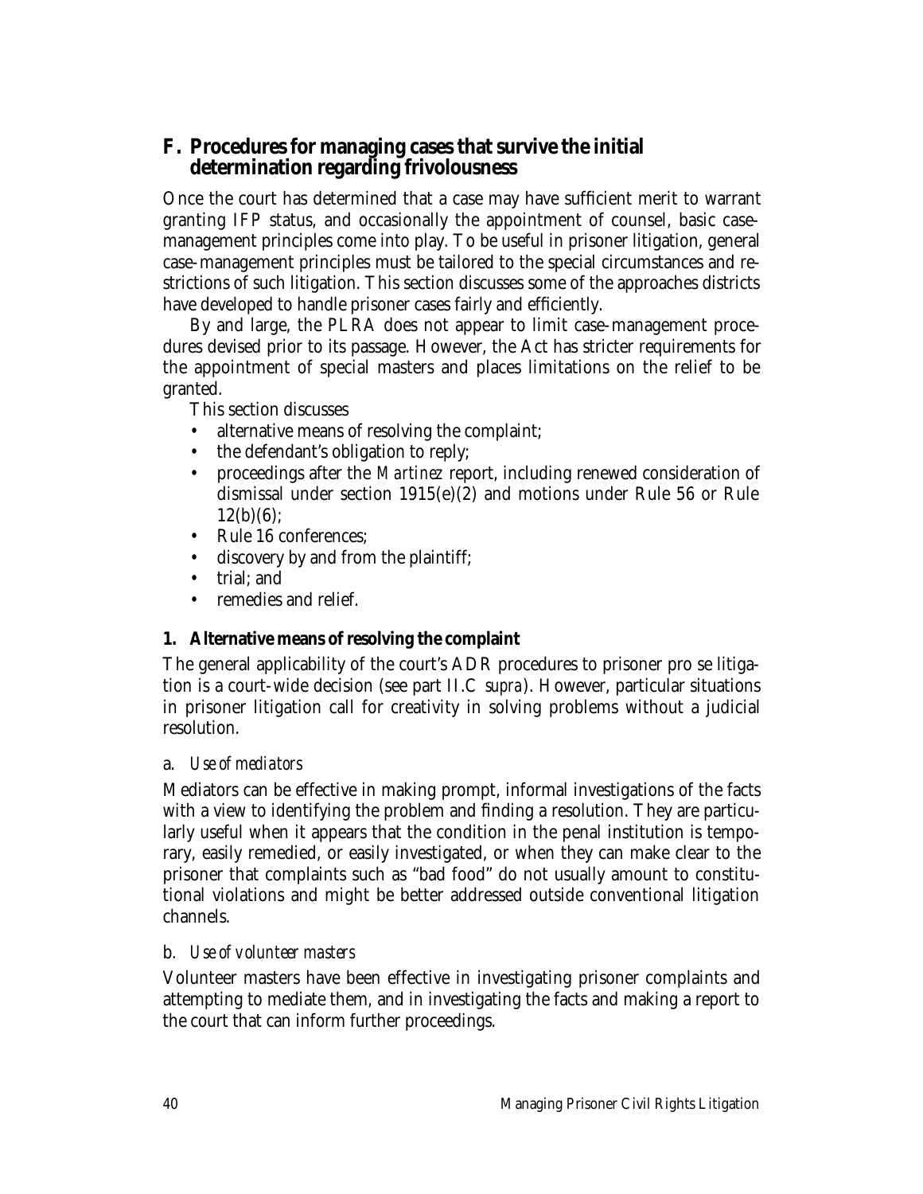## F. Procedures for managing cases that survive the initial determination regarding frivolousness

Once the court has determined that a case may have sufficient merit to warrant granting IFP status, and occasionally the appointment of counsel, basic case-management principles come into play. To be useful in prisoner litigation, general case-management principles must be tailored to the special circumstances and restrictions of such litigation. This section discusses some of the approaches districts have developed to handle prisoner cases fairly and efficiently.

By and large, the PLRA does not appear to limit case-management procedures devised prior to its passage. However, the Act has stricter requirements for the appointment of special masters and places limitations on the relief to be granted.

This section discusses

- alternative means of resolving the complaint;
- the defendant's obligation to reply;
- proceedings after the *Martinez* report, including renewed consideration of dismissal under section 1915(e)(2) and motions under Rule 56 or Rule 12(b)(6);
- Rule 16 conferences;
- discovery by and from the plaintiff;
- trial; and
- remedies and relief.

### 1. Alternative means of resolving the complaint

The general applicability of the court's ADR procedures to prisoner pro se litigation is a court-wide decision (see part II.C *supra*). However, particular situations in prisoner litigation call for creativity in solving problems without a judicial resolution.

#### a. *Use of mediators*

Mediators can be effective in making prompt, informal investigations of the facts with a view to identifying the problem and finding a resolution. They are particularly useful when it appears that the condition in the penal institution is temporary, easily remedied, or easily investigated, or when they can make clear to the prisoner that complaints such as "bad food" do not usually amount to constitutional violations and might be better addressed outside conventional litigation channels.

#### b. *Use of volunteer masters*

Volunteer masters have been effective in investigating prisoner complaints and attempting to mediate them, and in investigating the facts and making a report to the court that can inform further proceedings.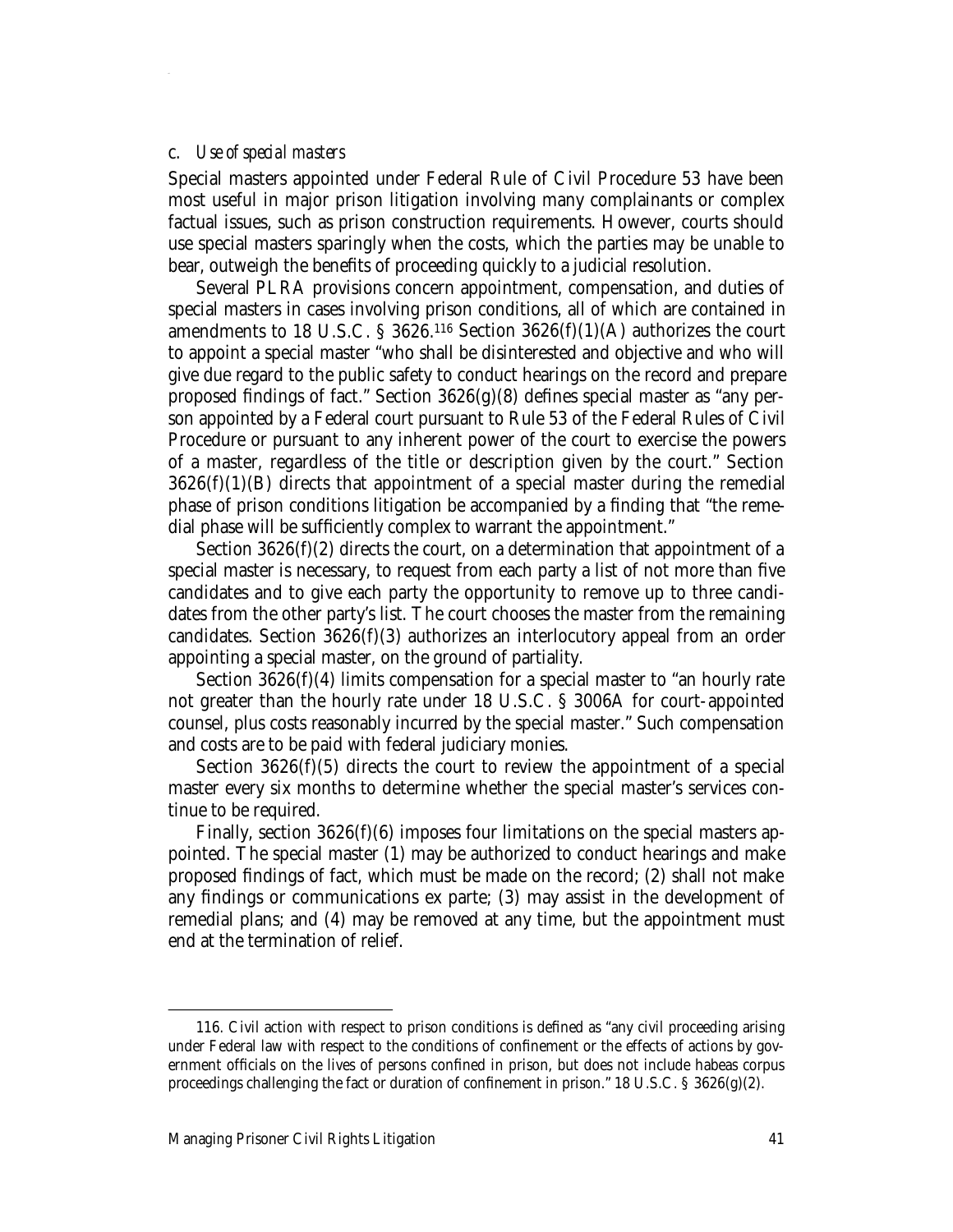#### c. *Use of special masters*

Special masters appointed under Federal Rule of Civil Procedure 53 have been most useful in major prison litigation involving many complainants or complex factual issues, such as prison construction requirements. However, courts should use special masters sparingly when the costs, which the parties may be unable to bear, outweigh the benefits of proceeding quickly to a judicial resolution.

Several PLRA provisions concern appointment, compensation, and duties of special masters in cases involving prison conditions, all of which are contained in amendments to 18 U.S.C. § 3626.[116] Section 3626(f)(1)(A) authorizes the court to appoint a special master "who shall be disinterested and objective and who will give due regard to the public safety to conduct hearings on the record and prepare proposed findings of fact." Section 3626(g)(8) defines special master as "any person appointed by a Federal court pursuant to Rule 53 of the Federal Rules of Civil Procedure or pursuant to any inherent power of the court to exercise the powers of a master, regardless of the title or description given by the court." Section 3626(f)(1)(B) directs that appointment of a special master during the remedial phase of prison conditions litigation be accompanied by a finding that "the remedial phase will be sufficiently complex to warrant the appointment."

Section 3626(f)(2) directs the court, on a determination that appointment of a special master is necessary, to request from each party a list of not more than five candidates and to give each party the opportunity to remove up to three candidates from the other party's list. The court chooses the master from the remaining candidates. Section 3626(f)(3) authorizes an interlocutory appeal from an order appointing a special master, on the ground of partiality.

Section 3626(f)(4) limits compensation for a special master to "an hourly rate not greater than the hourly rate under 18 U.S.C. § 3006A for court-appointed counsel, plus costs reasonably incurred by the special master." Such compensation and costs are to be paid with federal judiciary monies.

Section 3626(f)(5) directs the court to review the appointment of a special master every six months to determine whether the special master's services continue to be required.

Finally, section 3626(f)(6) imposes four limitations on the special masters appointed. The special master (1) may be authorized to conduct hearings and make proposed findings of fact, which must be made on the record; (2) shall not make any findings or communications ex parte; (3) may assist in the development of remedial plans; and (4) may be removed at any time, but the appointment must end at the termination of relief.

---

116. Civil action with respect to prison conditions is defined as "any civil proceeding arising under Federal law with respect to the conditions of confinement or the effects of actions by government officials on the lives of persons confined in prison, but does not include habeas corpus proceedings challenging the fact or duration of confinement in prison." 18 U.S.C. § 3626(g)(2).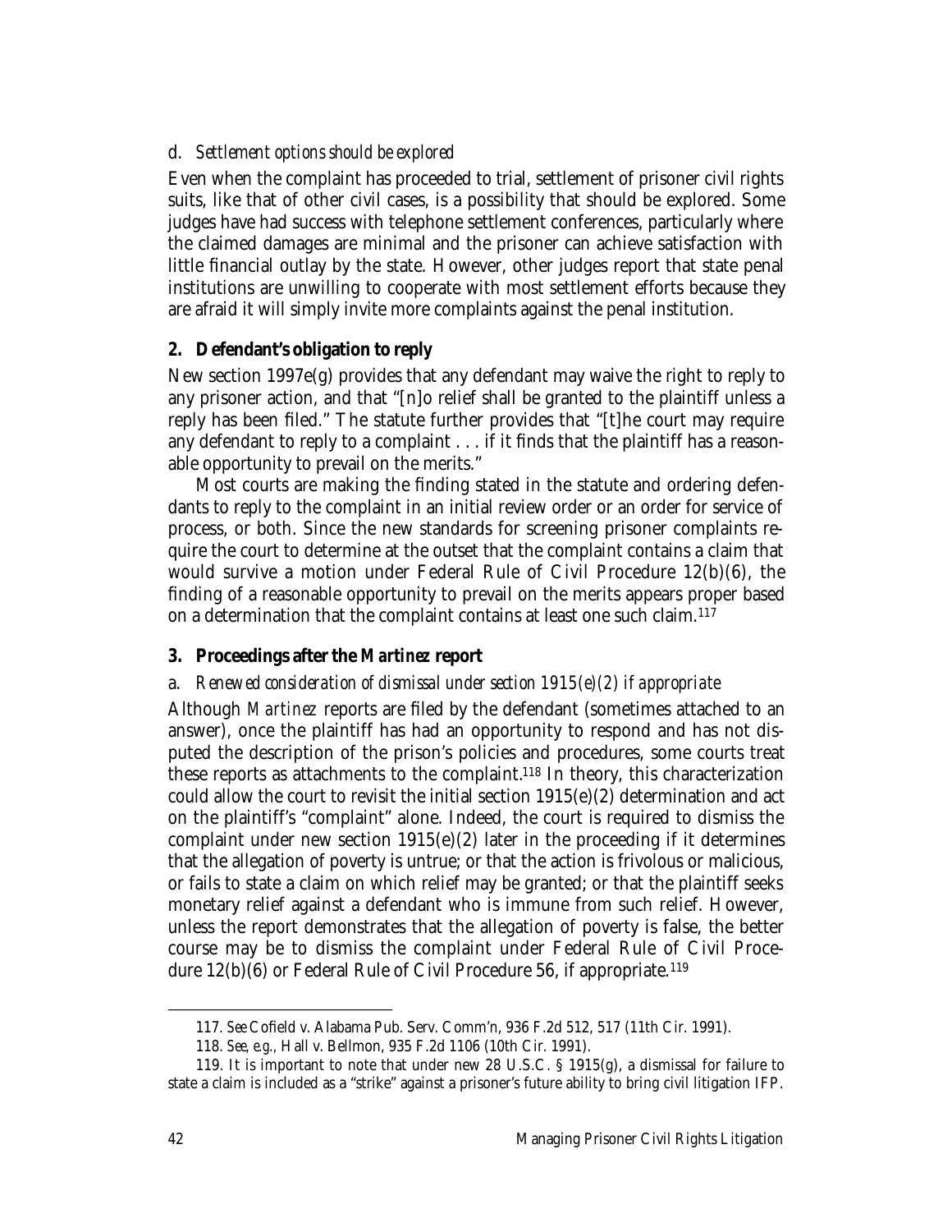#### d. *Settlement options should be explored*

Even when the complaint has proceeded to trial, settlement of prisoner civil rights suits, like that of other civil cases, is a possibility that should be explored. Some judges have had success with telephone settlement conferences, particularly where the claimed damages are minimal and the prisoner can achieve satisfaction with little financial outlay by the state. However, other judges report that state penal institutions are unwilling to cooperate with most settlement efforts because they are afraid it will simply invite more complaints against the penal institution.

### 2. Defendant's obligation to reply

New section 1997e(g) provides that any defendant may waive the right to reply to any prisoner action, and that "[n]o relief shall be granted to the plaintiff unless a reply has been filed." The statute further provides that "[t]he court may require any defendant to reply to a complaint . . . if it finds that the plaintiff has a reasonable opportunity to prevail on the merits."

Most courts are making the finding stated in the statute and ordering defendants to reply to the complaint in an initial review order or an order for service of process, or both. Since the new standards for screening prisoner complaints require the court to determine at the outset that the complaint contains a claim that would survive a motion under Federal Rule of Civil Procedure 12(b)(6), the finding of a reasonable opportunity to prevail on the merits appears proper based on a determination that the complaint contains at least one such claim.[117]

### 3. Proceedings after the *Martinez* report

#### a. *Renewed consideration of dismissal under section 1915(e)(2) if appropriate*

Although *Martinez* reports are filed by the defendant (sometimes attached to an answer), once the plaintiff has had an opportunity to respond and has not disputed the description of the prison's policies and procedures, some courts treat these reports as attachments to the complaint.[118] In theory, this characterization could allow the court to revisit the initial section 1915(e)(2) determination and act on the plaintiff's "complaint" alone. Indeed, the court is required to dismiss the complaint under new section 1915(e)(2) later in the proceeding if it determines that the allegation of poverty is untrue; or that the action is frivolous or malicious, or fails to state a claim on which relief may be granted; or that the plaintiff seeks monetary relief against a defendant who is immune from such relief. However, unless the report demonstrates that the allegation of poverty is false, the better course may be to dismiss the complaint under Federal Rule of Civil Procedure 12(b)(6) or Federal Rule of Civil Procedure 56, if appropriate.[119]

---

117. *See* Cofield v. Alabama Pub. Serv. Comm'n, 936 F.2d 512, 517 (11th Cir. 1991).

118. *See, e.g.*, Hall v. Bellmon, 935 F.2d 1106 (10th Cir. 1991).

119. It is important to note that under new 28 U.S.C. § 1915(g), a dismissal for failure to state a claim is included as a "strike" against a prisoner's future ability to bring civil litigation IFP.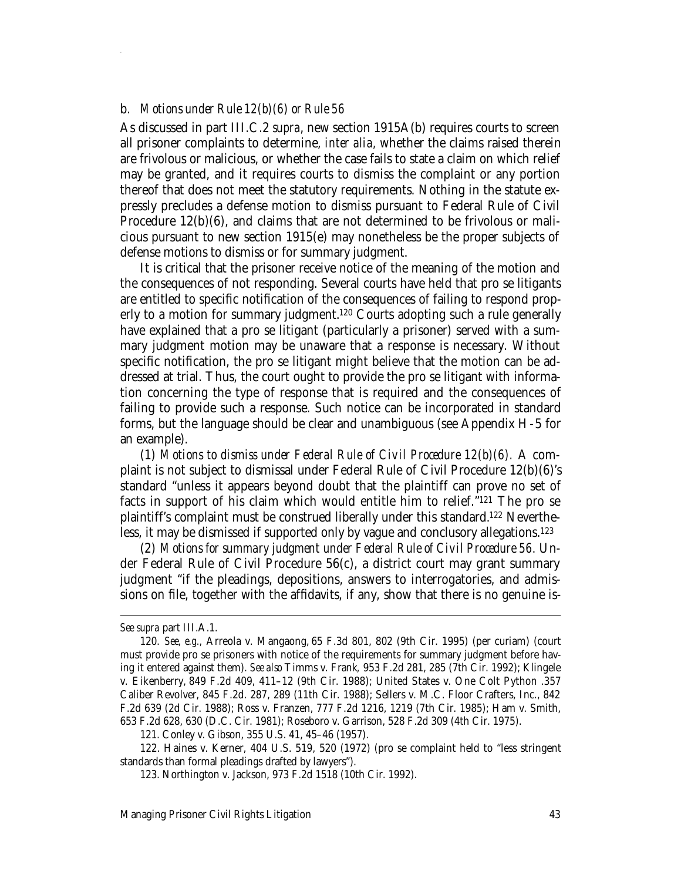### b. *Motions under Rule 12(b)(6) or Rule 56*

As discussed in part III.C.2 *supra*, new section 1915A(b) requires courts to screen all prisoner complaints to determine, *inter alia,* whether the claims raised therein are frivolous or malicious, or whether the case fails to state a claim on which relief may be granted, and it requires courts to dismiss the complaint or any portion thereof that does not meet the statutory requirements. Nothing in the statute expressly precludes a defense motion to dismiss pursuant to Federal Rule of Civil Procedure 12(b)(6), and claims that are not determined to be frivolous or malicious pursuant to new section 1915(e) may nonetheless be the proper subjects of defense motions to dismiss or for summary judgment.

It is critical that the prisoner receive notice of the meaning of the motion and the consequences of not responding. Several courts have held that pro se litigants are entitled to specific notification of the consequences of failing to respond properly to a motion for summary judgment.[120] Courts adopting such a rule generally have explained that a pro se litigant (particularly a prisoner) served with a summary judgment motion may be unaware that a response is necessary. Without specific notification, the pro se litigant might believe that the motion can be addressed at trial. Thus, the court ought to provide the pro se litigant with information concerning the type of response that is required and the consequences of failing to provide such a response. Such notice can be incorporated in standard forms, but the language should be clear and unambiguous (see Appendix H-5 for an example).

(1) *Motions to dismiss under Federal Rule of Civil Procedure 12(b)(6).* A complaint is not subject to dismissal under Federal Rule of Civil Procedure 12(b)(6)'s standard "unless it appears beyond doubt that the plaintiff can prove no set of facts in support of his claim which would entitle him to relief."[121] The pro se plaintiff's complaint must be construed liberally under this standard.[122] Nevertheless, it may be dismissed if supported only by vague and conclusory allegations.[123]

(2) *Motions for summary judgment under Federal Rule of Civil Procedure 56.* Under Federal Rule of Civil Procedure 56(c), a district court may grant summary judgment "if the pleadings, depositions, answers to interrogatories, and admissions on file, together with the affidavits, if any, show that there is no genuine is-

---

*See supra* part III.A.1.

120. *See, e.g.*, Arreola v. Mangaong, 65 F.3d 801, 802 (9th Cir. 1995) (per curiam) (court must provide pro se prisoners with notice of the requirements for summary judgment before having it entered against them). *See also* Timms v. Frank, 953 F.2d 281, 285 (7th Cir. 1992); Klingele v. Eikenberry, 849 F.2d 409, 411–12 (9th Cir. 1988); United States v. One Colt Python .357 Caliber Revolver, 845 F.2d. 287, 289 (11th Cir. 1988); Sellers v. M.C. Floor Crafters, Inc., 842 F.2d 639 (2d Cir. 1988); Ross v. Franzen, 777 F.2d 1216, 1219 (7th Cir. 1985); Ham v. Smith, 653 F.2d 628, 630 (D.C. Cir. 1981); Roseboro v. Garrison, 528 F.2d 309 (4th Cir. 1975).

121. Conley v. Gibson, 355 U.S. 41, 45–46 (1957).

122. Haines v. Kerner, 404 U.S. 519, 520 (1972) (pro se complaint held to "less stringent standards than formal pleadings drafted by lawyers").

123. Northington v. Jackson, 973 F.2d 1518 (10th Cir. 1992).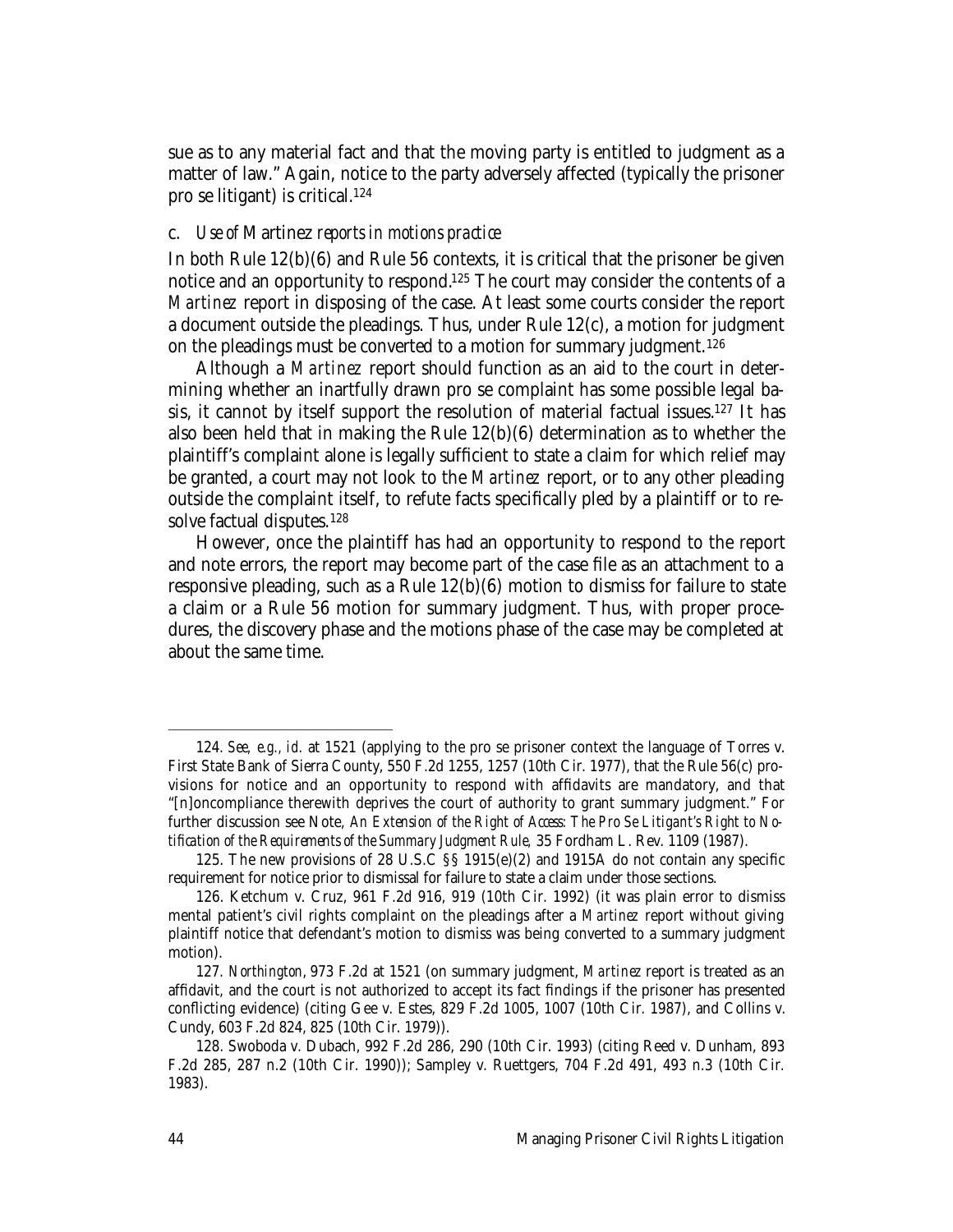sue as to any material fact and that the moving party is entitled to judgment as a matter of law." Again, notice to the party adversely affected (typically the prisoner pro se litigant) is critical.[124]

### c. *Use of* Martinez *reports in motions practice*

In both Rule 12(b)(6) and Rule 56 contexts, it is critical that the prisoner be given notice and an opportunity to respond.[125] The court may consider the contents of a *Martinez* report in disposing of the case. At least some courts consider the report a document outside the pleadings. Thus, under Rule 12(c), a motion for judgment on the pleadings must be converted to a motion for summary judgment.[126]

Although a *Martinez* report should function as an aid to the court in determining whether an inartfully drawn pro se complaint has some possible legal basis, it cannot by itself support the resolution of material factual issues.[127] It has also been held that in making the Rule 12(b)(6) determination as to whether the plaintiff's complaint alone is legally sufficient to state a claim for which relief may be granted, a court may not look to the *Martinez* report, or to any other pleading outside the complaint itself, to refute facts specifically pled by a plaintiff or to resolve factual disputes.[128]

However, once the plaintiff has had an opportunity to respond to the report and note errors, the report may become part of the case file as an attachment to a responsive pleading, such as a Rule 12(b)(6) motion to dismiss for failure to state a claim or a Rule 56 motion for summary judgment. Thus, with proper procedures, the discovery phase and the motions phase of the case may be completed at about the same time.

---

124. *See, e.g.*, *id.* at 1521 (applying to the pro se prisoner context the language of Torres v. First State Bank of Sierra County, 550 F.2d 1255, 1257 (10th Cir. 1977), that the Rule 56(c) provisions for notice and an opportunity to respond with affidavits are mandatory, and that "[n]oncompliance therewith deprives the court of authority to grant summary judgment." For further discussion see Note, *An Extension of the Right of Access: The Pro Se Litigant's Right to Notification of the Requirements of the Summary Judgment Rule,* 35 Fordham L. Rev. 1109 (1987).

125. The new provisions of 28 U.S.C §§ 1915(e)(2) and 1915A do not contain any specific requirement for notice prior to dismissal for failure to state a claim under those sections.

126. Ketchum v. Cruz, 961 F.2d 916, 919 (10th Cir. 1992) (it was plain error to dismiss mental patient's civil rights complaint on the pleadings after a *Martinez* report without giving plaintiff notice that defendant's motion to dismiss was being converted to a summary judgment motion).

127. *Northington*, 973 F.2d at 1521 (on summary judgment, *Martinez* report is treated as an affidavit, and the court is not authorized to accept its fact findings if the prisoner has presented conflicting evidence) (citing Gee v. Estes, 829 F.2d 1005, 1007 (10th Cir. 1987), and Collins v. Cundy, 603 F.2d 824, 825 (10th Cir. 1979)).

128. Swoboda v. Dubach, 992 F.2d 286, 290 (10th Cir. 1993) (citing Reed v. Dunham, 893 F.2d 285, 287 n.2 (10th Cir. 1990)); Sampley v. Ruettgers, 704 F.2d 491, 493 n.3 (10th Cir. 1983).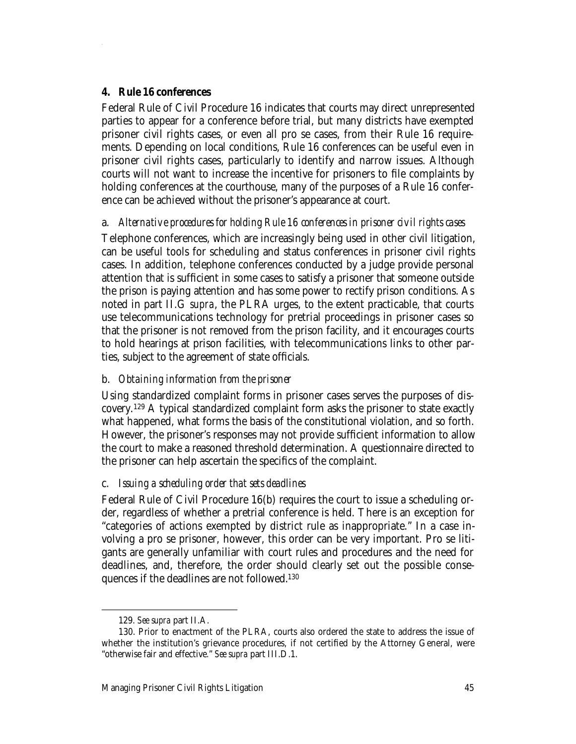### 4. Rule 16 conferences

Federal Rule of Civil Procedure 16 indicates that courts may direct unrepresented parties to appear for a conference before trial, but many districts have exempted prisoner civil rights cases, or even all pro se cases, from their Rule 16 requirements. Depending on local conditions, Rule 16 conferences can be useful even in prisoner civil rights cases, particularly to identify and narrow issues. Although courts will not want to increase the incentive for prisoners to file complaints by holding conferences at the courthouse, many of the purposes of a Rule 16 conference can be achieved without the prisoner's appearance at court.

#### a. *Alternative procedures for holding Rule 16 conferences in prisoner civil rights cases*

Telephone conferences, which are increasingly being used in other civil litigation, can be useful tools for scheduling and status conferences in prisoner civil rights cases. In addition, telephone conferences conducted by a judge provide personal attention that is sufficient in some cases to satisfy a prisoner that someone outside the prison is paying attention and has some power to rectify prison conditions. As noted in part II.G *supra*, the PLRA urges, to the extent practicable, that courts use telecommunications technology for pretrial proceedings in prisoner cases so that the prisoner is not removed from the prison facility, and it encourages courts to hold hearings at prison facilities, with telecommunications links to other parties, subject to the agreement of state officials.

#### b. *Obtaining information from the prisoner*

Using standardized complaint forms in prisoner cases serves the purposes of discovery.[129] A typical standardized complaint form asks the prisoner to state exactly what happened, what forms the basis of the constitutional violation, and so forth. However, the prisoner's responses may not provide sufficient information to allow the court to make a reasoned threshold determination. A questionnaire directed to the prisoner can help ascertain the specifics of the complaint.

#### c. *Issuing a scheduling order that sets deadlines*

Federal Rule of Civil Procedure 16(b) requires the court to issue a scheduling order, regardless of whether a pretrial conference is held. There is an exception for "categories of actions exempted by district rule as inappropriate." In a case involving a pro se prisoner, however, this order can be very important. Pro se litigants are generally unfamiliar with court rules and procedures and the need for deadlines, and, therefore, the order should clearly set out the possible consequences if the deadlines are not followed.[130]

---

129. *See supra* part II.A.

130. Prior to enactment of the PLRA, courts also ordered the state to address the issue of whether the institution's grievance procedures, if not certified by the Attorney General, were "otherwise fair and effective." *See supra* part III.D.1.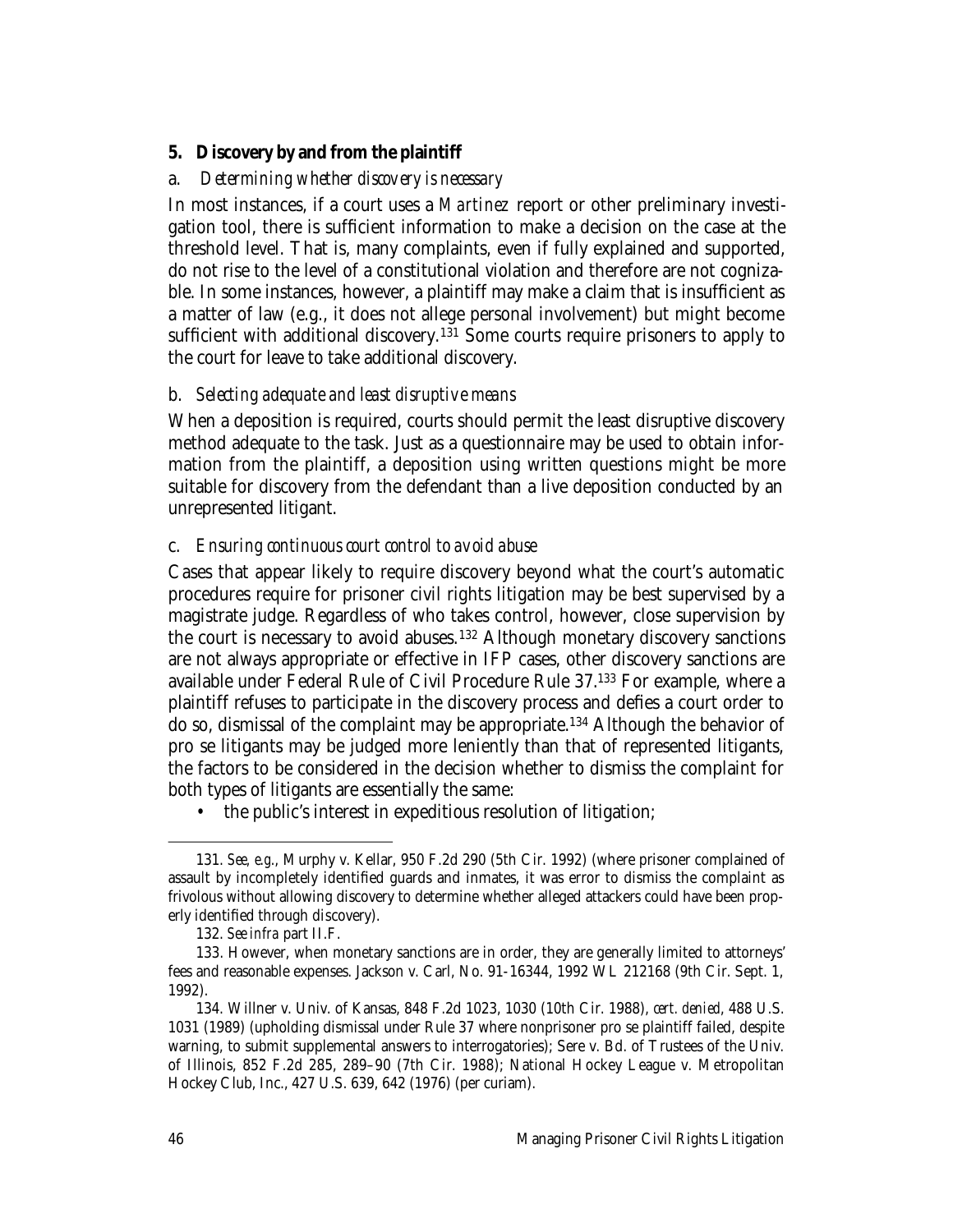### 5. Discovery by and from the plaintiff

#### a. *Determining whether discovery is necessary*

In most instances, if a court uses a *Martinez* report or other preliminary investigation tool, there is sufficient information to make a decision on the case at the threshold level. That is, many complaints, even if fully explained and supported, do not rise to the level of a constitutional violation and therefore are not cognizable. In some instances, however, a plaintiff may make a claim that is insufficient as a matter of law (e.g., it does not allege personal involvement) but might become sufficient with additional discovery.[131] Some courts require prisoners to apply to the court for leave to take additional discovery.

#### b. *Selecting adequate and least disruptive means*

When a deposition is required, courts should permit the least disruptive discovery method adequate to the task. Just as a questionnaire may be used to obtain information from the plaintiff, a deposition using written questions might be more suitable for discovery from the defendant than a live deposition conducted by an unrepresented litigant.

#### c. *Ensuring continuous court control to avoid abuse*

Cases that appear likely to require discovery beyond what the court's automatic procedures require for prisoner civil rights litigation may be best supervised by a magistrate judge. Regardless of who takes control, however, close supervision by the court is necessary to avoid abuses.[132] Although monetary discovery sanctions are not always appropriate or effective in IFP cases, other discovery sanctions are available under Federal Rule of Civil Procedure Rule 37.[133] For example, where a plaintiff refuses to participate in the discovery process and defies a court order to do so, dismissal of the complaint may be appropriate.[134] Although the behavior of pro se litigants may be judged more leniently than that of represented litigants, the factors to be considered in the decision whether to dismiss the complaint for both types of litigants are essentially the same:

- the public's interest in expeditious resolution of litigation;

---

131. *See, e.g.*, Murphy v. Kellar, 950 F.2d 290 (5th Cir. 1992) (where prisoner complained of assault by incompletely identified guards and inmates, it was error to dismiss the complaint as frivolous without allowing discovery to determine whether alleged attackers could have been properly identified through discovery).

132. *See infra* part II.F.

133. However, when monetary sanctions are in order, they are generally limited to attorneys' fees and reasonable expenses. Jackson v. Carl, No. 91-16344, 1992 WL 212168 (9th Cir. Sept. 1, 1992).

134. Willner v. Univ. of Kansas, 848 F.2d 1023, 1030 (10th Cir. 1988), *cert. denied*, 488 U.S. 1031 (1989) (upholding dismissal under Rule 37 where nonprisoner pro se plaintiff failed, despite warning, to submit supplemental answers to interrogatories); Sere v. Bd. of Trustees of the Univ. of Illinois, 852 F.2d 285, 289–90 (7th Cir. 1988); National Hockey League v. Metropolitan Hockey Club, Inc., 427 U.S. 639, 642 (1976) (per curiam).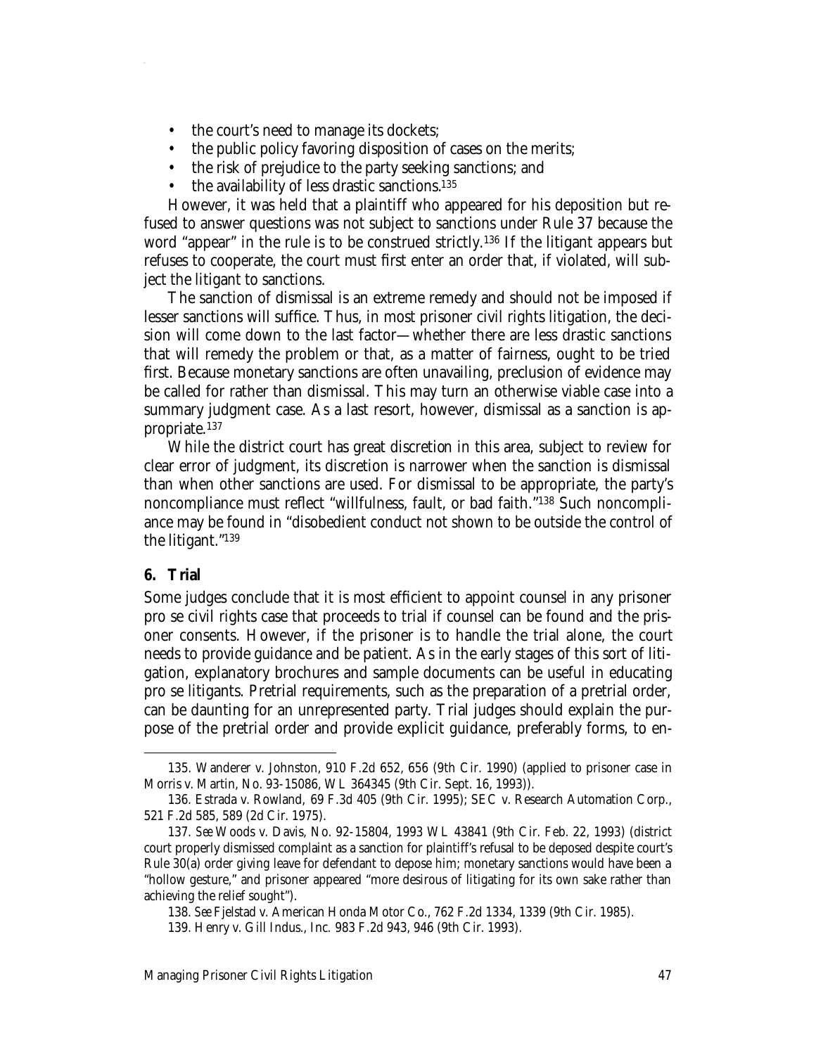- the court's need to manage its dockets;
- the public policy favoring disposition of cases on the merits;
- the risk of prejudice to the party seeking sanctions; and
- the availability of less drastic sanctions.[135]

However, it was held that a plaintiff who appeared for his deposition but refused to answer questions was not subject to sanctions under Rule 37 because the word "appear" in the rule is to be construed strictly.[136] If the litigant appears but refuses to cooperate, the court must first enter an order that, if violated, will subject the litigant to sanctions.

The sanction of dismissal is an extreme remedy and should not be imposed if lesser sanctions will suffice. Thus, in most prisoner civil rights litigation, the decision will come down to the last factor—whether there are less drastic sanctions that will remedy the problem or that, as a matter of fairness, ought to be tried first. Because monetary sanctions are often unavailing, preclusion of evidence may be called for rather than dismissal. This may turn an otherwise viable case into a summary judgment case. As a last resort, however, dismissal as a sanction is appropriate.[137]

While the district court has great discretion in this area, subject to review for clear error of judgment, its discretion is narrower when the sanction is dismissal than when other sanctions are used. For dismissal to be appropriate, the party's noncompliance must reflect "willfulness, fault, or bad faith."[138] Such noncompliance may be found in "disobedient conduct not shown to be outside the control of the litigant."[139]

### 6. Trial

Some judges conclude that it is most efficient to appoint counsel in any prisoner pro se civil rights case that proceeds to trial if counsel can be found and the prisoner consents. However, if the prisoner is to handle the trial alone, the court needs to provide guidance and be patient. As in the early stages of this sort of litigation, explanatory brochures and sample documents can be useful in educating pro se litigants. Pretrial requirements, such as the preparation of a pretrial order, can be daunting for an unrepresented party. Trial judges should explain the purpose of the pretrial order and provide explicit guidance, preferably forms, to en-

---

135. Wanderer v. Johnston, 910 F.2d 652, 656 (9th Cir. 1990) (applied to prisoner case in Morris v. Martin, No. 93-15086, WL 364345 (9th Cir. Sept. 16, 1993)).

136. Estrada v. Rowland, 69 F.3d 405 (9th Cir. 1995); SEC v. Research Automation Corp., 521 F.2d 585, 589 (2d Cir. 1975).

137. *See* Woods v. Davis, No. 92-15804, 1993 WL 43841 (9th Cir. Feb. 22, 1993) (district court properly dismissed complaint as a sanction for plaintiff's refusal to be deposed despite court's Rule 30(a) order giving leave for defendant to depose him; monetary sanctions would have been a "hollow gesture," and prisoner appeared "more desirous of litigating for its own sake rather than achieving the relief sought").

138. *See* Fjelstad v. American Honda Motor Co., 762 F.2d 1334, 1339 (9th Cir. 1985).

139. Henry v. Gill Indus., Inc. 983 F.2d 943, 946 (9th Cir. 1993).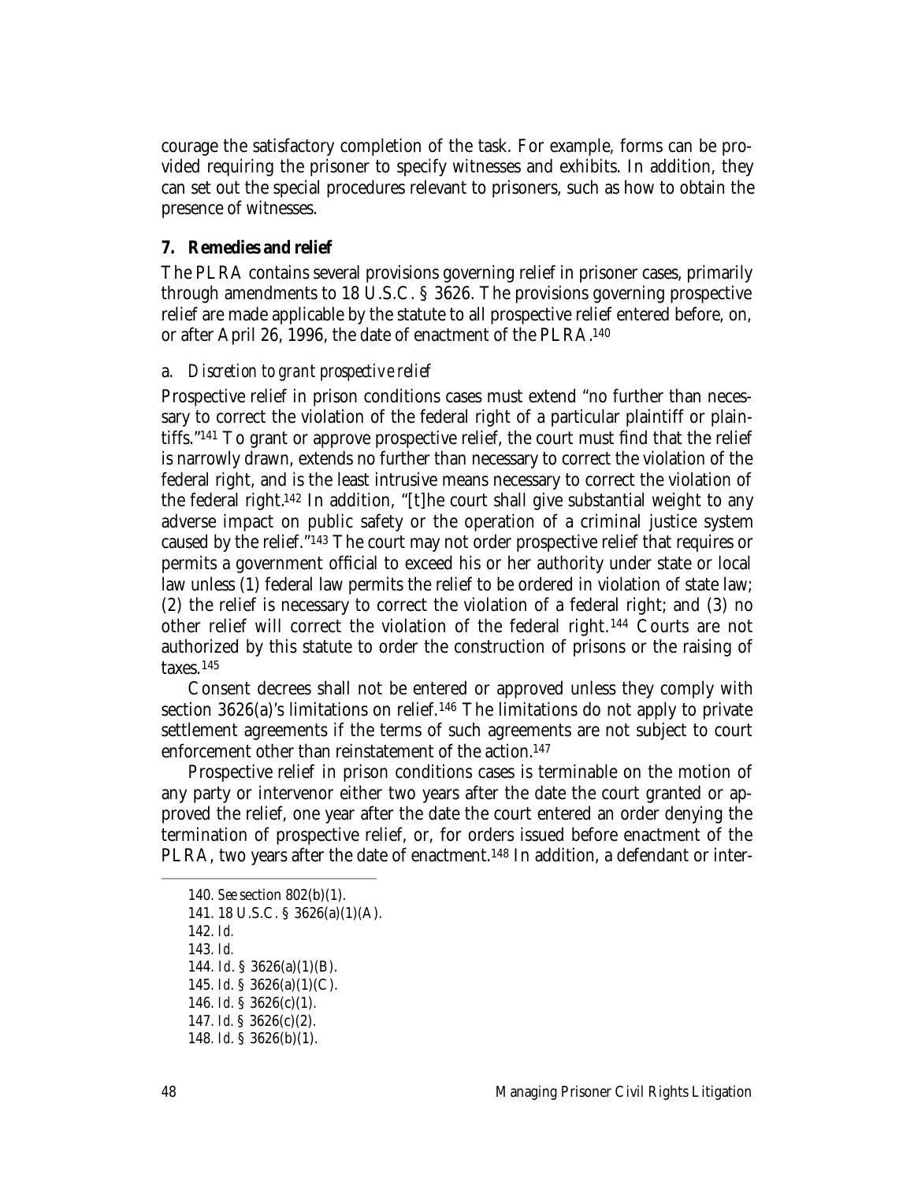courage the satisfactory completion of the task. For example, forms can be provided requiring the prisoner to specify witnesses and exhibits. In addition, they can set out the special procedures relevant to prisoners, such as how to obtain the presence of witnesses.

### 7. Remedies and relief

The PLRA contains several provisions governing relief in prisoner cases, primarily through amendments to 18 U.S.C. § 3626. The provisions governing prospective relief are made applicable by the statute to all prospective relief entered before, on, or after April 26, 1996, the date of enactment of the PLRA.[140]

#### a. *Discretion to grant prospective relief*

Prospective relief in prison conditions cases must extend "no further than necessary to correct the violation of the federal right of a particular plaintiff or plaintiffs."[141] To grant or approve prospective relief, the court must find that the relief is narrowly drawn, extends no further than necessary to correct the violation of the federal right, and is the least intrusive means necessary to correct the violation of the federal right.[142] In addition, "[t]he court shall give substantial weight to any adverse impact on public safety or the operation of a criminal justice system caused by the relief."[143] The court may not order prospective relief that requires or permits a government official to exceed his or her authority under state or local law unless (1) federal law permits the relief to be ordered in violation of state law; (2) the relief is necessary to correct the violation of a federal right; and (3) no other relief will correct the violation of the federal right.[144] Courts are not authorized by this statute to order the construction of prisons or the raising of taxes.[145]

Consent decrees shall not be entered or approved unless they comply with section 3626(a)'s limitations on relief.[146] The limitations do not apply to private settlement agreements if the terms of such agreements are not subject to court enforcement other than reinstatement of the action.[147]

Prospective relief in prison conditions cases is terminable on the motion of any party or intervenor either two years after the date the court granted or approved the relief, one year after the date the court entered an order denying the termination of prospective relief, or, for orders issued before enactment of the PLRA, two years after the date of enactment.[148] In addition, a defendant or inter-

---

140. *See* section 802(b)(1).
141. 18 U.S.C. § 3626(a)(1)(A).
142. *Id.*
143. *Id.*
144. *Id.* § 3626(a)(1)(B).
145. *Id.* § 3626(a)(1)(C).
146. *Id.* § 3626(c)(1).
147. *Id.* § 3626(c)(2).
148. *Id.* § 3626(b)(1).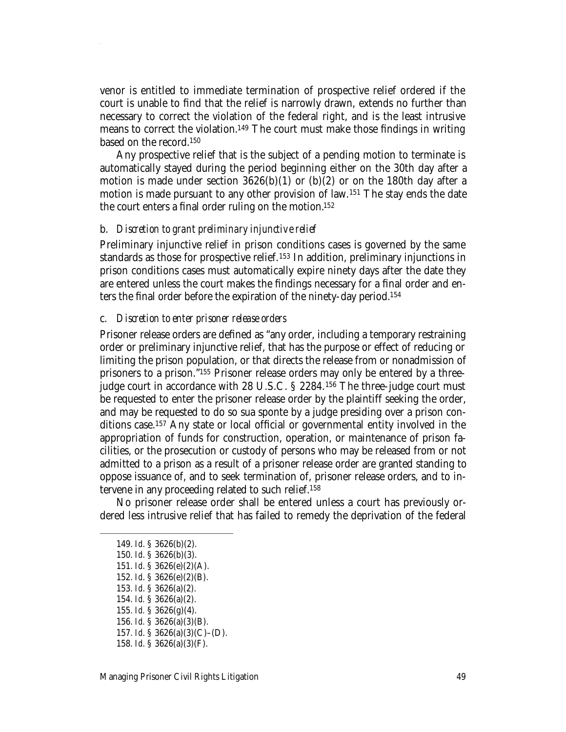venor is entitled to immediate termination of prospective relief ordered if the court is unable to find that the relief is narrowly drawn, extends no further than necessary to correct the violation of the federal right, and is the least intrusive means to correct the violation.[149] The court must make those findings in writing based on the record.[150]

Any prospective relief that is the subject of a pending motion to terminate is automatically stayed during the period beginning either on the 30th day after a motion is made under section 3626(b)(1) or (b)(2) or on the 180th day after a motion is made pursuant to any other provision of law.[151] The stay ends the date the court enters a final order ruling on the motion.[152]

### b. *Discretion to grant preliminary injunctive relief*

Preliminary injunctive relief in prison conditions cases is governed by the same standards as those for prospective relief.[153] In addition, preliminary injunctions in prison conditions cases must automatically expire ninety days after the date they are entered unless the court makes the findings necessary for a final order and enters the final order before the expiration of the ninety-day period.[154]

### c. *Discretion to enter prisoner release orders*

Prisoner release orders are defined as "any order, including a temporary restraining order or preliminary injunctive relief, that has the purpose or effect of reducing or limiting the prison population, or that directs the release from or nonadmission of prisoners to a prison."[155] Prisoner release orders may only be entered by a three-judge court in accordance with 28 U.S.C. § 2284.[156] The three-judge court must be requested to enter the prisoner release order by the plaintiff seeking the order, and may be requested to do so sua sponte by a judge presiding over a prison conditions case.[157] Any state or local official or governmental entity involved in the appropriation of funds for construction, operation, or maintenance of prison facilities, or the prosecution or custody of persons who may be released from or not admitted to a prison as a result of a prisoner release order are granted standing to oppose issuance of, and to seek termination of, prisoner release orders, and to intervene in any proceeding related to such relief.[158]

No prisoner release order shall be entered unless a court has previously ordered less intrusive relief that has failed to remedy the deprivation of the federal

---

149. *Id.* § 3626(b)(2).
150. *Id.* § 3626(b)(3).
151. *Id.* § 3626(e)(2)(A).
152. *Id.* § 3626(e)(2)(B).
153. *Id.* § 3626(a)(2).
154. *Id.* § 3626(a)(2).
155. *Id.* § 3626(g)(4).
156. *Id.* § 3626(a)(3)(B).
157. *Id.* § 3626(a)(3)(C)–(D).
158. *Id.* § 3626(a)(3)(F).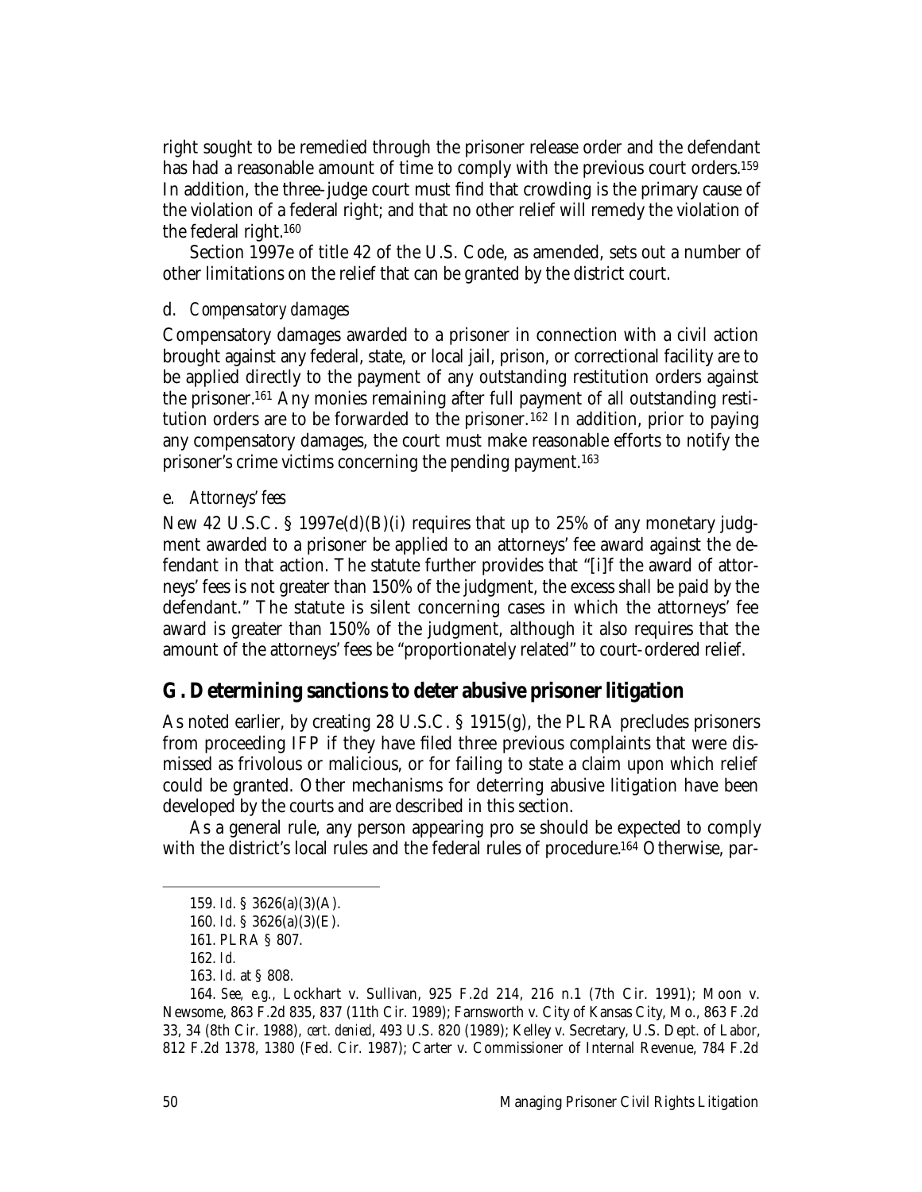right sought to be remedied through the prisoner release order and the defendant has had a reasonable amount of time to comply with the previous court orders.[159] In addition, the three-judge court must find that crowding is the primary cause of the violation of a federal right; and that no other relief will remedy the violation of the federal right.[160]

Section 1997e of title 42 of the U.S. Code, as amended, sets out a number of other limitations on the relief that can be granted by the district court.

#### d. *Compensatory damages*

Compensatory damages awarded to a prisoner in connection with a civil action brought against any federal, state, or local jail, prison, or correctional facility are to be applied directly to the payment of any outstanding restitution orders against the prisoner.[161] Any monies remaining after full payment of all outstanding restitution orders are to be forwarded to the prisoner.[162] In addition, prior to paying any compensatory damages, the court must make reasonable efforts to notify the prisoner's crime victims concerning the pending payment.[163]

#### e. *Attorneys' fees*

New 42 U.S.C. § 1997e(d)(B)(i) requires that up to 25% of any monetary judgment awarded to a prisoner be applied to an attorneys' fee award against the defendant in that action. The statute further provides that "[i]f the award of attorneys' fees is not greater than 150% of the judgment, the excess shall be paid by the defendant." The statute is silent concerning cases in which the attorneys' fee award is greater than 150% of the judgment, although it also requires that the amount of the attorneys' fees be "proportionately related" to court-ordered relief.

## G. Determining sanctions to deter abusive prisoner litigation

As noted earlier, by creating 28 U.S.C. § 1915(g), the PLRA precludes prisoners from proceeding IFP if they have filed three previous complaints that were dismissed as frivolous or malicious, or for failing to state a claim upon which relief could be granted. Other mechanisms for deterring abusive litigation have been developed by the courts and are described in this section.

As a general rule, any person appearing pro se should be expected to comply with the district's local rules and the federal rules of procedure.[164] Otherwise, par-

---

159. *Id.* § 3626(a)(3)(A).

160. *Id.* § 3626(a)(3)(E).

161. PLRA § 807.

162. *Id.*

163. *Id.* at § 808.

164. *See, e.g.,* Lockhart v. Sullivan, 925 F.2d 214, 216 n.1 (7th Cir. 1991); Moon v. Newsome, 863 F.2d 835, 837 (11th Cir. 1989); Farnsworth v. City of Kansas City, Mo., 863 F.2d 33, 34 (8th Cir. 1988), *cert. denied*, 493 U.S. 820 (1989); Kelley v. Secretary, U.S. Dept. of Labor, 812 F.2d 1378, 1380 (Fed. Cir. 1987); Carter v. Commissioner of Internal Revenue, 784 F.2d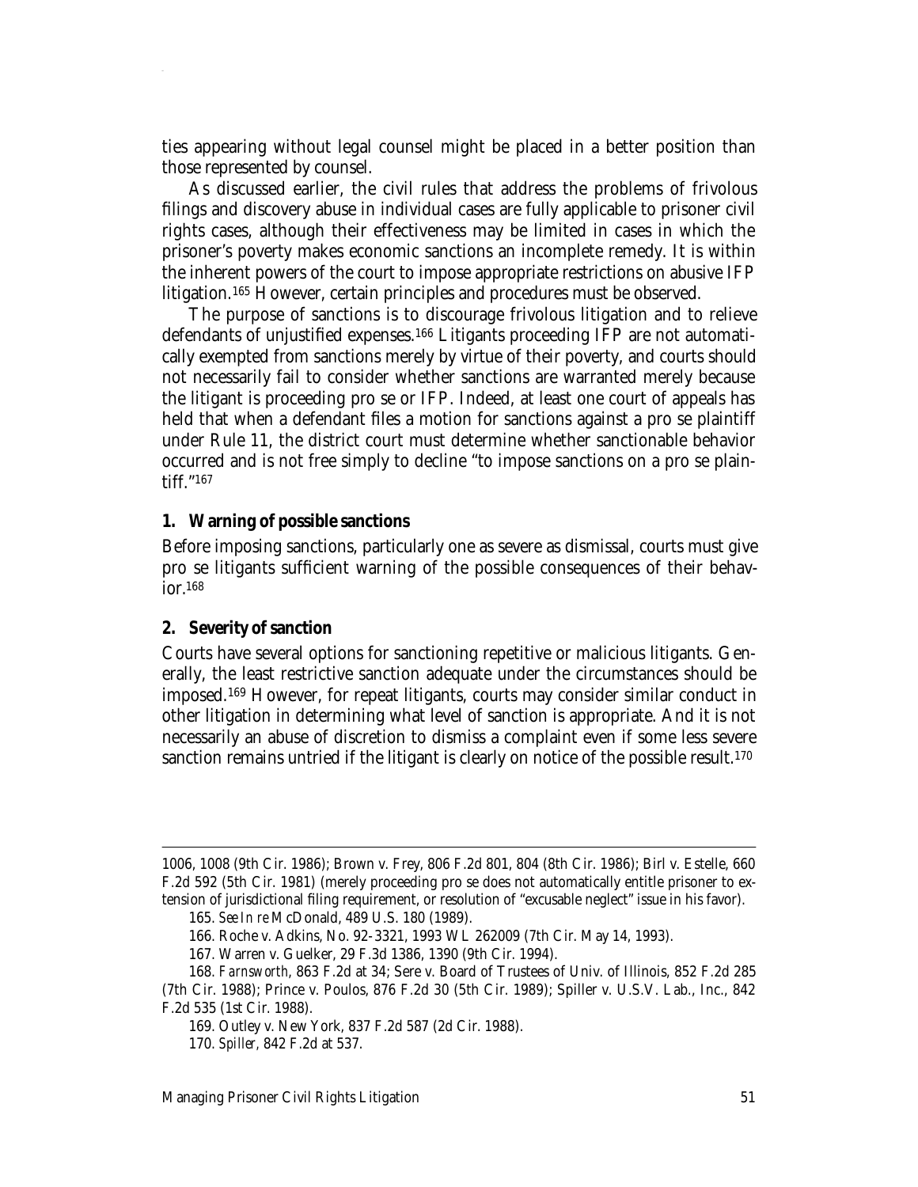ties appearing without legal counsel might be placed in a better position than those represented by counsel.

As discussed earlier, the civil rules that address the problems of frivolous filings and discovery abuse in individual cases are fully applicable to prisoner civil rights cases, although their effectiveness may be limited in cases in which the prisoner's poverty makes economic sanctions an incomplete remedy. It is within the inherent powers of the court to impose appropriate restrictions on abusive IFP litigation.[165] However, certain principles and procedures must be observed.

The purpose of sanctions is to discourage frivolous litigation and to relieve defendants of unjustified expenses.[166] Litigants proceeding IFP are not automatically exempted from sanctions merely by virtue of their poverty, and courts should not necessarily fail to consider whether sanctions are warranted merely because the litigant is proceeding pro se or IFP. Indeed, at least one court of appeals has held that when a defendant files a motion for sanctions against a pro se plaintiff under Rule 11, the district court must determine whether sanctionable behavior occurred and is not free simply to decline "to impose sanctions on a pro se plaintiff."[167]

### 1. Warning of possible sanctions

Before imposing sanctions, particularly one as severe as dismissal, courts must give pro se litigants sufficient warning of the possible consequences of their behavior.[168]

### 2. Severity of sanction

Courts have several options for sanctioning repetitive or malicious litigants. Generally, the least restrictive sanction adequate under the circumstances should be imposed.[169] However, for repeat litigants, courts may consider similar conduct in other litigation in determining what level of sanction is appropriate. And it is not necessarily an abuse of discretion to dismiss a complaint even if some less severe sanction remains untried if the litigant is clearly on notice of the possible result.[170]

---

1006, 1008 (9th Cir. 1986); Brown v. Frey, 806 F.2d 801, 804 (8th Cir. 1986); Birl v. Estelle, 660 F.2d 592 (5th Cir. 1981) (merely proceeding pro se does not automatically entitle prisoner to extension of jurisdictional filing requirement, or resolution of "excusable neglect" issue in his favor).

165. *See In re* McDonald, 489 U.S. 180 (1989).

166. Roche v. Adkins, No. 92-3321, 1993 WL 262009 (7th Cir. May 14, 1993).

167. Warren v. Guelker, 29 F.3d 1386, 1390 (9th Cir. 1994).

168. *Farnsworth*, 863 F.2d at 34; Sere v. Board of Trustees of Univ. of Illinois, 852 F.2d 285 (7th Cir. 1988); Prince v. Poulos, 876 F.2d 30 (5th Cir. 1989); Spiller v. U.S.V. Lab., Inc., 842 F.2d 535 (1st Cir. 1988).

169. Outley v. New York, 837 F.2d 587 (2d Cir. 1988).

170. *Spiller*, 842 F.2d at 537.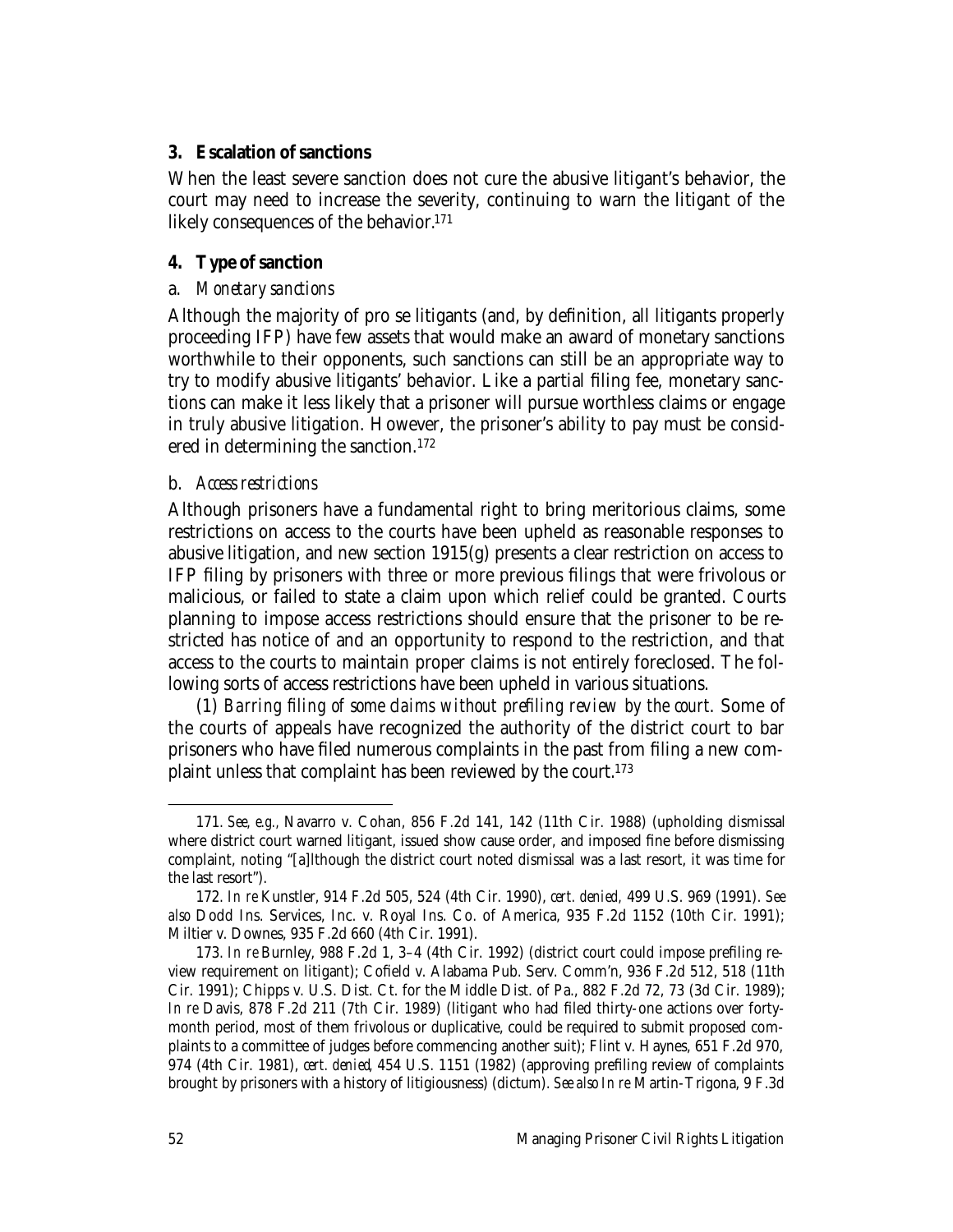### 3. Escalation of sanctions

When the least severe sanction does not cure the abusive litigant's behavior, the court may need to increase the severity, continuing to warn the litigant of the likely consequences of the behavior.[171]

### 4. Type of sanction

#### a. *Monetary sanctions*

Although the majority of pro se litigants (and, by definition, all litigants properly proceeding IFP) have few assets that would make an award of monetary sanctions worthwhile to their opponents, such sanctions can still be an appropriate way to try to modify abusive litigants' behavior. Like a partial filing fee, monetary sanctions can make it less likely that a prisoner will pursue worthless claims or engage in truly abusive litigation. However, the prisoner's ability to pay must be considered in determining the sanction.[172]

#### b. *Access restrictions*

Although prisoners have a fundamental right to bring meritorious claims, some restrictions on access to the courts have been upheld as reasonable responses to abusive litigation, and new section 1915(g) presents a clear restriction on access to IFP filing by prisoners with three or more previous filings that were frivolous or malicious, or failed to state a claim upon which relief could be granted. Courts planning to impose access restrictions should ensure that the prisoner to be restricted has notice of and an opportunity to respond to the restriction, and that access to the courts to maintain proper claims is not entirely foreclosed. The following sorts of access restrictions have been upheld in various situations.

(1) *Barring filing of some claims without prefiling review by the court.* Some of the courts of appeals have recognized the authority of the district court to bar prisoners who have filed numerous complaints in the past from filing a new complaint unless that complaint has been reviewed by the court.[173]

---

171. *See, e.g.*, Navarro v. Cohan, 856 F.2d 141, 142 (11th Cir. 1988) (upholding dismissal where district court warned litigant, issued show cause order, and imposed fine before dismissing complaint, noting "[a]lthough the district court noted dismissal was a last resort, it was time for the last resort").

172. *In re* Kunstler, 914 F.2d 505, 524 (4th Cir. 1990), *cert. denied*, 499 U.S. 969 (1991). *See also* Dodd Ins. Services, Inc. v. Royal Ins. Co. of America, 935 F.2d 1152 (10th Cir. 1991); Miltier v. Downes, 935 F.2d 660 (4th Cir. 1991).

173. *In re* Burnley, 988 F.2d 1, 3–4 (4th Cir. 1992) (district court could impose prefiling review requirement on litigant); Cofield v. Alabama Pub. Serv. Comm'n, 936 F.2d 512, 518 (11th Cir. 1991); Chipps v. U.S. Dist. Ct. for the Middle Dist. of Pa., 882 F.2d 72, 73 (3d Cir. 1989); *In re* Davis, 878 F.2d 211 (7th Cir. 1989) (litigant who had filed thirty-one actions over forty-month period, most of them frivolous or duplicative, could be required to submit proposed complaints to a committee of judges before commencing another suit); Flint v. Haynes, 651 F.2d 970, 974 (4th Cir. 1981), *cert. denied*, 454 U.S. 1151 (1982) (approving prefiling review of complaints brought by prisoners with a history of litigiousness) (dictum). *See also In re* Martin-Trigona, 9 F.3d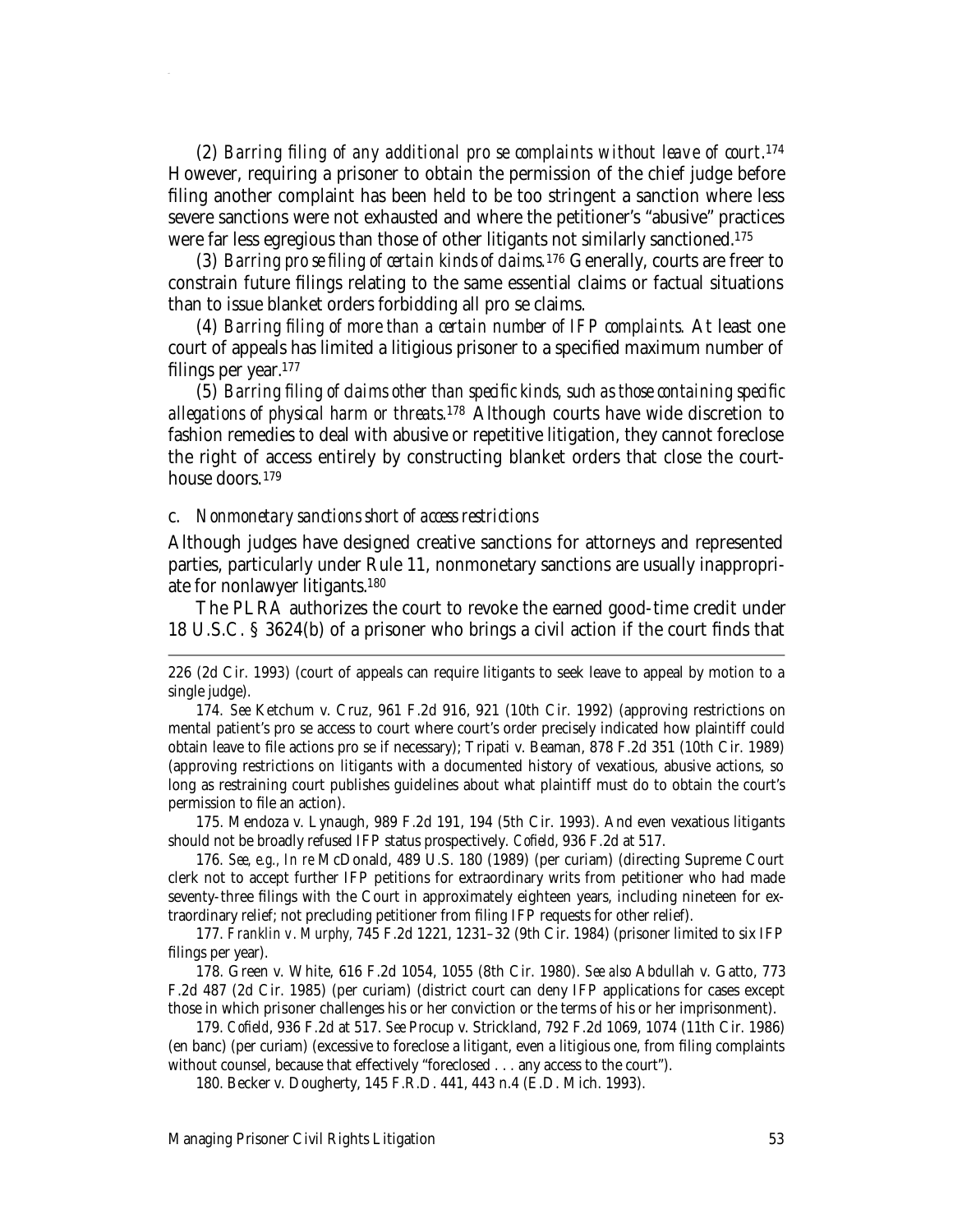(2) *Barring filing of any additional pro se complaints without leave of court*.[174] However, requiring a prisoner to obtain the permission of the chief judge before filing another complaint has been held to be too stringent a sanction where less severe sanctions were not exhausted and where the petitioner's "abusive" practices were far less egregious than those of other litigants not similarly sanctioned.[175]

(3) *Barring pro se filing of certain kinds of claims*.[176] Generally, courts are freer to constrain future filings relating to the same essential claims or factual situations than to issue blanket orders forbidding all pro se claims.

(4) *Barring filing of more than a certain number of IFP complaints*. At least one court of appeals has limited a litigious prisoner to a specified maximum number of filings per year.[177]

(5) *Barring filing of claims other than specific kinds, such as those containing specific allegations of physical harm or threats*.[178] Although courts have wide discretion to fashion remedies to deal with abusive or repetitive litigation, they cannot foreclose the right of access entirely by constructing blanket orders that close the courthouse doors.[179]

### c. *Nonmonetary sanctions short of access restrictions*

Although judges have designed creative sanctions for attorneys and represented parties, particularly under Rule 11, nonmonetary sanctions are usually inappropriate for nonlawyer litigants.[180]

The PLRA authorizes the court to revoke the earned good-time credit under 18 U.S.C. § 3624(b) of a prisoner who brings a civil action if the court finds that

---

226 (2d Cir. 1993) (court of appeals can require litigants to seek leave to appeal by motion to a single judge).

174. *See* Ketchum v. Cruz, 961 F.2d 916, 921 (10th Cir. 1992) (approving restrictions on mental patient's pro se access to court where court's order precisely indicated how plaintiff could obtain leave to file actions pro se if necessary); Tripati v. Beaman, 878 F.2d 351 (10th Cir. 1989) (approving restrictions on litigants with a documented history of vexatious, abusive actions, so long as restraining court publishes guidelines about what plaintiff must do to obtain the court's permission to file an action).

175. Mendoza v. Lynaugh, 989 F.2d 191, 194 (5th Cir. 1993). And even vexatious litigants should not be broadly refused IFP status prospectively. *Cofield*, 936 F.2d at 517.

176. *See, e.g.*, *In re* McDonald, 489 U.S. 180 (1989) (per curiam) (directing Supreme Court clerk not to accept further IFP petitions for extraordinary writs from petitioner who had made seventy-three filings with the Court in approximately eighteen years, including nineteen for extraordinary relief; not precluding petitioner from filing IFP requests for other relief).

177. *Franklin v. Murphy*, 745 F.2d 1221, 1231–32 (9th Cir. 1984) (prisoner limited to six IFP filings per year).

178. Green v. White, 616 F.2d 1054, 1055 (8th Cir. 1980). *See also* Abdullah v. Gatto, 773 F.2d 487 (2d Cir. 1985) (per curiam) (district court can deny IFP applications for cases except those in which prisoner challenges his or her conviction or the terms of his or her imprisonment).

179. *Cofield*, 936 F.2d at 517. *See* Procup v. Strickland, 792 F.2d 1069, 1074 (11th Cir. 1986) (en banc) (per curiam) (excessive to foreclose a litigant, even a litigious one, from filing complaints without counsel, because that effectively "foreclosed . . . any access to the court").

180. Becker v. Dougherty, 145 F.R.D. 441, 443 n.4 (E.D. Mich. 1993).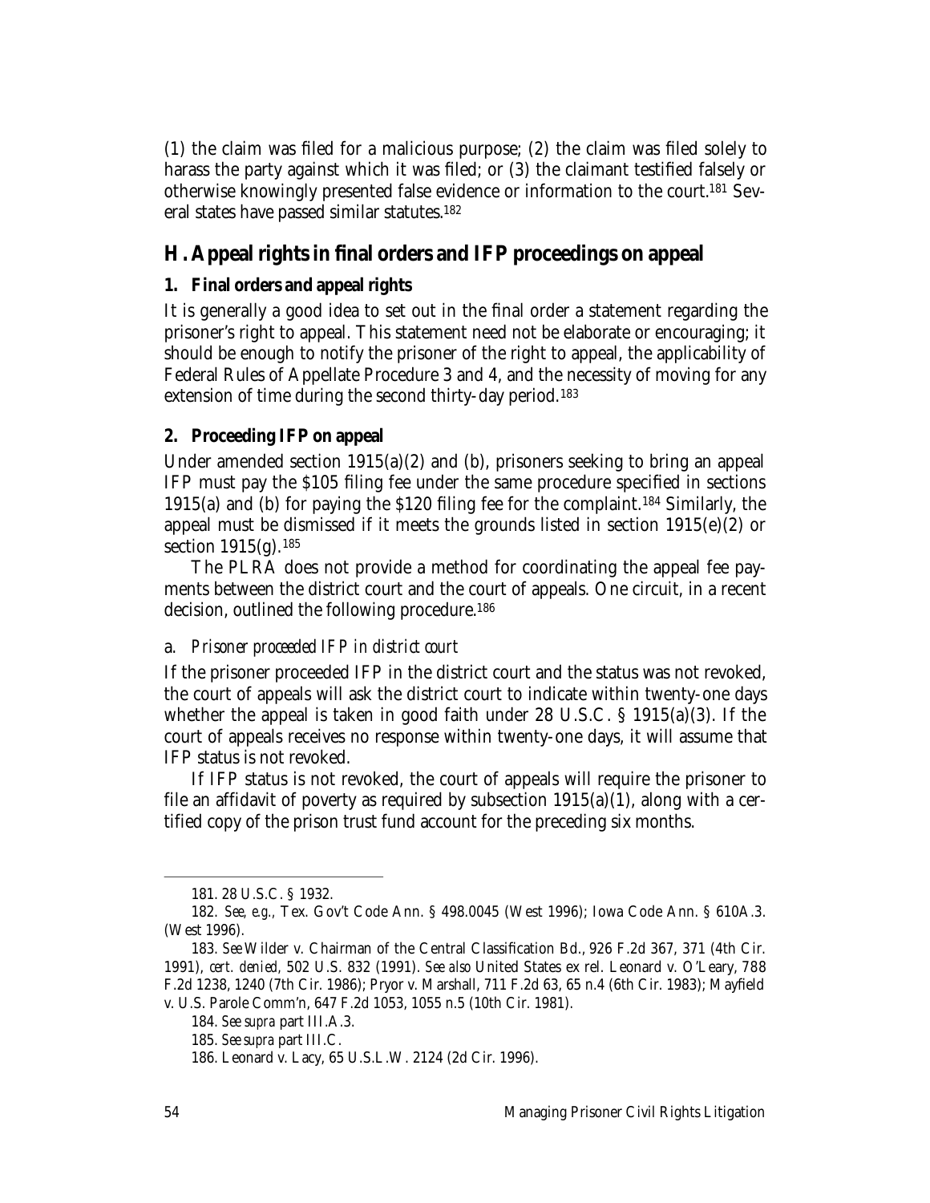(1) the claim was filed for a malicious purpose; (2) the claim was filed solely to harass the party against which it was filed; or (3) the claimant testified falsely or otherwise knowingly presented false evidence or information to the court.[181] Several states have passed similar statutes.[182]

## H. Appeal rights in final orders and IFP proceedings on appeal

### 1. Final orders and appeal rights

It is generally a good idea to set out in the final order a statement regarding the prisoner's right to appeal. This statement need not be elaborate or encouraging; it should be enough to notify the prisoner of the right to appeal, the applicability of Federal Rules of Appellate Procedure 3 and 4, and the necessity of moving for any extension of time during the second thirty-day period.[183]

### 2. Proceeding IFP on appeal

Under amended section 1915(a)(2) and (b), prisoners seeking to bring an appeal IFP must pay the $105 filing fee under the same procedure specified in sections 1915(a) and (b) for paying the $120 filing fee for the complaint.[184] Similarly, the appeal must be dismissed if it meets the grounds listed in section 1915(e)(2) or section 1915(g).[185]

The PLRA does not provide a method for coordinating the appeal fee payments between the district court and the court of appeals. One circuit, in a recent decision, outlined the following procedure.[186]

#### a. *Prisoner proceeded IFP in district court*

If the prisoner proceeded IFP in the district court and the status was not revoked, the court of appeals will ask the district court to indicate within twenty-one days whether the appeal is taken in good faith under 28 U.S.C. § 1915(a)(3). If the court of appeals receives no response within twenty-one days, it will assume that IFP status is not revoked.

If IFP status is not revoked, the court of appeals will require the prisoner to file an affidavit of poverty as required by subsection 1915(a)(1), along with a certified copy of the prison trust fund account for the preceding six months.

---

181. 28 U.S.C. § 1932.

182. *See, e.g.*, Tex. Gov't Code Ann. § 498.0045 (West 1996); Iowa Code Ann. § 610A.3. (West 1996).

183. *See* Wilder v. Chairman of the Central Classification Bd., 926 F.2d 367, 371 (4th Cir. 1991), *cert. denied*, 502 U.S. 832 (1991). *See also* United States ex rel. Leonard v. O'Leary, 788 F.2d 1238, 1240 (7th Cir. 1986); Pryor v. Marshall, 711 F.2d 63, 65 n.4 (6th Cir. 1983); Mayfield v. U.S. Parole Comm'n, 647 F.2d 1053, 1055 n.5 (10th Cir. 1981).

184. *See supra* part III.A.3.

185. *See supra* part III.C.

186. Leonard v. Lacy, 65 U.S.L.W. 2124 (2d Cir. 1996).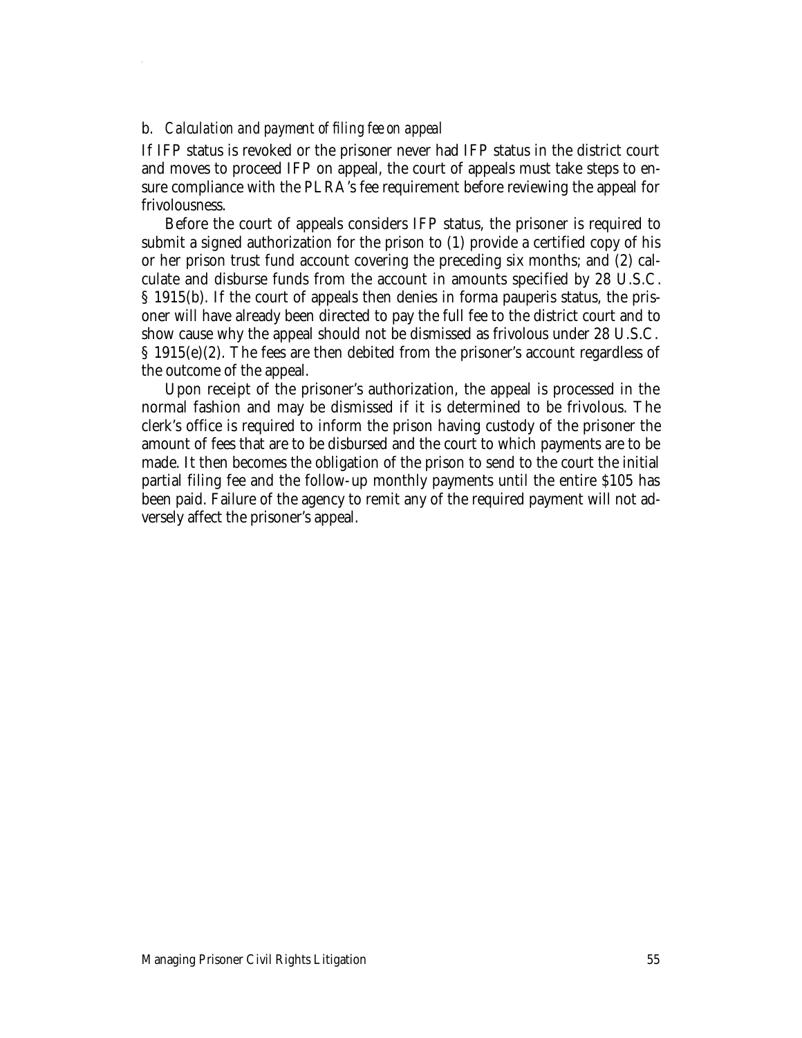#### b. *Calculation and payment of filing fee on appeal*

If IFP status is revoked or the prisoner never had IFP status in the district court and moves to proceed IFP on appeal, the court of appeals must take steps to ensure compliance with the PLRA's fee requirement before reviewing the appeal for frivolousness.

Before the court of appeals considers IFP status, the prisoner is required to submit a signed authorization for the prison to (1) provide a certified copy of his or her prison trust fund account covering the preceding six months; and (2) calculate and disburse funds from the account in amounts specified by 28 U.S.C. § 1915(b). If the court of appeals then denies in forma pauperis status, the prisoner will have already been directed to pay the full fee to the district court and to show cause why the appeal should not be dismissed as frivolous under 28 U.S.C. § 1915(e)(2). The fees are then debited from the prisoner's account regardless of the outcome of the appeal.

Upon receipt of the prisoner's authorization, the appeal is processed in the normal fashion and may be dismissed if it is determined to be frivolous. The clerk's office is required to inform the prison having custody of the prisoner the amount of fees that are to be disbursed and the court to which payments are to be made. It then becomes the obligation of the prison to send to the court the initial partial filing fee and the follow-up monthly payments until the entire $105 has been paid. Failure of the agency to remit any of the required payment will not adversely affect the prisoner's appeal.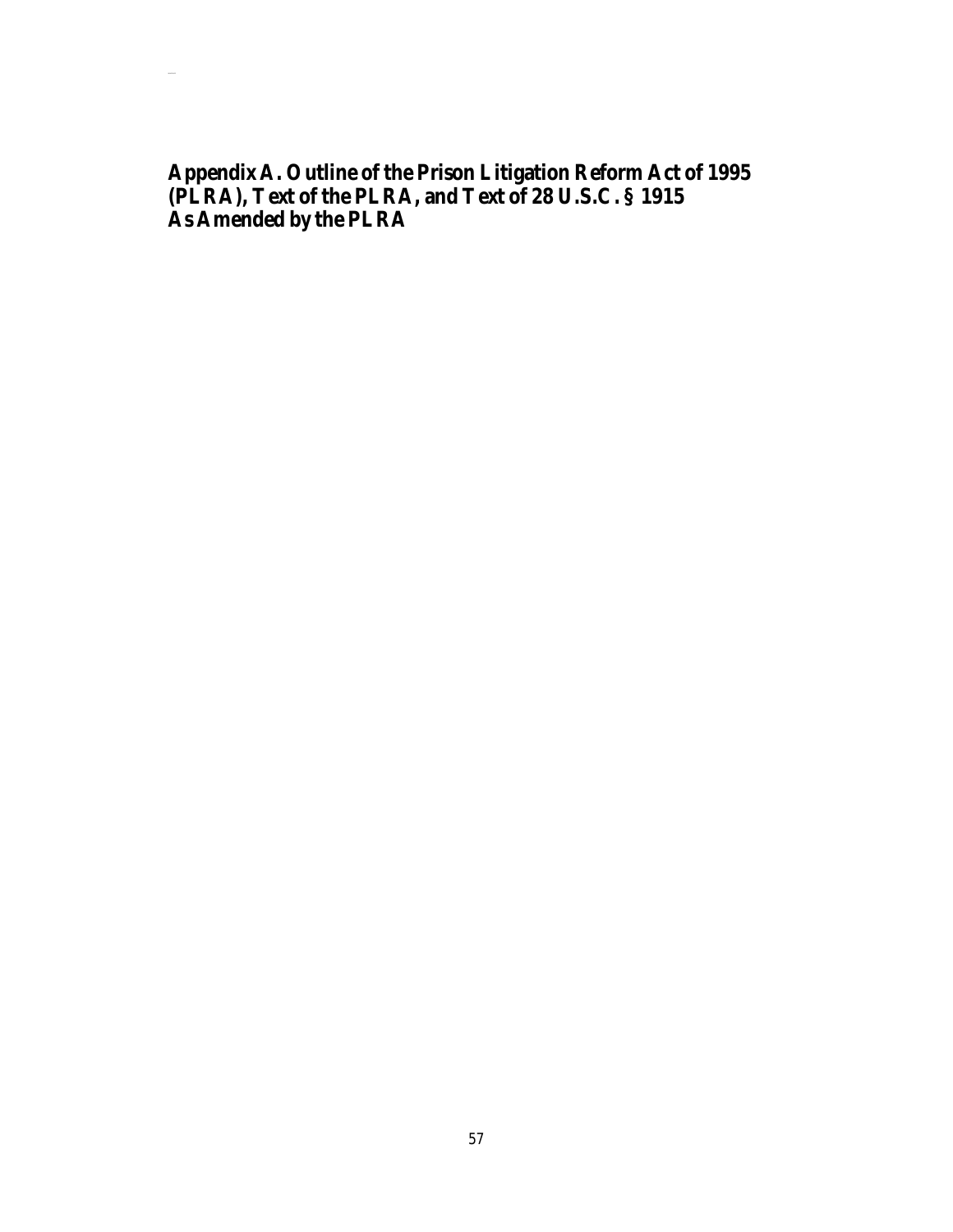# Appendix A. Outline of the Prison Litigation Reform Act of 1995 (PLRA), Text of the PLRA, and Text of 28 U.S.C. § 1915 As Amended by the PLRA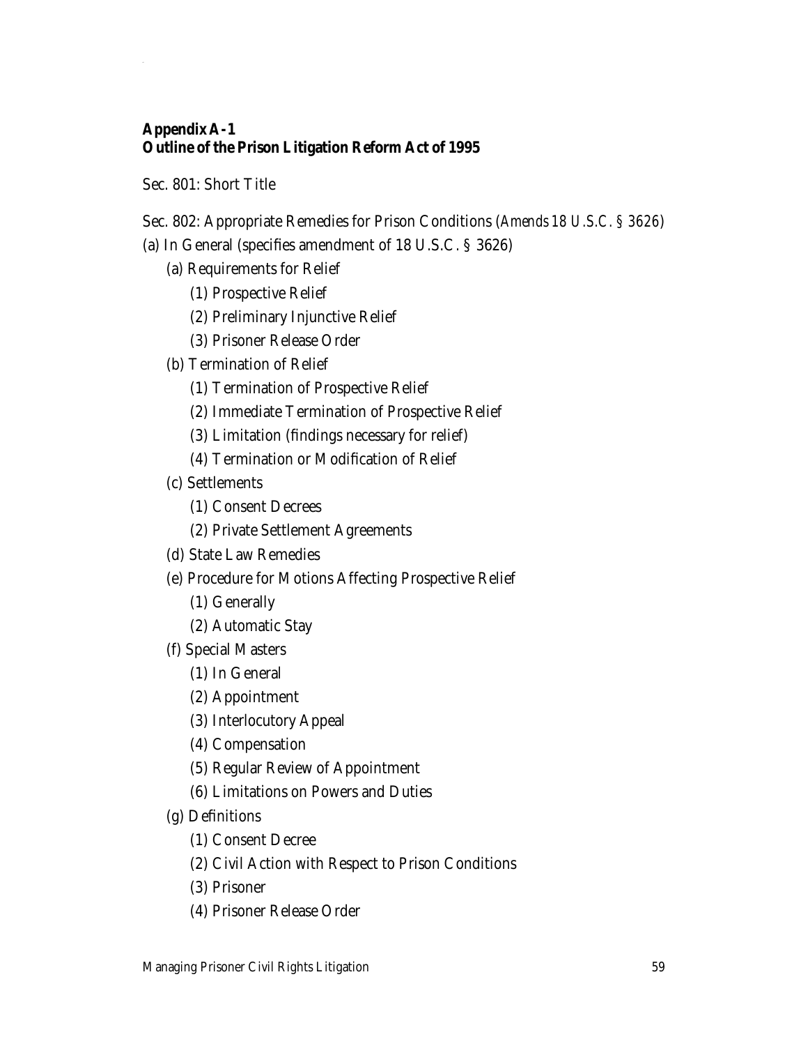## Appendix A-1
## Outline of the Prison Litigation Reform Act of 1995

Sec. 801: Short Title

Sec. 802: Appropriate Remedies for Prison Conditions (*Amends 18 U.S.C. § 3626*)

(a) In General (specifies amendment of 18 U.S.C. § 3626)

- (a) Requirements for Relief
  - (1) Prospective Relief
  - (2) Preliminary Injunctive Relief
  - (3) Prisoner Release Order
- (b) Termination of Relief
  - (1) Termination of Prospective Relief
  - (2) Immediate Termination of Prospective Relief
  - (3) Limitation (findings necessary for relief)
  - (4) Termination or Modification of Relief
- (c) Settlements
  - (1) Consent Decrees
  - (2) Private Settlement Agreements
- (d) State Law Remedies
- (e) Procedure for Motions Affecting Prospective Relief
  - (1) Generally
  - (2) Automatic Stay
- (f) Special Masters
  - (1) In General
  - (2) Appointment
  - (3) Interlocutory Appeal
  - (4) Compensation
  - (5) Regular Review of Appointment
  - (6) Limitations on Powers and Duties
- (g) Definitions
  - (1) Consent Decree
  - (2) Civil Action with Respect to Prison Conditions
  - (3) Prisoner
  - (4) Prisoner Release Order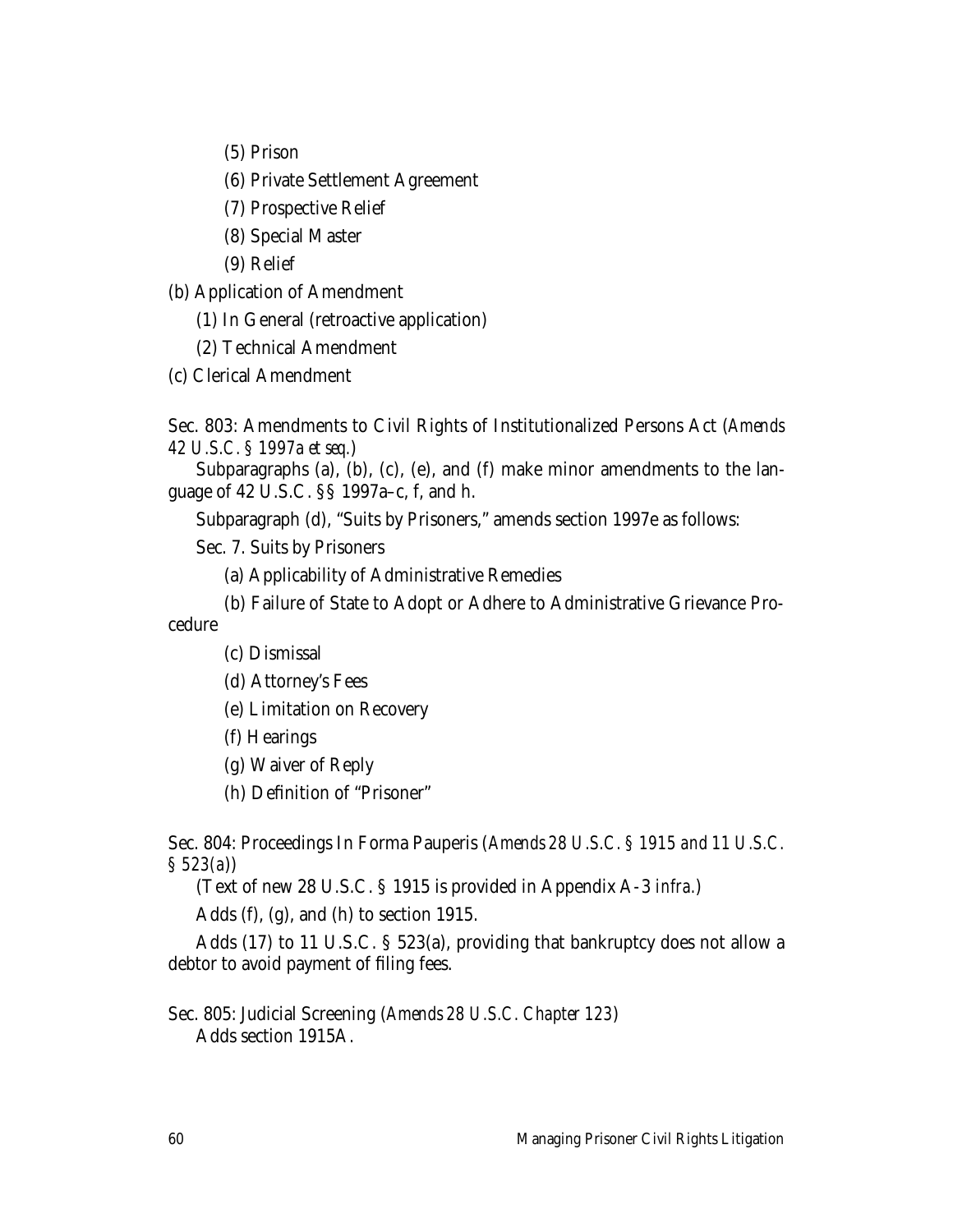(5) Prison

(6) Private Settlement Agreement

(7) Prospective Relief

(8) Special Master

(9) Relief

(b) Application of Amendment

(1) In General (retroactive application)

(2) Technical Amendment

(c) Clerical Amendment

Sec. 803: Amendments to Civil Rights of Institutionalized Persons Act (*Amends 42 U.S.C. § 1997a et seq.*)

Subparagraphs (a), (b), (c), (e), and (f) make minor amendments to the language of 42 U.S.C. §§ 1997a–c, f, and h.

Subparagraph (d), "Suits by Prisoners," amends section 1997e as follows:

Sec. 7. Suits by Prisoners

(a) Applicability of Administrative Remedies

(b) Failure of State to Adopt or Adhere to Administrative Grievance Procedure

(c) Dismissal

(d) Attorney's Fees

(e) Limitation on Recovery

(f) Hearings

(g) Waiver of Reply

(h) Definition of "Prisoner"

Sec. 804: Proceedings In Forma Pauperis (*Amends 28 U.S.C. § 1915 and 11 U.S.C. § 523(a)*)

(Text of new 28 U.S.C. § 1915 is provided in Appendix A-3 *infra.*)

Adds (f), (g), and (h) to section 1915.

Adds (17) to 11 U.S.C. § 523(a), providing that bankruptcy does not allow a debtor to avoid payment of filing fees.

Sec. 805: Judicial Screening (*Amends 28 U.S.C. Chapter 123*)

Adds section 1915A.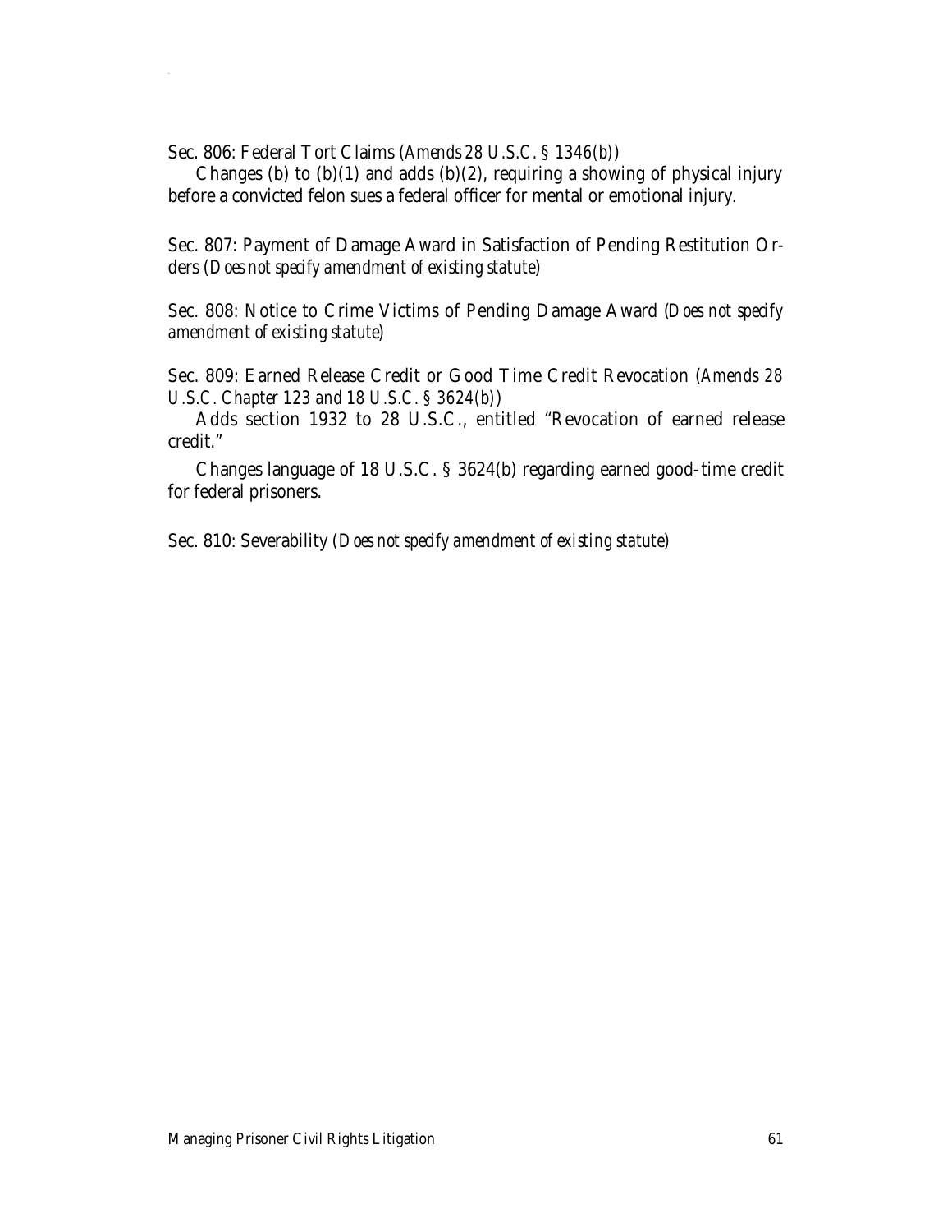Sec. 806: Federal Tort Claims (*Amends 28 U.S.C. § 1346(b)*)

Changes (b) to (b)(1) and adds (b)(2), requiring a showing of physical injury before a convicted felon sues a federal officer for mental or emotional injury.

Sec. 807: Payment of Damage Award in Satisfaction of Pending Restitution Orders (*Does not specify amendment of existing statute*)

Sec. 808: Notice to Crime Victims of Pending Damage Award (*Does not specify amendment of existing statute*)

Sec. 809: Earned Release Credit or Good Time Credit Revocation (*Amends 28 U.S.C. Chapter 123 and 18 U.S.C. § 3624(b)*)

Adds section 1932 to 28 U.S.C., entitled "Revocation of earned release credit."

Changes language of 18 U.S.C. § 3624(b) regarding earned good-time credit for federal prisoners.

Sec. 810: Severability (*Does not specify amendment of existing statute*)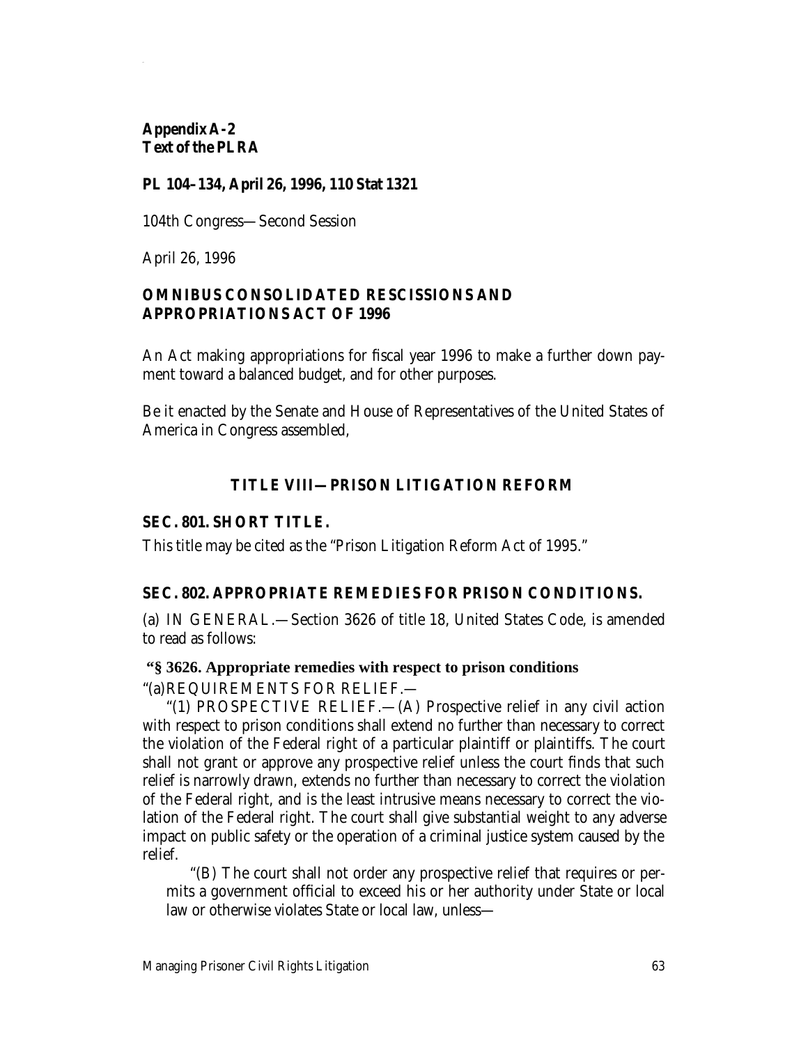**Appendix A-2**
**Text of the PLRA**

**PL 104–134, April 26, 1996, 110 Stat 1321**

104th Congress—Second Session

April 26, 1996

**OMNIBUS CONSOLIDATED RESCISSIONS AND APPROPRIATIONS ACT OF 1996**

An Act making appropriations for fiscal year 1996 to make a further down payment toward a balanced budget, and for other purposes.

Be it enacted by the Senate and House of Representatives of the United States of America in Congress assembled,

## TITLE VIII—PRISON LITIGATION REFORM

### SEC. 801. SHORT TITLE.

This title may be cited as the "Prison Litigation Reform Act of 1995."

### SEC. 802. APPROPRIATE REMEDIES FOR PRISON CONDITIONS.

(a) IN GENERAL.—Section 3626 of title 18, United States Code, is amended to read as follows:

**"§ 3626. Appropriate remedies with respect to prison conditions**

"(a) REQUIREMENTS FOR RELIEF.—

"(1) PROSPECTIVE RELIEF.—(A) Prospective relief in any civil action with respect to prison conditions shall extend no further than necessary to correct the violation of the Federal right of a particular plaintiff or plaintiffs. The court shall not grant or approve any prospective relief unless the court finds that such relief is narrowly drawn, extends no further than necessary to correct the violation of the Federal right, and is the least intrusive means necessary to correct the violation of the Federal right. The court shall give substantial weight to any adverse impact on public safety or the operation of a criminal justice system caused by the relief.

"(B) The court shall not order any prospective relief that requires or permits a government official to exceed his or her authority under State or local law or otherwise violates State or local law, unless—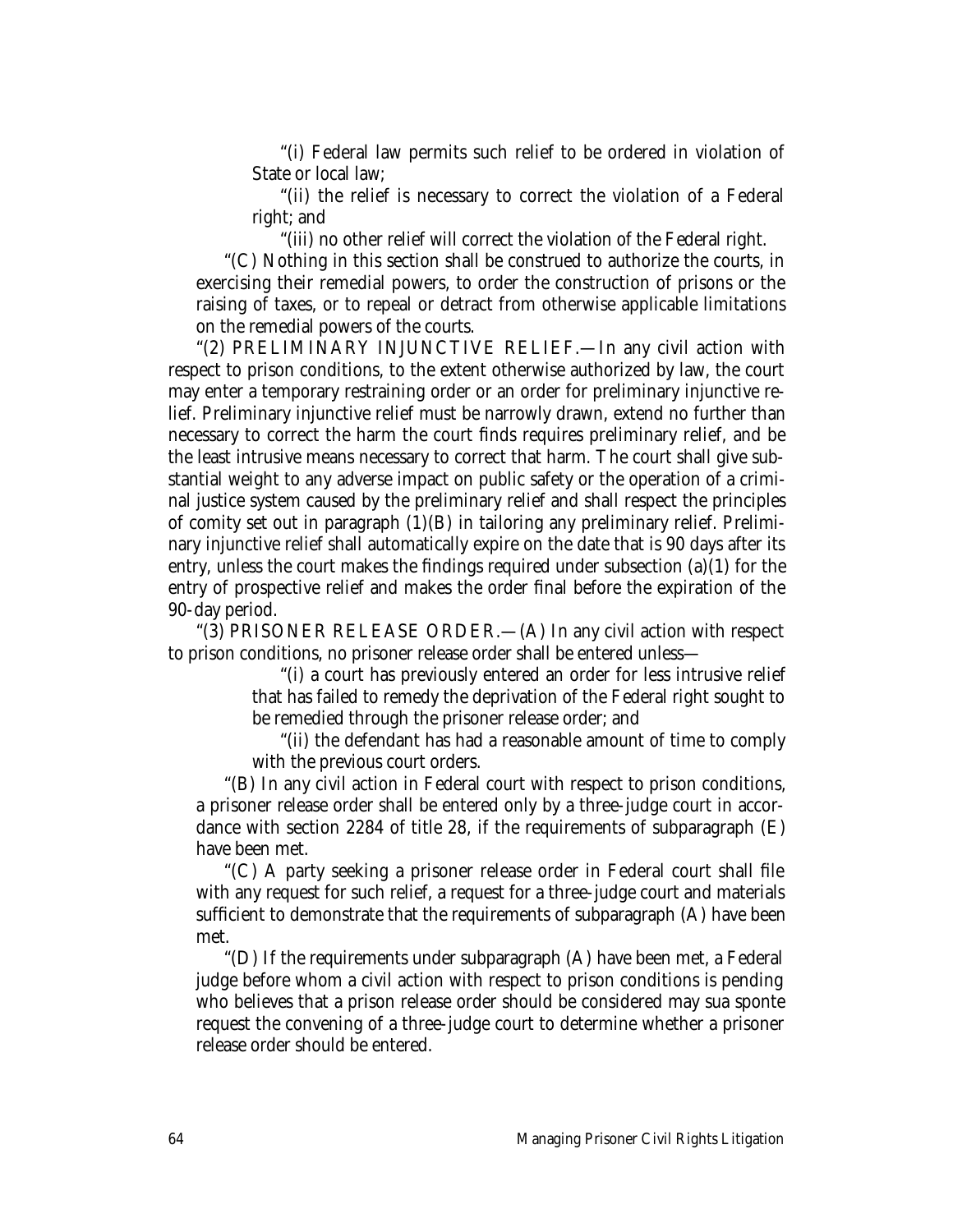"(i) Federal law permits such relief to be ordered in violation of State or local law;

"(ii) the relief is necessary to correct the violation of a Federal right; and

"(iii) no other relief will correct the violation of the Federal right.

"(C) Nothing in this section shall be construed to authorize the courts, in exercising their remedial powers, to order the construction of prisons or the raising of taxes, or to repeal or detract from otherwise applicable limitations on the remedial powers of the courts.

"(2) PRELIMINARY INJUNCTIVE RELIEF.—In any civil action with respect to prison conditions, to the extent otherwise authorized by law, the court may enter a temporary restraining order or an order for preliminary injunctive relief. Preliminary injunctive relief must be narrowly drawn, extend no further than necessary to correct the harm the court finds requires preliminary relief, and be the least intrusive means necessary to correct that harm. The court shall give substantial weight to any adverse impact on public safety or the operation of a criminal justice system caused by the preliminary relief and shall respect the principles of comity set out in paragraph (1)(B) in tailoring any preliminary relief. Preliminary injunctive relief shall automatically expire on the date that is 90 days after its entry, unless the court makes the findings required under subsection (a)(1) for the entry of prospective relief and makes the order final before the expiration of the 90-day period.

"(3) PRISONER RELEASE ORDER.—(A) In any civil action with respect to prison conditions, no prisoner release order shall be entered unless—

"(i) a court has previously entered an order for less intrusive relief that has failed to remedy the deprivation of the Federal right sought to be remedied through the prisoner release order; and

"(ii) the defendant has had a reasonable amount of time to comply with the previous court orders.

"(B) In any civil action in Federal court with respect to prison conditions, a prisoner release order shall be entered only by a three-judge court in accordance with section 2284 of title 28, if the requirements of subparagraph (E) have been met.

"(C) A party seeking a prisoner release order in Federal court shall file with any request for such relief, a request for a three-judge court and materials sufficient to demonstrate that the requirements of subparagraph (A) have been met.

"(D) If the requirements under subparagraph (A) have been met, a Federal judge before whom a civil action with respect to prison conditions is pending who believes that a prison release order should be considered may sua sponte request the convening of a three-judge court to determine whether a prisoner release order should be entered.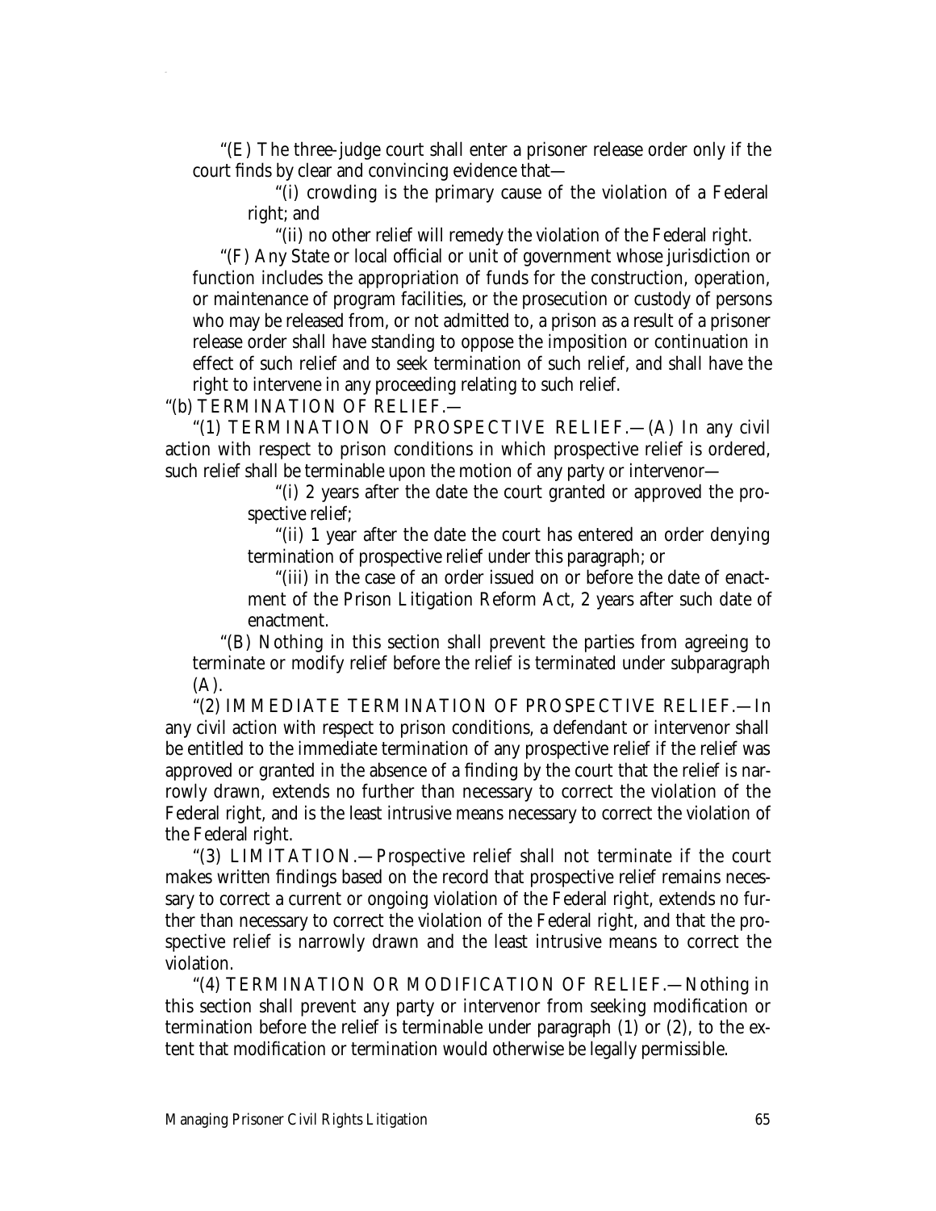"(E) The three-judge court shall enter a prisoner release order only if the court finds by clear and convincing evidence that—

"(i) crowding is the primary cause of the violation of a Federal right; and

"(ii) no other relief will remedy the violation of the Federal right.

"(F) Any State or local official or unit of government whose jurisdiction or function includes the appropriation of funds for the construction, operation, or maintenance of program facilities, or the prosecution or custody of persons who may be released from, or not admitted to, a prison as a result of a prisoner release order shall have standing to oppose the imposition or continuation in effect of such relief and to seek termination of such relief, and shall have the right to intervene in any proceeding relating to such relief.

"(b) TERMINATION OF RELIEF.—

"(1) TERMINATION OF PROSPECTIVE RELIEF.—(A) In any civil action with respect to prison conditions in which prospective relief is ordered, such relief shall be terminable upon the motion of any party or intervenor—

"(i) 2 years after the date the court granted or approved the prospective relief;

"(ii) 1 year after the date the court has entered an order denying termination of prospective relief under this paragraph; or

"(iii) in the case of an order issued on or before the date of enactment of the Prison Litigation Reform Act, 2 years after such date of enactment.

"(B) Nothing in this section shall prevent the parties from agreeing to terminate or modify relief before the relief is terminated under subparagraph (A).

"(2) IMMEDIATE TERMINATION OF PROSPECTIVE RELIEF.—In any civil action with respect to prison conditions, a defendant or intervenor shall be entitled to the immediate termination of any prospective relief if the relief was approved or granted in the absence of a finding by the court that the relief is narrowly drawn, extends no further than necessary to correct the violation of the Federal right, and is the least intrusive means necessary to correct the violation of the Federal right.

"(3) LIMITATION.—Prospective relief shall not terminate if the court makes written findings based on the record that prospective relief remains necessary to correct a current or ongoing violation of the Federal right, extends no further than necessary to correct the violation of the Federal right, and that the prospective relief is narrowly drawn and the least intrusive means to correct the violation.

"(4) TERMINATION OR MODIFICATION OF RELIEF.—Nothing in this section shall prevent any party or intervenor from seeking modification or termination before the relief is terminable under paragraph (1) or (2), to the extent that modification or termination would otherwise be legally permissible.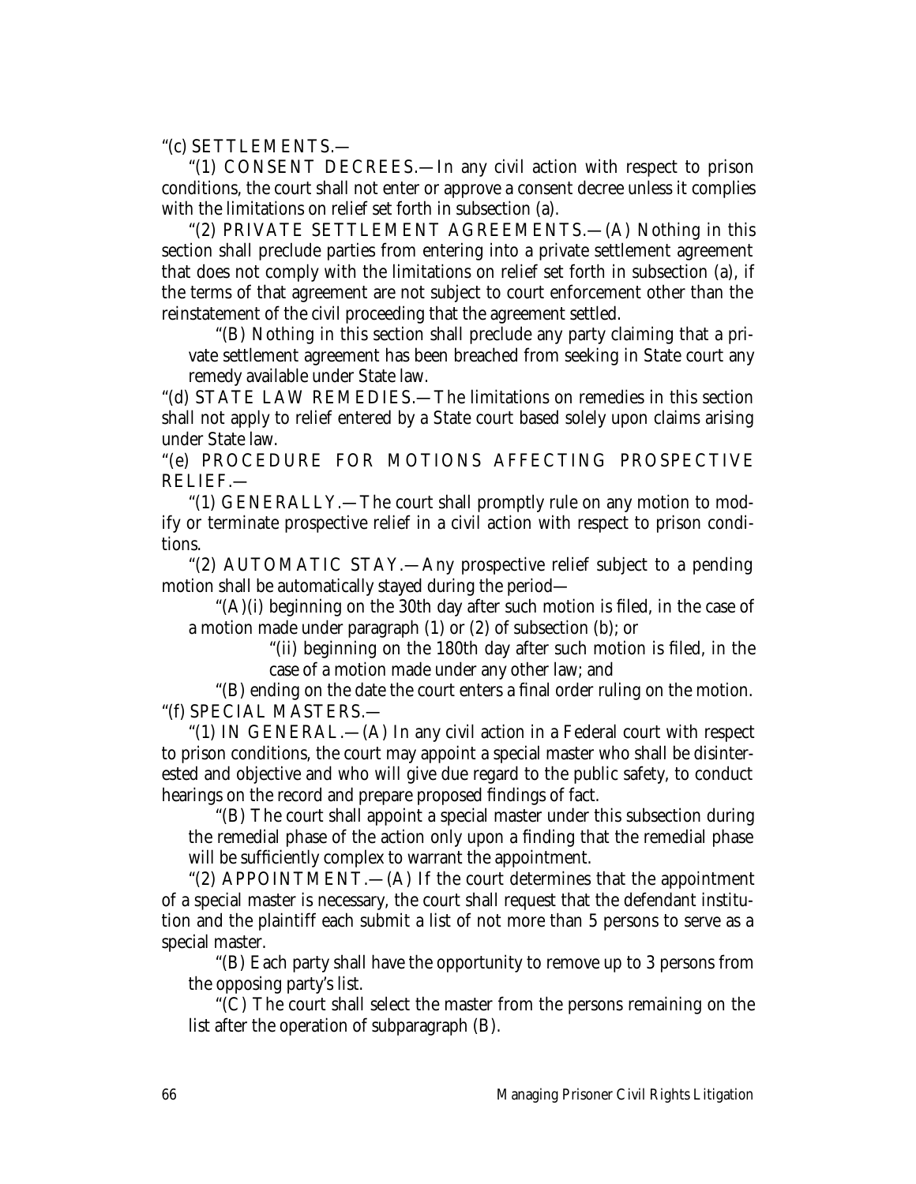"(c) SETTLEMENTS.—

"(1) CONSENT DECREES.—In any civil action with respect to prison conditions, the court shall not enter or approve a consent decree unless it complies with the limitations on relief set forth in subsection (a).

"(2) PRIVATE SETTLEMENT AGREEMENTS.—(A) Nothing in this section shall preclude parties from entering into a private settlement agreement that does not comply with the limitations on relief set forth in subsection (a), if the terms of that agreement are not subject to court enforcement other than the reinstatement of the civil proceeding that the agreement settled.

"(B) Nothing in this section shall preclude any party claiming that a private settlement agreement has been breached from seeking in State court any remedy available under State law.

"(d) STATE LAW REMEDIES.—The limitations on remedies in this section shall not apply to relief entered by a State court based solely upon claims arising under State law.

"(e) PROCEDURE FOR MOTIONS AFFECTING PROSPECTIVE RELIEF.—

"(1) GENERALLY.—The court shall promptly rule on any motion to modify or terminate prospective relief in a civil action with respect to prison conditions.

"(2) AUTOMATIC STAY.—Any prospective relief subject to a pending motion shall be automatically stayed during the period—

"(A)(i) beginning on the 30th day after such motion is filed, in the case of a motion made under paragraph (1) or (2) of subsection (b); or

"(ii) beginning on the 180th day after such motion is filed, in the case of a motion made under any other law; and

"(B) ending on the date the court enters a final order ruling on the motion.

"(f) SPECIAL MASTERS.—

"(1) IN GENERAL.—(A) In any civil action in a Federal court with respect to prison conditions, the court may appoint a special master who shall be disinterested and objective and who will give due regard to the public safety, to conduct hearings on the record and prepare proposed findings of fact.

"(B) The court shall appoint a special master under this subsection during the remedial phase of the action only upon a finding that the remedial phase will be sufficiently complex to warrant the appointment.

"(2) APPOINTMENT.—(A) If the court determines that the appointment of a special master is necessary, the court shall request that the defendant institution and the plaintiff each submit a list of not more than 5 persons to serve as a special master.

"(B) Each party shall have the opportunity to remove up to 3 persons from the opposing party's list.

"(C) The court shall select the master from the persons remaining on the list after the operation of subparagraph (B).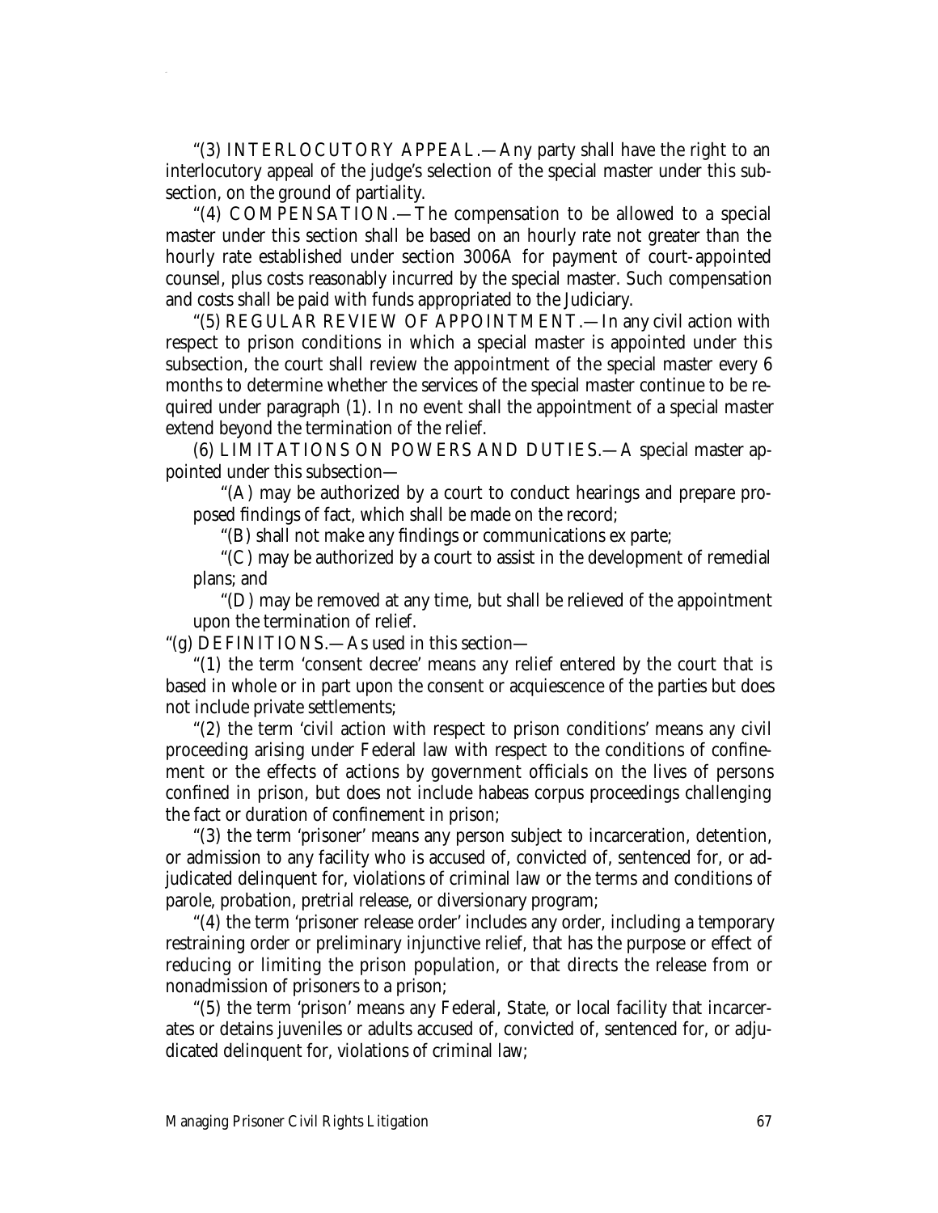"(3) INTERLOCUTORY APPEAL.—Any party shall have the right to an interlocutory appeal of the judge's selection of the special master under this subsection, on the ground of partiality.

"(4) COMPENSATION.—The compensation to be allowed to a special master under this section shall be based on an hourly rate not greater than the hourly rate established under section 3006A for payment of court-appointed counsel, plus costs reasonably incurred by the special master. Such compensation and costs shall be paid with funds appropriated to the Judiciary.

"(5) REGULAR REVIEW OF APPOINTMENT.—In any civil action with respect to prison conditions in which a special master is appointed under this subsection, the court shall review the appointment of the special master every 6 months to determine whether the services of the special master continue to be required under paragraph (1). In no event shall the appointment of a special master extend beyond the termination of the relief.

(6) LIMITATIONS ON POWERS AND DUTIES.—A special master appointed under this subsection—

"(A) may be authorized by a court to conduct hearings and prepare proposed findings of fact, which shall be made on the record;

"(B) shall not make any findings or communications ex parte;

"(C) may be authorized by a court to assist in the development of remedial plans; and

"(D) may be removed at any time, but shall be relieved of the appointment upon the termination of relief.

"(g) DEFINITIONS.—As used in this section—

"(1) the term 'consent decree' means any relief entered by the court that is based in whole or in part upon the consent or acquiescence of the parties but does not include private settlements;

"(2) the term 'civil action with respect to prison conditions' means any civil proceeding arising under Federal law with respect to the conditions of confinement or the effects of actions by government officials on the lives of persons confined in prison, but does not include habeas corpus proceedings challenging the fact or duration of confinement in prison;

"(3) the term 'prisoner' means any person subject to incarceration, detention, or admission to any facility who is accused of, convicted of, sentenced for, or adjudicated delinquent for, violations of criminal law or the terms and conditions of parole, probation, pretrial release, or diversionary program;

"(4) the term 'prisoner release order' includes any order, including a temporary restraining order or preliminary injunctive relief, that has the purpose or effect of reducing or limiting the prison population, or that directs the release from or nonadmission of prisoners to a prison;

"(5) the term 'prison' means any Federal, State, or local facility that incarcerates or detains juveniles or adults accused of, convicted of, sentenced for, or adjudicated delinquent for, violations of criminal law;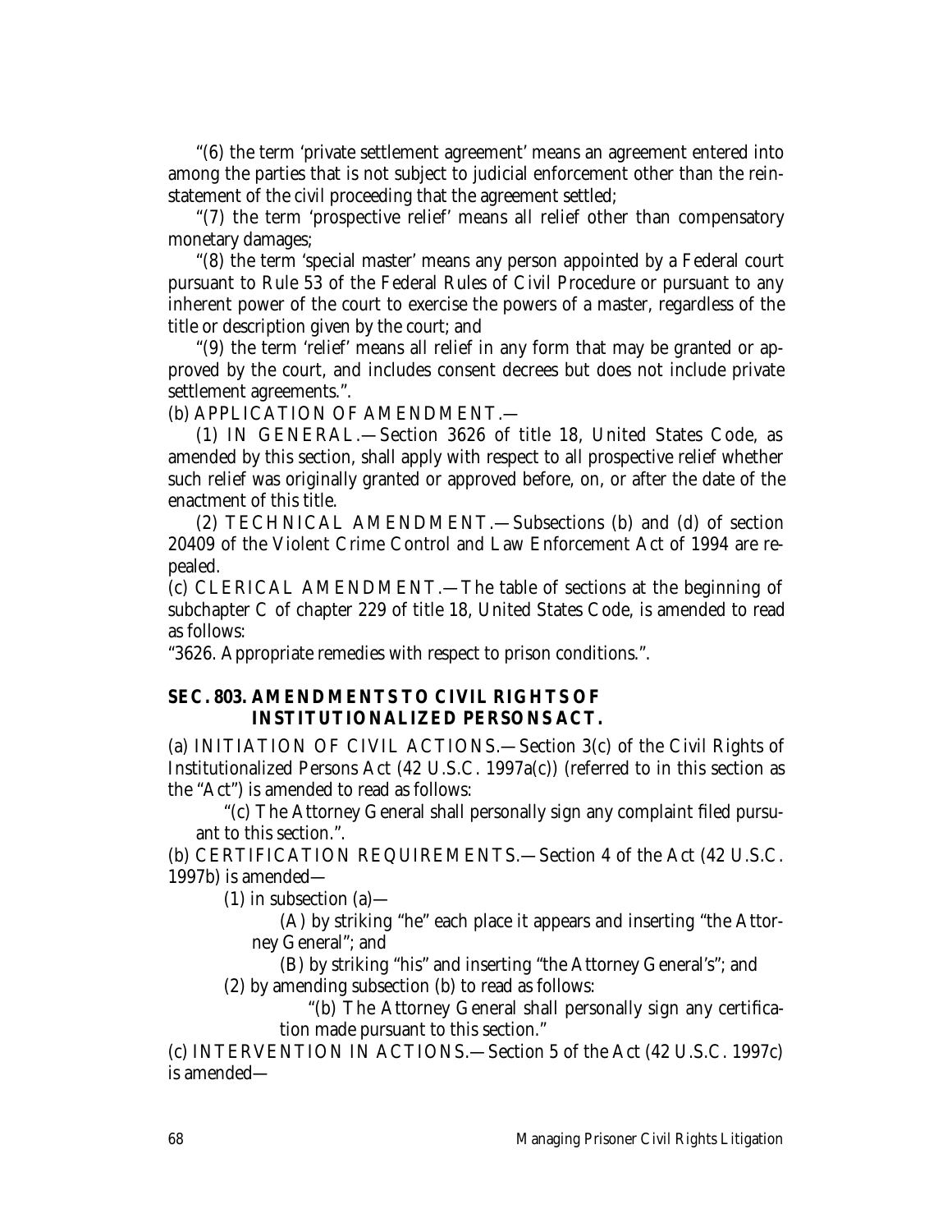"(6) the term 'private settlement agreement' means an agreement entered into among the parties that is not subject to judicial enforcement other than the reinstatement of the civil proceeding that the agreement settled;

"(7) the term 'prospective relief' means all relief other than compensatory monetary damages;

"(8) the term 'special master' means any person appointed by a Federal court pursuant to Rule 53 of the Federal Rules of Civil Procedure or pursuant to any inherent power of the court to exercise the powers of a master, regardless of the title or description given by the court; and

"(9) the term 'relief' means all relief in any form that may be granted or approved by the court, and includes consent decrees but does not include private settlement agreements.".

(b) APPLICATION OF AMENDMENT.—

(1) IN GENERAL.—Section 3626 of title 18, United States Code, as amended by this section, shall apply with respect to all prospective relief whether such relief was originally granted or approved before, on, or after the date of the enactment of this title.

(2) TECHNICAL AMENDMENT.—Subsections (b) and (d) of section 20409 of the Violent Crime Control and Law Enforcement Act of 1994 are repealed.

(c) CLERICAL AMENDMENT.—The table of sections at the beginning of subchapter C of chapter 229 of title 18, United States Code, is amended to read as follows:

"3626. Appropriate remedies with respect to prison conditions.".

### SEC. 803. AMENDMENTS TO CIVIL RIGHTS OF INSTITUTIONALIZED PERSONS ACT.

(a) INITIATION OF CIVIL ACTIONS.—Section 3(c) of the Civil Rights of Institutionalized Persons Act (42 U.S.C. 1997a(c)) (referred to in this section as the "Act") is amended to read as follows:

"(c) The Attorney General shall personally sign any complaint filed pursuant to this section.".

(b) CERTIFICATION REQUIREMENTS.—Section 4 of the Act (42 U.S.C. 1997b) is amended—

(1) in subsection (a)—

(A) by striking "he" each place it appears and inserting "the Attorney General"; and

(B) by striking "his" and inserting "the Attorney General's"; and

(2) by amending subsection (b) to read as follows:

"(b) The Attorney General shall personally sign any certification made pursuant to this section."

(c) INTERVENTION IN ACTIONS.—Section 5 of the Act (42 U.S.C. 1997c) is amended—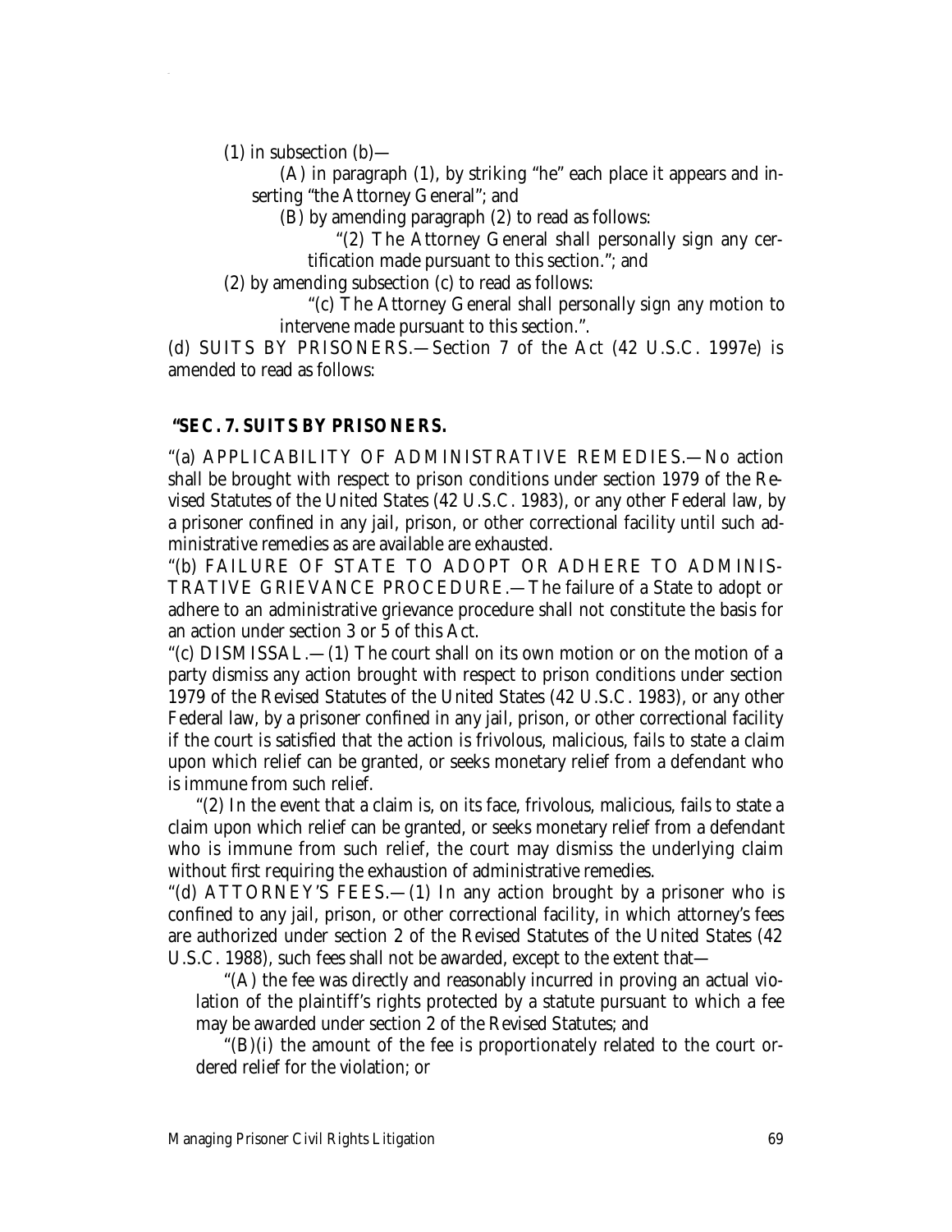(1) in subsection (b)—

(A) in paragraph (1), by striking "he" each place it appears and inserting "the Attorney General"; and

(B) by amending paragraph (2) to read as follows:

"(2) The Attorney General shall personally sign any certification made pursuant to this section."; and

(2) by amending subsection (c) to read as follows:

"(c) The Attorney General shall personally sign any motion to intervene made pursuant to this section.".

(d) SUITS BY PRISONERS.—Section 7 of the Act (42 U.S.C. 1997e) is amended to read as follows:

**"SEC. 7. SUITS BY PRISONERS.**

"(a) APPLICABILITY OF ADMINISTRATIVE REMEDIES.—No action shall be brought with respect to prison conditions under section 1979 of the Revised Statutes of the United States (42 U.S.C. 1983), or any other Federal law, by a prisoner confined in any jail, prison, or other correctional facility until such administrative remedies as are available are exhausted.

"(b) FAILURE OF STATE TO ADOPT OR ADHERE TO ADMINISTRATIVE GRIEVANCE PROCEDURE.—The failure of a State to adopt or adhere to an administrative grievance procedure shall not constitute the basis for an action under section 3 or 5 of this Act.

"(c) DISMISSAL.—(1) The court shall on its own motion or on the motion of a party dismiss any action brought with respect to prison conditions under section 1979 of the Revised Statutes of the United States (42 U.S.C. 1983), or any other Federal law, by a prisoner confined in any jail, prison, or other correctional facility if the court is satisfied that the action is frivolous, malicious, fails to state a claim upon which relief can be granted, or seeks monetary relief from a defendant who is immune from such relief.

"(2) In the event that a claim is, on its face, frivolous, malicious, fails to state a claim upon which relief can be granted, or seeks monetary relief from a defendant who is immune from such relief, the court may dismiss the underlying claim without first requiring the exhaustion of administrative remedies.

"(d) ATTORNEY'S FEES.—(1) In any action brought by a prisoner who is confined to any jail, prison, or other correctional facility, in which attorney's fees are authorized under section 2 of the Revised Statutes of the United States (42 U.S.C. 1988), such fees shall not be awarded, except to the extent that—

"(A) the fee was directly and reasonably incurred in proving an actual violation of the plaintiff's rights protected by a statute pursuant to which a fee may be awarded under section 2 of the Revised Statutes; and

"(B)(i) the amount of the fee is proportionately related to the court ordered relief for the violation; or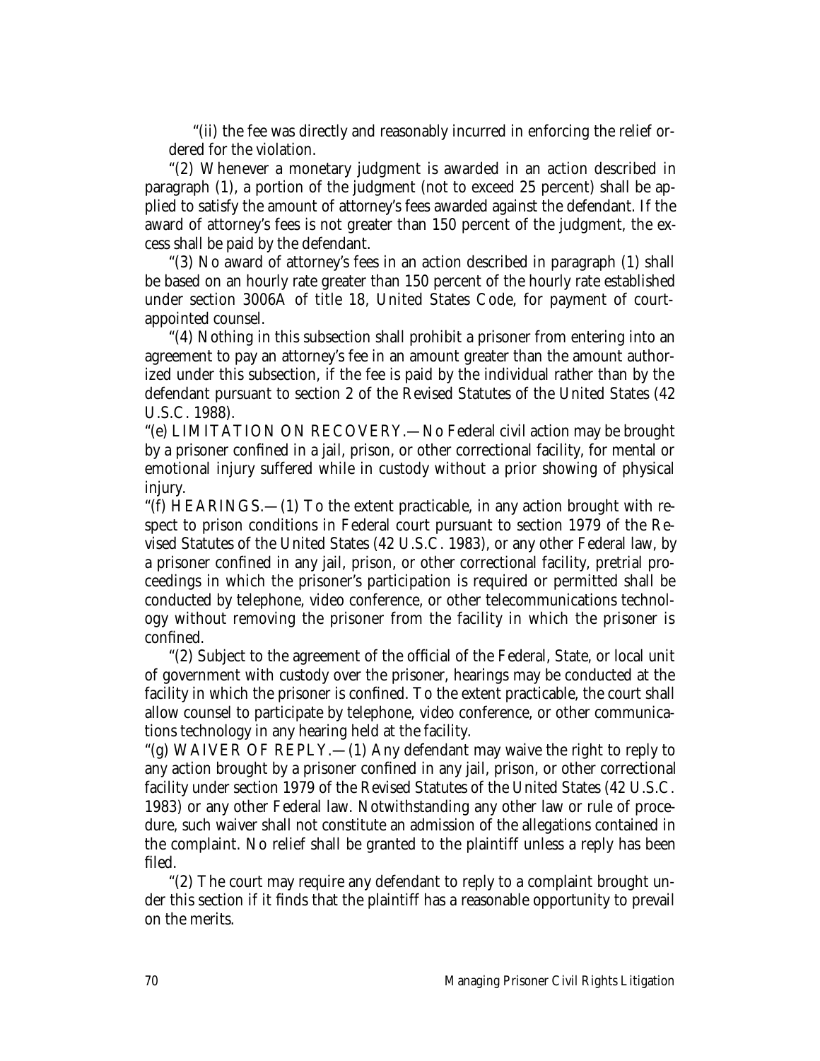"(ii) the fee was directly and reasonably incurred in enforcing the relief ordered for the violation.

"(2) Whenever a monetary judgment is awarded in an action described in paragraph (1), a portion of the judgment (not to exceed 25 percent) shall be applied to satisfy the amount of attorney's fees awarded against the defendant. If the award of attorney's fees is not greater than 150 percent of the judgment, the excess shall be paid by the defendant.

"(3) No award of attorney's fees in an action described in paragraph (1) shall be based on an hourly rate greater than 150 percent of the hourly rate established under section 3006A of title 18, United States Code, for payment of court-appointed counsel.

"(4) Nothing in this subsection shall prohibit a prisoner from entering into an agreement to pay an attorney's fee in an amount greater than the amount authorized under this subsection, if the fee is paid by the individual rather than by the defendant pursuant to section 2 of the Revised Statutes of the United States (42 U.S.C. 1988).

"(e) LIMITATION ON RECOVERY.—No Federal civil action may be brought by a prisoner confined in a jail, prison, or other correctional facility, for mental or emotional injury suffered while in custody without a prior showing of physical injury.

"(f) HEARINGS.—(1) To the extent practicable, in any action brought with respect to prison conditions in Federal court pursuant to section 1979 of the Revised Statutes of the United States (42 U.S.C. 1983), or any other Federal law, by a prisoner confined in any jail, prison, or other correctional facility, pretrial proceedings in which the prisoner's participation is required or permitted shall be conducted by telephone, video conference, or other telecommunications technology without removing the prisoner from the facility in which the prisoner is confined.

"(2) Subject to the agreement of the official of the Federal, State, or local unit of government with custody over the prisoner, hearings may be conducted at the facility in which the prisoner is confined. To the extent practicable, the court shall allow counsel to participate by telephone, video conference, or other communications technology in any hearing held at the facility.

"(g) WAIVER OF REPLY.—(1) Any defendant may waive the right to reply to any action brought by a prisoner confined in any jail, prison, or other correctional facility under section 1979 of the Revised Statutes of the United States (42 U.S.C. 1983) or any other Federal law. Notwithstanding any other law or rule of procedure, such waiver shall not constitute an admission of the allegations contained in the complaint. No relief shall be granted to the plaintiff unless a reply has been filed.

"(2) The court may require any defendant to reply to a complaint brought under this section if it finds that the plaintiff has a reasonable opportunity to prevail on the merits.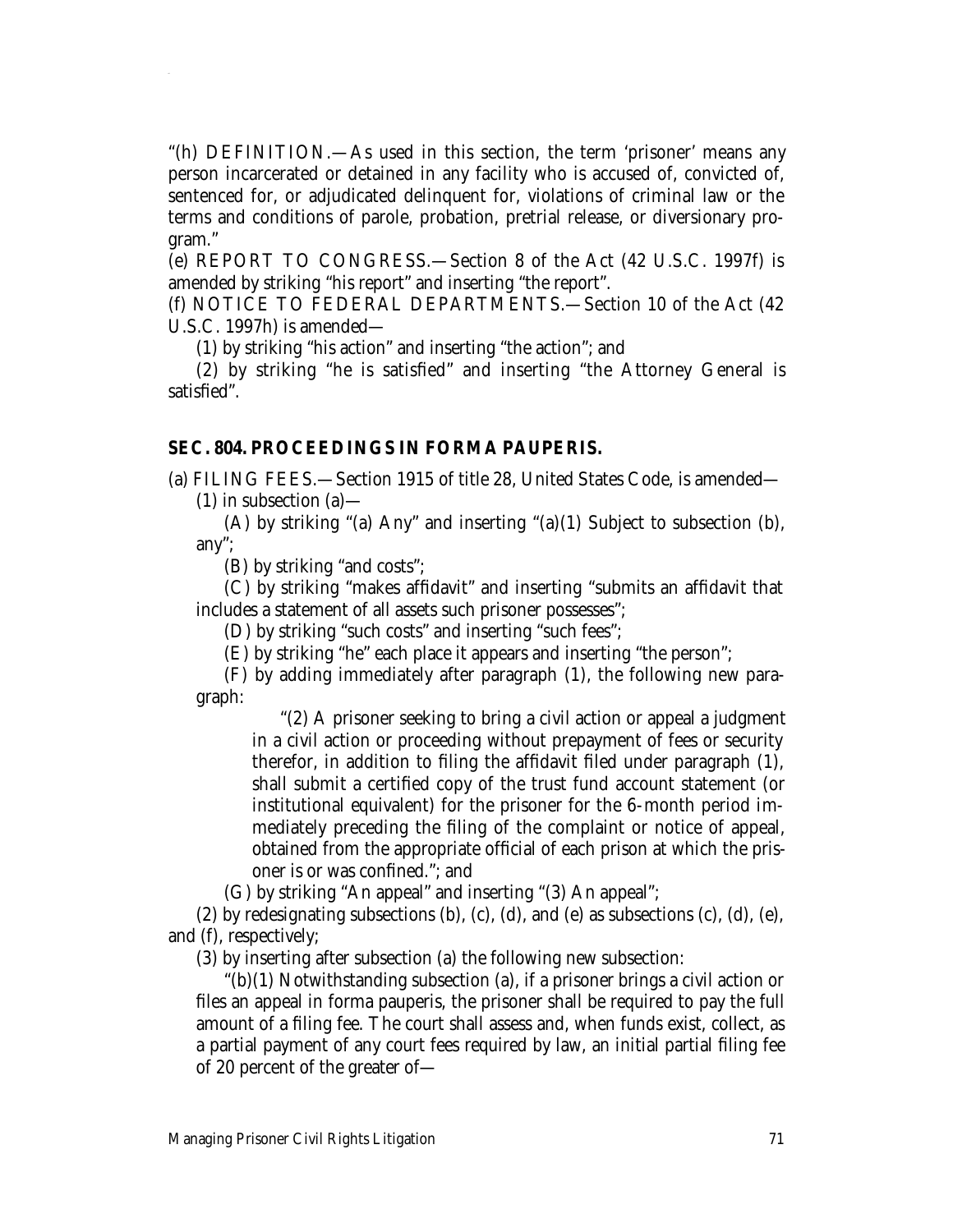"(h) DEFINITION.—As used in this section, the term 'prisoner' means any person incarcerated or detained in any facility who is accused of, convicted of, sentenced for, or adjudicated delinquent for, violations of criminal law or the terms and conditions of parole, probation, pretrial release, or diversionary program."

(e) REPORT TO CONGRESS.—Section 8 of the Act (42 U.S.C. 1997f) is amended by striking "his report" and inserting "the report".

(f) NOTICE TO FEDERAL DEPARTMENTS.—Section 10 of the Act (42 U.S.C. 1997h) is amended—

(1) by striking "his action" and inserting "the action"; and

(2) by striking "he is satisfied" and inserting "the Attorney General is satisfied".

### SEC. 804. PROCEEDINGS IN FORMA PAUPERIS.

(a) FILING FEES.—Section 1915 of title 28, United States Code, is amended—

(1) in subsection (a)—

(A) by striking "(a) Any" and inserting "(a)(1) Subject to subsection (b), any";

(B) by striking "and costs";

(C) by striking "makes affidavit" and inserting "submits an affidavit that includes a statement of all assets such prisoner possesses";

(D) by striking "such costs" and inserting "such fees";

(E) by striking "he" each place it appears and inserting "the person";

(F) by adding immediately after paragraph (1), the following new paragraph:

> "(2) A prisoner seeking to bring a civil action or appeal a judgment in a civil action or proceeding without prepayment of fees or security therefor, in addition to filing the affidavit filed under paragraph (1), shall submit a certified copy of the trust fund account statement (or institutional equivalent) for the prisoner for the 6-month period immediately preceding the filing of the complaint or notice of appeal, obtained from the appropriate official of each prison at which the prisoner is or was confined."; and

(G) by striking "An appeal" and inserting "(3) An appeal";

(2) by redesignating subsections (b), (c), (d), and (e) as subsections (c), (d), (e), and (f), respectively;

(3) by inserting after subsection (a) the following new subsection:

"(b)(1) Notwithstanding subsection (a), if a prisoner brings a civil action or files an appeal in forma pauperis, the prisoner shall be required to pay the full amount of a filing fee. The court shall assess and, when funds exist, collect, as a partial payment of any court fees required by law, an initial partial filing fee of 20 percent of the greater of—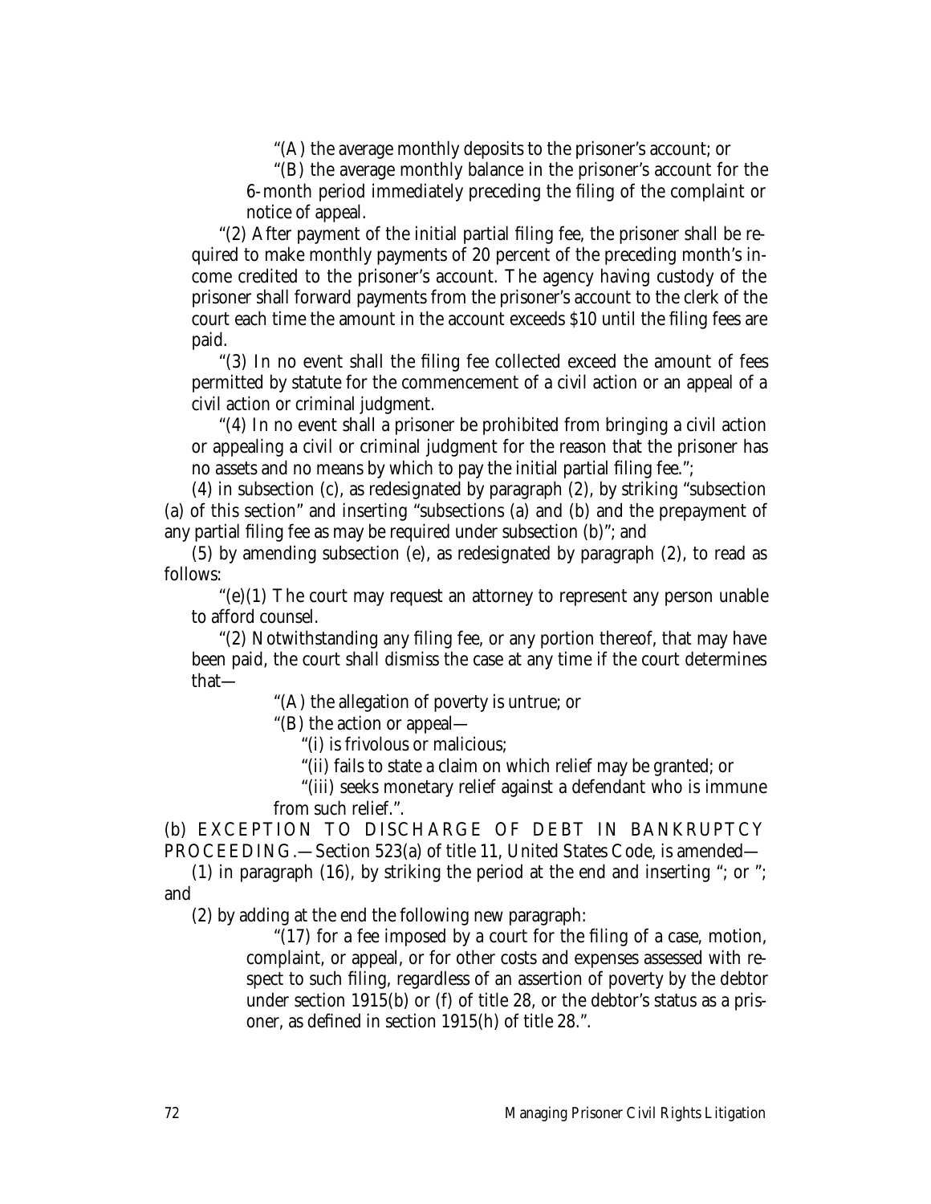"(A) the average monthly deposits to the prisoner's account; or

"(B) the average monthly balance in the prisoner's account for the 6-month period immediately preceding the filing of the complaint or notice of appeal.

"(2) After payment of the initial partial filing fee, the prisoner shall be required to make monthly payments of 20 percent of the preceding month's income credited to the prisoner's account. The agency having custody of the prisoner shall forward payments from the prisoner's account to the clerk of the court each time the amount in the account exceeds $10 until the filing fees are paid.

"(3) In no event shall the filing fee collected exceed the amount of fees permitted by statute for the commencement of a civil action or an appeal of a civil action or criminal judgment.

"(4) In no event shall a prisoner be prohibited from bringing a civil action or appealing a civil or criminal judgment for the reason that the prisoner has no assets and no means by which to pay the initial partial filing fee.";

(4) in subsection (c), as redesignated by paragraph (2), by striking "subsection (a) of this section" and inserting "subsections (a) and (b) and the prepayment of any partial filing fee as may be required under subsection (b)"; and

(5) by amending subsection (e), as redesignated by paragraph (2), to read as follows:

"(e)(1) The court may request an attorney to represent any person unable to afford counsel.

"(2) Notwithstanding any filing fee, or any portion thereof, that may have been paid, the court shall dismiss the case at any time if the court determines that—

"(A) the allegation of poverty is untrue; or

"(B) the action or appeal—

"(i) is frivolous or malicious;

"(ii) fails to state a claim on which relief may be granted; or

"(iii) seeks monetary relief against a defendant who is immune from such relief.".

(b) EXCEPTION TO DISCHARGE OF DEBT IN BANKRUPTCY PROCEEDING.—Section 523(a) of title 11, United States Code, is amended—

(1) in paragraph (16), by striking the period at the end and inserting "; or "; and

(2) by adding at the end the following new paragraph:

"(17) for a fee imposed by a court for the filing of a case, motion, complaint, or appeal, or for other costs and expenses assessed with respect to such filing, regardless of an assertion of poverty by the debtor under section 1915(b) or (f) of title 28, or the debtor's status as a prisoner, as defined in section 1915(h) of title 28.".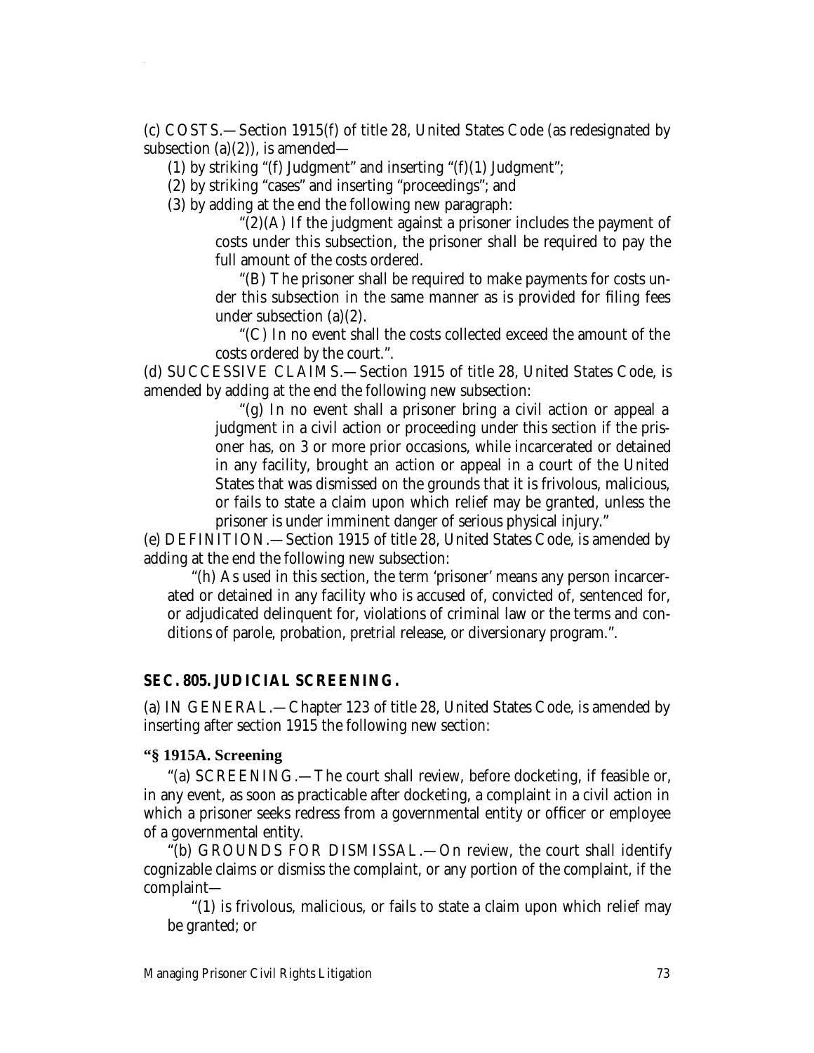(c) COSTS.—Section 1915(f) of title 28, United States Code (as redesignated by subsection (a)(2)), is amended—

(1) by striking "(f) Judgment" and inserting "(f)(1) Judgment";

(2) by striking "cases" and inserting "proceedings"; and

(3) by adding at the end the following new paragraph:

"(2)(A) If the judgment against a prisoner includes the payment of costs under this subsection, the prisoner shall be required to pay the full amount of the costs ordered.

"(B) The prisoner shall be required to make payments for costs under this subsection in the same manner as is provided for filing fees under subsection (a)(2).

"(C) In no event shall the costs collected exceed the amount of the costs ordered by the court.".

(d) SUCCESSIVE CLAIMS.—Section 1915 of title 28, United States Code, is amended by adding at the end the following new subsection:

"(g) In no event shall a prisoner bring a civil action or appeal a judgment in a civil action or proceeding under this section if the prisoner has, on 3 or more prior occasions, while incarcerated or detained in any facility, brought an action or appeal in a court of the United States that was dismissed on the grounds that it is frivolous, malicious, or fails to state a claim upon which relief may be granted, unless the prisoner is under imminent danger of serious physical injury."

(e) DEFINITION.—Section 1915 of title 28, United States Code, is amended by adding at the end the following new subsection:

"(h) As used in this section, the term 'prisoner' means any person incarcerated or detained in any facility who is accused of, convicted of, sentenced for, or adjudicated delinquent for, violations of criminal law or the terms and conditions of parole, probation, pretrial release, or diversionary program.".

### SEC. 805. JUDICIAL SCREENING.

(a) IN GENERAL.—Chapter 123 of title 28, United States Code, is amended by inserting after section 1915 the following new section:

**"§ 1915A. Screening**

"(a) SCREENING.—The court shall review, before docketing, if feasible or, in any event, as soon as practicable after docketing, a complaint in a civil action in which a prisoner seeks redress from a governmental entity or officer or employee of a governmental entity.

"(b) GROUNDS FOR DISMISSAL.—On review, the court shall identify cognizable claims or dismiss the complaint, or any portion of the complaint, if the complaint—

"(1) is frivolous, malicious, or fails to state a claim upon which relief may be granted; or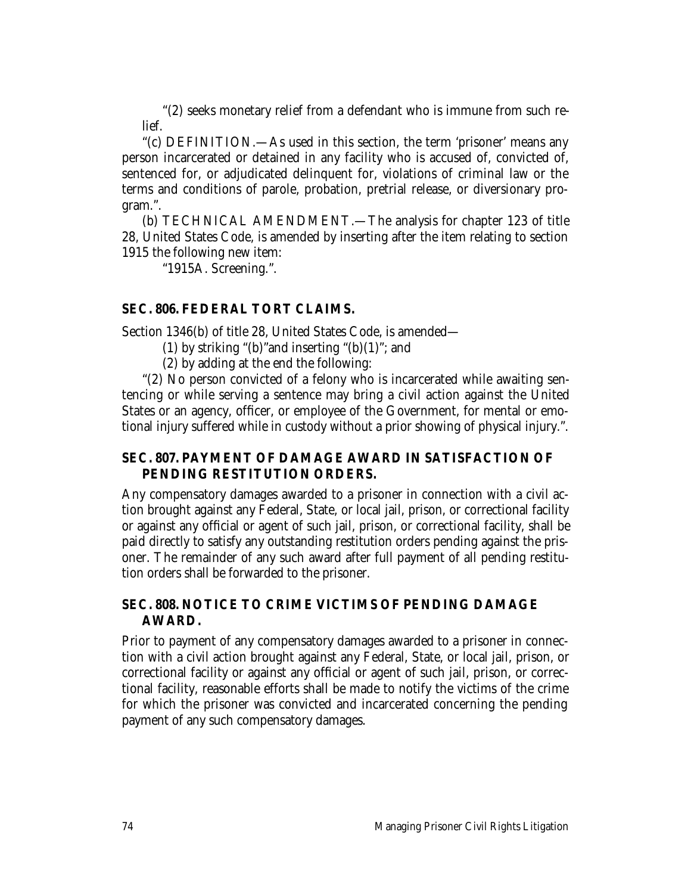"(2) seeks monetary relief from a defendant who is immune from such relief.

"(c) DEFINITION.—As used in this section, the term 'prisoner' means any person incarcerated or detained in any facility who is accused of, convicted of, sentenced for, or adjudicated delinquent for, violations of criminal law or the terms and conditions of parole, probation, pretrial release, or diversionary program.".

(b) TECHNICAL AMENDMENT.—The analysis for chapter 123 of title 28, United States Code, is amended by inserting after the item relating to section 1915 the following new item:

"1915A. Screening.".

### SEC. 806. FEDERAL TORT CLAIMS.

Section 1346(b) of title 28, United States Code, is amended—

(1) by striking "(b)"and inserting "(b)(1)"; and

(2) by adding at the end the following:

"(2) No person convicted of a felony who is incarcerated while awaiting sentencing or while serving a sentence may bring a civil action against the United States or an agency, officer, or employee of the Government, for mental or emotional injury suffered while in custody without a prior showing of physical injury.".

### SEC. 807. PAYMENT OF DAMAGE AWARD IN SATISFACTION OF PENDING RESTITUTION ORDERS.

Any compensatory damages awarded to a prisoner in connection with a civil action brought against any Federal, State, or local jail, prison, or correctional facility or against any official or agent of such jail, prison, or correctional facility, shall be paid directly to satisfy any outstanding restitution orders pending against the prisoner. The remainder of any such award after full payment of all pending restitution orders shall be forwarded to the prisoner.

### SEC. 808. NOTICE TO CRIME VICTIMS OF PENDING DAMAGE AWARD.

Prior to payment of any compensatory damages awarded to a prisoner in connection with a civil action brought against any Federal, State, or local jail, prison, or correctional facility or against any official or agent of such jail, prison, or correctional facility, reasonable efforts shall be made to notify the victims of the crime for which the prisoner was convicted and incarcerated concerning the pending payment of any such compensatory damages.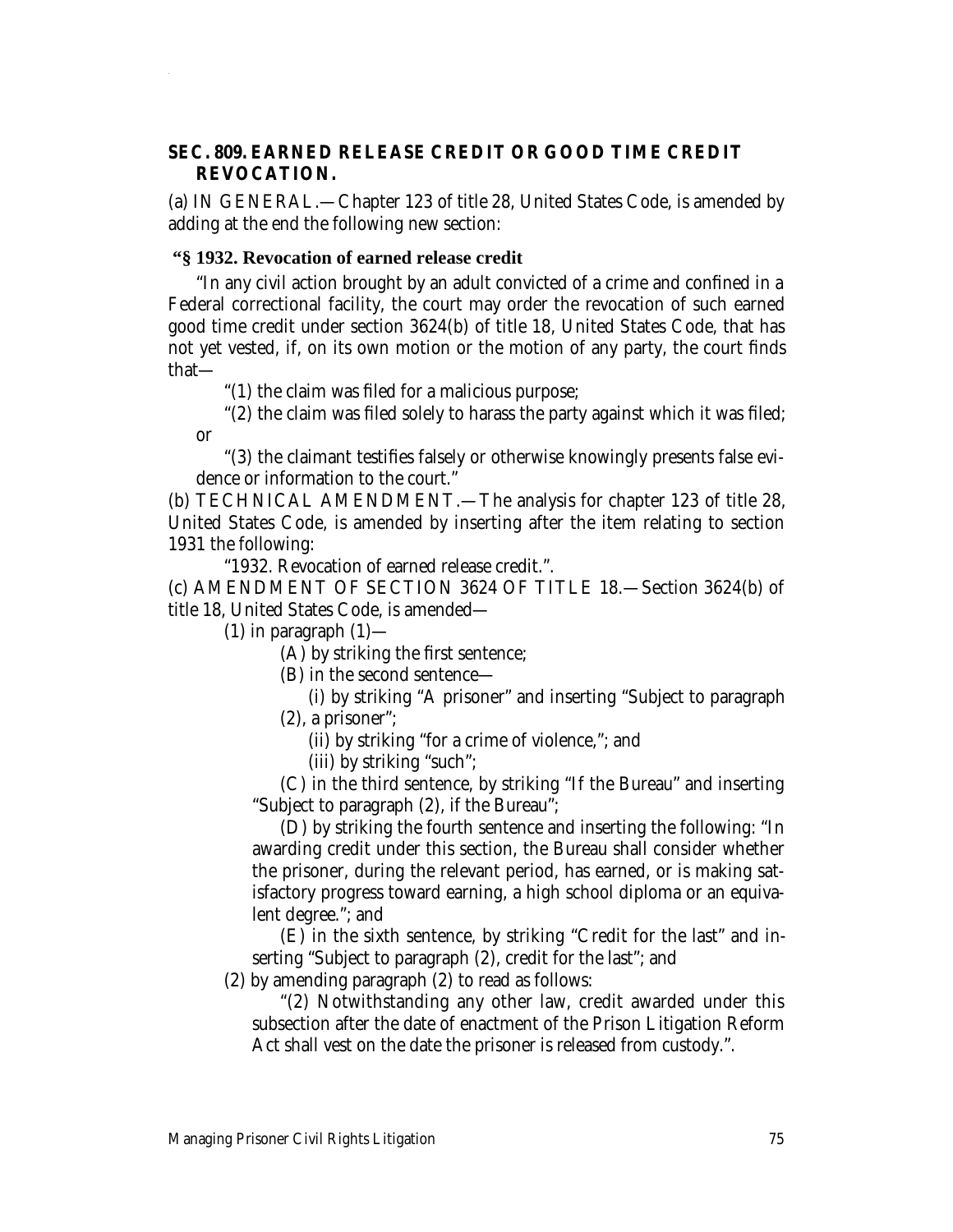### SEC. 809. EARNED RELEASE CREDIT OR GOOD TIME CREDIT REVOCATION.

(a) IN GENERAL.—Chapter 123 of title 28, United States Code, is amended by adding at the end the following new section:

**"§ 1932. Revocation of earned release credit**

"In any civil action brought by an adult convicted of a crime and confined in a Federal correctional facility, the court may order the revocation of such earned good time credit under section 3624(b) of title 18, United States Code, that has not yet vested, if, on its own motion or the motion of any party, the court finds that—

"(1) the claim was filed for a malicious purpose;

"(2) the claim was filed solely to harass the party against which it was filed; or

"(3) the claimant testifies falsely or otherwise knowingly presents false evidence or information to the court."

(b) TECHNICAL AMENDMENT.—The analysis for chapter 123 of title 28, United States Code, is amended by inserting after the item relating to section 1931 the following:

"1932. Revocation of earned release credit.".

(c) AMENDMENT OF SECTION 3624 OF TITLE 18.—Section 3624(b) of title 18, United States Code, is amended—

(1) in paragraph (1)—

(A) by striking the first sentence;

(B) in the second sentence—

(i) by striking "A prisoner" and inserting "Subject to paragraph (2), a prisoner";

(ii) by striking "for a crime of violence,"; and

(iii) by striking "such";

(C) in the third sentence, by striking "If the Bureau" and inserting "Subject to paragraph (2), if the Bureau";

(D) by striking the fourth sentence and inserting the following: "In awarding credit under this section, the Bureau shall consider whether the prisoner, during the relevant period, has earned, or is making satisfactory progress toward earning, a high school diploma or an equivalent degree."; and

(E) in the sixth sentence, by striking "Credit for the last" and inserting "Subject to paragraph (2), credit for the last"; and

(2) by amending paragraph (2) to read as follows:

"(2) Notwithstanding any other law, credit awarded under this subsection after the date of enactment of the Prison Litigation Reform Act shall vest on the date the prisoner is released from custody.".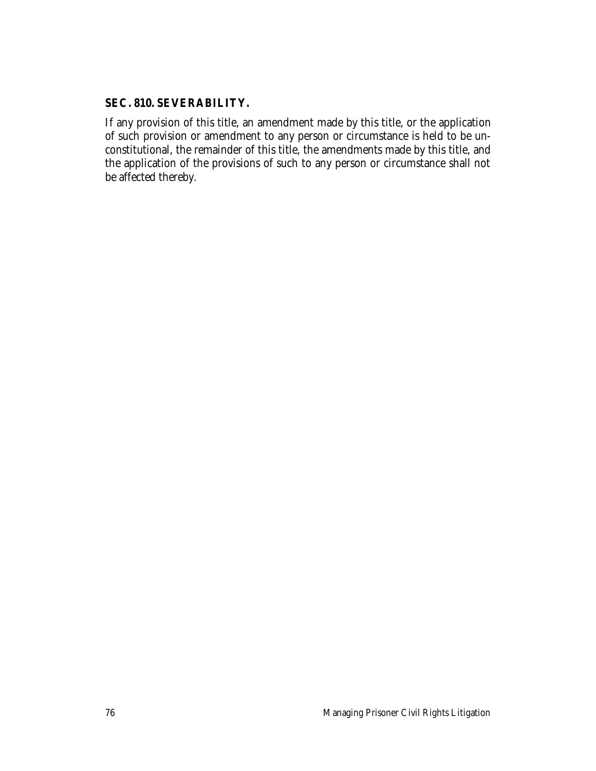### SEC. 810. SEVERABILITY.

If any provision of this title, an amendment made by this title, or the application of such provision or amendment to any person or circumstance is held to be unconstitutional, the remainder of this title, the amendments made by this title, and the application of the provisions of such to any person or circumstance shall not be affected thereby.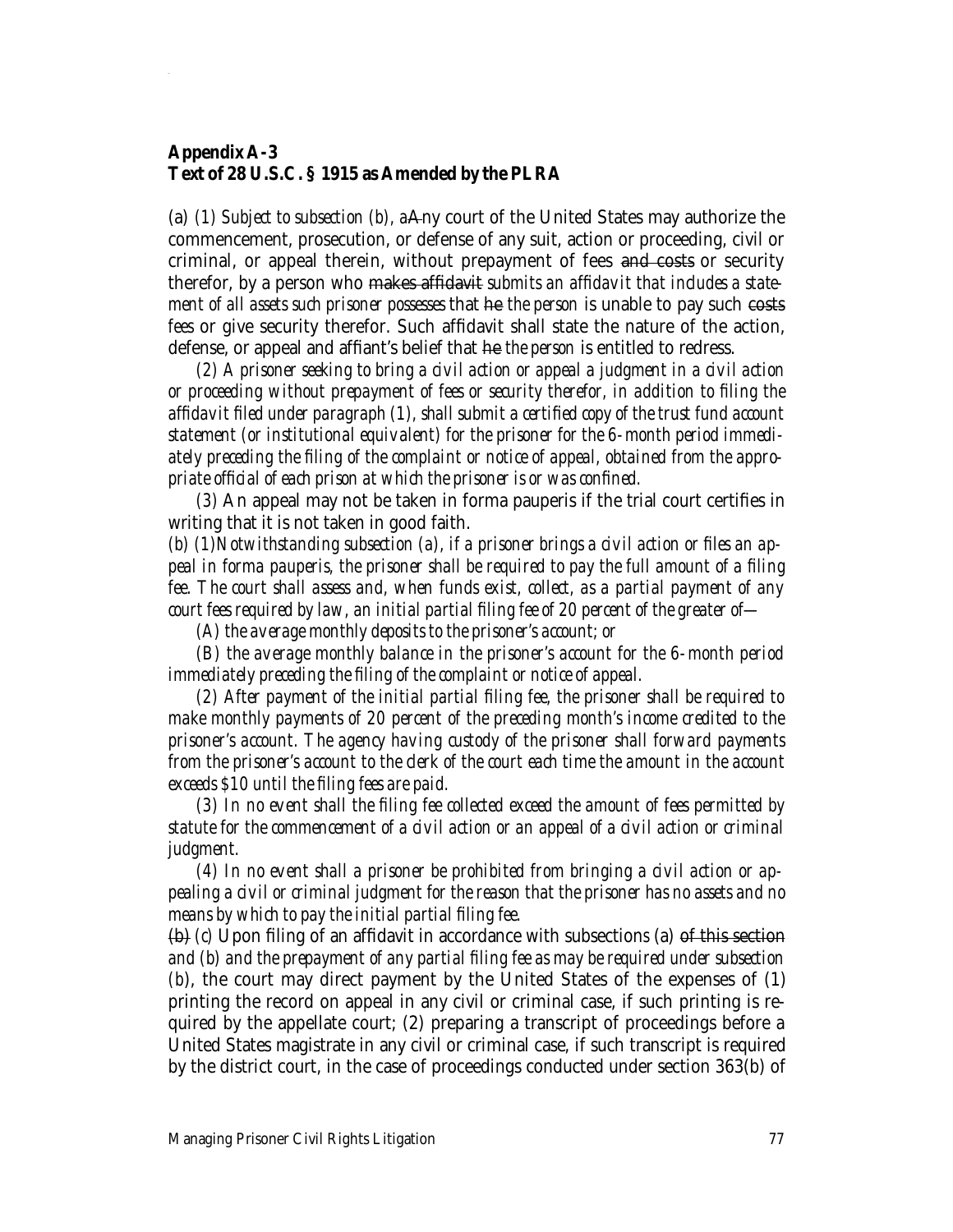**Appendix A-3**
**Text of 28 U.S.C. § 1915 as Amended by the PLRA**

(a) *(1) Subject to subsection (b),* a~~A~~ny court of the United States may authorize the commencement, prosecution, or defense of any suit, action or proceeding, civil or criminal, or appeal therein, without prepayment of fees ~~and costs~~ or security therefor, by a person who ~~makes affidavit~~ *submits an affidavit that includes a statement of all assets such prisoner possesses* that ~~he~~ *the person* is unable to pay such ~~costs~~ *fees* or give security therefor. Such affidavit shall state the nature of the action, defense, or appeal and affiant's belief that ~~he~~ *the person* is entitled to redress.

*(2) A prisoner seeking to bring a civil action or appeal a judgment in a civil action or proceeding without prepayment of fees or security therefor, in addition to filing the affidavit filed under paragraph (1), shall submit a certified copy of the trust fund account statement (or institutional equivalent) for the prisoner for the 6-month period immediately preceding the filing of the complaint or notice of appeal, obtained from the appropriate official of each prison at which the prisoner is or was confined.*

*(3)* An appeal may not be taken in forma pauperis if the trial court certifies in writing that it is not taken in good faith.

*(b) (1)Notwithstanding subsection (a), if a prisoner brings a civil action or files an appeal in forma pauperis, the prisoner shall be required to pay the full amount of a filing fee. The court shall assess and, when funds exist, collect, as a partial payment of any court fees required by law, an initial partial filing fee of 20 percent of the greater of—*

*(A) the average monthly deposits to the prisoner's account; or*

*(B) the average monthly balance in the prisoner's account for the 6-month period immediately preceding the filing of the complaint or notice of appeal.*

*(2) After payment of the initial partial filing fee, the prisoner shall be required to make monthly payments of 20 percent of the preceding month's income credited to the prisoner's account. The agency having custody of the prisoner shall forward payments from the prisoner's account to the clerk of the court each time the amount in the account exceeds $10 until the filing fees are paid.*

*(3) In no event shall the filing fee collected exceed the amount of fees permitted by statute for the commencement of a civil action or an appeal of a civil action or criminal judgment.*

*(4) In no event shall a prisoner be prohibited from bringing a civil action or appealing a civil or criminal judgment for the reason that the prisoner has no assets and no means by which to pay the initial partial filing fee.*

~~(b)~~ *(c)* Upon filing of an affidavit in accordance with subsections (a) ~~of this section~~ *and (b) and the prepayment of any partial filing fee as may be required under subsection (b)*, the court may direct payment by the United States of the expenses of (1) printing the record on appeal in any civil or criminal case, if such printing is required by the appellate court; (2) preparing a transcript of proceedings before a United States magistrate in any civil or criminal case, if such transcript is required by the district court, in the case of proceedings conducted under section 363(b) of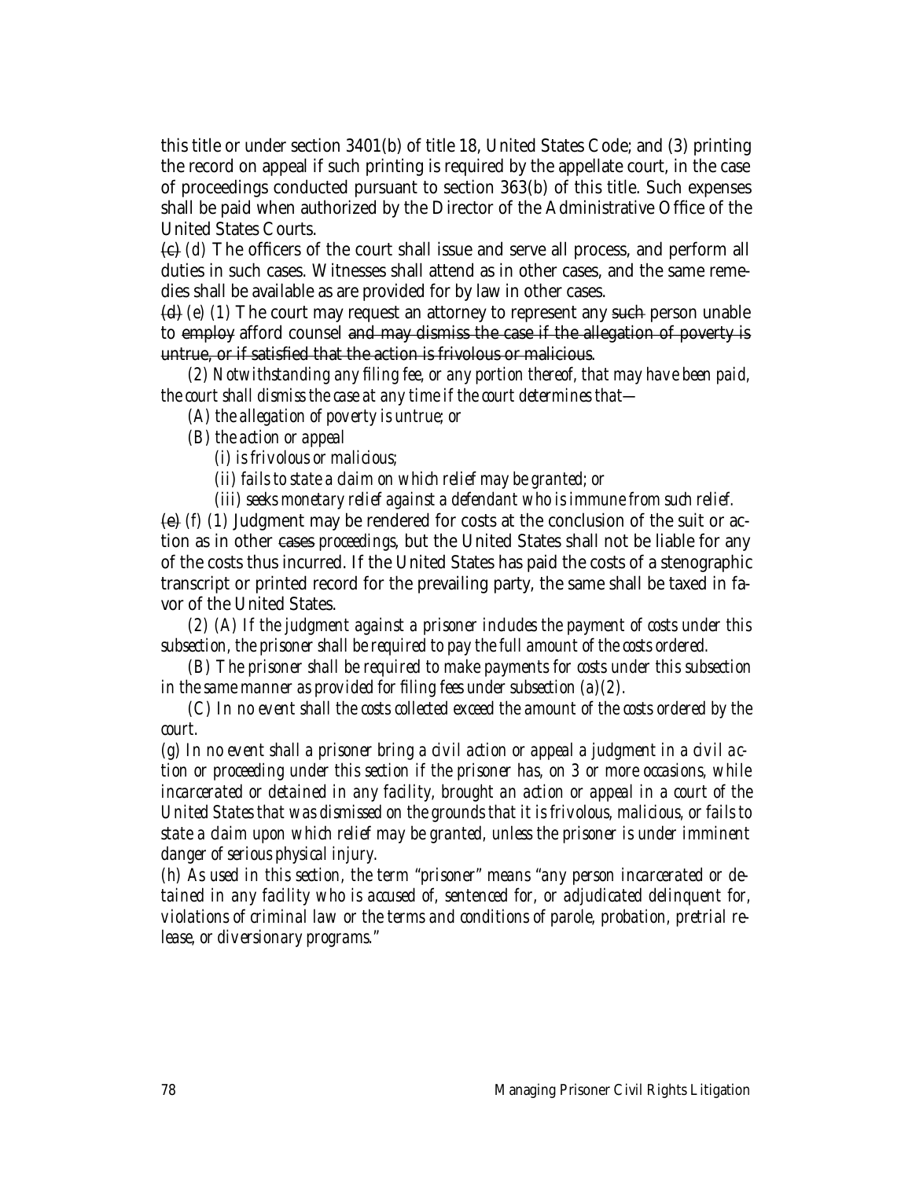this title or under section 3401(b) of title 18, United States Code; and (3) printing the record on appeal if such printing is required by the appellate court, in the case of proceedings conducted pursuant to section 363(b) of this title. Such expenses shall be paid when authorized by the Director of the Administrative Office of the United States Courts.

~~(c)~~ *(d)* The officers of the court shall issue and serve all process, and perform all duties in such cases. Witnesses shall attend as in other cases, and the same remedies shall be available as are provided for by law in other cases.

~~(d)~~ *(e) (1)* The court may request an attorney to represent any ~~such~~ person unable to ~~employ~~ afford counsel ~~and may dismiss the case if the allegation of poverty is untrue, or if satisfied that the action is frivolous or malicious~~.

*(2) Notwithstanding any filing fee, or any portion thereof, that may have been paid, the court shall dismiss the case at any time if the court determines that—*

*(A) the allegation of poverty is untrue; or*

*(B) the action or appeal*

*(i) is frivolous or malicious;*

*(ii) fails to state a claim on which relief may be granted; or*

*(iii) seeks monetary relief against a defendant who is immune from such relief.*

~~(e)~~ *(f)* (1) Judgment may be rendered for costs at the conclusion of the suit or action as in other ~~cases~~ *proceedings*, but the United States shall not be liable for any of the costs thus incurred. If the United States has paid the costs of a stenographic transcript or printed record for the prevailing party, the same shall be taxed in favor of the United States.

*(2) (A) If the judgment against a prisoner includes the payment of costs under this subsection, the prisoner shall be required to pay the full amount of the costs ordered.*

*(B) The prisoner shall be required to make payments for costs under this subsection in the same manner as provided for filing fees under subsection (a)(2).*

*(C) In no event shall the costs collected exceed the amount of the costs ordered by the court.*

*(g) In no event shall a prisoner bring a civil action or appeal a judgment in a civil action or proceeding under this section if the prisoner has, on 3 or more occasions, while incarcerated or detained in any facility, brought an action or appeal in a court of the United States that was dismissed on the grounds that it is frivolous, malicious, or fails to state a claim upon which relief may be granted, unless the prisoner is under imminent danger of serious physical injury.*

*(h) As used in this section, the term "prisoner" means "any person incarcerated or detained in any facility who is accused of, sentenced for, or adjudicated delinquent for, violations of criminal law or the terms and conditions of parole, probation, pretrial release, or diversionary programs."*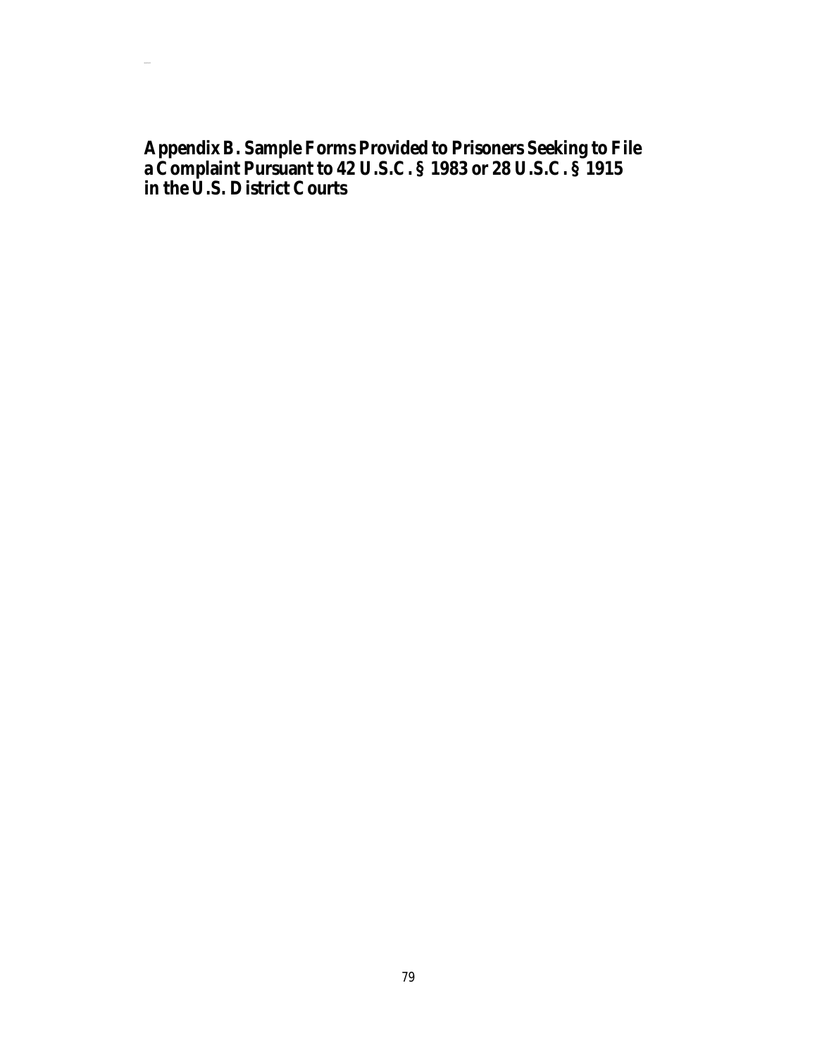# Appendix B. Sample Forms Provided to Prisoners Seeking to File a Complaint Pursuant to 42 U.S.C. § 1983 or 28 U.S.C. § 1915 in the U.S. District Courts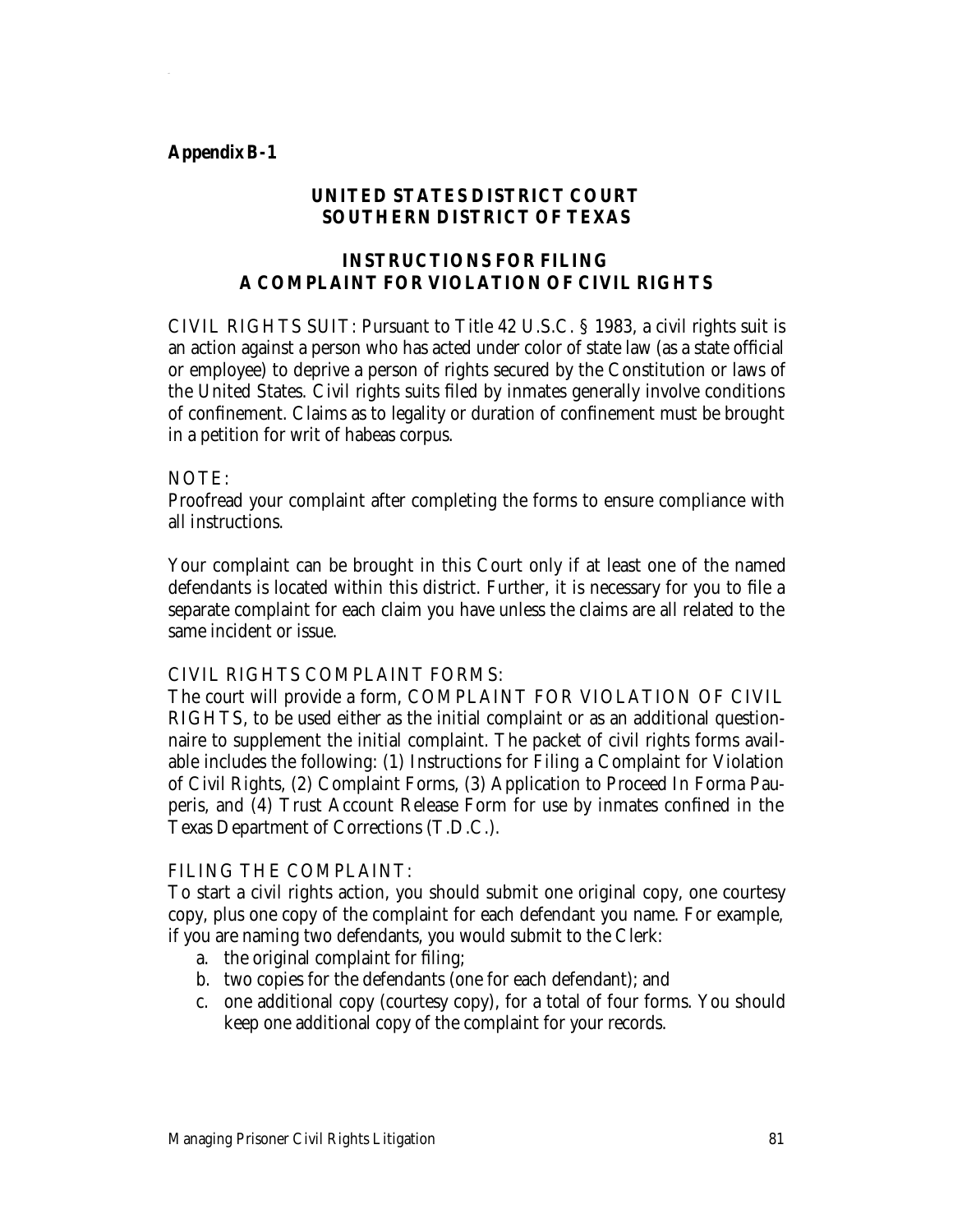**Appendix B-1**

## UNITED STATES DISTRICT COURT
## SOUTHERN DISTRICT OF TEXAS

## INSTRUCTIONS FOR FILING A COMPLAINT FOR VIOLATION OF CIVIL RIGHTS

CIVIL RIGHTS SUIT: Pursuant to Title 42 U.S.C. § 1983, a civil rights suit is an action against a person who has acted under color of state law (as a state official or employee) to deprive a person of rights secured by the Constitution or laws of the United States. Civil rights suits filed by inmates generally involve conditions of confinement. Claims as to legality or duration of confinement must be brought in a petition for writ of habeas corpus.

NOTE:
Proofread your complaint after completing the forms to ensure compliance with all instructions.

Your complaint can be brought in this Court only if at least one of the named defendants is located within this district. Further, it is necessary for you to file a separate complaint for each claim you have unless the claims are all related to the same incident or issue.

CIVIL RIGHTS COMPLAINT FORMS:
The court will provide a form, COMPLAINT FOR VIOLATION OF CIVIL RIGHTS, to be used either as the initial complaint or as an additional questionnaire to supplement the initial complaint. The packet of civil rights forms available includes the following: (1) Instructions for Filing a Complaint for Violation of Civil Rights, (2) Complaint Forms, (3) Application to Proceed In Forma Pauperis, and (4) Trust Account Release Form for use by inmates confined in the Texas Department of Corrections (T.D.C.).

FILING THE COMPLAINT:
To start a civil rights action, you should submit one original copy, one courtesy copy, plus one copy of the complaint for each defendant you name. For example, if you are naming two defendants, you would submit to the Clerk:

a. the original complaint for filing;
b. two copies for the defendants (one for each defendant); and
c. one additional copy (courtesy copy), for a total of four forms. You should keep one additional copy of the complaint for your records.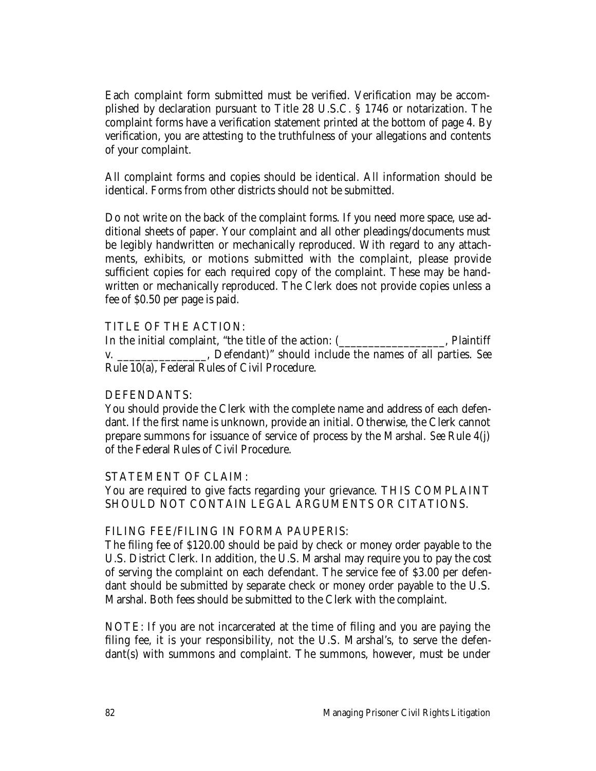Each complaint form submitted must be verified. Verification may be accomplished by declaration pursuant to Title 28 U.S.C. § 1746 or notarization. The complaint forms have a verification statement printed at the bottom of page 4. By verification, you are attesting to the truthfulness of your allegations and contents of your complaint.

All complaint forms and copies should be identical. All information should be identical. Forms from other districts should not be submitted.

Do not write on the back of the complaint forms. If you need more space, use additional sheets of paper. Your complaint and all other pleadings/documents must be legibly handwritten or mechanically reproduced. With regard to any attachments, exhibits, or motions submitted with the complaint, please provide sufficient copies for each required copy of the complaint. These may be handwritten or mechanically reproduced. The Clerk does not provide copies unless a fee of $0.50 per page is paid.

TITLE OF THE ACTION:
In the initial complaint, "the title of the action: (_________________, Plaintiff v. _______________, Defendant)" should include the names of all parties. *See* Rule 10(a), Federal Rules of Civil Procedure.

DEFENDANTS:
You should provide the Clerk with the complete name and address of each defendant. If the first name is unknown, provide an initial. Otherwise, the Clerk cannot prepare summons for issuance of service of process by the Marshal. *See* Rule 4(j) of the Federal Rules of Civil Procedure.

STATEMENT OF CLAIM:
You are required to give facts regarding your grievance. THIS COMPLAINT SHOULD NOT CONTAIN LEGAL ARGUMENTS OR CITATIONS.

FILING FEE/FILING IN FORMA PAUPERIS:
The filing fee of $120.00 should be paid by check or money order payable to the U.S. District Clerk. In addition, the U.S. Marshal may require you to pay the cost of serving the complaint on each defendant. The service fee of $3.00 per defendant should be submitted by separate check or money order payable to the U.S. Marshal. Both fees should be submitted to the Clerk with the complaint.

NOTE: If you are not incarcerated at the time of filing and you are paying the filing fee, it is your responsibility, not the U.S. Marshal's, to serve the defendant(s) with summons and complaint. The summons, however, must be under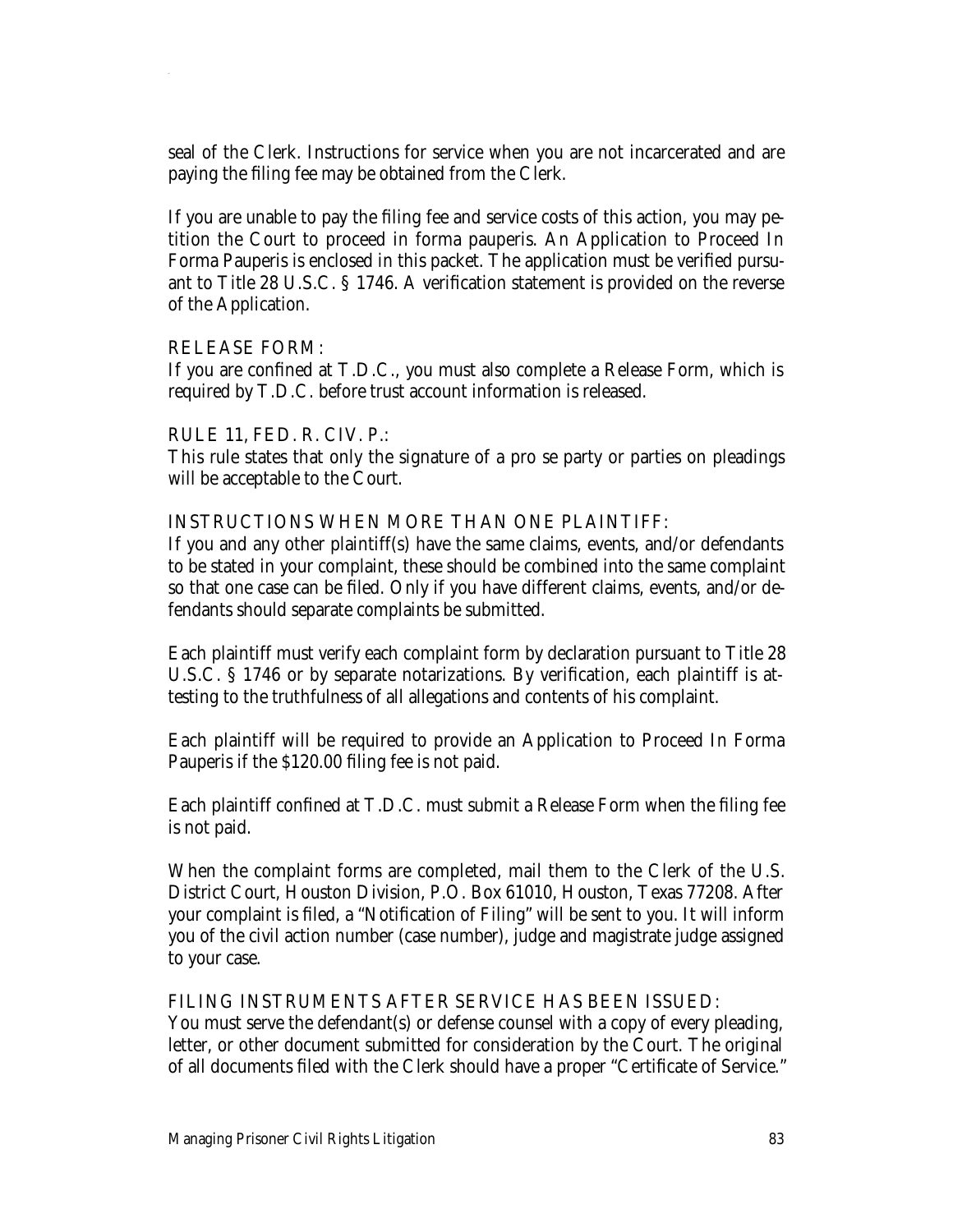seal of the Clerk. Instructions for service when you are not incarcerated and are paying the filing fee may be obtained from the Clerk.

If you are unable to pay the filing fee and service costs of this action, you may petition the Court to proceed in forma pauperis. An Application to Proceed In Forma Pauperis is enclosed in this packet. The application must be verified pursuant to Title 28 U.S.C. § 1746. A verification statement is provided on the reverse of the Application.

RELEASE FORM:
If you are confined at T.D.C., you must also complete a Release Form, which is required by T.D.C. before trust account information is released.

RULE 11, FED. R. CIV. P.:
This rule states that only the signature of a pro se party or parties on pleadings will be acceptable to the Court.

INSTRUCTIONS WHEN MORE THAN ONE PLAINTIFF:
If you and any other plaintiff(s) have the same claims, events, and/or defendants to be stated in your complaint, these should be combined into the same complaint so that one case can be filed. Only if you have different claims, events, and/or defendants should separate complaints be submitted.

Each plaintiff must verify each complaint form by declaration pursuant to Title 28 U.S.C. § 1746 or by separate notarizations. By verification, each plaintiff is attesting to the truthfulness of all allegations and contents of his complaint.

Each plaintiff will be required to provide an Application to Proceed In Forma Pauperis if the $120.00 filing fee is not paid.

Each plaintiff confined at T.D.C. must submit a Release Form when the filing fee is not paid.

When the complaint forms are completed, mail them to the Clerk of the U.S. District Court, Houston Division, P.O. Box 61010, Houston, Texas 77208. After your complaint is filed, a "Notification of Filing" will be sent to you. It will inform you of the civil action number (case number), judge and magistrate judge assigned to your case.

FILING INSTRUMENTS AFTER SERVICE HAS BEEN ISSUED:
You must serve the defendant(s) or defense counsel with a copy of every pleading, letter, or other document submitted for consideration by the Court. The original of all documents filed with the Clerk should have a proper "Certificate of Service."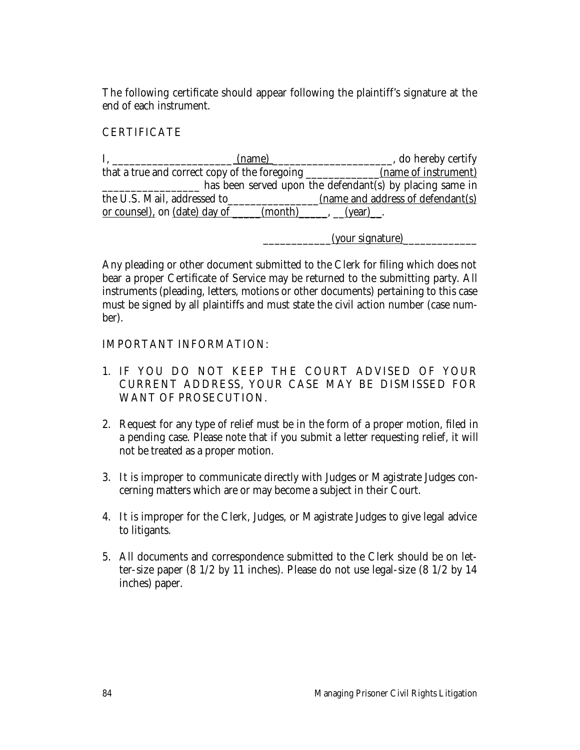The following certificate should appear following the plaintiff's signature at the end of each instrument.

CERTIFICATE

I, _____________________ (name)_____________________, do hereby certify that a true and correct copy of the foregoing _____________(name of instrument) _________________ has been served upon the defendant(s) by placing same in the U.S. Mail, addressed to_______________(name and address of defendant(s) or counsel), on (date) day of _____(month)_____, __(year)__.

____________(your signature)_____________

Any pleading or other document submitted to the Clerk for filing which does not bear a proper Certificate of Service may be returned to the submitting party. All instruments (pleading, letters, motions or other documents) pertaining to this case must be signed by all plaintiffs and must state the civil action number (case number).

IMPORTANT INFORMATION:

1. IF YOU DO NOT KEEP THE COURT ADVISED OF YOUR CURRENT ADDRESS, YOUR CASE MAY BE DISMISSED FOR WANT OF PROSECUTION.

2. Request for any type of relief must be in the form of a proper motion, filed in a pending case. Please note that if you submit a letter requesting relief, it will not be treated as a proper motion.

3. It is improper to communicate directly with Judges or Magistrate Judges concerning matters which are or may become a subject in their Court.

4. It is improper for the Clerk, Judges, or Magistrate Judges to give legal advice to litigants.

5. All documents and correspondence submitted to the Clerk should be on letter-size paper (8 1/2 by 11 inches). Please do not use legal-size (8 1/2 by 14 inches) paper.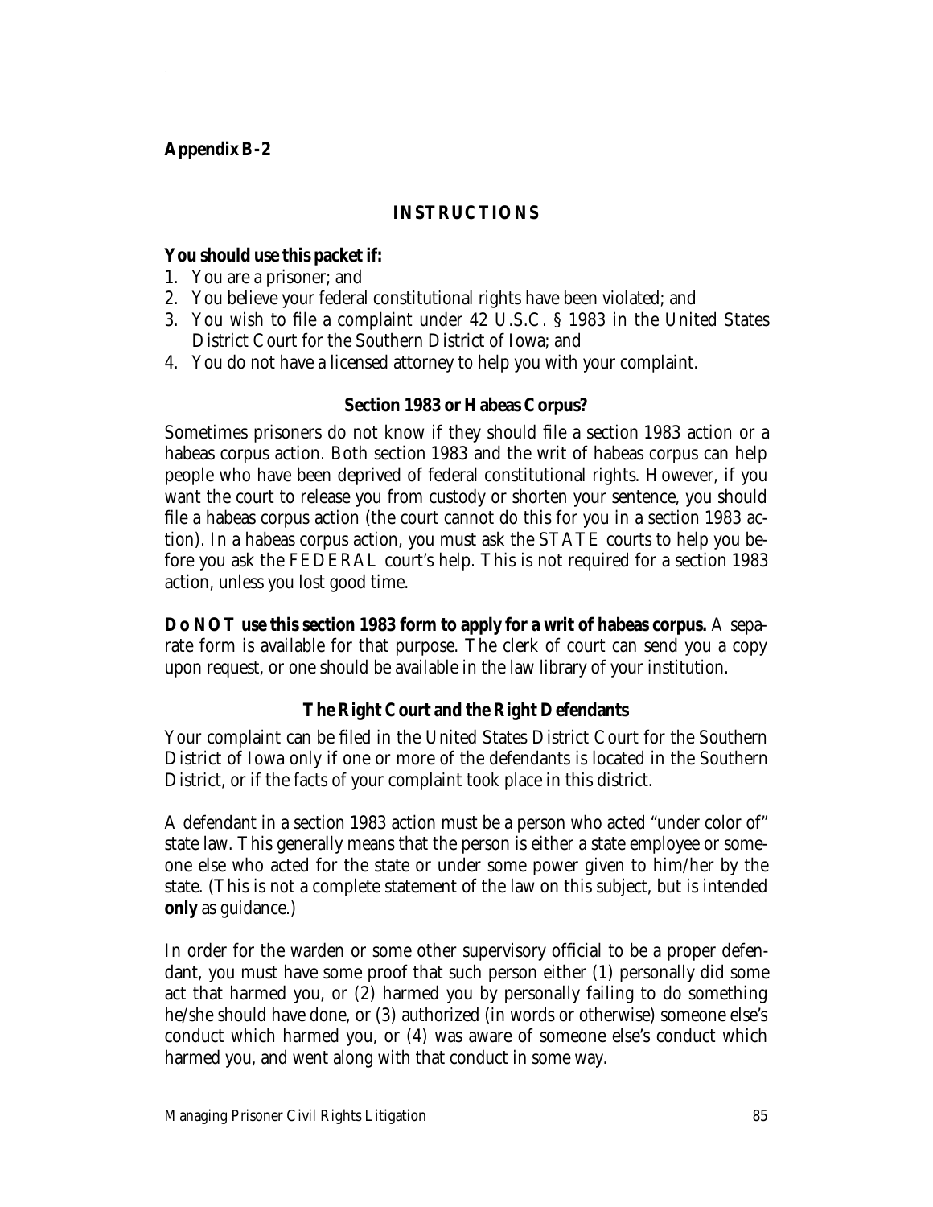**Appendix B-2**

## INSTRUCTIONS

**You should use this packet if:**

1. You are a prisoner; and
2. You believe your federal constitutional rights have been violated; and
3. You wish to file a complaint under 42 U.S.C. § 1983 in the United States District Court for the Southern District of Iowa; and
4. You do not have a licensed attorney to help you with your complaint.

### Section 1983 or Habeas Corpus?

Sometimes prisoners do not know if they should file a section 1983 action or a habeas corpus action. Both section 1983 and the writ of habeas corpus can help people who have been deprived of federal constitutional rights. However, if you want the court to release you from custody or shorten your sentence, you should file a habeas corpus action (the court cannot do this for you in a section 1983 action). In a habeas corpus action, you must ask the STATE courts to help you before you ask the FEDERAL court's help. This is not required for a section 1983 action, unless you lost good time.

**Do NOT use this section 1983 form to apply for a writ of habeas corpus.** A separate form is available for that purpose. The clerk of court can send you a copy upon request, or one should be available in the law library of your institution.

### The Right Court and the Right Defendants

Your complaint can be filed in the United States District Court for the Southern District of Iowa only if one or more of the defendants is located in the Southern District, or if the facts of your complaint took place in this district.

A defendant in a section 1983 action must be a person who acted "under color of" state law. This generally means that the person is either a state employee or someone else who acted for the state or under some power given to him/her by the state. (This is not a complete statement of the law on this subject, but is intended **only** as guidance.)

In order for the warden or some other supervisory official to be a proper defendant, you must have some proof that such person either (1) personally did some act that harmed you, or (2) harmed you by personally failing to do something he/she should have done, or (3) authorized (in words or otherwise) someone else's conduct which harmed you, or (4) was aware of someone else's conduct which harmed you, and went along with that conduct in some way.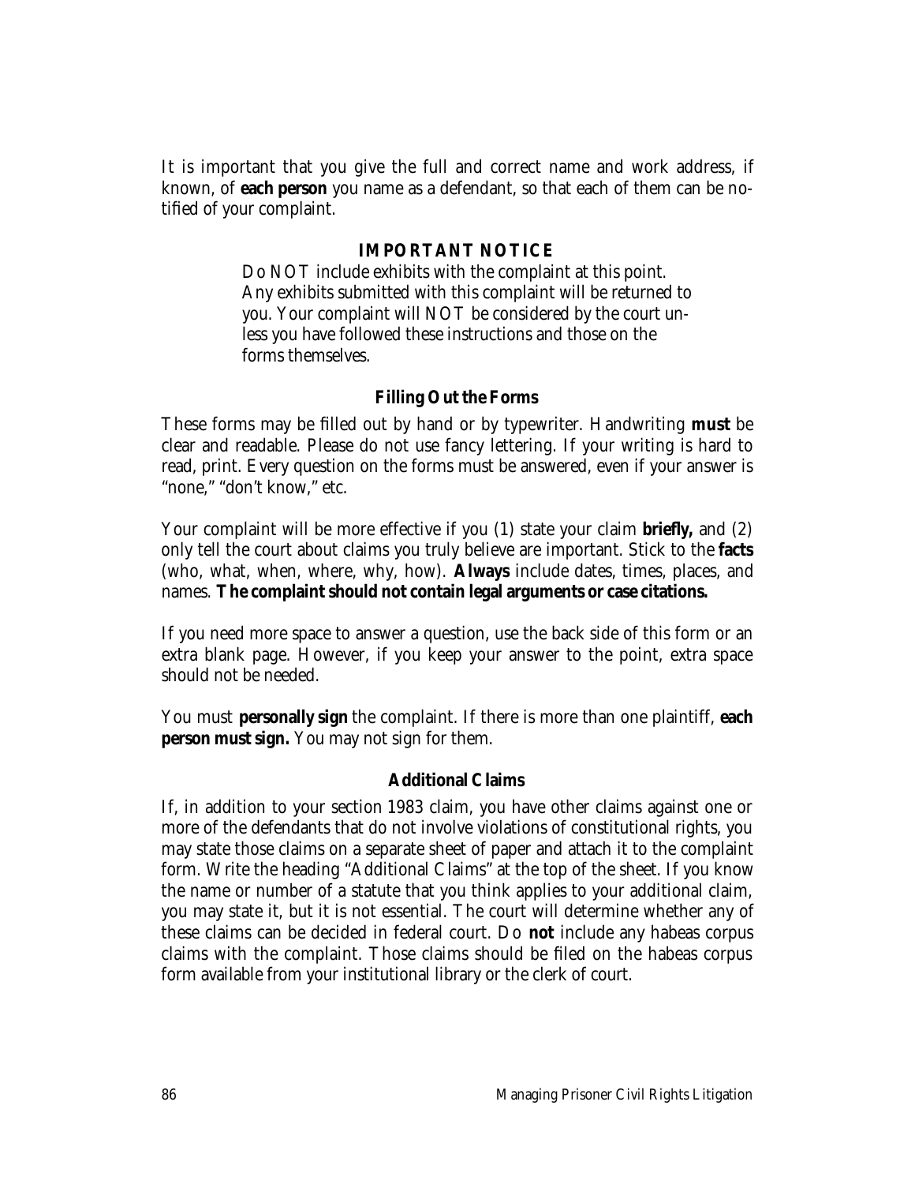It is important that you give the full and correct name and work address, if known, of **each person** you name as a defendant, so that each of them can be notified of your complaint.

### IMPORTANT NOTICE

> Do NOT include exhibits with the complaint at this point. Any exhibits submitted with this complaint will be returned to you. Your complaint will NOT be considered by the court unless you have followed these instructions and those on the forms themselves.

### Filling Out the Forms

These forms may be filled out by hand or by typewriter. Handwriting **must** be clear and readable. Please do not use fancy lettering. If your writing is hard to read, print. Every question on the forms must be answered, even if your answer is "none," "don't know," etc.

Your complaint will be more effective if you (1) state your claim **briefly,** and (2) only tell the court about claims you truly believe are important. Stick to the **facts** (who, what, when, where, why, how). **Always** include dates, times, places, and names. **The complaint should not contain legal arguments or case citations.**

If you need more space to answer a question, use the back side of this form or an extra blank page. However, if you keep your answer to the point, extra space should not be needed.

You must **personally sign** the complaint. If there is more than one plaintiff, **each person must sign.** You may not sign for them.

### Additional Claims

If, in addition to your section 1983 claim, you have other claims against one or more of the defendants that do not involve violations of constitutional rights, you may state those claims on a separate sheet of paper and attach it to the complaint form. Write the heading "Additional Claims" at the top of the sheet. If you know the name or number of a statute that you think applies to your additional claim, you may state it, but it is not essential. The court will determine whether any of these claims can be decided in federal court. Do **not** include any habeas corpus claims with the complaint. Those claims should be filed on the habeas corpus form available from your institutional library or the clerk of court.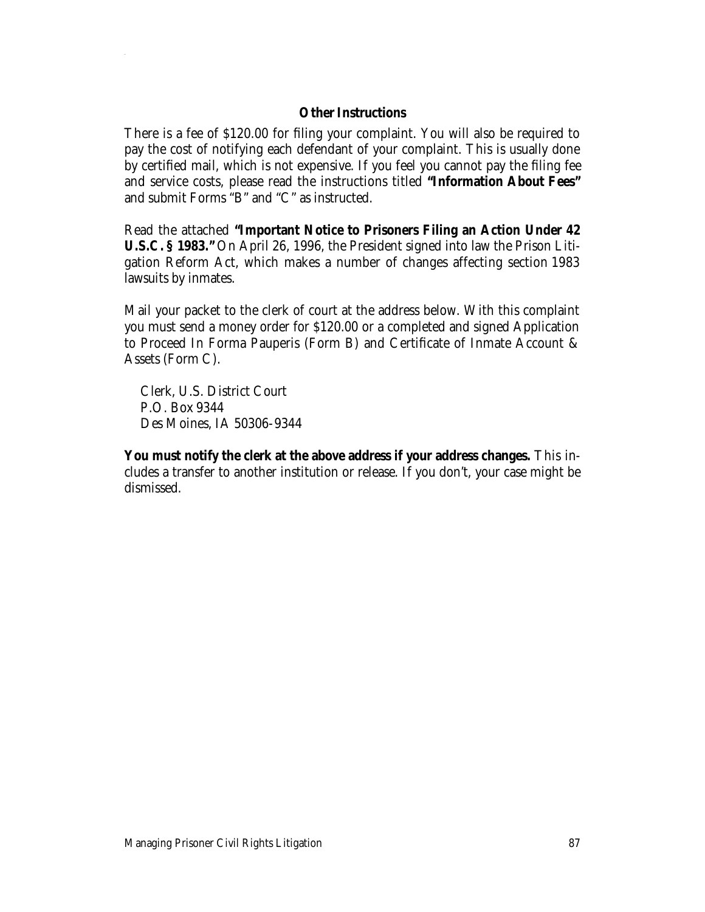## Other Instructions

There is a fee of $120.00 for filing your complaint. You will also be required to pay the cost of notifying each defendant of your complaint. This is usually done by certified mail, which is not expensive. If you feel you cannot pay the filing fee and service costs, please read the instructions titled **"Information About Fees"** and submit Forms "B" and "C" as instructed.

Read the attached **"Important Notice to Prisoners Filing an Action Under 42 U.S.C. § 1983."** On April 26, 1996, the President signed into law the Prison Litigation Reform Act, which makes a number of changes affecting section 1983 lawsuits by inmates.

Mail your packet to the clerk of court at the address below. With this complaint you must send a money order for $120.00 or a completed and signed Application to Proceed In Forma Pauperis (Form B) and Certificate of Inmate Account & Assets (Form C).

Clerk, U.S. District Court  
P.O. Box 9344  
Des Moines, IA 50306-9344

**You must notify the clerk at the above address if your address changes.** This includes a transfer to another institution or release. If you don't, your case might be dismissed.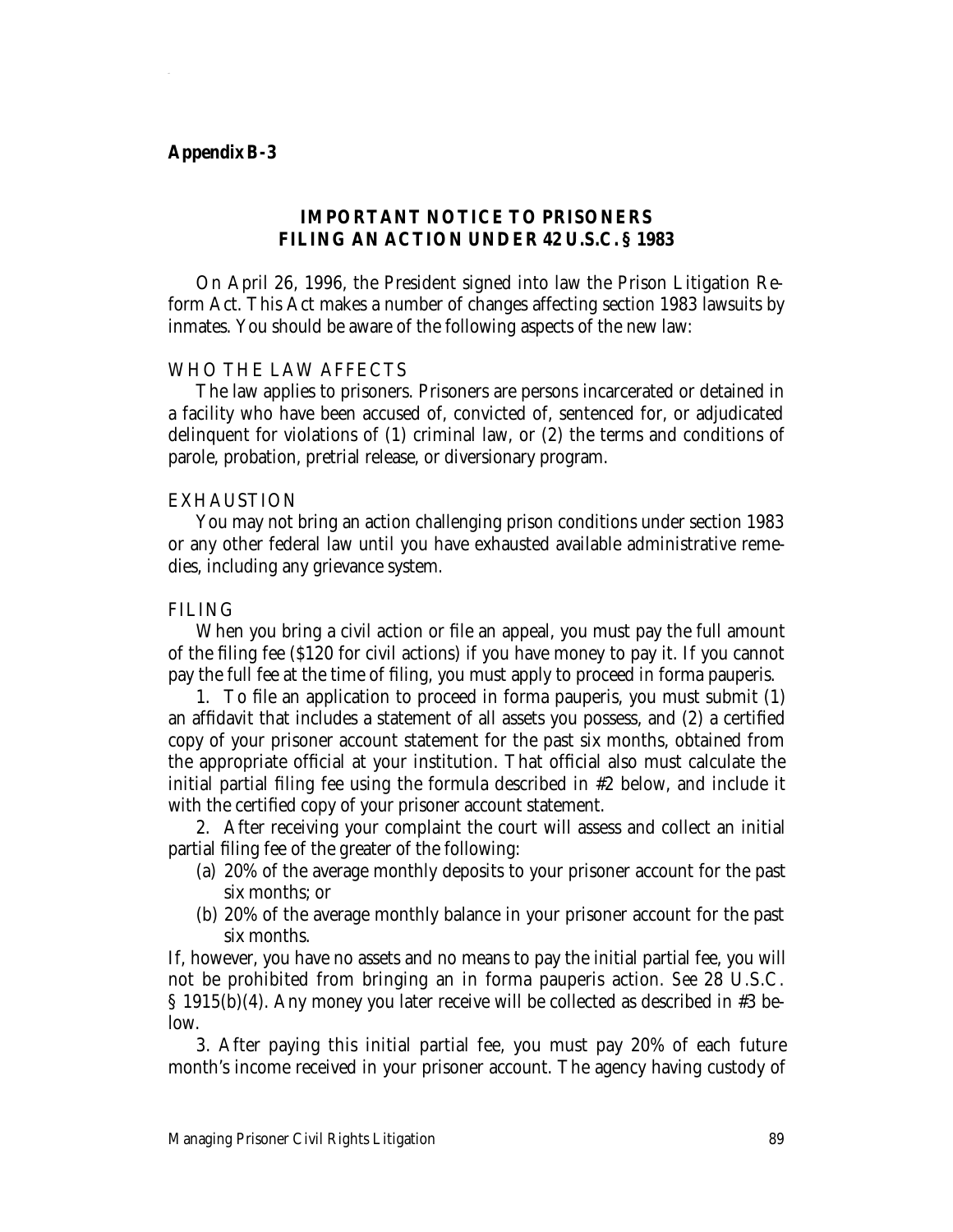**Appendix B-3**

## IMPORTANT NOTICE TO PRISONERS FILING AN ACTION UNDER 42 U.S.C. § 1983

On April 26, 1996, the President signed into law the Prison Litigation Reform Act. This Act makes a number of changes affecting section 1983 lawsuits by inmates. You should be aware of the following aspects of the new law:

### WHO THE LAW AFFECTS

The law applies to prisoners. Prisoners are persons incarcerated or detained in a facility who have been accused of, convicted of, sentenced for, or adjudicated delinquent for violations of (1) criminal law, or (2) the terms and conditions of parole, probation, pretrial release, or diversionary program.

### EXHAUSTION

You may not bring an action challenging prison conditions under section 1983 or any other federal law until you have exhausted available administrative remedies, including any grievance system.

### FILING

When you bring a civil action or file an appeal, you must pay the full amount of the filing fee ($120 for civil actions) if you have money to pay it. If you cannot pay the full fee at the time of filing, you must apply to proceed in forma pauperis.

1. To file an application to proceed in forma pauperis, you must submit (1) an affidavit that includes a statement of all assets you possess, and (2) a certified copy of your prisoner account statement for the past six months, obtained from the appropriate official at your institution. That official also must calculate the initial partial filing fee using the formula described in #2 below, and include it with the certified copy of your prisoner account statement.

2. After receiving your complaint the court will assess and collect an initial partial filing fee of the greater of the following:
   - (a) 20% of the average monthly deposits to your prisoner account for the past six months; or
   - (b) 20% of the average monthly balance in your prisoner account for the past six months.

If, however, you have no assets and no means to pay the initial partial fee, you will not be prohibited from bringing an in forma pauperis action. *See* 28 U.S.C. § 1915(b)(4). Any money you later receive will be collected as described in #3 below.

3. After paying this initial partial fee, you must pay 20% of each future month's income received in your prisoner account. The agency having custody of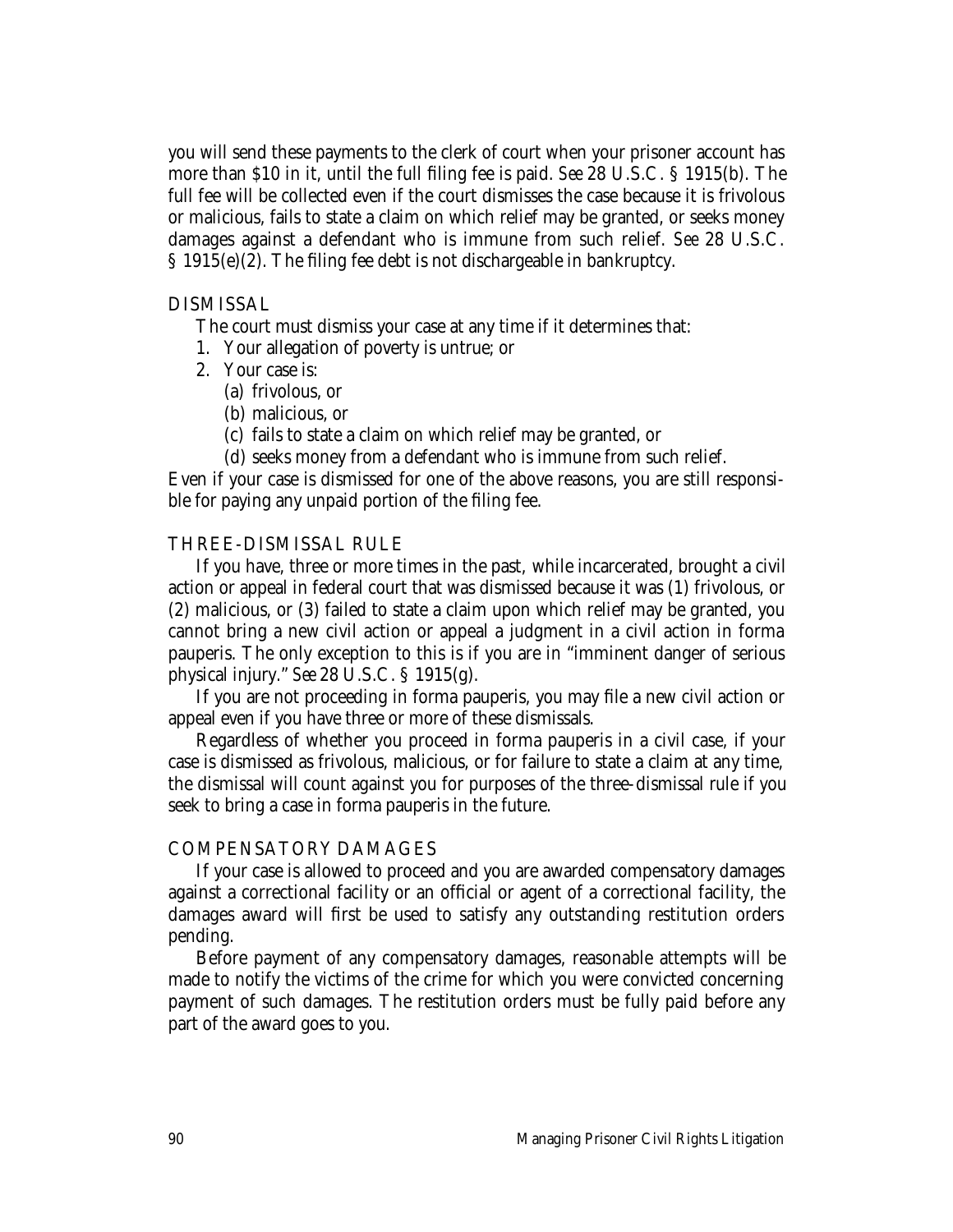you will send these payments to the clerk of court when your prisoner account has more than $10 in it, until the full filing fee is paid. *See* 28 U.S.C. § 1915(b). The full fee will be collected even if the court dismisses the case because it is frivolous or malicious, fails to state a claim on which relief may be granted, or seeks money damages against a defendant who is immune from such relief. *See* 28 U.S.C. § 1915(e)(2). The filing fee debt is not dischargeable in bankruptcy.

## DISMISSAL

The court must dismiss your case at any time if it determines that:

1. Your allegation of poverty is untrue; or
2. Your case is:
   - (a) frivolous, or
   - (b) malicious, or
   - (c) fails to state a claim on which relief may be granted, or
   - (d) seeks money from a defendant who is immune from such relief.

Even if your case is dismissed for one of the above reasons, you are still responsible for paying any unpaid portion of the filing fee.

## THREE-DISMISSAL RULE

If you have, three or more times in the past, while incarcerated, brought a civil action or appeal in federal court that was dismissed because it was (1) frivolous, or (2) malicious, or (3) failed to state a claim upon which relief may be granted, you cannot bring a new civil action or appeal a judgment in a civil action in forma pauperis. The only exception to this is if you are in "imminent danger of serious physical injury." *See* 28 U.S.C. § 1915(g).

If you are not proceeding in forma pauperis, you may file a new civil action or appeal even if you have three or more of these dismissals.

Regardless of whether you proceed in forma pauperis in a civil case, if your case is dismissed as frivolous, malicious, or for failure to state a claim at any time, the dismissal will count against you for purposes of the three-dismissal rule if you seek to bring a case in forma pauperis in the future.

## COMPENSATORY DAMAGES

If your case is allowed to proceed and you are awarded compensatory damages against a correctional facility or an official or agent of a correctional facility, the damages award will first be used to satisfy any outstanding restitution orders pending.

Before payment of any compensatory damages, reasonable attempts will be made to notify the victims of the crime for which you were convicted concerning payment of such damages. The restitution orders must be fully paid before any part of the award goes to you.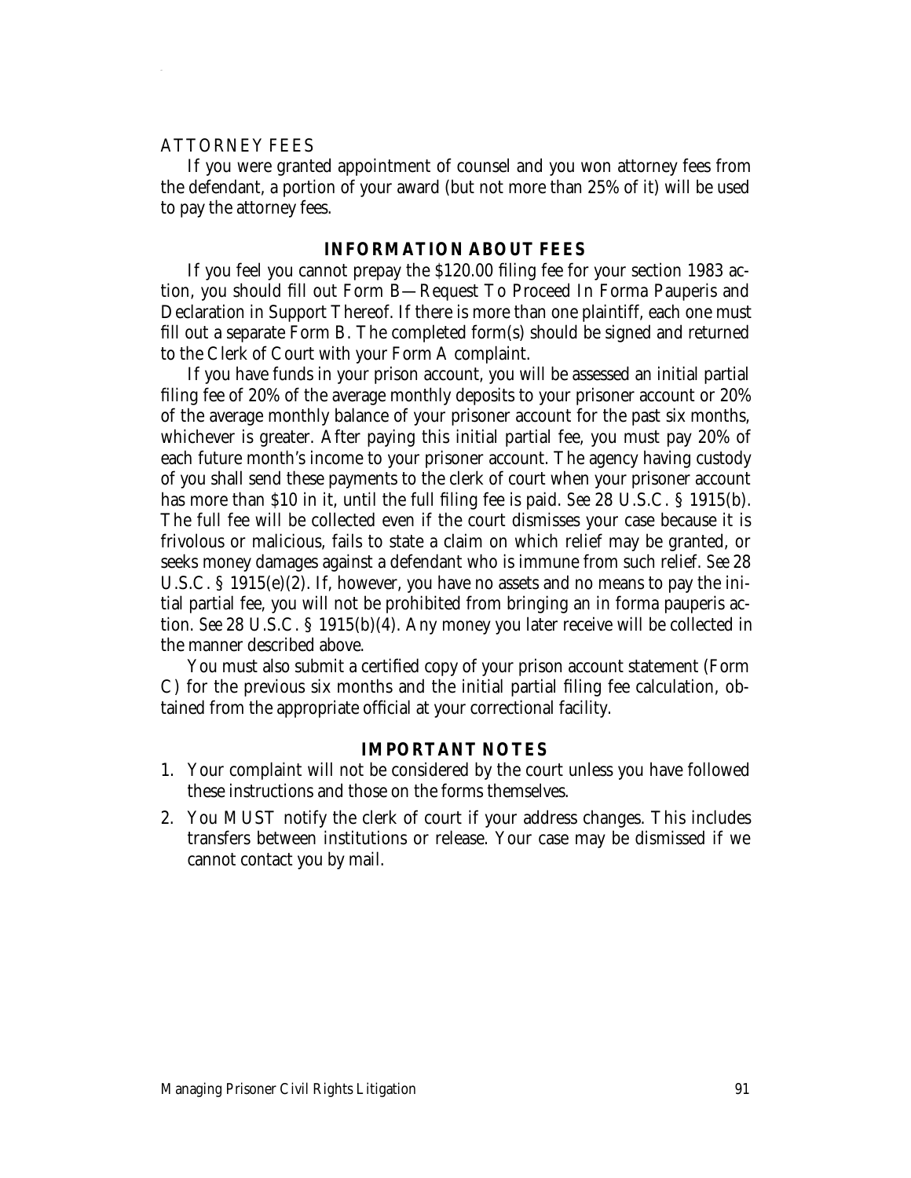ATTORNEY FEES

If you were granted appointment of counsel and you won attorney fees from the defendant, a portion of your award (but not more than 25% of it) will be used to pay the attorney fees.

## INFORMATION ABOUT FEES

If you feel you cannot prepay the $120.00 filing fee for your section 1983 action, you should fill out Form B—Request To Proceed In Forma Pauperis and Declaration in Support Thereof. If there is more than one plaintiff, each one must fill out a separate Form B. The completed form(s) should be signed and returned to the Clerk of Court with your Form A complaint.

If you have funds in your prison account, you will be assessed an initial partial filing fee of 20% of the average monthly deposits to your prisoner account or 20% of the average monthly balance of your prisoner account for the past six months, whichever is greater. After paying this initial partial fee, you must pay 20% of each future month's income to your prisoner account. The agency having custody of you shall send these payments to the clerk of court when your prisoner account has more than $10 in it, until the full filing fee is paid. *See* 28 U.S.C. § 1915(b). The full fee will be collected even if the court dismisses your case because it is frivolous or malicious, fails to state a claim on which relief may be granted, or seeks money damages against a defendant who is immune from such relief. *See* 28 U.S.C. § 1915(e)(2). If, however, you have no assets and no means to pay the initial partial fee, you will not be prohibited from bringing an in forma pauperis action. *See* 28 U.S.C. § 1915(b)(4). Any money you later receive will be collected in the manner described above.

You must also submit a certified copy of your prison account statement (Form C) for the previous six months and the initial partial filing fee calculation, obtained from the appropriate official at your correctional facility.

## IMPORTANT NOTES

1. Your complaint will not be considered by the court unless you have followed these instructions and those on the forms themselves.
2. You MUST notify the clerk of court if your address changes. This includes transfers between institutions or release. Your case may be dismissed if we cannot contact you by mail.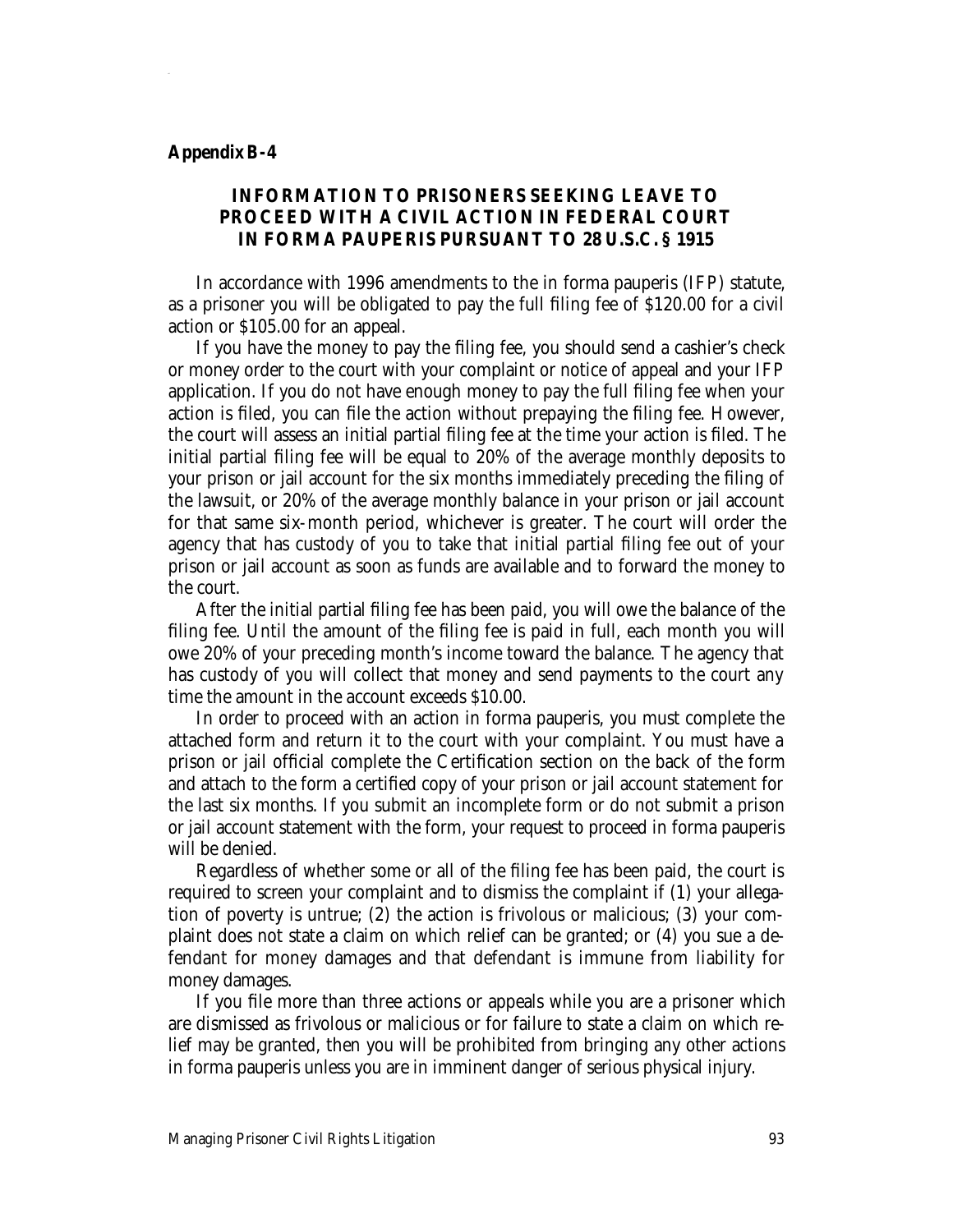**Appendix B-4**

## INFORMATION TO PRISONERS SEEKING LEAVE TO PROCEED WITH A CIVIL ACTION IN FEDERAL COURT IN FORMA PAUPERIS PURSUANT TO 28 U.S.C. § 1915

In accordance with 1996 amendments to the in forma pauperis (IFP) statute, as a prisoner you will be obligated to pay the full filing fee of $120.00 for a civil action or $105.00 for an appeal.

If you have the money to pay the filing fee, you should send a cashier's check or money order to the court with your complaint or notice of appeal and your IFP application. If you do not have enough money to pay the full filing fee when your action is filed, you can file the action without prepaying the filing fee. However, the court will assess an initial partial filing fee at the time your action is filed. The initial partial filing fee will be equal to 20% of the average monthly deposits to your prison or jail account for the six months immediately preceding the filing of the lawsuit, or 20% of the average monthly balance in your prison or jail account for that same six-month period, whichever is greater. The court will order the agency that has custody of you to take that initial partial filing fee out of your prison or jail account as soon as funds are available and to forward the money to the court.

After the initial partial filing fee has been paid, you will owe the balance of the filing fee. Until the amount of the filing fee is paid in full, each month you will owe 20% of your preceding month's income toward the balance. The agency that has custody of you will collect that money and send payments to the court any time the amount in the account exceeds $10.00.

In order to proceed with an action in forma pauperis, you must complete the attached form and return it to the court with your complaint. You must have a prison or jail official complete the Certification section on the back of the form and attach to the form a certified copy of your prison or jail account statement for the last six months. If you submit an incomplete form or do not submit a prison or jail account statement with the form, your request to proceed in forma pauperis will be denied.

Regardless of whether some or all of the filing fee has been paid, the court is required to screen your complaint and to dismiss the complaint if (1) your allegation of poverty is untrue; (2) the action is frivolous or malicious; (3) your complaint does not state a claim on which relief can be granted; or (4) you sue a defendant for money damages and that defendant is immune from liability for money damages.

If you file more than three actions or appeals while you are a prisoner which are dismissed as frivolous or malicious or for failure to state a claim on which relief may be granted, then you will be prohibited from bringing any other actions in forma pauperis unless you are in imminent danger of serious physical injury.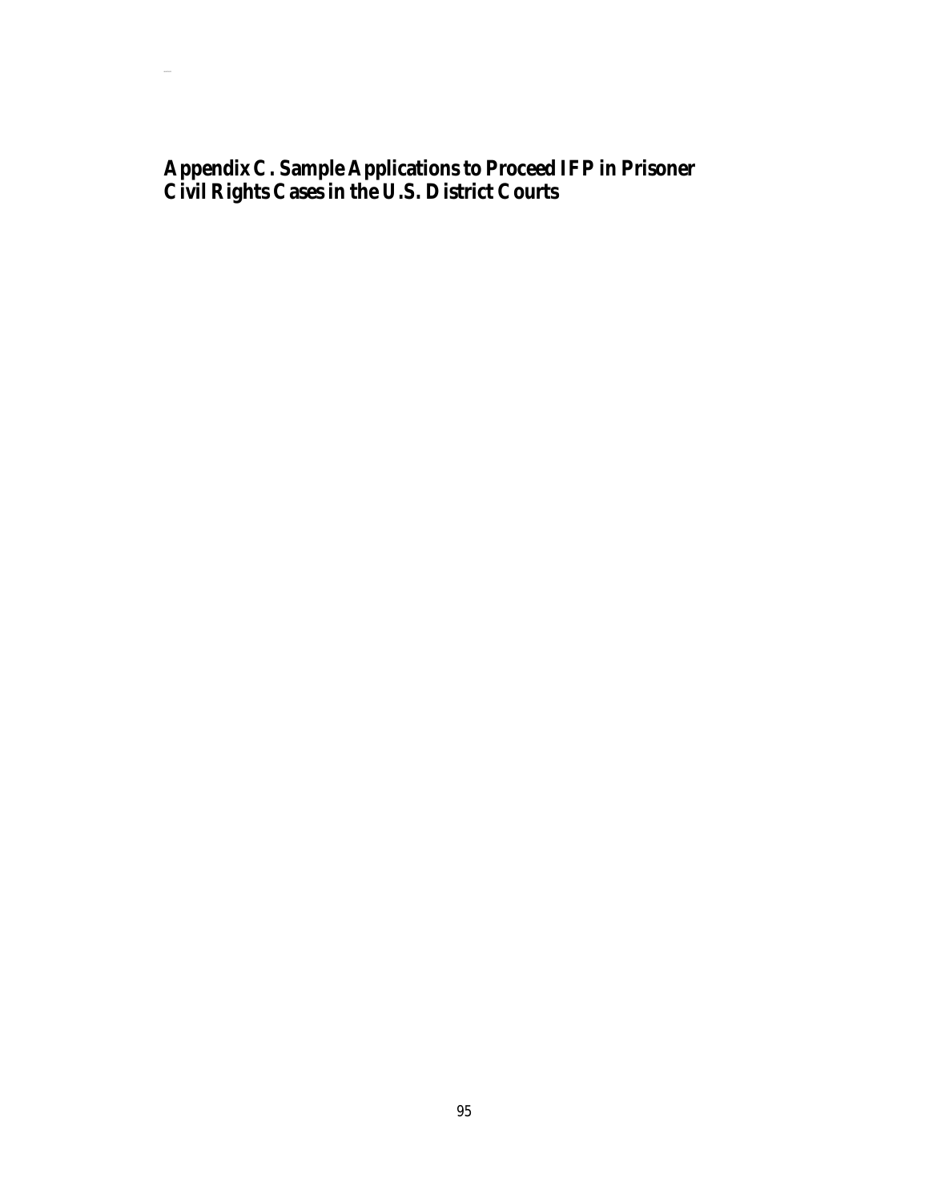## Appendix C. Sample Applications to Proceed IFP in Prisoner Civil Rights Cases in the U.S. District Courts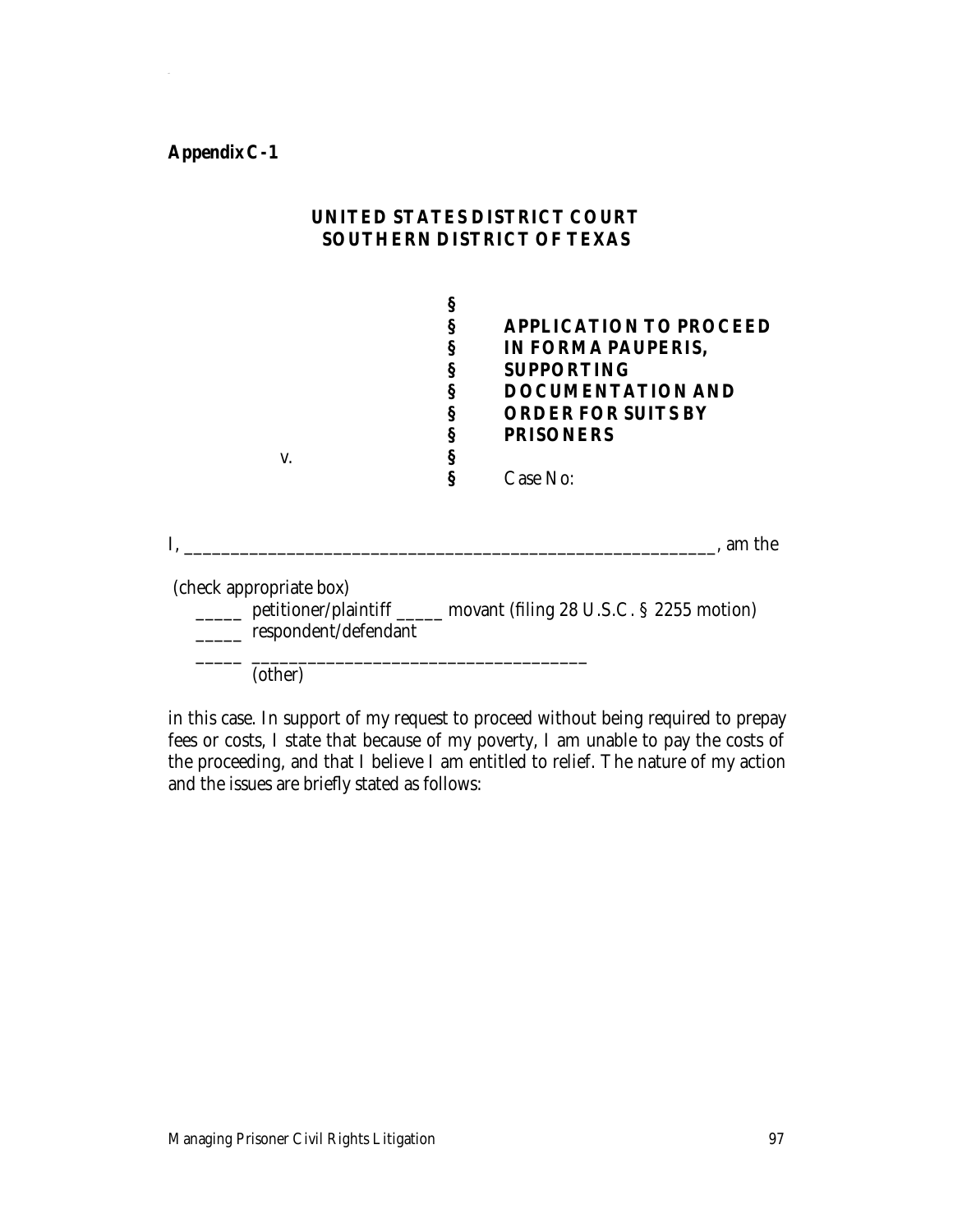**Appendix C-1**

**UNITED STATES DISTRICT COURT**
**SOUTHERN DISTRICT OF TEXAS**

| | | |
|---|---|---|
| | § | |
| | § | **APPLICATION TO PROCEED** |
| | § | **IN FORMA PAUPERIS,** |
| | § | **SUPPORTING** |
| | § | **DOCUMENTATION AND** |
| | § | **ORDER FOR SUITS BY** |
| | § | **PRISONERS** |
| v. | § | |
| | § | Case No: |

I, ________________________________________________________, am the

(check appropriate box)

_____ petitioner/plaintiff _____ movant (filing 28 U.S.C. § 2255 motion)
_____ respondent/defendant
_____ ____________________________________
(other)

in this case. In support of my request to proceed without being required to prepay fees or costs, I state that because of my poverty, I am unable to pay the costs of the proceeding, and that I believe I am entitled to relief. The nature of my action and the issues are briefly stated as follows: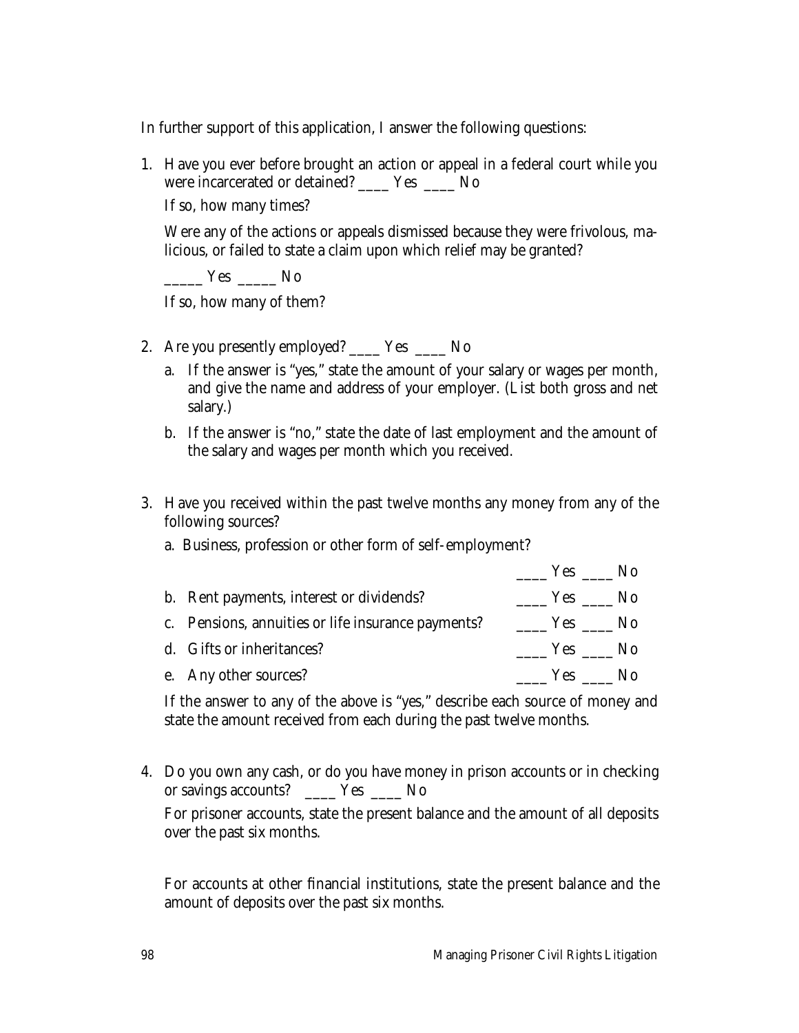In further support of this application, I answer the following questions:

1. Have you ever before brought an action or appeal in a federal court while you were incarcerated or detained? ____ Yes ____ No

   If so, how many times?

   Were any of the actions or appeals dismissed because they were frivolous, malicious, or failed to state a claim upon which relief may be granted?

   _____ Yes _____ No

   If so, how many of them?

2. Are you presently employed? ____ Yes ____ No

   a. If the answer is "yes," state the amount of your salary or wages per month, and give the name and address of your employer. (List both gross and net salary.)

   b. If the answer is "no," state the date of last employment and the amount of the salary and wages per month which you received.

3. Have you received within the past twelve months any money from any of the following sources?

   a. Business, profession or other form of self-employment? ____ Yes ____ No

   b. Rent payments, interest or dividends? ____ Yes ____ No

   c. Pensions, annuities or life insurance payments? ____ Yes ____ No

   d. Gifts or inheritances? ____ Yes ____ No

   e. Any other sources? ____ Yes ____ No

   If the answer to any of the above is "yes," describe each source of money and state the amount received from each during the past twelve months.

4. Do you own any cash, or do you have money in prison accounts or in checking or savings accounts? ____ Yes ____ No

   For prisoner accounts, state the present balance and the amount of all deposits over the past six months.

   For accounts at other financial institutions, state the present balance and the amount of deposits over the past six months.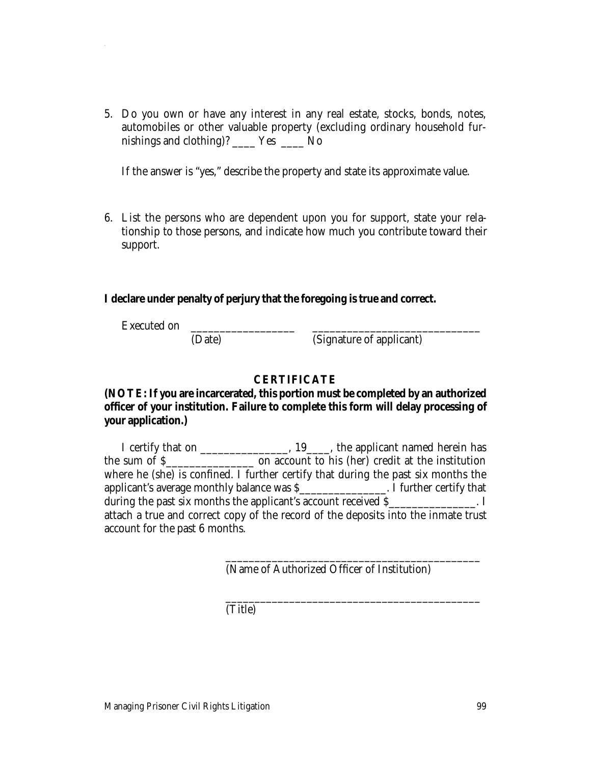5. Do you own or have any interest in any real estate, stocks, bonds, notes, automobiles or other valuable property (excluding ordinary household furnishings and clothing)? ____ Yes ____ No

   If the answer is "yes," describe the property and state its approximate value.

6. List the persons who are dependent upon you for support, state your relationship to those persons, and indicate how much you contribute toward their support.

**I declare under penalty of perjury that the foregoing is true and correct.**

Executed on ________________ ____________________________
(Date) (Signature of applicant)

**CERTIFICATE**

**(NOTE: If you are incarcerated, this portion must be completed by an authorized officer of your institution. Failure to complete this form will delay processing of your application.)**

I certify that on ______________, 19____, the applicant named herein has the sum of $______________ on account to his (her) credit at the institution where he (she) is confined. I further certify that during the past six months the applicant's average monthly balance was $______________. I further certify that during the past six months the applicant's account received $______________. I attach a true and correct copy of the record of the deposits into the inmate trust account for the past 6 months.

____________________________________________
(Name of Authorized Officer of Institution)

____________________________________________
(Title)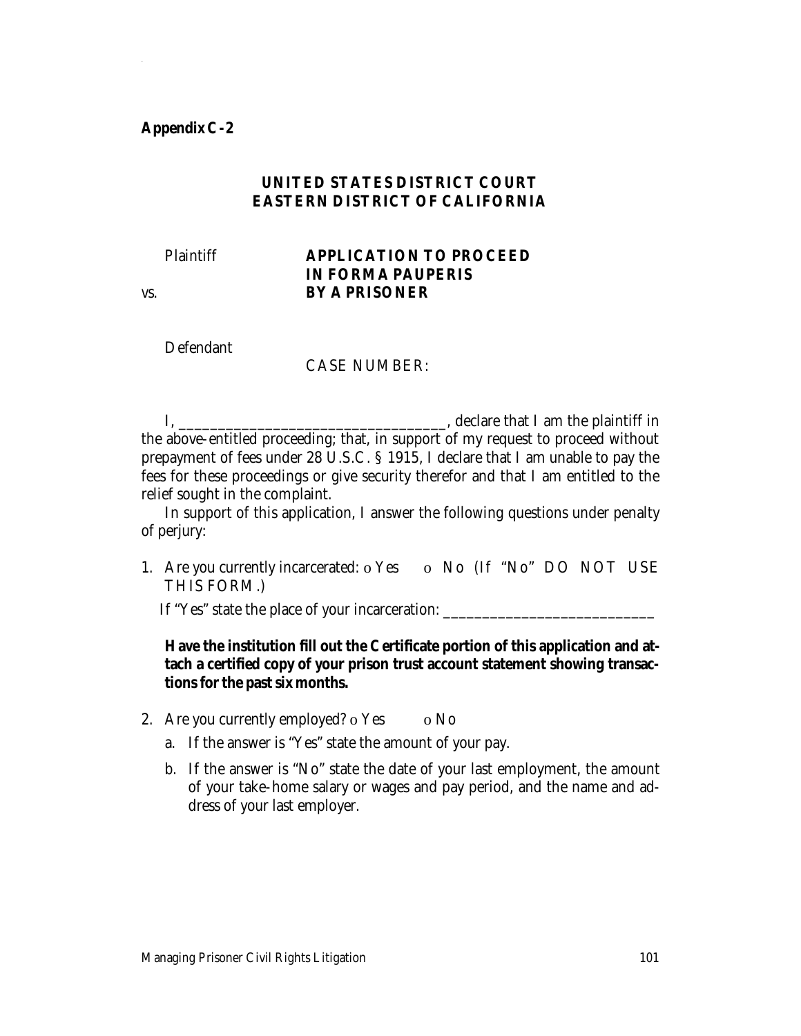**Appendix C-2**

**UNITED STATES DISTRICT COURT**
**EASTERN DISTRICT OF CALIFORNIA**

Plaintiff

**APPLICATION TO PROCEED IN FORMA PAUPERIS BY A PRISONER**

vs.

Defendant

CASE NUMBER:

I, ______________________________, declare that I am the plaintiff in the above-entitled proceeding; that, in support of my request to proceed without prepayment of fees under 28 U.S.C. § 1915, I declare that I am unable to pay the fees for these proceedings or give security therefor and that I am entitled to the relief sought in the complaint.

In support of this application, I answer the following questions under penalty of perjury:

1. Are you currently incarcerated: o Yes o No (If "No" DO NOT USE THIS FORM.)

   If "Yes" state the place of your incarceration: ________________________

   **Have the institution fill out the Certificate portion of this application and attach a certified copy of your prison trust account statement showing transactions for the past six months.**

2. Are you currently employed? o Yes o No
   a. If the answer is "Yes" state the amount of your pay.
   b. If the answer is "No" state the date of your last employment, the amount of your take-home salary or wages and pay period, and the name and address of your last employer.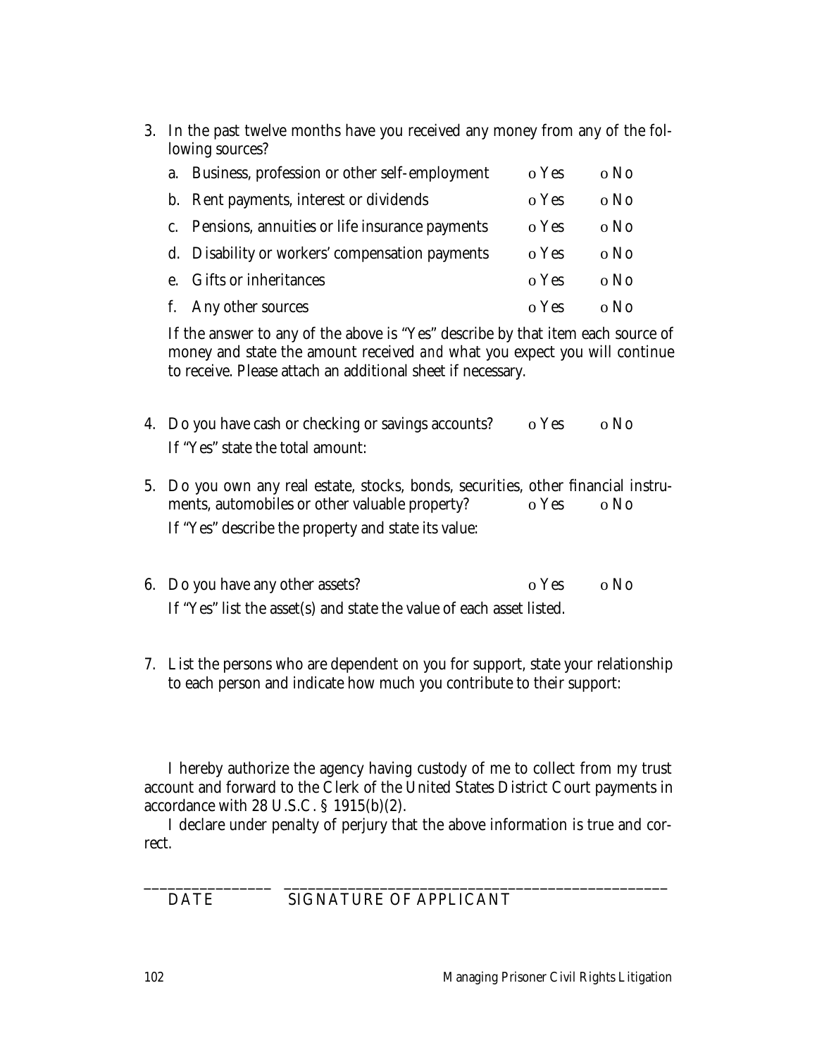3. In the past twelve months have you received any money from any of the following sources?

   a. Business, profession or other self-employment o Yes o No

   b. Rent payments, interest or dividends o Yes o No

   c. Pensions, annuities or life insurance payments o Yes o No

   d. Disability or workers' compensation payments o Yes o No

   e. Gifts or inheritances o Yes o No

   f. Any other sources o Yes o No

   If the answer to any of the above is "Yes" describe by that item each source of money and state the amount received *and* what you expect you will continue to receive. Please attach an additional sheet if necessary.

4. Do you have cash or checking or savings accounts? o Yes o No

   If "Yes" state the total amount:

5. Do you own any real estate, stocks, bonds, securities, other financial instruments, automobiles or other valuable property? o Yes o No

   If "Yes" describe the property and state its value:

6. Do you have any other assets? o Yes o No

   If "Yes" list the asset(s) and state the value of each asset listed.

7. List the persons who are dependent on you for support, state your relationship to each person and indicate how much you contribute to their support:

I hereby authorize the agency having custody of me to collect from my trust account and forward to the Clerk of the United States District Court payments in accordance with 28 U.S.C. § 1915(b)(2).

I declare under penalty of perjury that the above information is true and correct.

________________ __________________________________________________

DATE SIGNATURE OF APPLICANT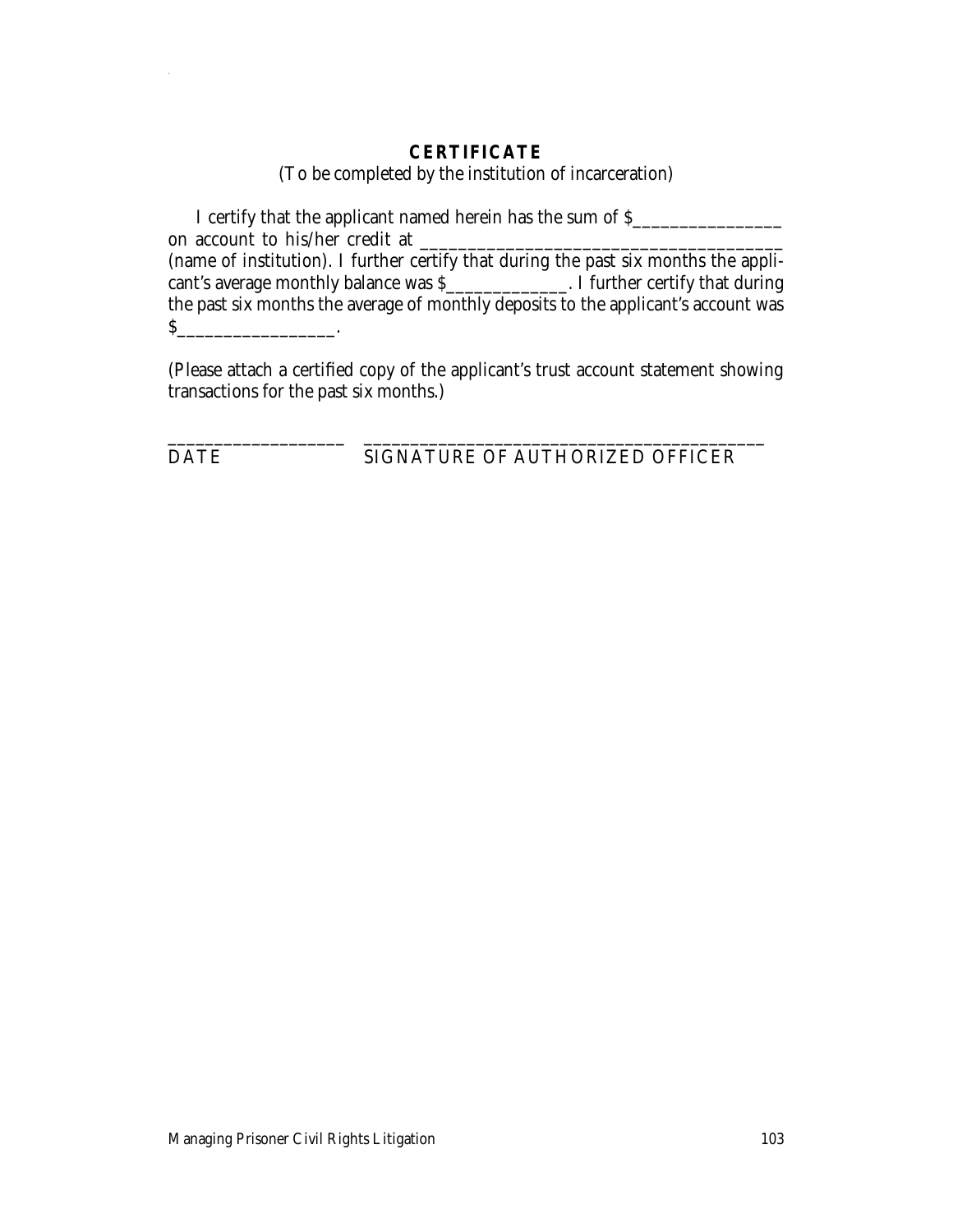## CERTIFICATE

(To be completed by the institution of incarceration)

I certify that the applicant named herein has the sum of $________________ on account to his/her credit at _____________________________________ (name of institution). I further certify that during the past six months the applicant's average monthly balance was $______________. I further certify that during the past six months the average of monthly deposits to the applicant's account was $_________________.

(Please attach a certified copy of the applicant's trust account statement showing transactions for the past six months.)

____________________ ____________________________________________

DATE SIGNATURE OF AUTHORIZED OFFICER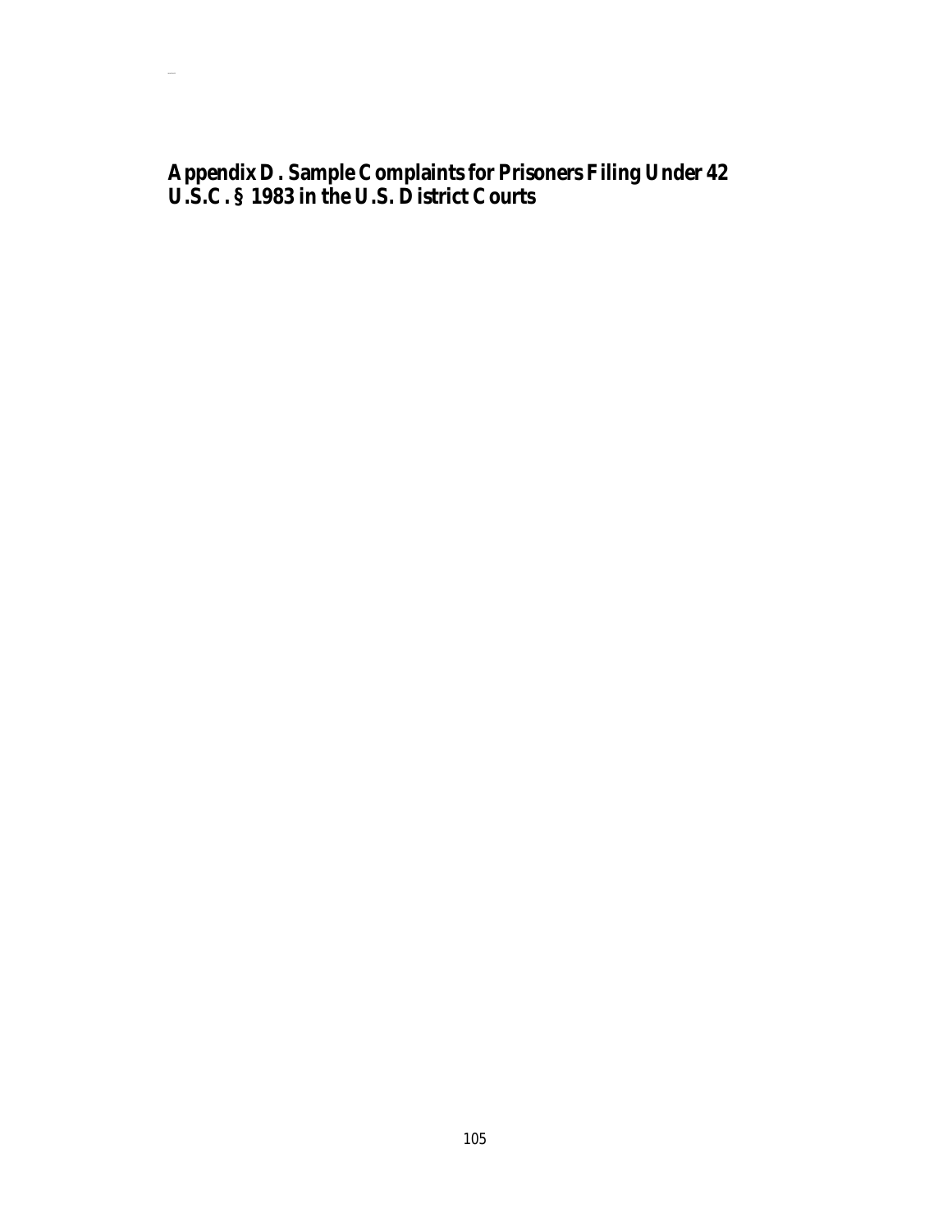## Appendix D. Sample Complaints for Prisoners Filing Under 42 U.S.C. § 1983 in the U.S. District Courts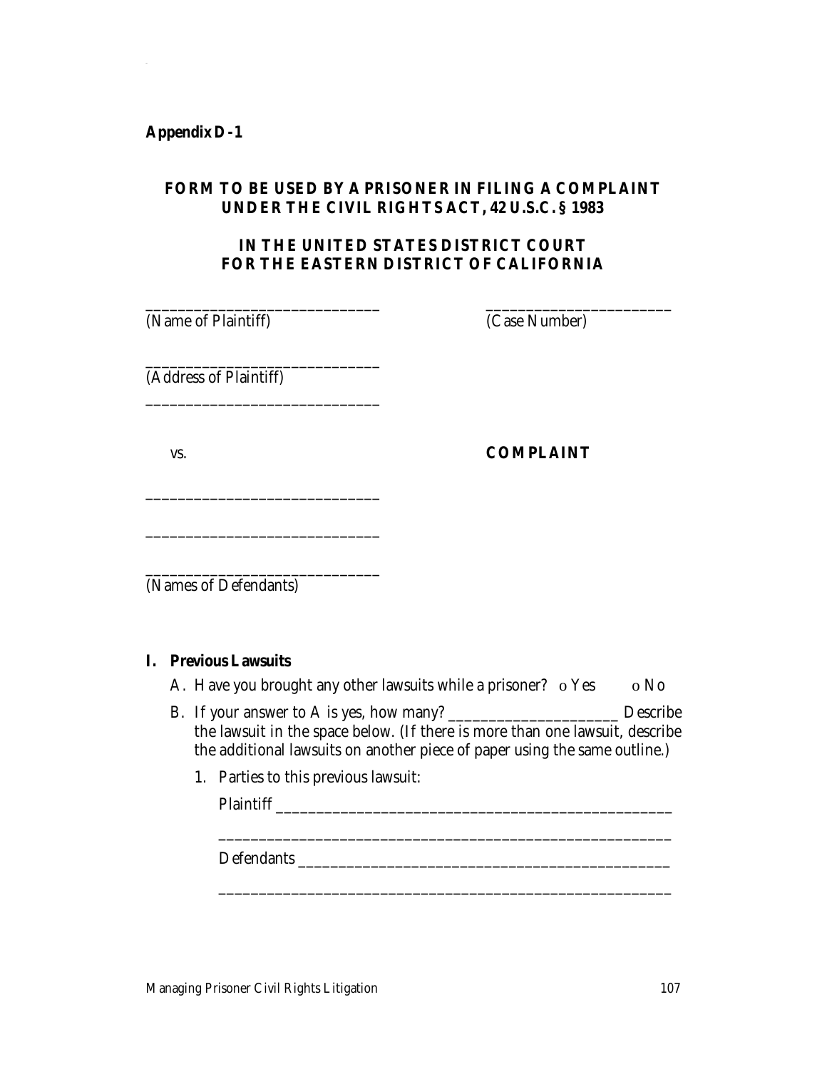**Appendix D-1**

## FORM TO BE USED BY A PRISONER IN FILING A COMPLAINT UNDER THE CIVIL RIGHTS ACT, 42 U.S.C. § 1983

## IN THE UNITED STATES DISTRICT COURT FOR THE EASTERN DISTRICT OF CALIFORNIA

_____________________________ (Name of Plaintiff)

_______________________ (Case Number)

_____________________________ (Address of Plaintiff)

_____________________________

vs.

**COMPLAINT**

_____________________________

_____________________________

_____________________________ (Names of Defendants)

**I. Previous Lawsuits**

A. Have you brought any other lawsuits while a prisoner? o Yes o No

B. If your answer to A is yes, how many? ____________________ Describe the lawsuit in the space below. (If there is more than one lawsuit, describe the additional lawsuits on another piece of paper using the same outline.)

1. Parties to this previous lawsuit:

Plaintiff ______________________________________________

________________________________________________________

Defendants ____________________________________________

________________________________________________________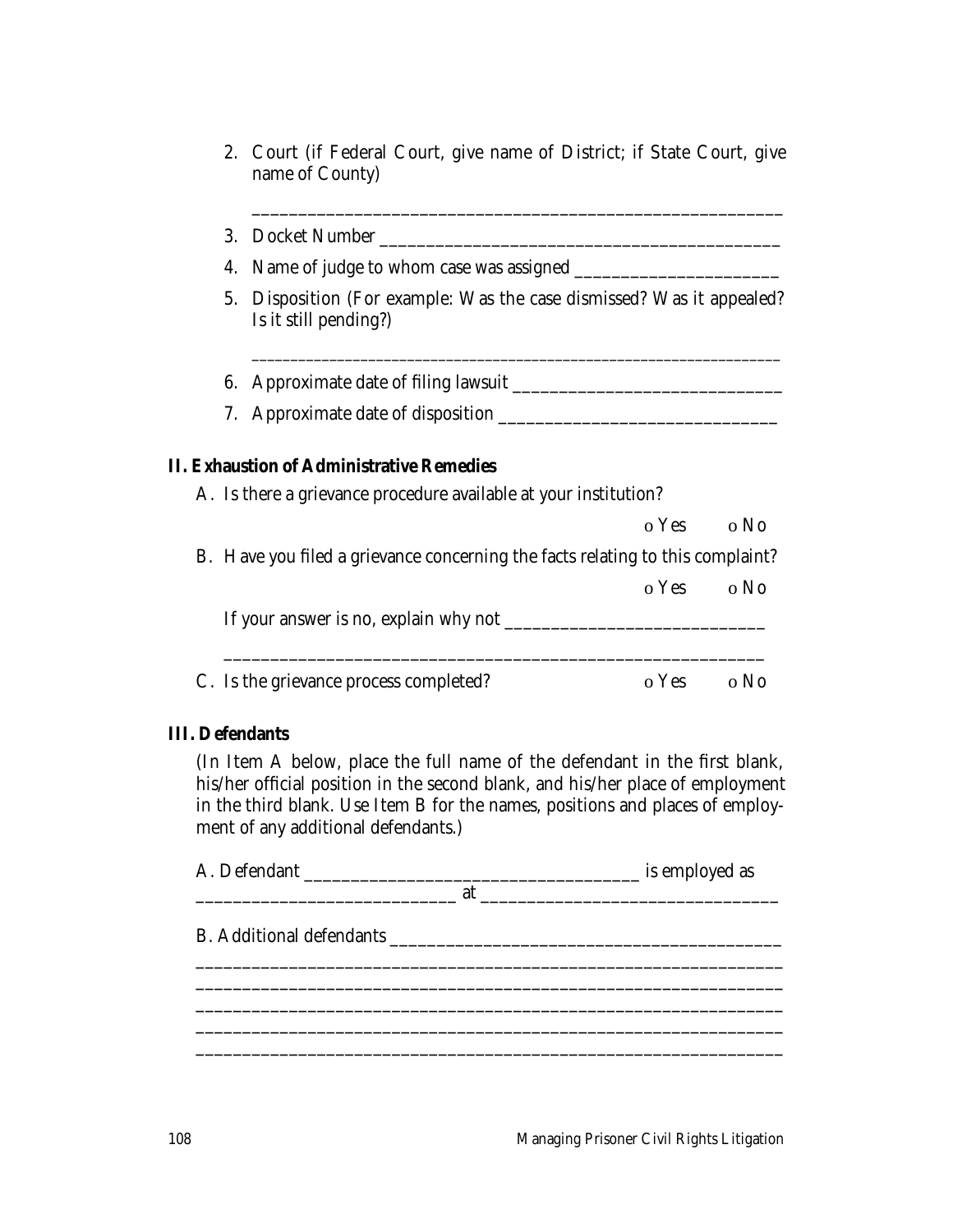2. Court (if Federal Court, give name of District; if State Court, give name of County)

   ____________________________________________________________

3. Docket Number ____________________________________________

4. Name of judge to whom case was assigned ______________________

5. Disposition (For example: Was the case dismissed? Was it appealed? Is it still pending?)

   ____________________________________________________________

6. Approximate date of filing lawsuit ____________________________

7. Approximate date of disposition _____________________________

**II. Exhaustion of Administrative Remedies**

A. Is there a grievance procedure available at your institution?

o Yes o No

B. Have you filed a grievance concerning the facts relating to this complaint?

o Yes o No

If your answer is no, explain why not ___________________________

____________________________________________________________

C. Is the grievance process completed? o Yes o No

**III. Defendants**

(In Item A below, place the full name of the defendant in the first blank, his/her official position in the second blank, and his/her place of employment in the third blank. Use Item B for the names, positions and places of employment of any additional defendants.)

A. Defendant ____________________________________ is employed as ____________________________ at ________________________________

B. Additional defendants __________________________________________

________________________________________________________________

________________________________________________________________

________________________________________________________________

________________________________________________________________

________________________________________________________________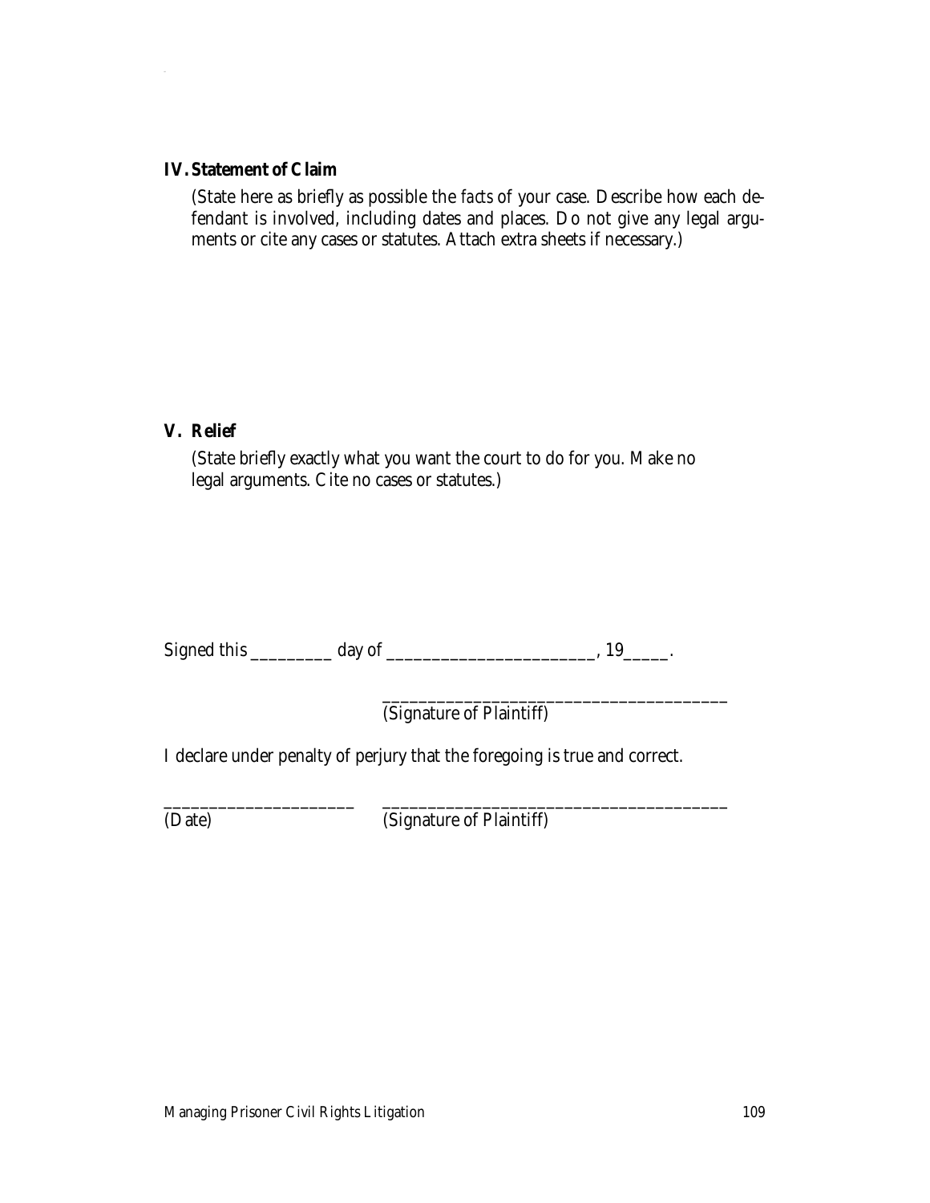## IV. Statement of Claim

(State here as briefly as possible the *facts* of your case. Describe how each defendant is involved, including dates and places. Do not give any legal arguments or cite any cases or statutes. Attach extra sheets if necessary.)

## V. Relief

(State briefly exactly what you want the court to do for you. Make no legal arguments. Cite no cases or statutes.)

Signed this _________ day of _______________________, 19_____.

_______________________________________
(Signature of Plaintiff)

I declare under penalty of perjury that the foregoing is true and correct.

_____________________ _______________________________________
(Date) (Signature of Plaintiff)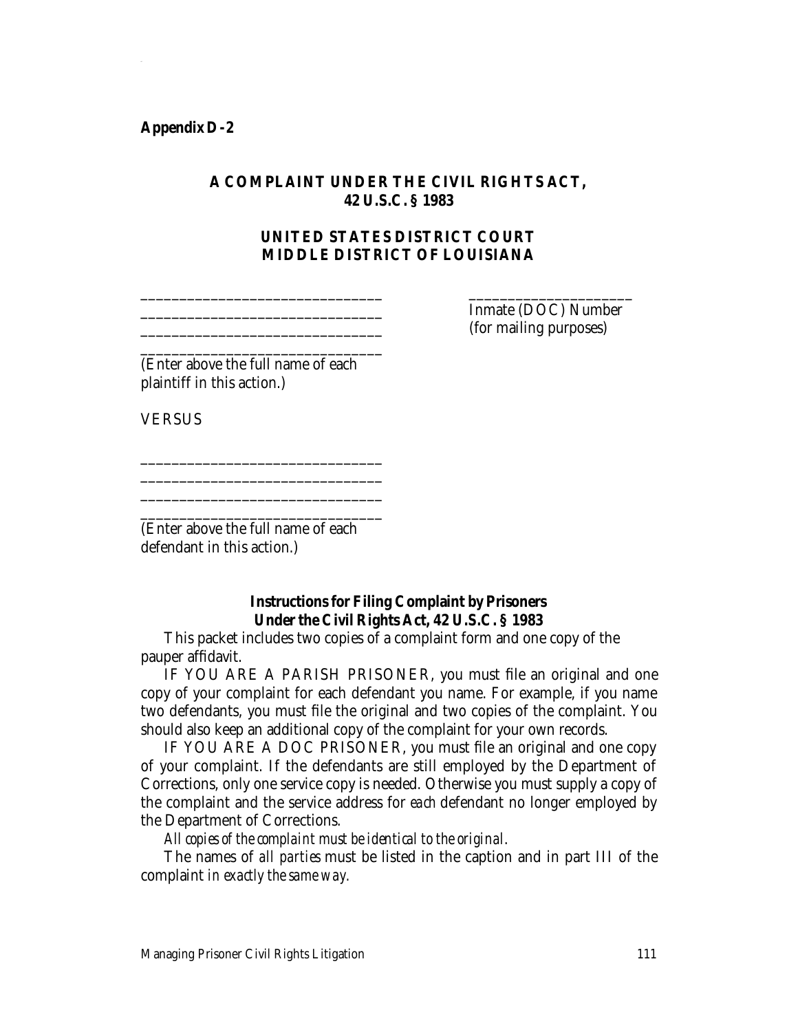**Appendix D-2**

## A COMPLAINT UNDER THE CIVIL RIGHTS ACT, 42 U.S.C. § 1983

## UNITED STATES DISTRICT COURT MIDDLE DISTRICT OF LOUISIANA

______________________________
______________________________
______________________________
______________________________
(Enter above the full name of each plaintiff in this action.)

____________________
Inmate (DOC) Number
(for mailing purposes)

VERSUS

______________________________
______________________________
______________________________
______________________________
(Enter above the full name of each defendant in this action.)

### Instructions for Filing Complaint by Prisoners Under the Civil Rights Act, 42 U.S.C. § 1983

This packet includes two copies of a complaint form and one copy of the pauper affidavit.

IF YOU ARE A PARISH PRISONER, you must file an original and one copy of your complaint for each defendant you name. For example, if you name two defendants, you must file the original and two copies of the complaint. You should also keep an additional copy of the complaint for your own records.

IF YOU ARE A DOC PRISONER, you must file an original and one copy of your complaint. If the defendants are still employed by the Department of Corrections, only one service copy is needed. Otherwise you must supply a copy of the complaint and the service address for *each* defendant no longer employed by the Department of Corrections.

*All copies of the complaint must be identical to the original.*

The names of *all parties* must be listed in the caption and in part III of the complaint *in exactly the same way*.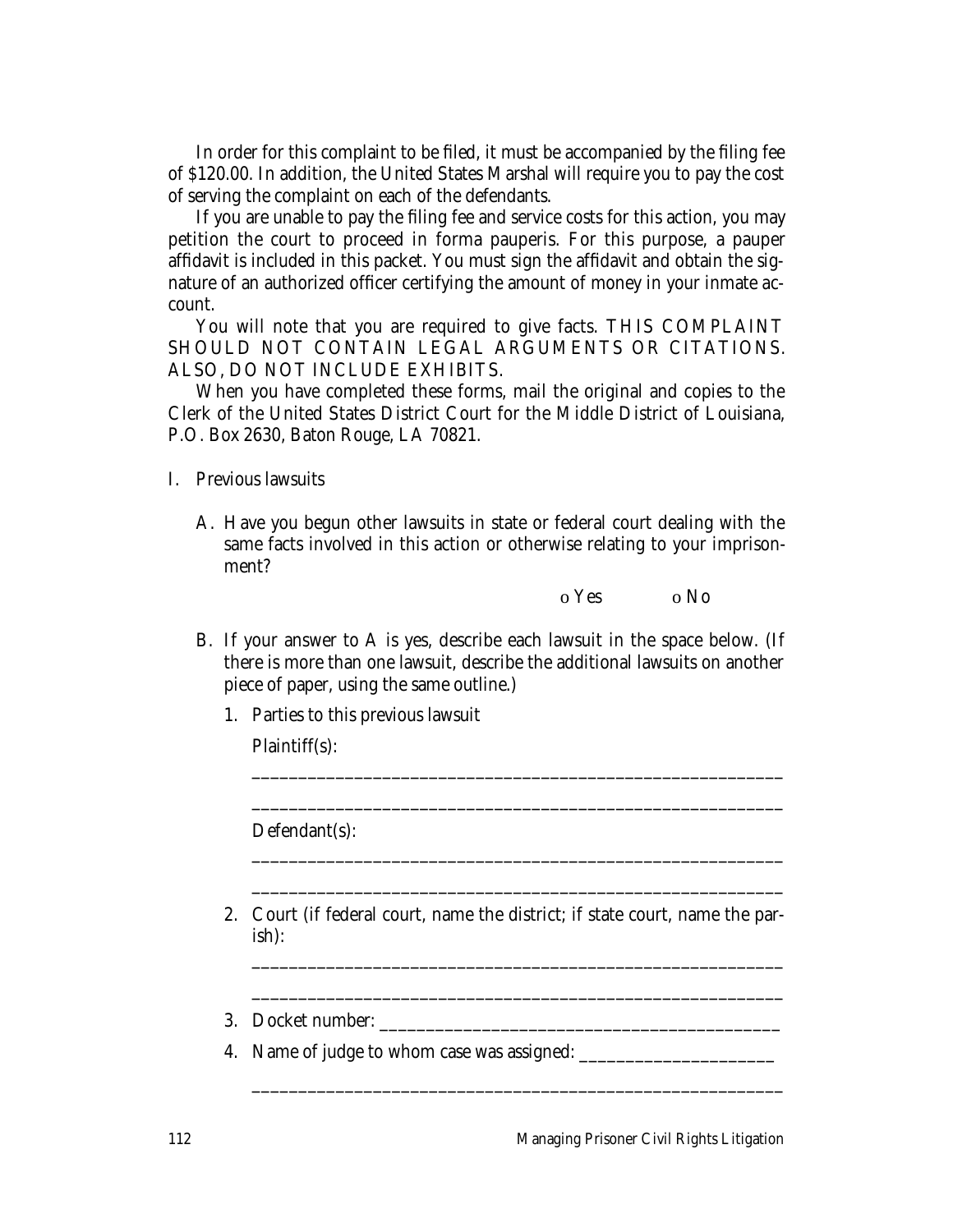In order for this complaint to be filed, it must be accompanied by the filing fee of $120.00. In addition, the United States Marshal will require you to pay the cost of serving the complaint on each of the defendants.

If you are unable to pay the filing fee and service costs for this action, you may petition the court to proceed in forma pauperis. For this purpose, a pauper affidavit is included in this packet. You must sign the affidavit and obtain the signature of an authorized officer certifying the amount of money in your inmate account.

You will note that you are required to give facts. THIS COMPLAINT SHOULD NOT CONTAIN LEGAL ARGUMENTS OR CITATIONS. ALSO, DO NOT INCLUDE EXHIBITS.

When you have completed these forms, mail the original and copies to the Clerk of the United States District Court for the Middle District of Louisiana, P.O. Box 2630, Baton Rouge, LA 70821.

I. Previous lawsuits

   A. Have you begun other lawsuits in state or federal court dealing with the same facts involved in this action or otherwise relating to your imprisonment?

      o Yes o No

   B. If your answer to A is yes, describe each lawsuit in the space below. (If there is more than one lawsuit, describe the additional lawsuits on another piece of paper, using the same outline.)

      1. Parties to this previous lawsuit

         Plaintiff(s):

         ______________________________________________________

         ______________________________________________________

         Defendant(s):

         ______________________________________________________

         ______________________________________________________

      2. Court (if federal court, name the district; if state court, name the parish):

         ______________________________________________________

         ______________________________________________________

      3. Docket number: ________________________________________

      4. Name of judge to whom case was assigned: ____________________

         ______________________________________________________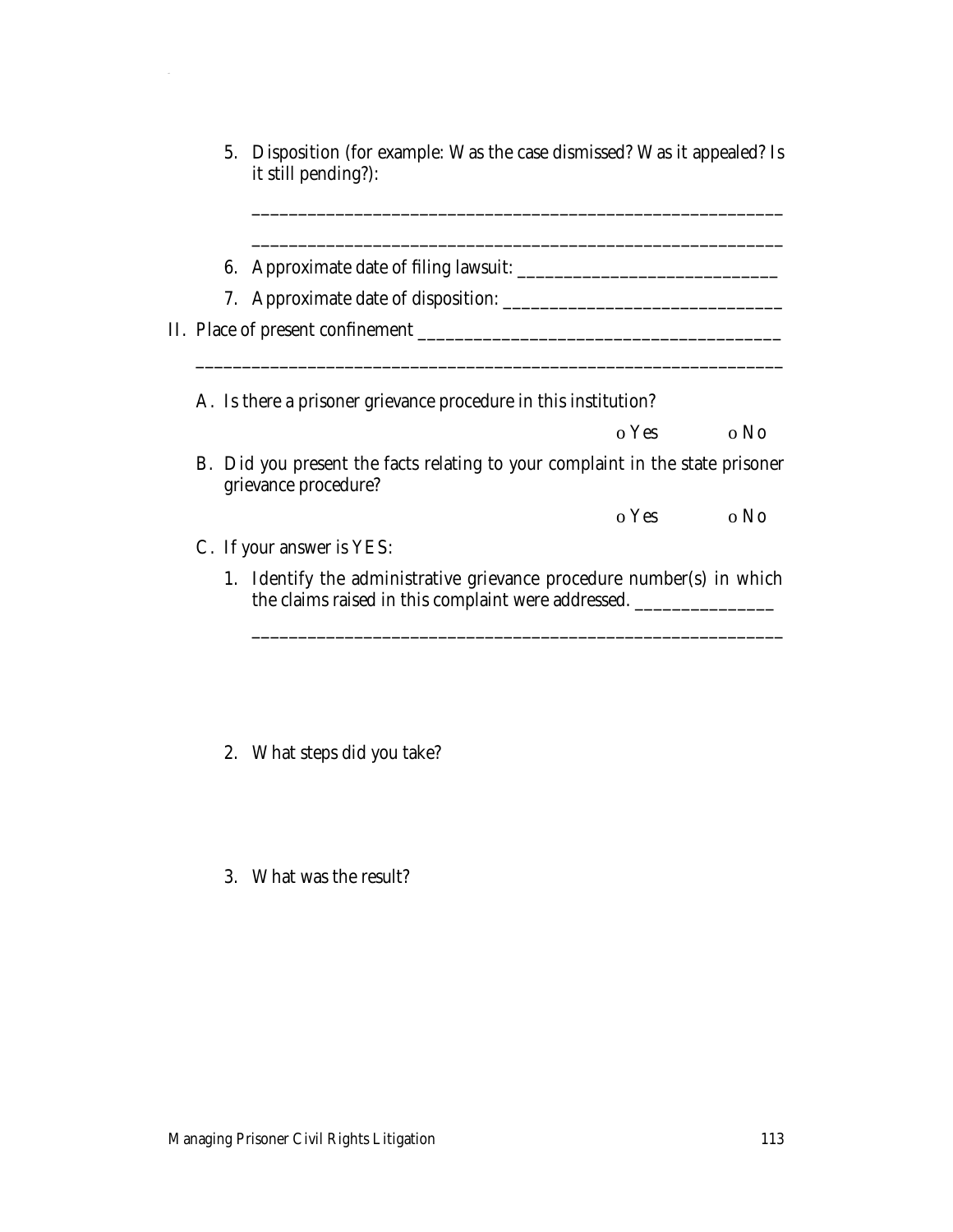5. Disposition (for example: Was the case dismissed? Was it appealed? Is it still pending?):

   ___________________________________________________________

   ___________________________________________________________

6. Approximate date of filing lawsuit: ___________________________

7. Approximate date of disposition: _____________________________

II. Place of present confinement _______________________________________

_________________________________________________________________

A. Is there a prisoner grievance procedure in this institution?

   o Yes o No

B. Did you present the facts relating to your complaint in the state prisoner grievance procedure?

   o Yes o No

C. If your answer is YES:

   1. Identify the administrative grievance procedure number(s) in which the claims raised in this complaint were addressed. _______________

      ___________________________________________________________

   2. What steps did you take?

   3. What was the result?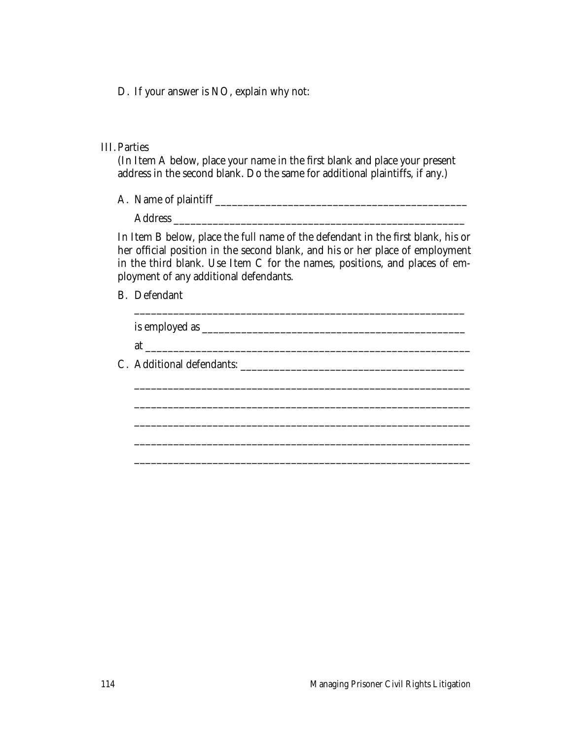D. If your answer is NO, explain why not:

III. Parties

(In Item A below, place your name in the first blank and place your present address in the second blank. Do the same for additional plaintiffs, if any.)

A. Name of plaintiff ______________________________________________

Address ______________________________________________________

In Item B below, place the full name of the defendant in the first blank, his or her official position in the second blank, and his or her place of employment in the third blank. Use Item C for the names, positions, and places of employment of any additional defendants.

B. Defendant

_____________________________________________________________

is employed as _________________________________________________

at ___________________________________________________________

C. Additional defendants: _______________________________________

_____________________________________________________________

_____________________________________________________________

_____________________________________________________________

_____________________________________________________________

_____________________________________________________________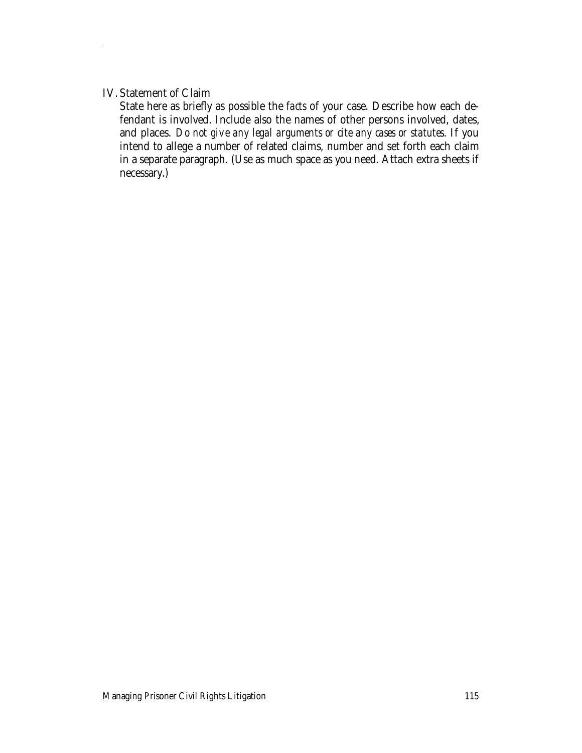IV. Statement of Claim

State here as briefly as possible the *facts* of your case. Describe how each defendant is involved. Include also the names of other persons involved, dates, and places. *Do not give any legal arguments or cite any cases or statutes*. If you intend to allege a number of related claims, number and set forth each claim in a separate paragraph. (Use as much space as you need. Attach extra sheets if necessary.)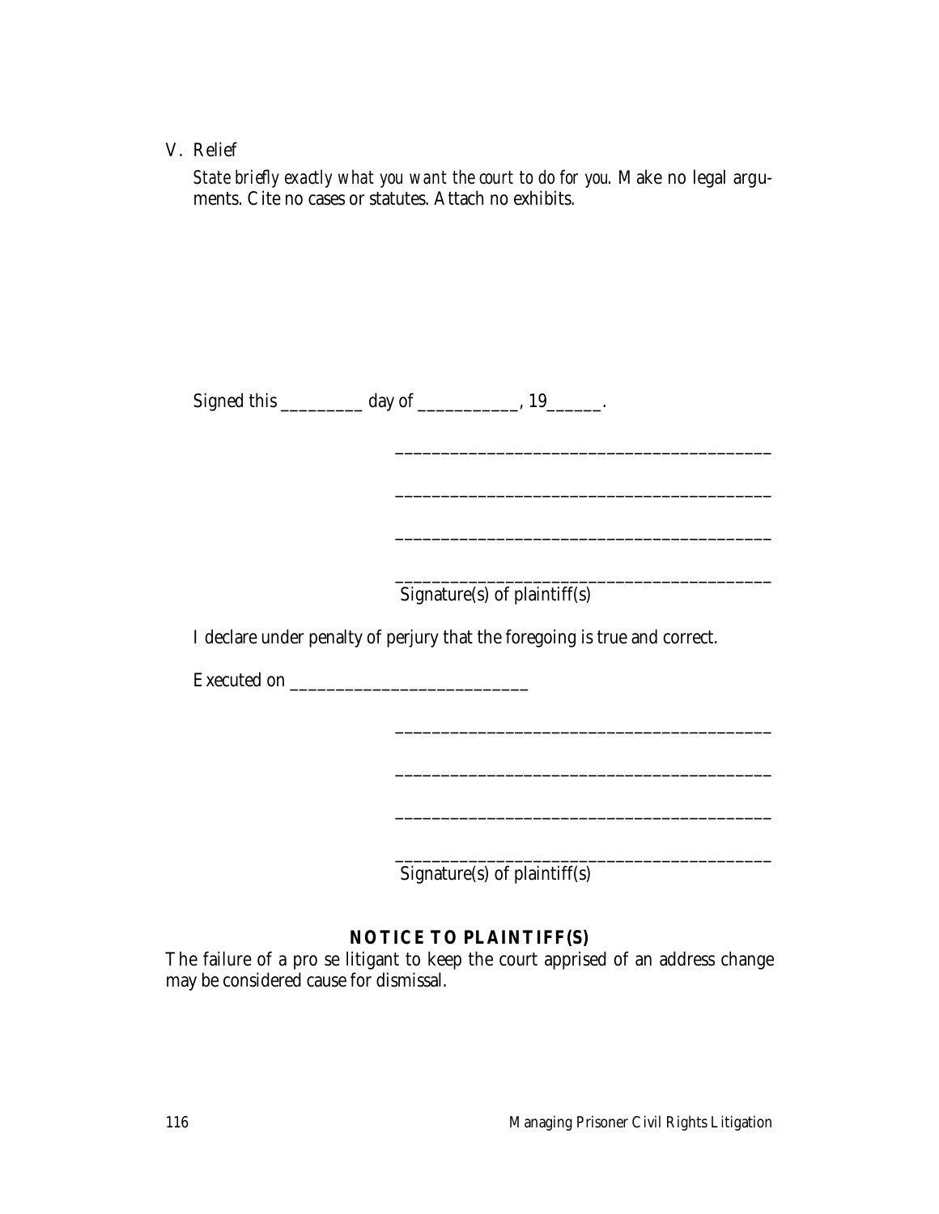V. Relief

*State briefly exactly what you want the court to do for you.* Make no legal arguments. Cite no cases or statutes. Attach no exhibits.

Signed this _________ day of ___________, 19______.

_________________________________________

_________________________________________

_________________________________________

_________________________________________
Signature(s) of plaintiff(s)

I declare under penalty of perjury that the foregoing is true and correct.

Executed on __________________________

_________________________________________

_________________________________________

_________________________________________

_________________________________________
Signature(s) of plaintiff(s)

**NOTICE TO PLAINTIFF(S)**

The failure of a pro se litigant to keep the court apprised of an address change may be considered cause for dismissal.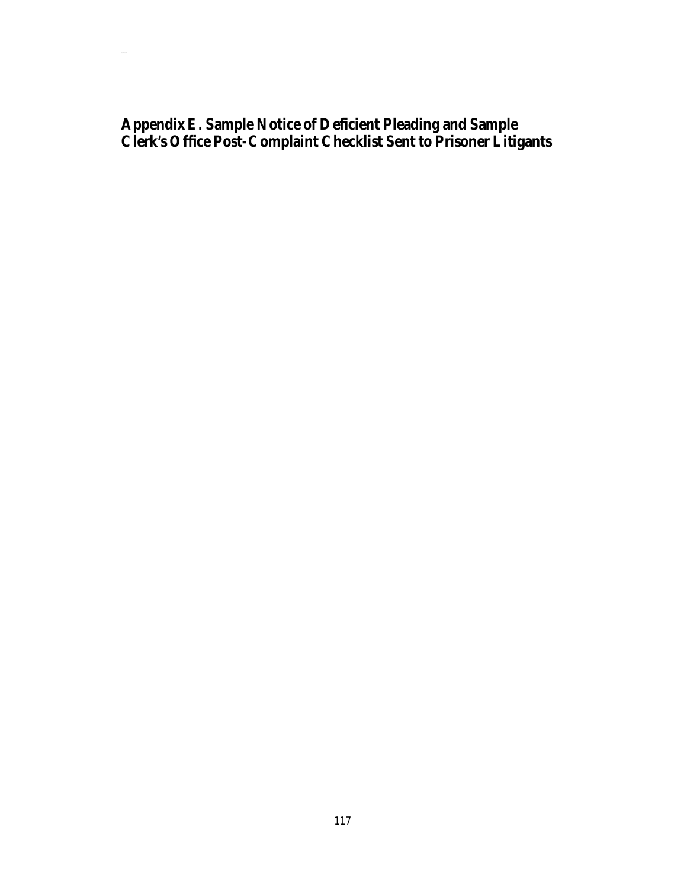# Appendix E. Sample Notice of Deficient Pleading and Sample Clerk's Office Post-Complaint Checklist Sent to Prisoner Litigants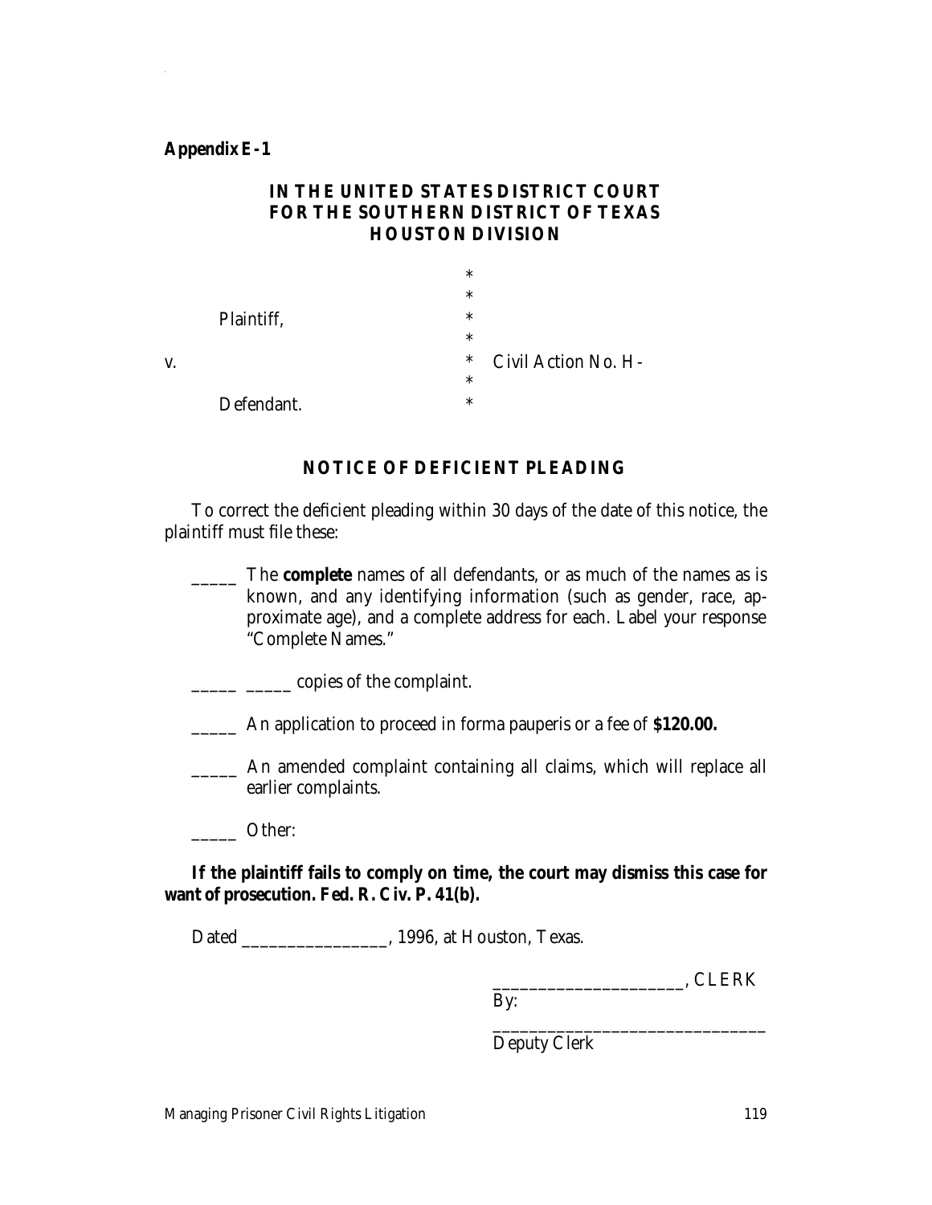**Appendix E-1**

**IN THE UNITED STATES DISTRICT COURT**
**FOR THE SOUTHERN DISTRICT OF TEXAS**
**HOUSTON DIVISION**

```
                                  *
                                  *
        Plaintiff,                *
                                  *
v.                                *   Civil Action No. H-
                                  *
        Defendant.                *
```

**NOTICE OF DEFICIENT PLEADING**

To correct the deficient pleading within 30 days of the date of this notice, the plaintiff must file these:

_____ The **complete** names of all defendants, or as much of the names as is known, and any identifying information (such as gender, race, approximate age), and a complete address for each. Label your response "Complete Names."

_____ _____ copies of the complaint.

_____ An application to proceed in forma pauperis or a fee of **$120.00.**

_____ An amended complaint containing all claims, which will replace all earlier complaints.

_____ Other:

**If the plaintiff fails to comply on time, the court may dismiss this case for want of prosecution. Fed. R. Civ. P. 41(b).**

Dated ________________, 1996, at Houston, Texas.

_____________________, CLERK
By:
______________________________
Deputy Clerk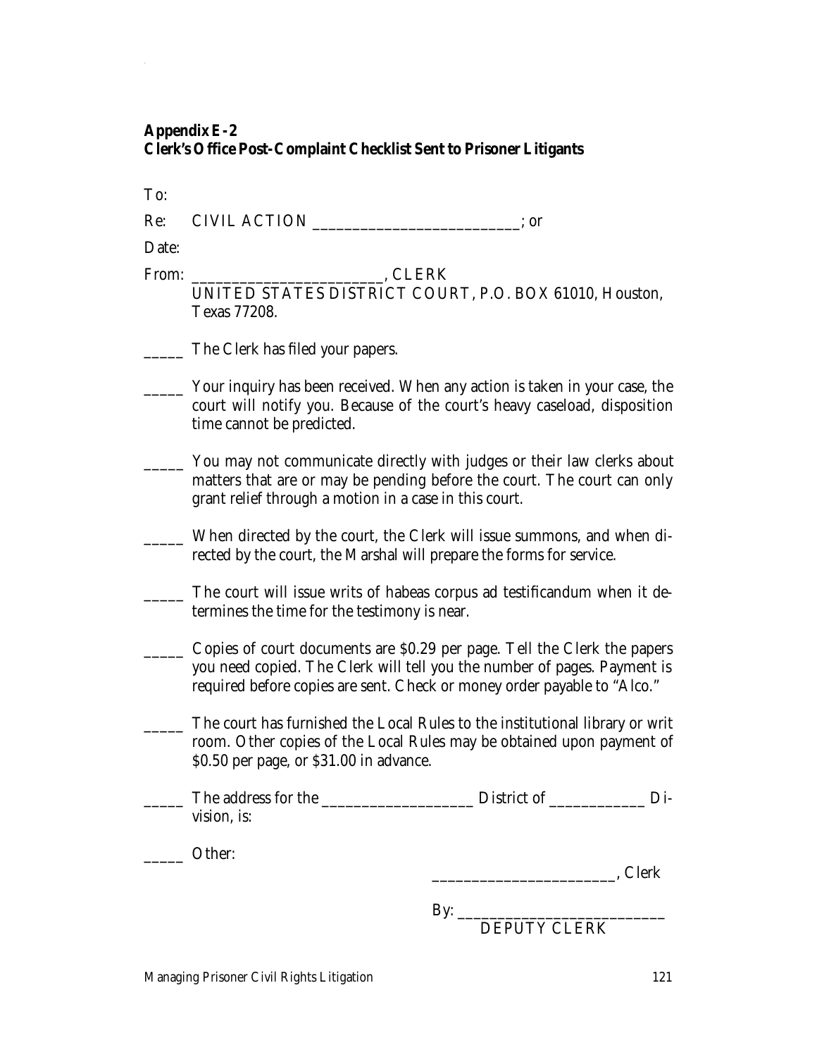**Appendix E-2**
**Clerk's Office Post-Complaint Checklist Sent to Prisoner Litigants**

To:

Re: CIVIL ACTION __________________________; or

Date:

From: ________________________, CLERK
UNITED STATES DISTRICT COURT, P.O. BOX 61010, Houston, Texas 77208.

_____ The Clerk has filed your papers.

_____ Your inquiry has been received. When any action is taken in your case, the court will notify you. Because of the court's heavy caseload, disposition time cannot be predicted.

_____ You may not communicate directly with judges or their law clerks about matters that are or may be pending before the court. The court can only grant relief through a motion in a case in this court.

_____ When directed by the court, the Clerk will issue summons, and when directed by the court, the Marshal will prepare the forms for service.

_____ The court will issue writs of habeas corpus ad testificandum when it determines the time for the testimony is near.

_____ Copies of court documents are $0.29 per page. Tell the Clerk the papers you need copied. The Clerk will tell you the number of pages. Payment is required before copies are sent. Check or money order payable to "Alco."

_____ The court has furnished the Local Rules to the institutional library or writ room. Other copies of the Local Rules may be obtained upon payment of $0.50 per page, or $31.00 in advance.

_____ The address for the ___________________ District of ____________ Division, is:

_____ Other:

______________________, Clerk

By: __________________________
DEPUTY CLERK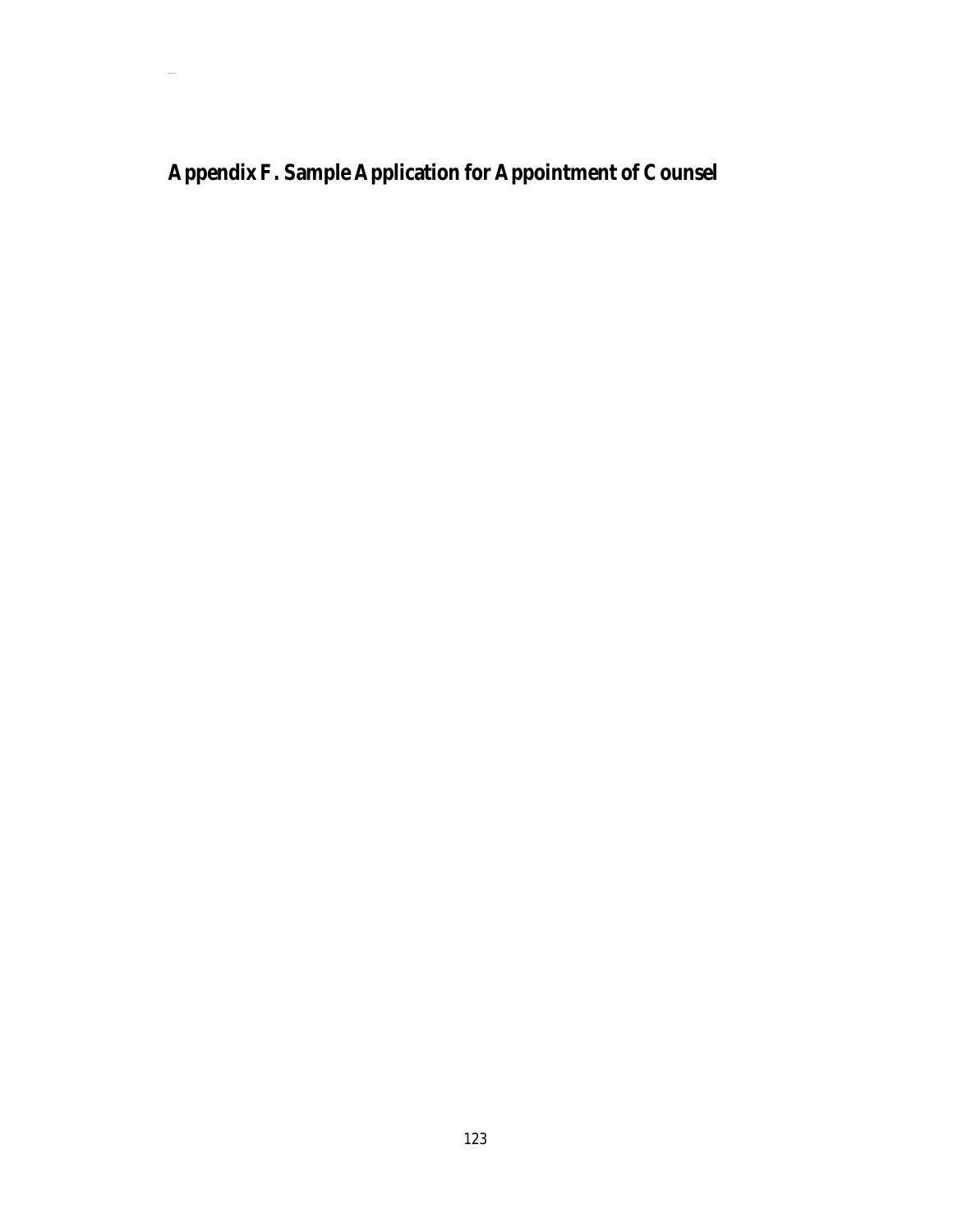## Appendix F. Sample Application for Appointment of Counsel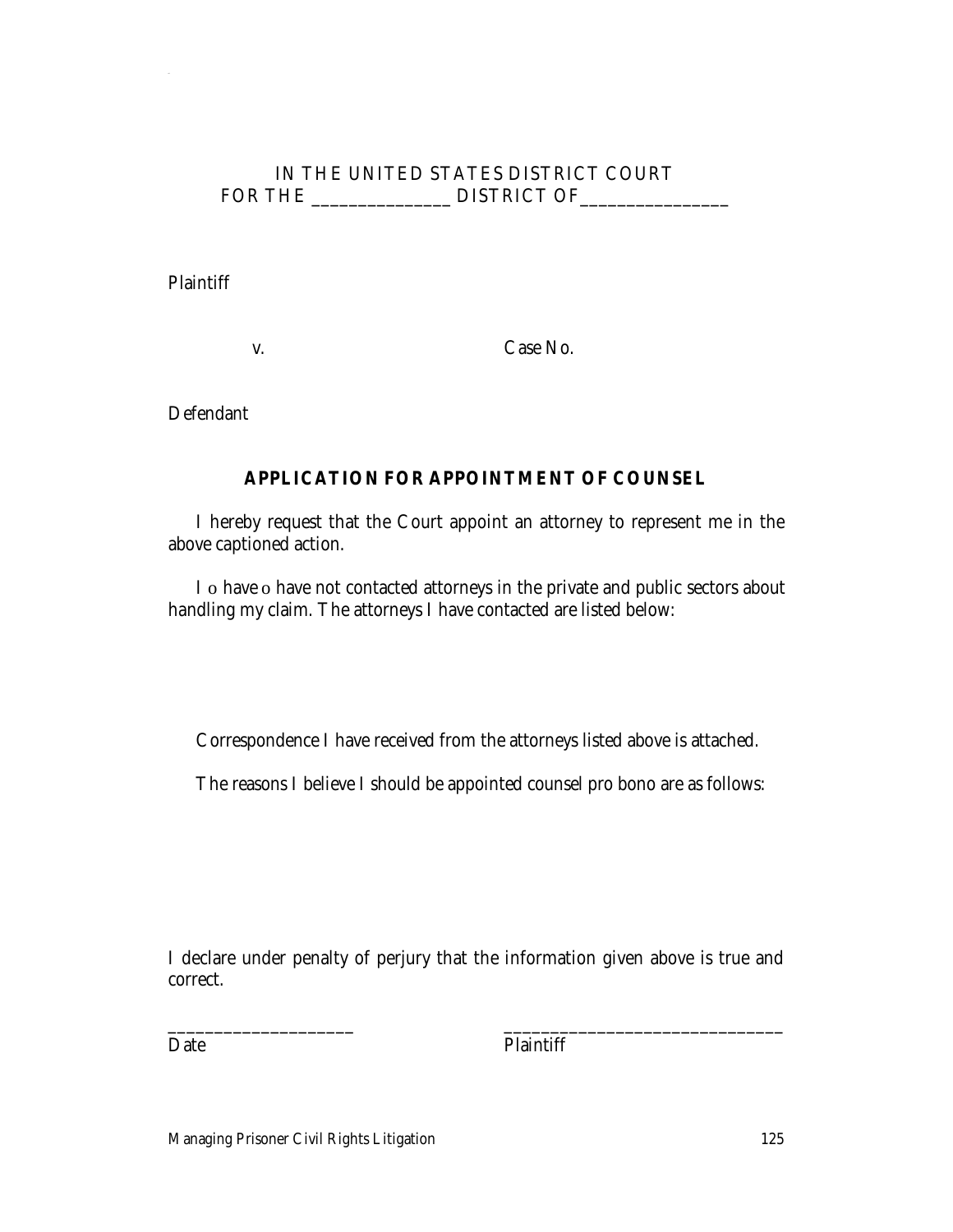IN THE UNITED STATES DISTRICT COURT
FOR THE _______________ DISTRICT OF________________

Plaintiff

v. Case No.

Defendant

**APPLICATION FOR APPOINTMENT OF COUNSEL**

I hereby request that the Court appoint an attorney to represent me in the above captioned action.

I o have o have not contacted attorneys in the private and public sectors about handling my claim. The attorneys I have contacted are listed below:

Correspondence I have received from the attorneys listed above is attached.

The reasons I believe I should be appointed counsel pro bono are as follows:

I declare under penalty of perjury that the information given above is true and correct.

____________________ ______________________________
Date Plaintiff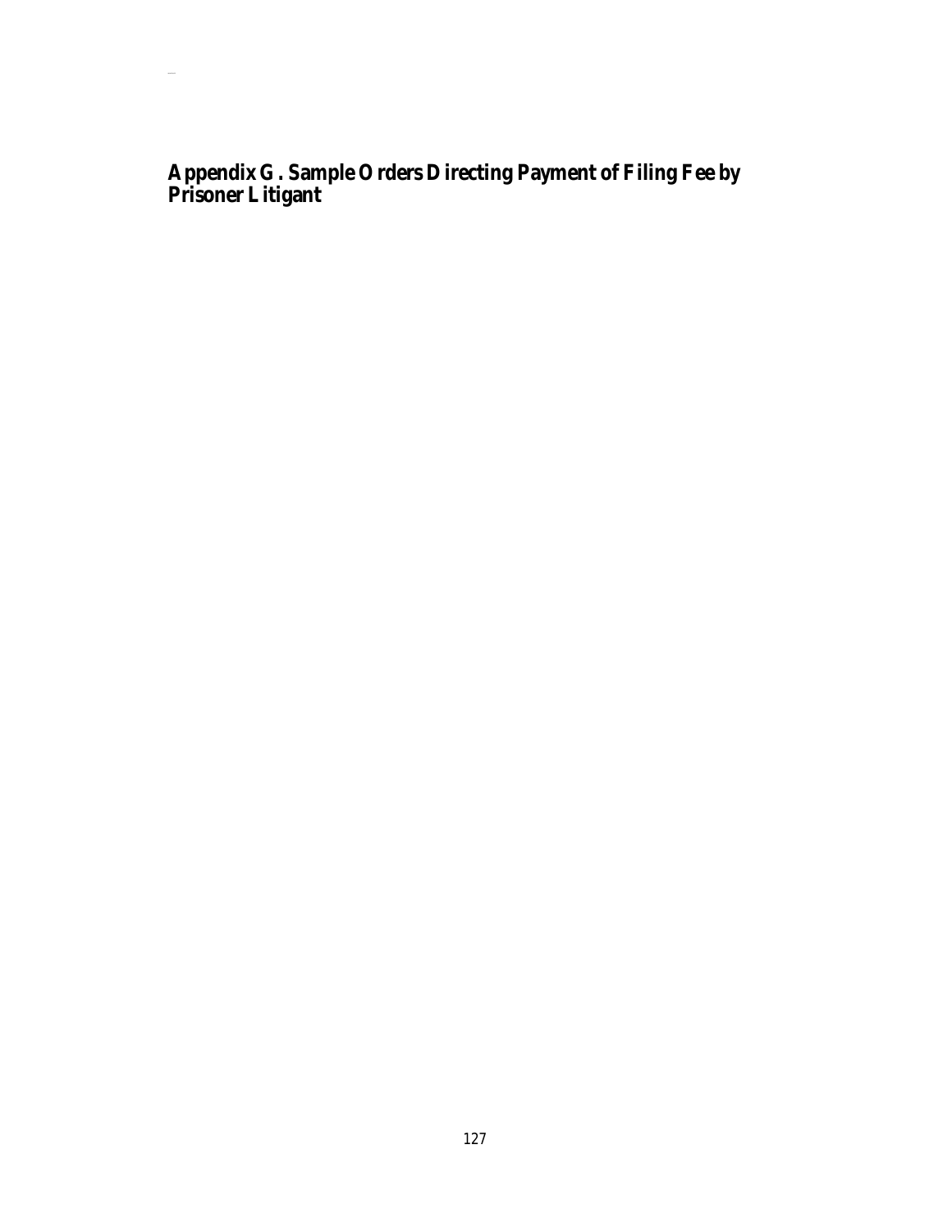# Appendix G. Sample Orders Directing Payment of Filing Fee by Prisoner Litigant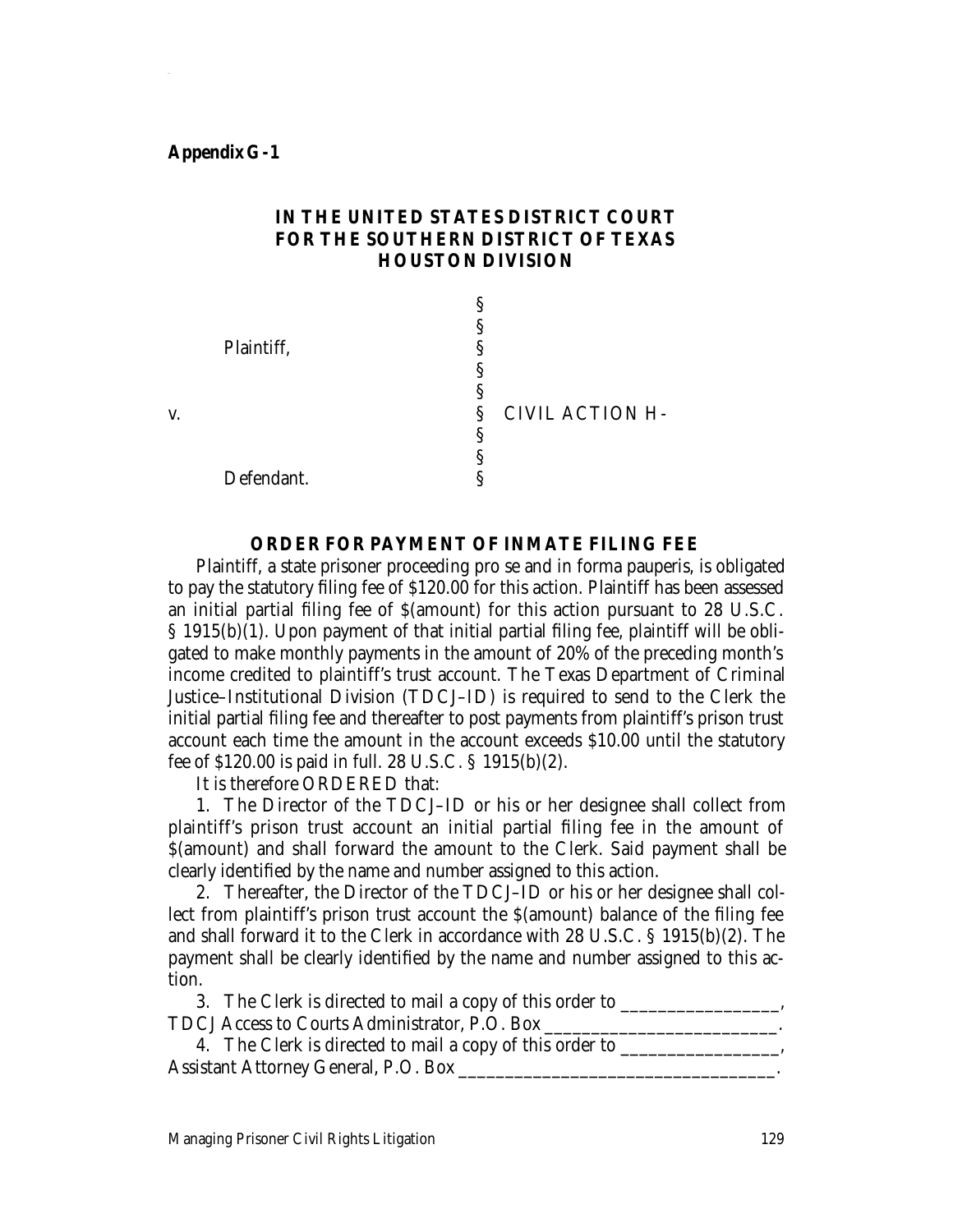**Appendix G-1**

**IN THE UNITED STATES DISTRICT COURT**
**FOR THE SOUTHERN DISTRICT OF TEXAS**
**HOUSTON DIVISION**

| | | |
|---|---|---|
| | § | |
| | § | |
| Plaintiff, | § | |
| | § | |
| | § | |
| v. | § | CIVIL ACTION H- |
| | § | |
| | § | |
| Defendant. | § | |

**ORDER FOR PAYMENT OF INMATE FILING FEE**

Plaintiff, a state prisoner proceeding pro se and in forma pauperis, is obligated to pay the statutory filing fee of $120.00 for this action. Plaintiff has been assessed an initial partial filing fee of $(amount) for this action pursuant to 28 U.S.C. § 1915(b)(1). Upon payment of that initial partial filing fee, plaintiff will be obligated to make monthly payments in the amount of 20% of the preceding month's income credited to plaintiff's trust account. The Texas Department of Criminal Justice–Institutional Division (TDCJ–ID) is required to send to the Clerk the initial partial filing fee and thereafter to post payments from plaintiff's prison trust account each time the amount in the account exceeds $10.00 until the statutory fee of $120.00 is paid in full. 28 U.S.C. § 1915(b)(2).

It is therefore ORDERED that:

1. The Director of the TDCJ–ID or his or her designee shall collect from plaintiff's prison trust account an initial partial filing fee in the amount of $(amount) and shall forward the amount to the Clerk. Said payment shall be clearly identified by the name and number assigned to this action.

2. Thereafter, the Director of the TDCJ–ID or his or her designee shall collect from plaintiff's prison trust account the $(amount) balance of the filing fee and shall forward it to the Clerk in accordance with 28 U.S.C. § 1915(b)(2). The payment shall be clearly identified by the name and number assigned to this action.

3. The Clerk is directed to mail a copy of this order to ________________, TDCJ Access to Courts Administrator, P.O. Box ________________________.

4. The Clerk is directed to mail a copy of this order to ________________, Assistant Attorney General, P.O. Box ________________________________.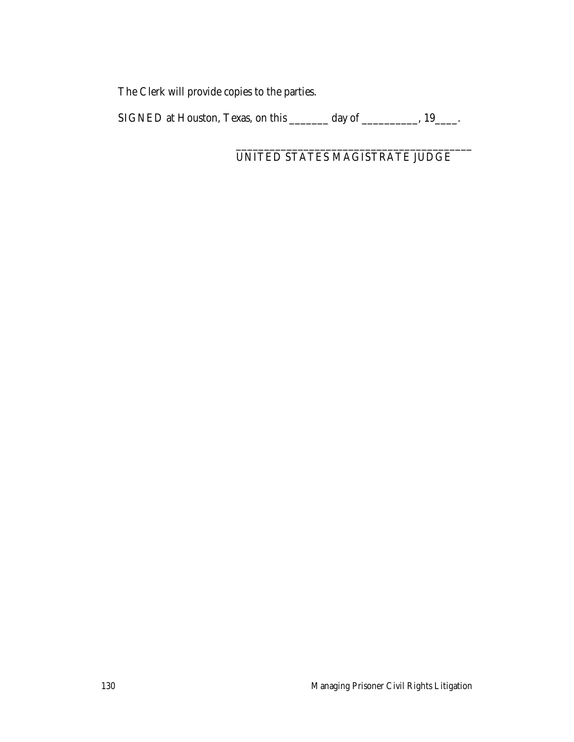The Clerk will provide copies to the parties.

SIGNED at Houston, Texas, on this _______ day of __________, 19____.

_________________________________________
UNITED STATES MAGISTRATE JUDGE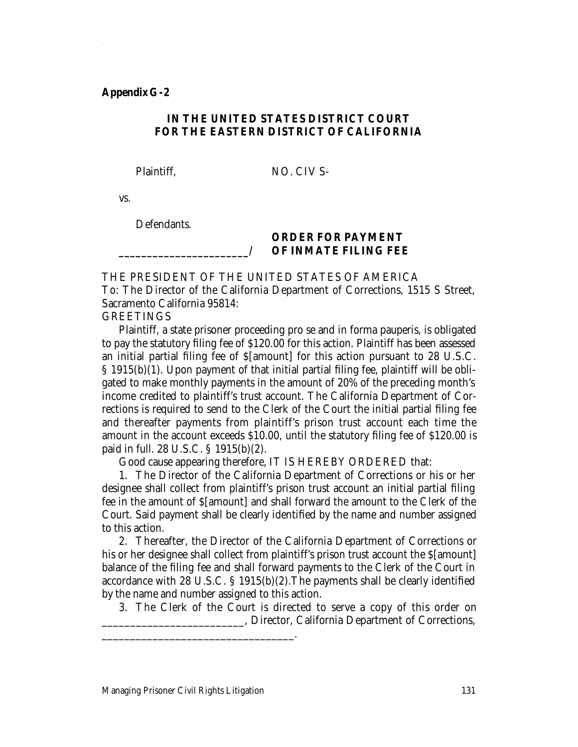**Appendix G-2**

**IN THE UNITED STATES DISTRICT COURT**
**FOR THE EASTERN DISTRICT OF CALIFORNIA**

Plaintiff, NO. CIV S-

vs.

Defendants.

\_\_\_\_\_\_\_\_\_\_\_\_\_\_\_\_\_\_\_\_\_\_\_/ **ORDER FOR PAYMENT OF INMATE FILING FEE**

THE PRESIDENT OF THE UNITED STATES OF AMERICA
To: The Director of the California Department of Corrections, 1515 S Street, Sacramento California 95814:
GREETINGS

Plaintiff, a state prisoner proceeding pro se and in forma pauperis, is obligated to pay the statutory filing fee of $120.00 for this action. Plaintiff has been assessed an initial partial filing fee of $[amount] for this action pursuant to 28 U.S.C. § 1915(b)(1). Upon payment of that initial partial filing fee, plaintiff will be obligated to make monthly payments in the amount of 20% of the preceding month's income credited to plaintiff's trust account. The California Department of Corrections is required to send to the Clerk of the Court the initial partial filing fee and thereafter payments from plaintiff's prison trust account each time the amount in the account exceeds $10.00, until the statutory filing fee of $120.00 is paid in full. 28 U.S.C. § 1915(b)(2).

Good cause appearing therefore, IT IS HEREBY ORDERED that:

1. The Director of the California Department of Corrections or his or her designee shall collect from plaintiff's prison trust account an initial partial filing fee in the amount of $[amount] and shall forward the amount to the Clerk of the Court. Said payment shall be clearly identified by the name and number assigned to this action.

2. Thereafter, the Director of the California Department of Corrections or his or her designee shall collect from plaintiff's prison trust account the $[amount] balance of the filing fee and shall forward payments to the Clerk of the Court in accordance with 28 U.S.C. § 1915(b)(2).The payments shall be clearly identified by the name and number assigned to this action.

3. The Clerk of the Court is directed to serve a copy of this order on \_\_\_\_\_\_\_\_\_\_\_\_\_\_\_\_\_\_\_\_\_\_\_\_, Director, California Department of Corrections, \_\_\_\_\_\_\_\_\_\_\_\_\_\_\_\_\_\_\_\_\_\_\_\_\_\_\_\_\_\_\_\_\_.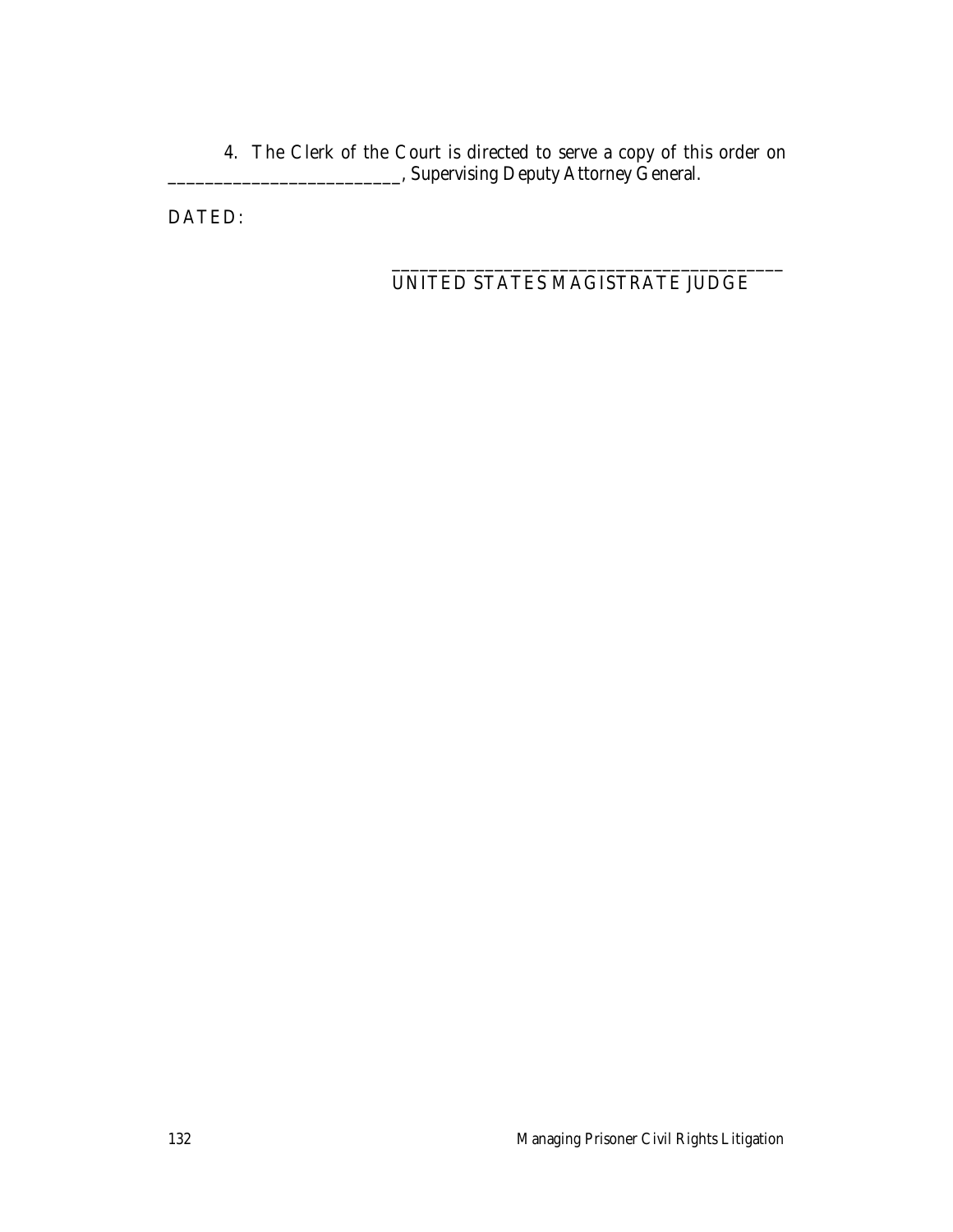4. The Clerk of the Court is directed to serve a copy of this order on ________________________, Supervising Deputy Attorney General.

DATED:

_________________________________________
UNITED STATES MAGISTRATE JUDGE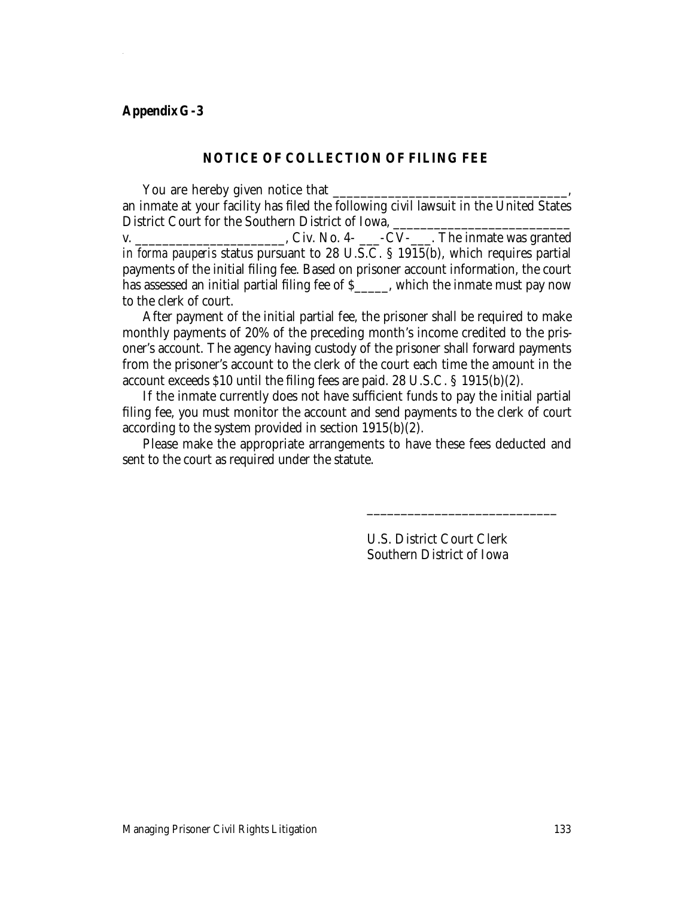**Appendix G-3**

## NOTICE OF COLLECTION OF FILING FEE

You are hereby given notice that _________________________________, an inmate at your facility has filed the following civil lawsuit in the United States District Court for the Southern District of Iowa, _________________________ v. _____________________, Civ. No. 4- ___-CV-___. The inmate was granted *in forma pauperis* status pursuant to 28 U.S.C. § 1915(b), which requires partial payments of the initial filing fee. Based on prisoner account information, the court has assessed an initial partial filing fee of $_____, which the inmate must pay now to the clerk of court.

After payment of the initial partial fee, the prisoner shall be required to make monthly payments of 20% of the preceding month's income credited to the prisoner's account. The agency having custody of the prisoner shall forward payments from the prisoner's account to the clerk of the court each time the amount in the account exceeds $10 until the filing fees are paid. 28 U.S.C. § 1915(b)(2).

If the inmate currently does not have sufficient funds to pay the initial partial filing fee, you must monitor the account and send payments to the clerk of court according to the system provided in section 1915(b)(2).

Please make the appropriate arrangements to have these fees deducted and sent to the court as required under the statute.

____________________________

U.S. District Court Clerk
Southern District of Iowa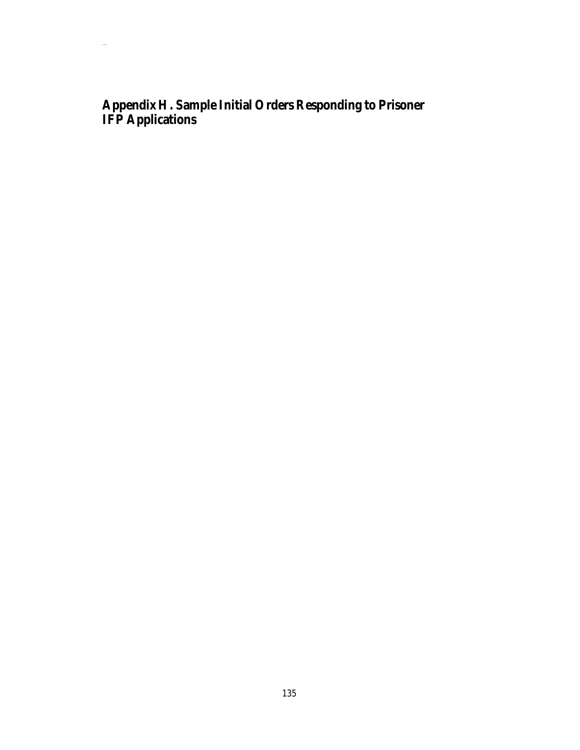# Appendix H. Sample Initial Orders Responding to Prisoner IFP Applications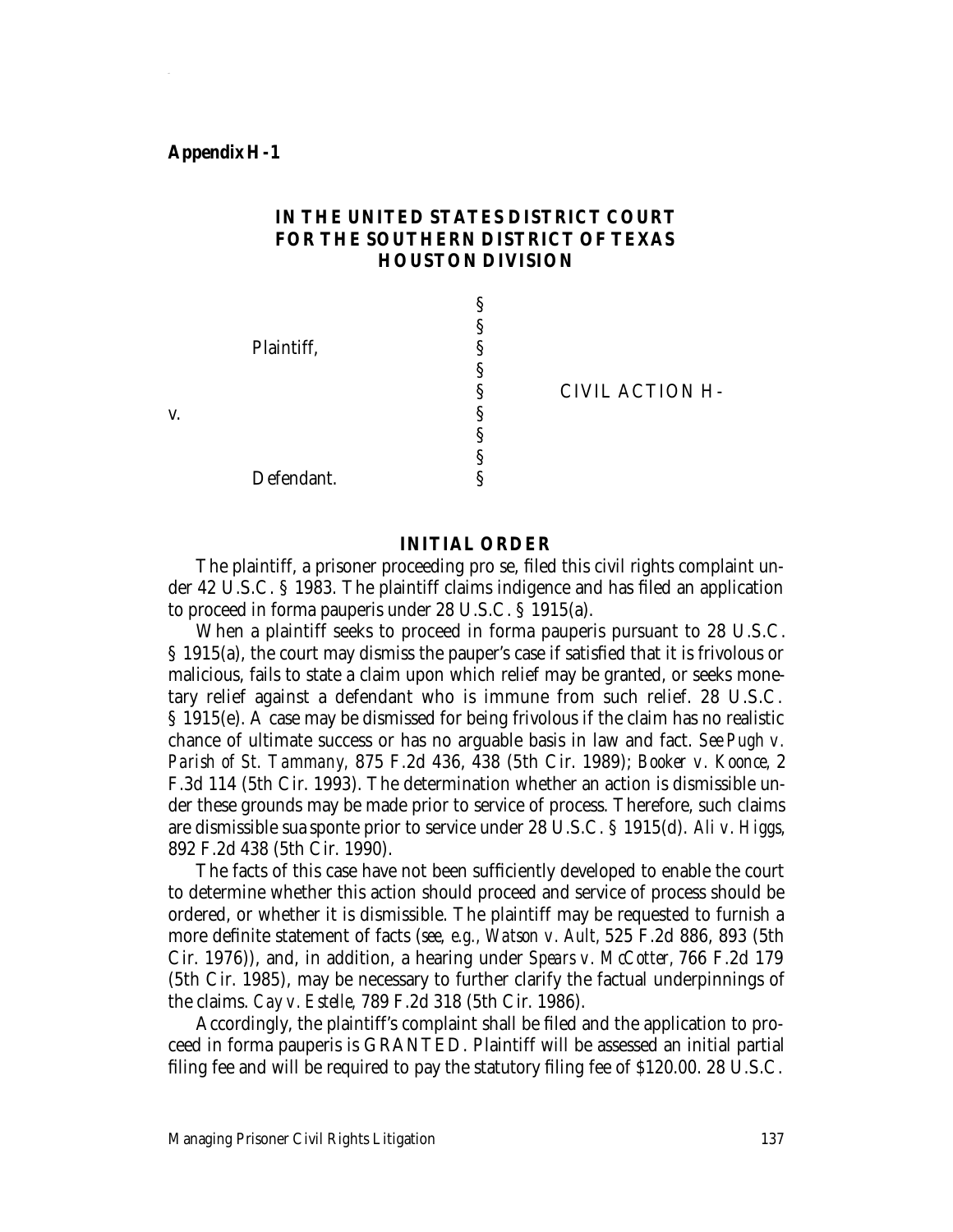**Appendix H-1**

**IN THE UNITED STATES DISTRICT COURT**
**FOR THE SOUTHERN DISTRICT OF TEXAS**
**HOUSTON DIVISION**

| | | |
|---|---|---|
| | § | |
| | § | |
| Plaintiff, | § | |
| | § | |
| | § | CIVIL ACTION H- |
| v. | § | |
| | § | |
| | § | |
| Defendant. | § | |

**INITIAL ORDER**

The plaintiff, a prisoner proceeding pro se, filed this civil rights complaint under 42 U.S.C. § 1983. The plaintiff claims indigence and has filed an application to proceed in forma pauperis under 28 U.S.C. § 1915(a).

When a plaintiff seeks to proceed in forma pauperis pursuant to 28 U.S.C. § 1915(a), the court may dismiss the pauper's case if satisfied that it is frivolous or malicious, fails to state a claim upon which relief may be granted, or seeks monetary relief against a defendant who is immune from such relief. 28 U.S.C. § 1915(e). A case may be dismissed for being frivolous if the claim has no realistic chance of ultimate success or has no arguable basis in law and fact. *See Pugh v. Parish of St. Tammany,* 875 F.2d 436, 438 (5th Cir. 1989); *Booker v. Koonce,* 2 F.3d 114 (5th Cir. 1993). The determination whether an action is dismissible under these grounds may be made prior to service of process. Therefore, such claims are dismissible sua sponte prior to service under 28 U.S.C. § 1915(d). *Ali v. Higgs,* 892 F.2d 438 (5th Cir. 1990).

The facts of this case have not been sufficiently developed to enable the court to determine whether this action should proceed and service of process should be ordered, or whether it is dismissible. The plaintiff may be requested to furnish a more definite statement of facts (*see, e.g., Watson v. Ault,* 525 F.2d 886, 893 (5th Cir. 1976)), and, in addition, a hearing under *Spears v. McCotter,* 766 F.2d 179 (5th Cir. 1985), may be necessary to further clarify the factual underpinnings of the claims. *Cay v. Estelle,* 789 F.2d 318 (5th Cir. 1986).

Accordingly, the plaintiff's complaint shall be filed and the application to proceed in forma pauperis is GRANTED. Plaintiff will be assessed an initial partial filing fee and will be required to pay the statutory filing fee of $120.00. 28 U.S.C.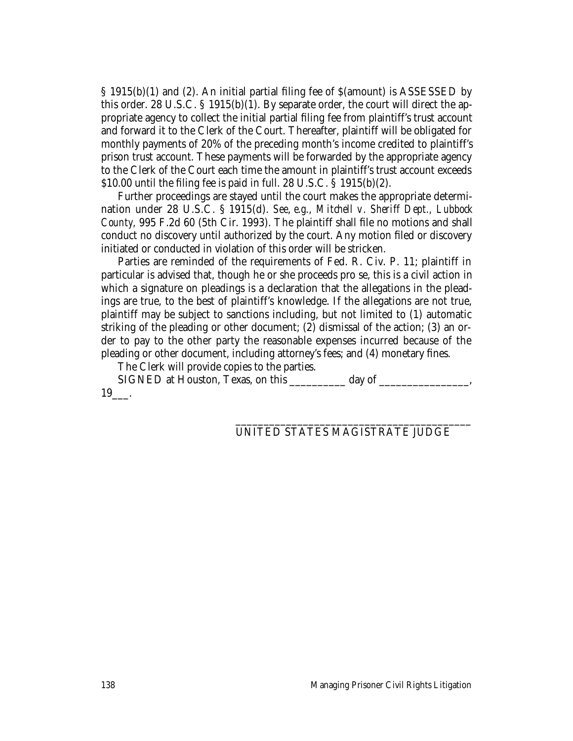§ 1915(b)(1) and (2). An initial partial filing fee of $(amount) is ASSESSED by this order. 28 U.S.C. § 1915(b)(1). By separate order, the court will direct the appropriate agency to collect the initial partial filing fee from plaintiff's trust account and forward it to the Clerk of the Court. Thereafter, plaintiff will be obligated for monthly payments of 20% of the preceding month's income credited to plaintiff's prison trust account. These payments will be forwarded by the appropriate agency to the Clerk of the Court each time the amount in plaintiff's trust account exceeds $10.00 until the filing fee is paid in full. 28 U.S.C. § 1915(b)(2).

Further proceedings are stayed until the court makes the appropriate determination under 28 U.S.C. § 1915(d). *See, e.g., Mitchell v. Sheriff Dept., Lubbock County,* 995 F.2d 60 (5th Cir. 1993). The plaintiff shall file no motions and shall conduct no discovery until authorized by the court. Any motion filed or discovery initiated or conducted in violation of this order will be stricken.

Parties are reminded of the requirements of Fed. R. Civ. P. 11; plaintiff in particular is advised that, though he or she proceeds pro se, this is a civil action in which a signature on pleadings is a declaration that the allegations in the pleadings are true, to the best of plaintiff's knowledge. If the allegations are not true, plaintiff may be subject to sanctions including, but not limited to (1) automatic striking of the pleading or other document; (2) dismissal of the action; (3) an order to pay to the other party the reasonable expenses incurred because of the pleading or other document, including attorney's fees; and (4) monetary fines.

The Clerk will provide copies to the parties.

SIGNED at Houston, Texas, on this __________ day of ________________, 19___.

_________________________________________
UNITED STATES MAGISTRATE JUDGE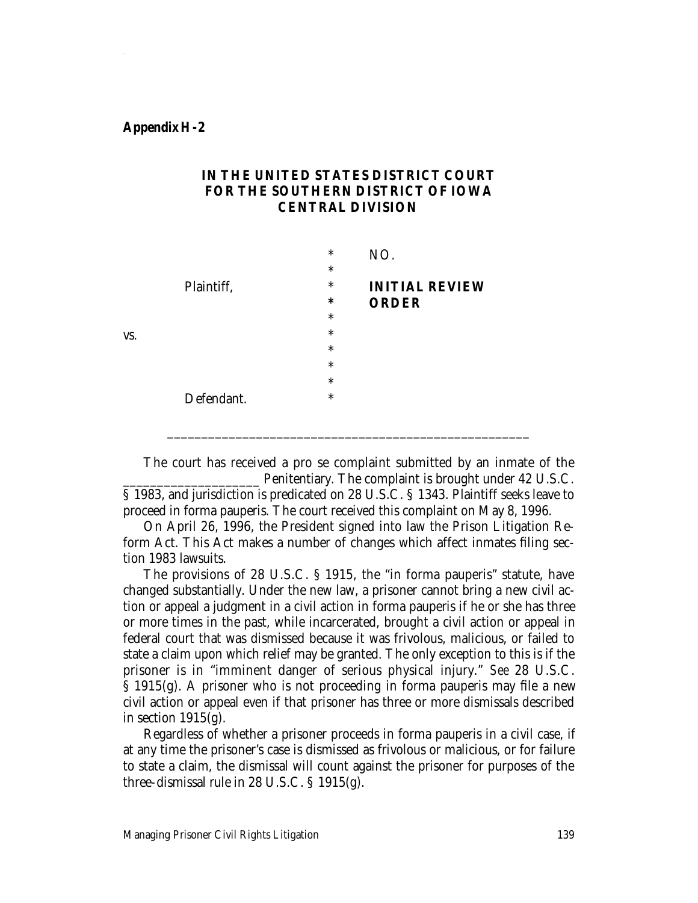**Appendix H-2**

**IN THE UNITED STATES DISTRICT COURT**
**FOR THE SOUTHERN DISTRICT OF IOWA**
**CENTRAL DIVISION**

| | | |
|---|---|---|
| | * | NO. |
| | * | |
| Plaintiff, | * | **INITIAL REVIEW** |
| | * | **ORDER** |
| | * | |
| vs. | * | |
| | * | |
| | * | |
| | * | |
| Defendant. | * | |

______________________________________________________

The court has received a pro se complaint submitted by an inmate of the ___________________ Penitentiary. The complaint is brought under 42 U.S.C. § 1983, and jurisdiction is predicated on 28 U.S.C. § 1343. Plaintiff seeks leave to proceed in forma pauperis. The court received this complaint on May 8, 1996.

On April 26, 1996, the President signed into law the Prison Litigation Reform Act. This Act makes a number of changes which affect inmates filing section 1983 lawsuits.

The provisions of 28 U.S.C. § 1915, the "in forma pauperis" statute, have changed substantially. Under the new law, a prisoner cannot bring a new civil action or appeal a judgment in a civil action in forma pauperis if he or she has three or more times in the past, while incarcerated, brought a civil action or appeal in federal court that was dismissed because it was frivolous, malicious, or failed to state a claim upon which relief may be granted. The only exception to this is if the prisoner is in "imminent danger of serious physical injury." *See* 28 U.S.C. § 1915(g). A prisoner who is not proceeding in forma pauperis may file a new civil action or appeal even if that prisoner has three or more dismissals described in section 1915(g).

Regardless of whether a prisoner proceeds in forma pauperis in a civil case, if at any time the prisoner's case is dismissed as frivolous or malicious, or for failure to state a claim, the dismissal will count against the prisoner for purposes of the three-dismissal rule in 28 U.S.C. § 1915(g).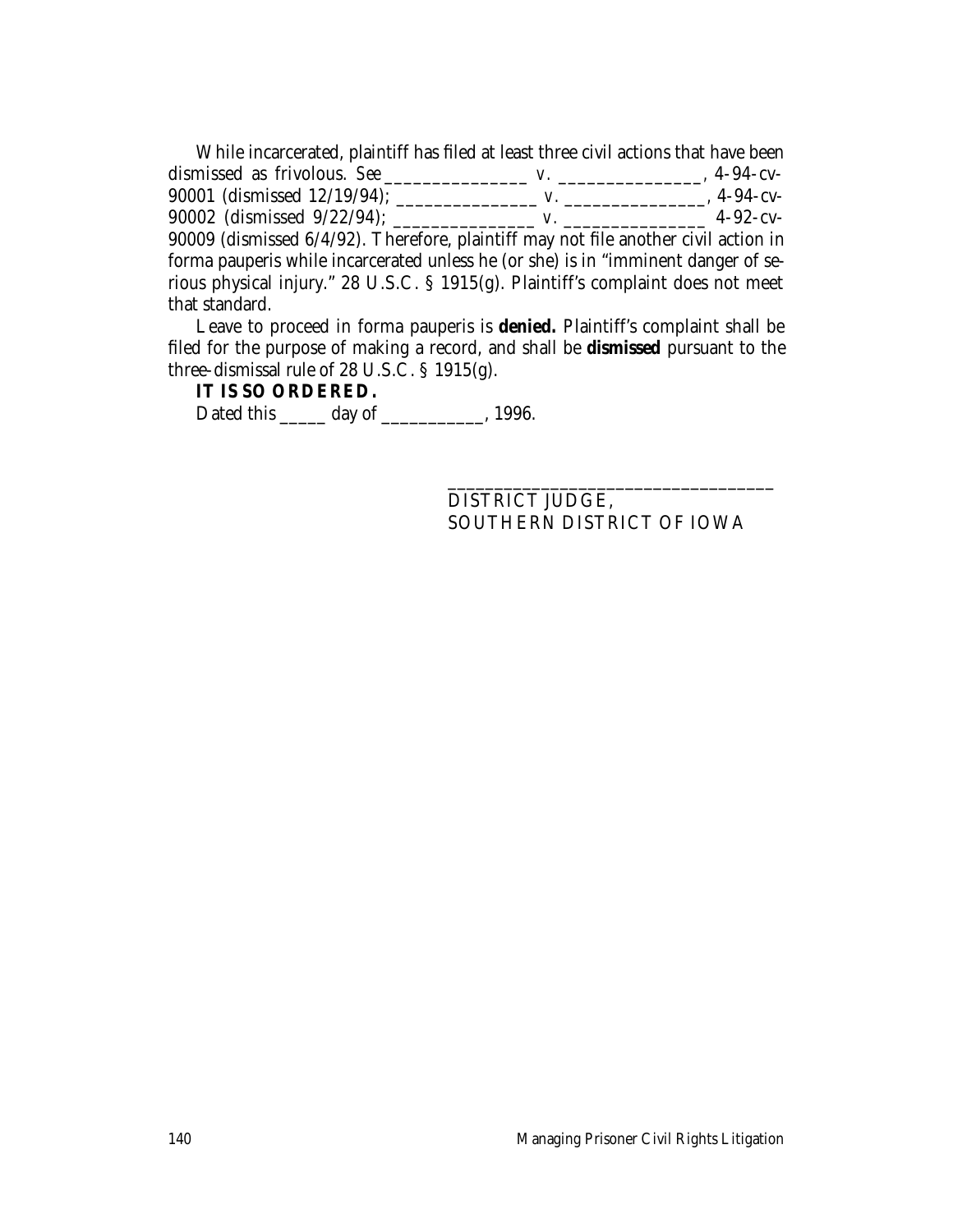While incarcerated, plaintiff has filed at least three civil actions that have been dismissed as frivolous. *See* _______________ v. _______________, 4-94-cv-90001 (dismissed 12/19/94); _______________ v. _______________, 4-94-cv-90002 (dismissed 9/22/94); _______________ v. _______________ 4-92-cv-90009 (dismissed 6/4/92). Therefore, plaintiff may not file another civil action in forma pauperis while incarcerated unless he (or she) is in "imminent danger of serious physical injury." 28 U.S.C. § 1915(g). Plaintiff's complaint does not meet that standard.

Leave to proceed in forma pauperis is **denied.** Plaintiff's complaint shall be filed for the purpose of making a record, and shall be **dismissed** pursuant to the three-dismissal rule of 28 U.S.C. § 1915(g).

**IT IS SO ORDERED.**

Dated this _____ day of ___________, 1996.

___________________________________
DISTRICT JUDGE,
SOUTHERN DISTRICT OF IOWA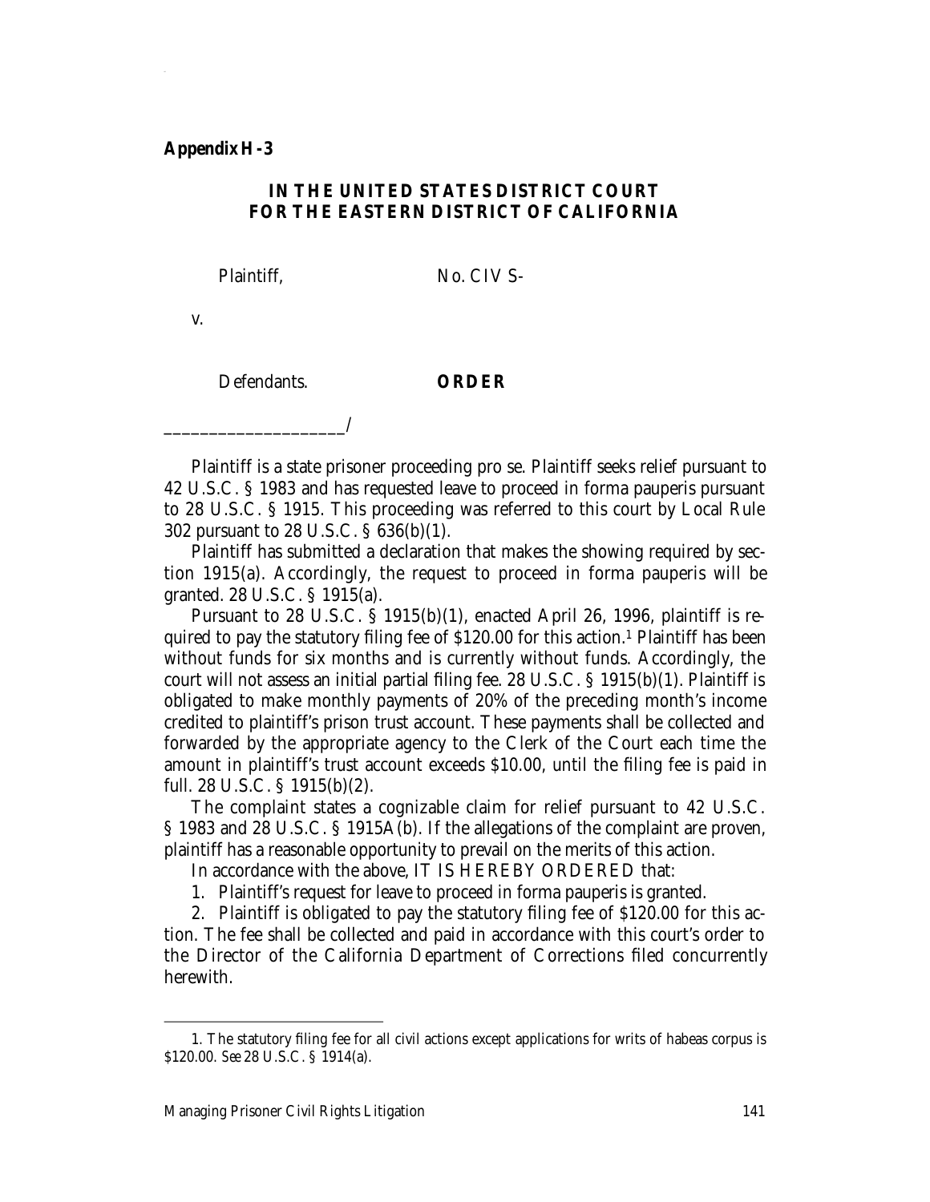**Appendix H-3**

**IN THE UNITED STATES DISTRICT COURT**
**FOR THE EASTERN DISTRICT OF CALIFORNIA**

Plaintiff, No. CIV S-

v.

Defendants. **ORDER**

____________________/

Plaintiff is a state prisoner proceeding pro se. Plaintiff seeks relief pursuant to 42 U.S.C. § 1983 and has requested leave to proceed in forma pauperis pursuant to 28 U.S.C. § 1915. This proceeding was referred to this court by Local Rule 302 pursuant to 28 U.S.C. § 636(b)(1).

Plaintiff has submitted a declaration that makes the showing required by section 1915(a). Accordingly, the request to proceed in forma pauperis will be granted. 28 U.S.C. § 1915(a).

Pursuant to 28 U.S.C. § 1915(b)(1), enacted April 26, 1996, plaintiff is required to pay the statutory filing fee of $120.00 for this action.[1] Plaintiff has been without funds for six months and is currently without funds. Accordingly, the court will not assess an initial partial filing fee. 28 U.S.C. § 1915(b)(1). Plaintiff is obligated to make monthly payments of 20% of the preceding month's income credited to plaintiff's prison trust account. These payments shall be collected and forwarded by the appropriate agency to the Clerk of the Court each time the amount in plaintiff's trust account exceeds $10.00, until the filing fee is paid in full. 28 U.S.C. § 1915(b)(2).

The complaint states a cognizable claim for relief pursuant to 42 U.S.C. § 1983 and 28 U.S.C. § 1915A(b). If the allegations of the complaint are proven, plaintiff has a reasonable opportunity to prevail on the merits of this action.

In accordance with the above, IT IS HEREBY ORDERED that:

1. Plaintiff's request for leave to proceed in forma pauperis is granted.

2. Plaintiff is obligated to pay the statutory filing fee of $120.00 for this action. The fee shall be collected and paid in accordance with this court's order to the Director of the California Department of Corrections filed concurrently herewith.

---

1. The statutory filing fee for all civil actions except applications for writs of habeas corpus is $120.00. *See* 28 U.S.C. § 1914(a).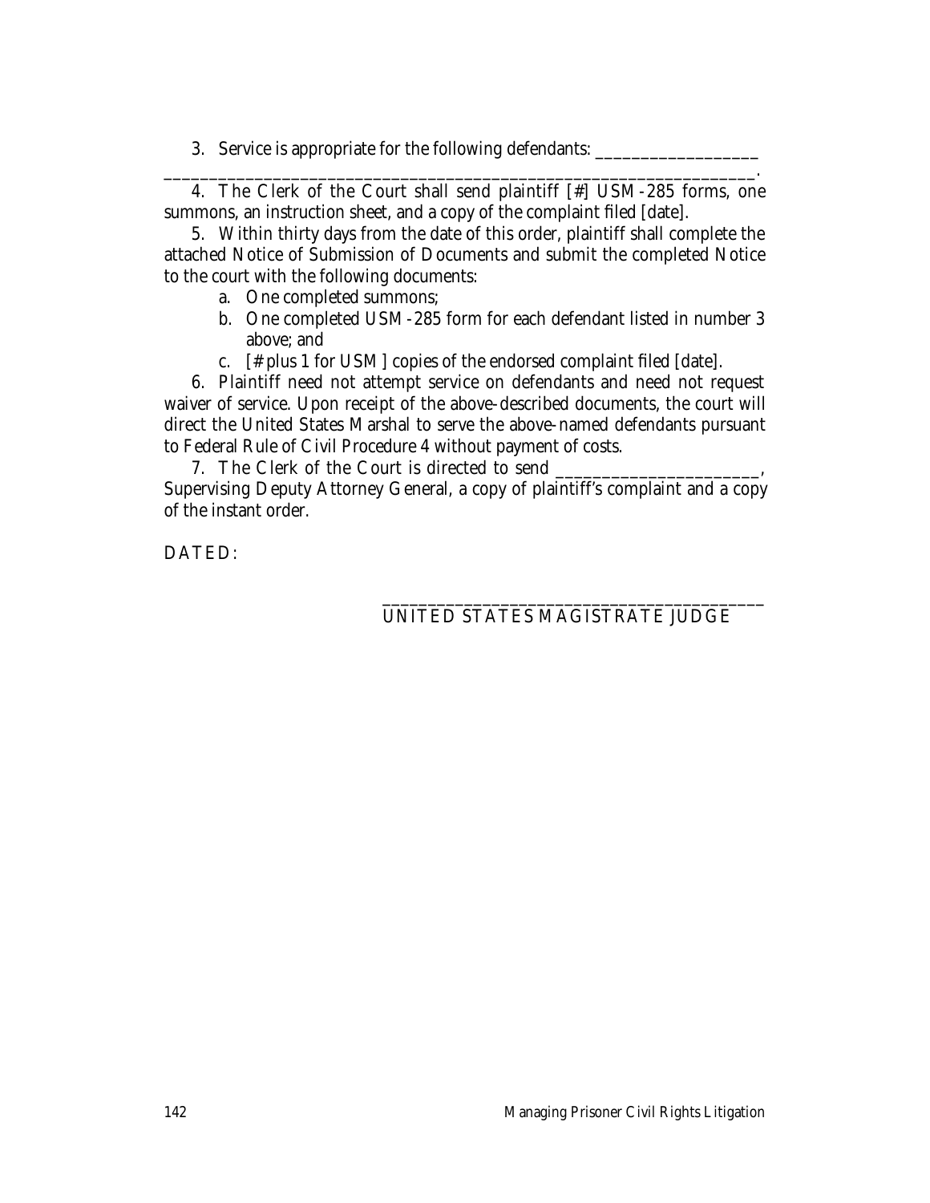3. Service is appropriate for the following defendants: ___________________
_____________________________________________________________________.

4. The Clerk of the Court shall send plaintiff [#] USM-285 forms, one summons, an instruction sheet, and a copy of the complaint filed [date].

5. Within thirty days from the date of this order, plaintiff shall complete the attached Notice of Submission of Documents and submit the completed Notice to the court with the following documents:

   a. One completed summons;
   b. One completed USM-285 form for each defendant listed in number 3 above; and
   c. [# plus 1 for USM] copies of the endorsed complaint filed [date].

6. Plaintiff need not attempt service on defendants and need not request waiver of service. Upon receipt of the above-described documents, the court will direct the United States Marshal to serve the above-named defendants pursuant to Federal Rule of Civil Procedure 4 without payment of costs.

7. The Clerk of the Court is directed to send ________________________, Supervising Deputy Attorney General, a copy of plaintiff's complaint and a copy of the instant order.

DATED:

_____________________________________________
UNITED STATES MAGISTRATE JUDGE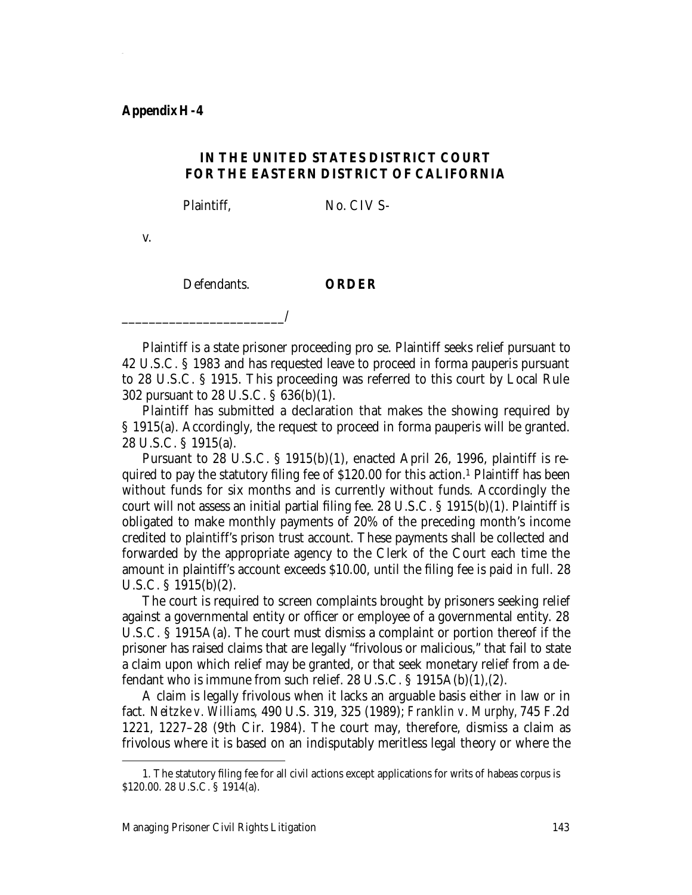**Appendix H-4**

**IN THE UNITED STATES DISTRICT COURT**
**FOR THE EASTERN DISTRICT OF CALIFORNIA**

Plaintiff, No. CIV S-

v.

Defendants. **ORDER**

________________________/

Plaintiff is a state prisoner proceeding pro se. Plaintiff seeks relief pursuant to 42 U.S.C. § 1983 and has requested leave to proceed in forma pauperis pursuant to 28 U.S.C. § 1915. This proceeding was referred to this court by Local Rule 302 pursuant to 28 U.S.C. § 636(b)(1).

Plaintiff has submitted a declaration that makes the showing required by § 1915(a). Accordingly, the request to proceed in forma pauperis will be granted. 28 U.S.C. § 1915(a).

Pursuant to 28 U.S.C. § 1915(b)(1), enacted April 26, 1996, plaintiff is required to pay the statutory filing fee of $120.00 for this action.[1] Plaintiff has been without funds for six months and is currently without funds. Accordingly the court will not assess an initial partial filing fee. 28 U.S.C. § 1915(b)(1). Plaintiff is obligated to make monthly payments of 20% of the preceding month's income credited to plaintiff's prison trust account. These payments shall be collected and forwarded by the appropriate agency to the Clerk of the Court each time the amount in plaintiff's account exceeds $10.00, until the filing fee is paid in full. 28 U.S.C. § 1915(b)(2).

The court is required to screen complaints brought by prisoners seeking relief against a governmental entity or officer or employee of a governmental entity. 28 U.S.C. § 1915A(a). The court must dismiss a complaint or portion thereof if the prisoner has raised claims that are legally "frivolous or malicious," that fail to state a claim upon which relief may be granted, or that seek monetary relief from a defendant who is immune from such relief. 28 U.S.C. § 1915A(b)(1),(2).

A claim is legally frivolous when it lacks an arguable basis either in law or in fact. *Neitzke v. Williams*, 490 U.S. 319, 325 (1989); *Franklin v. Murphy*, 745 F.2d 1221, 1227–28 (9th Cir. 1984). The court may, therefore, dismiss a claim as frivolous where it is based on an indisputably meritless legal theory or where the

1. The statutory filing fee for all civil actions except applications for writs of habeas corpus is $120.00. 28 U.S.C. § 1914(a).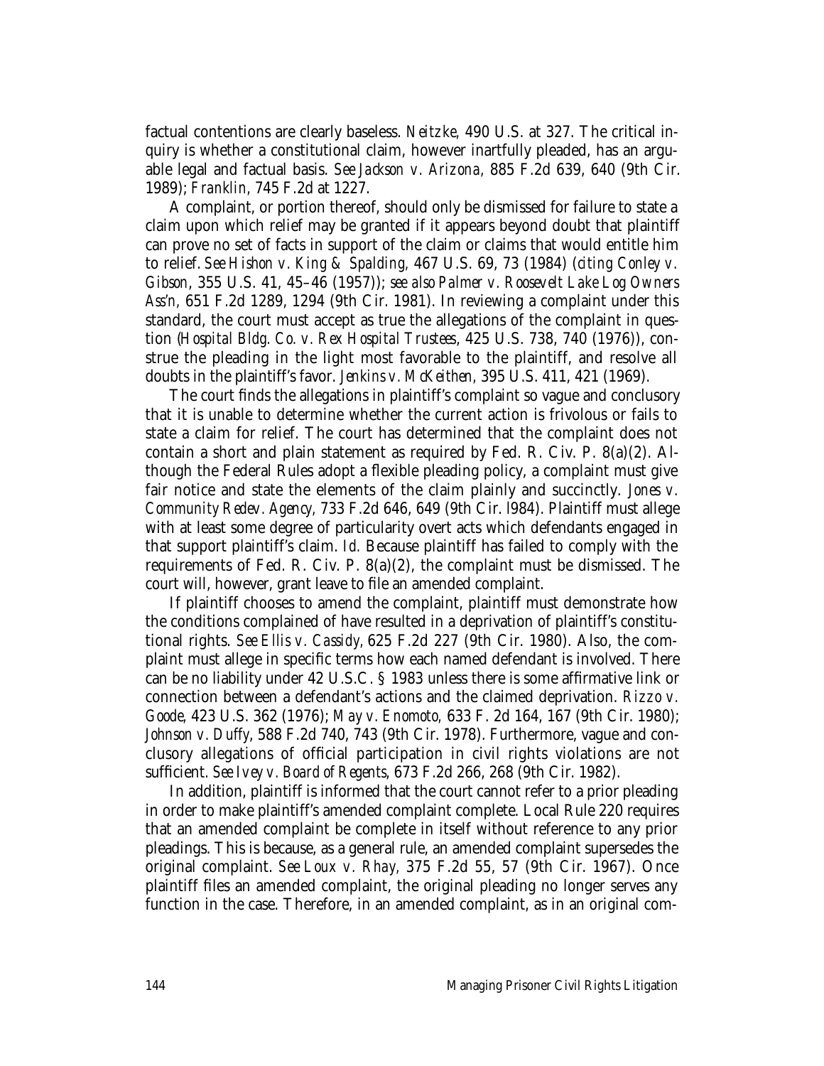factual contentions are clearly baseless. *Neitzke*, 490 U.S. at 327. The critical inquiry is whether a constitutional claim, however inartfully pleaded, has an arguable legal and factual basis. *See Jackson v. Arizona*, 885 F.2d 639, 640 (9th Cir. 1989); *Franklin*, 745 F.2d at 1227.

A complaint, or portion thereof, should only be dismissed for failure to state a claim upon which relief may be granted if it appears beyond doubt that plaintiff can prove no set of facts in support of the claim or claims that would entitle him to relief. *See Hishon v. King & Spalding*, 467 U.S. 69, 73 (1984) (*citing Conley v. Gibson*, 355 U.S. 41, 45–46 (1957)); *see also Palmer v. Roosevelt Lake Log Owners Ass'n*, 651 F.2d 1289, 1294 (9th Cir. 1981). In reviewing a complaint under this standard, the court must accept as true the allegations of the complaint in question (*Hospital Bldg. Co. v. Rex Hospital Trustees*, 425 U.S. 738, 740 (1976)), construe the pleading in the light most favorable to the plaintiff, and resolve all doubts in the plaintiff's favor. *Jenkins v. McKeithen*, 395 U.S. 411, 421 (1969).

The court finds the allegations in plaintiff's complaint so vague and conclusory that it is unable to determine whether the current action is frivolous or fails to state a claim for relief. The court has determined that the complaint does not contain a short and plain statement as required by Fed. R. Civ. P. 8(a)(2). Although the Federal Rules adopt a flexible pleading policy, a complaint must give fair notice and state the elements of the claim plainly and succinctly. *Jones v. Community Redev. Agency*, 733 F.2d 646, 649 (9th Cir. l984). Plaintiff must allege with at least some degree of particularity overt acts which defendants engaged in that support plaintiff's claim. *Id.* Because plaintiff has failed to comply with the requirements of Fed. R. Civ. P. 8(a)(2), the complaint must be dismissed. The court will, however, grant leave to file an amended complaint.

If plaintiff chooses to amend the complaint, plaintiff must demonstrate how the conditions complained of have resulted in a deprivation of plaintiff's constitutional rights. *See Ellis v. Cassidy*, 625 F.2d 227 (9th Cir. 1980). Also, the complaint must allege in specific terms how each named defendant is involved. There can be no liability under 42 U.S.C. § 1983 unless there is some affirmative link or connection between a defendant's actions and the claimed deprivation. *Rizzo v. Goode*, 423 U.S. 362 (1976); *May v. Enomoto*, 633 F. 2d 164, 167 (9th Cir. 1980); *Johnson v. Duffy*, 588 F.2d 740, 743 (9th Cir. 1978). Furthermore, vague and conclusory allegations of official participation in civil rights violations are not sufficient. *See Ivey v. Board of Regents*, 673 F.2d 266, 268 (9th Cir. 1982).

In addition, plaintiff is informed that the court cannot refer to a prior pleading in order to make plaintiff's amended complaint complete. Local Rule 220 requires that an amended complaint be complete in itself without reference to any prior pleadings. This is because, as a general rule, an amended complaint supersedes the original complaint. *See Loux v. Rhay*, 375 F.2d 55, 57 (9th Cir. 1967). Once plaintiff files an amended complaint, the original pleading no longer serves any function in the case. Therefore, in an amended complaint, as in an original com-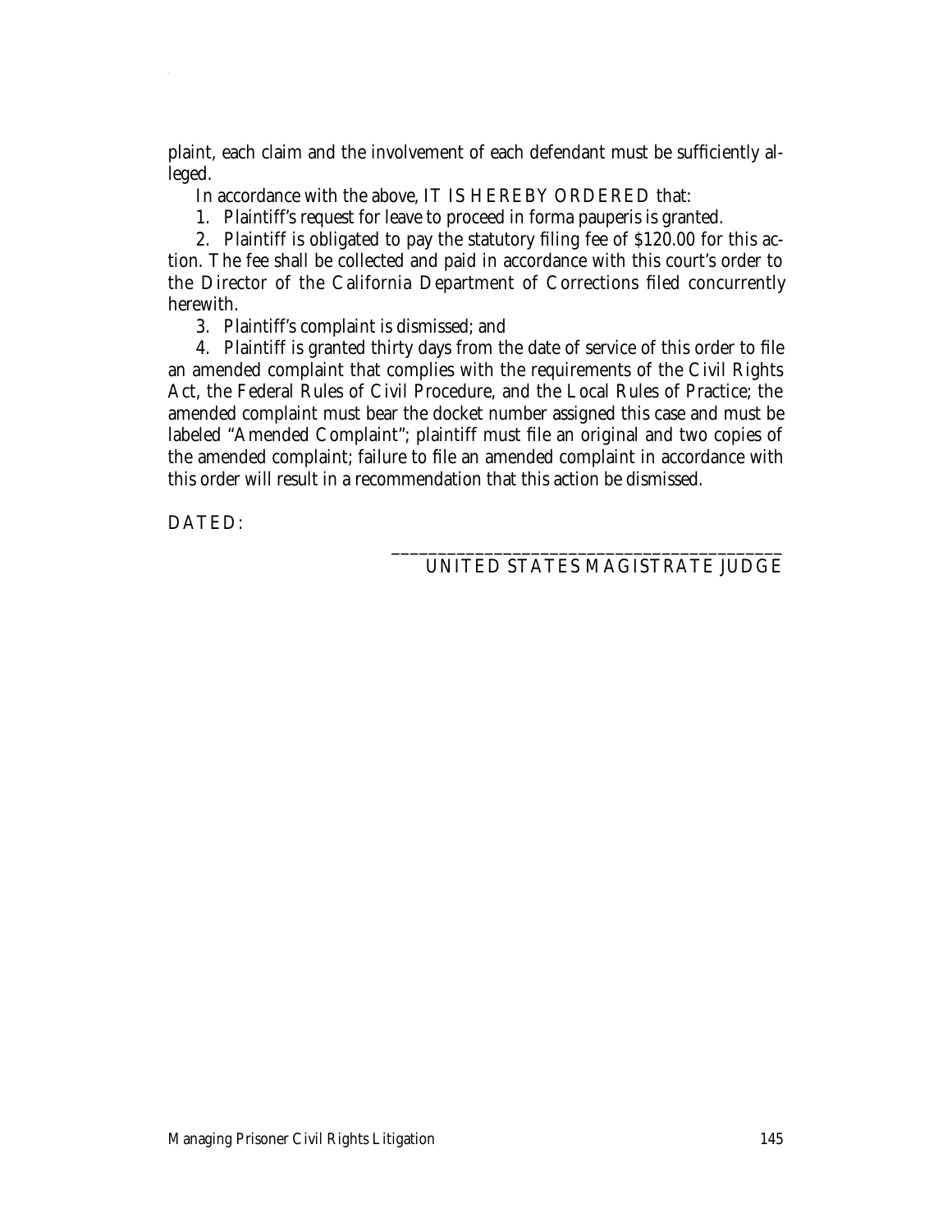plaint, each claim and the involvement of each defendant must be sufficiently alleged.

In accordance with the above, IT IS HEREBY ORDERED that:

1. Plaintiff's request for leave to proceed in forma pauperis is granted.

2. Plaintiff is obligated to pay the statutory filing fee of $120.00 for this action. The fee shall be collected and paid in accordance with this court's order to the Director of the California Department of Corrections filed concurrently herewith.

3. Plaintiff's complaint is dismissed; and

4. Plaintiff is granted thirty days from the date of service of this order to file an amended complaint that complies with the requirements of the Civil Rights Act, the Federal Rules of Civil Procedure, and the Local Rules of Practice; the amended complaint must bear the docket number assigned this case and must be labeled "Amended Complaint"; plaintiff must file an original and two copies of the amended complaint; failure to file an amended complaint in accordance with this order will result in a recommendation that this action be dismissed.

DATED:

\_\_\_\_\_\_\_\_\_\_\_\_\_\_\_\_\_\_\_\_\_\_\_\_\_\_\_\_\_\_\_\_\_\_\_\_\_\_\_\_\_\_

UNITED STATES MAGISTRATE JUDGE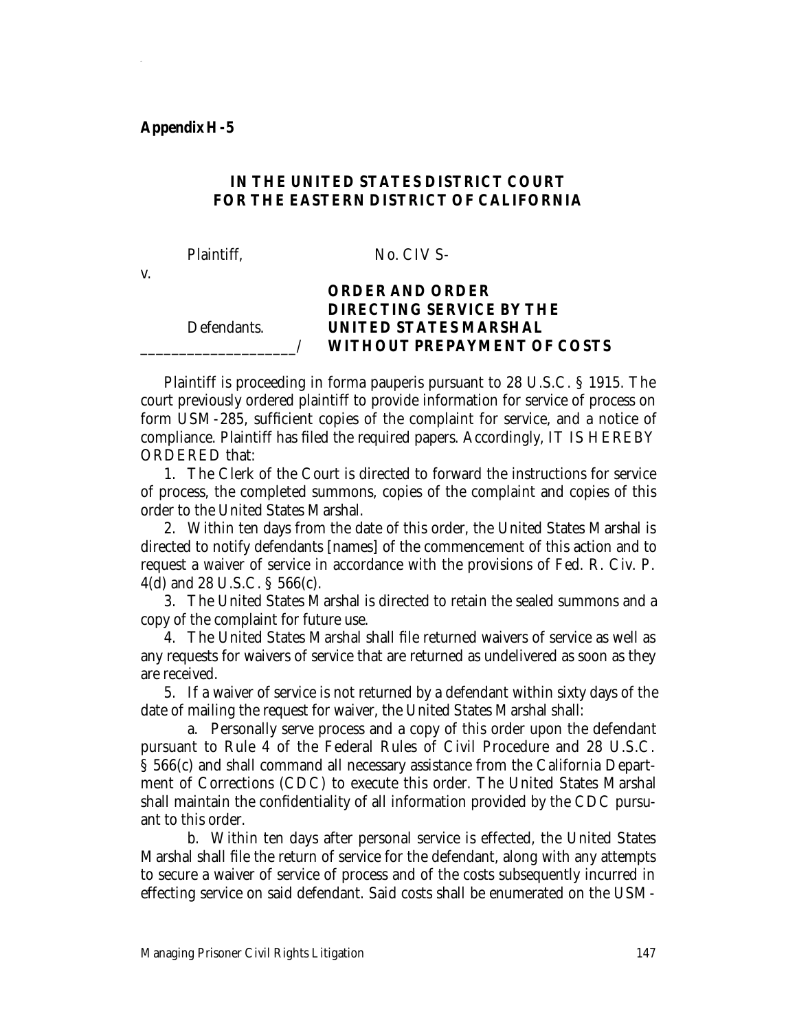**Appendix H-5**

**IN THE UNITED STATES DISTRICT COURT**
**FOR THE EASTERN DISTRICT OF CALIFORNIA**

Plaintiff, No. CIV S-

v.

**ORDER AND ORDER DIRECTING SERVICE BY THE UNITED STATES MARSHAL WITHOUT PREPAYMENT OF COSTS**

Defendants.
____________________/

Plaintiff is proceeding in forma pauperis pursuant to 28 U.S.C. § 1915. The court previously ordered plaintiff to provide information for service of process on form USM-285, sufficient copies of the complaint for service, and a notice of compliance. Plaintiff has filed the required papers. Accordingly, IT IS HEREBY ORDERED that:

1. The Clerk of the Court is directed to forward the instructions for service of process, the completed summons, copies of the complaint and copies of this order to the United States Marshal.

2. Within ten days from the date of this order, the United States Marshal is directed to notify defendants [names] of the commencement of this action and to request a waiver of service in accordance with the provisions of Fed. R. Civ. P. 4(d) and 28 U.S.C. § 566(c).

3. The United States Marshal is directed to retain the sealed summons and a copy of the complaint for future use.

4. The United States Marshal shall file returned waivers of service as well as any requests for waivers of service that are returned as undelivered as soon as they are received.

5. If a waiver of service is not returned by a defendant within sixty days of the date of mailing the request for waiver, the United States Marshal shall:

a. Personally serve process and a copy of this order upon the defendant pursuant to Rule 4 of the Federal Rules of Civil Procedure and 28 U.S.C. § 566(c) and shall command all necessary assistance from the California Department of Corrections (CDC) to execute this order. The United States Marshal shall maintain the confidentiality of all information provided by the CDC pursuant to this order.

b. Within ten days after personal service is effected, the United States Marshal shall file the return of service for the defendant, along with any attempts to secure a waiver of service of process and of the costs subsequently incurred in effecting service on said defendant. Said costs shall be enumerated on the USM-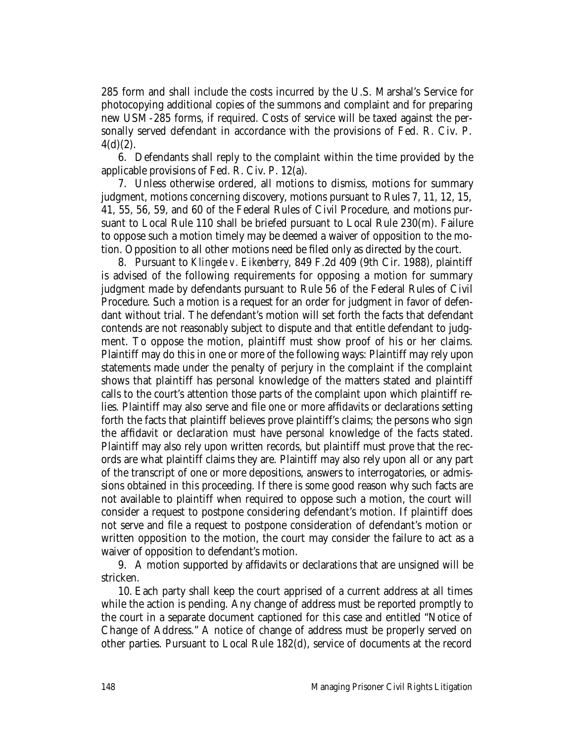285 form and shall include the costs incurred by the U.S. Marshal's Service for photocopying additional copies of the summons and complaint and for preparing new USM-285 forms, if required. Costs of service will be taxed against the personally served defendant in accordance with the provisions of Fed. R. Civ. P. 4(d)(2).

6. Defendants shall reply to the complaint within the time provided by the applicable provisions of Fed. R. Civ. P. 12(a).

7. Unless otherwise ordered, all motions to dismiss, motions for summary judgment, motions concerning discovery, motions pursuant to Rules 7, 11, 12, 15, 41, 55, 56, 59, and 60 of the Federal Rules of Civil Procedure, and motions pursuant to Local Rule 110 shall be briefed pursuant to Local Rule 230(m). Failure to oppose such a motion timely may be deemed a waiver of opposition to the motion. Opposition to all other motions need be filed only as directed by the court.

8. Pursuant to *Klingele v. Eikenberry*, 849 F.2d 409 (9th Cir. 1988), plaintiff is advised of the following requirements for opposing a motion for summary judgment made by defendants pursuant to Rule 56 of the Federal Rules of Civil Procedure. Such a motion is a request for an order for judgment in favor of defendant without trial. The defendant's motion will set forth the facts that defendant contends are not reasonably subject to dispute and that entitle defendant to judgment. To oppose the motion, plaintiff must show proof of his or her claims. Plaintiff may do this in one or more of the following ways: Plaintiff may rely upon statements made under the penalty of perjury in the complaint if the complaint shows that plaintiff has personal knowledge of the matters stated and plaintiff calls to the court's attention those parts of the complaint upon which plaintiff relies. Plaintiff may also serve and file one or more affidavits or declarations setting forth the facts that plaintiff believes prove plaintiff's claims; the persons who sign the affidavit or declaration must have personal knowledge of the facts stated. Plaintiff may also rely upon written records, but plaintiff must prove that the records are what plaintiff claims they are. Plaintiff may also rely upon all or any part of the transcript of one or more depositions, answers to interrogatories, or admissions obtained in this proceeding. If there is some good reason why such facts are not available to plaintiff when required to oppose such a motion, the court will consider a request to postpone considering defendant's motion. If plaintiff does not serve and file a request to postpone consideration of defendant's motion or written opposition to the motion, the court may consider the failure to act as a waiver of opposition to defendant's motion.

9. A motion supported by affidavits or declarations that are unsigned will be stricken.

10. Each party shall keep the court apprised of a current address at all times while the action is pending. Any change of address must be reported promptly to the court in a separate document captioned for this case and entitled "Notice of Change of Address." A notice of change of address must be properly served on other parties. Pursuant to Local Rule 182(d), service of documents at the record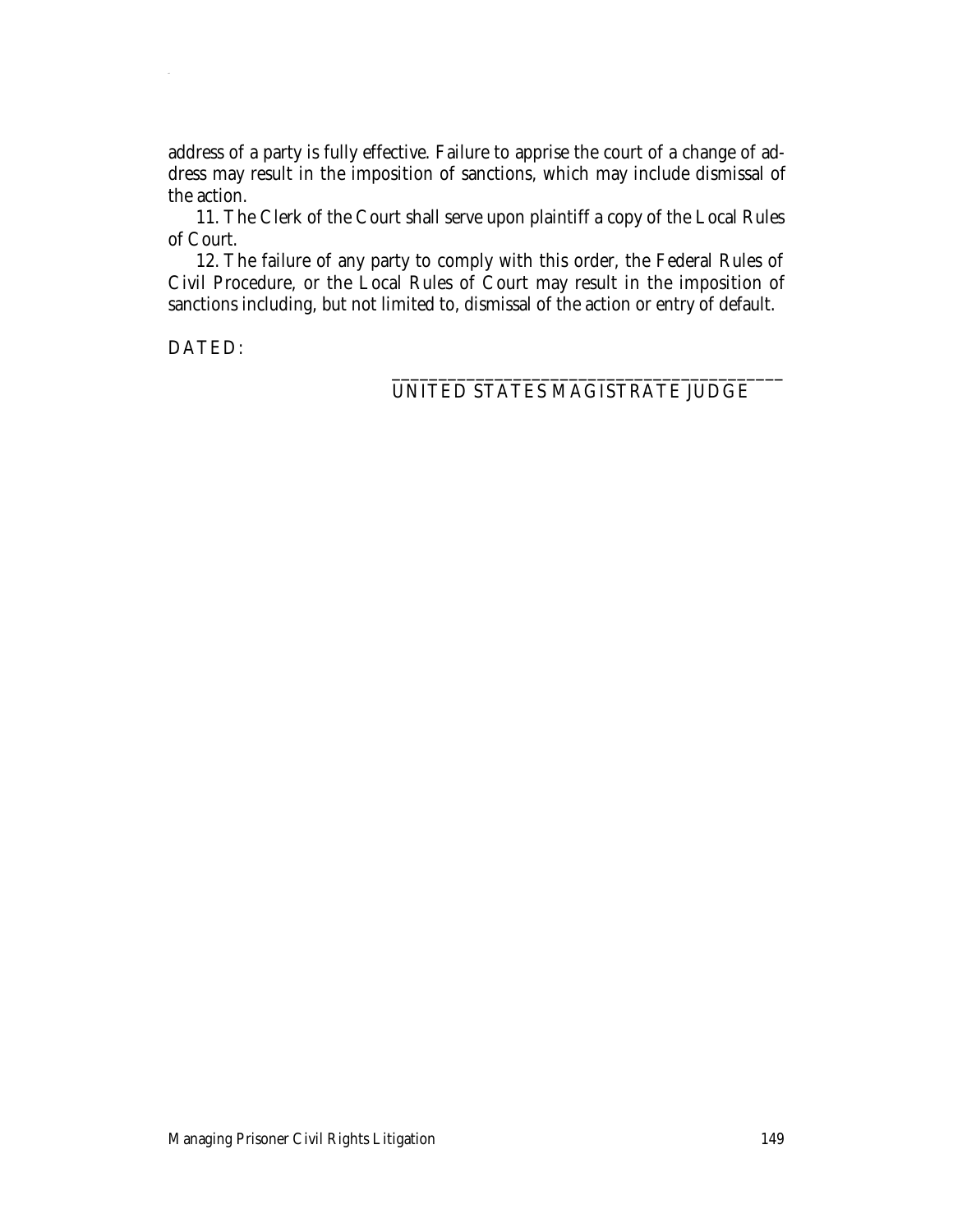address of a party is fully effective. Failure to apprise the court of a change of address may result in the imposition of sanctions, which may include dismissal of the action.

11. The Clerk of the Court shall serve upon plaintiff a copy of the Local Rules of Court.

12. The failure of any party to comply with this order, the Federal Rules of Civil Procedure, or the Local Rules of Court may result in the imposition of sanctions including, but not limited to, dismissal of the action or entry of default.

DATED:

\_\_\_\_\_\_\_\_\_\_\_\_\_\_\_\_\_\_\_\_\_\_\_\_\_\_\_\_\_\_\_\_\_\_\_\_\_\_\_\_\_\_

UNITED STATES MAGISTRATE JUDGE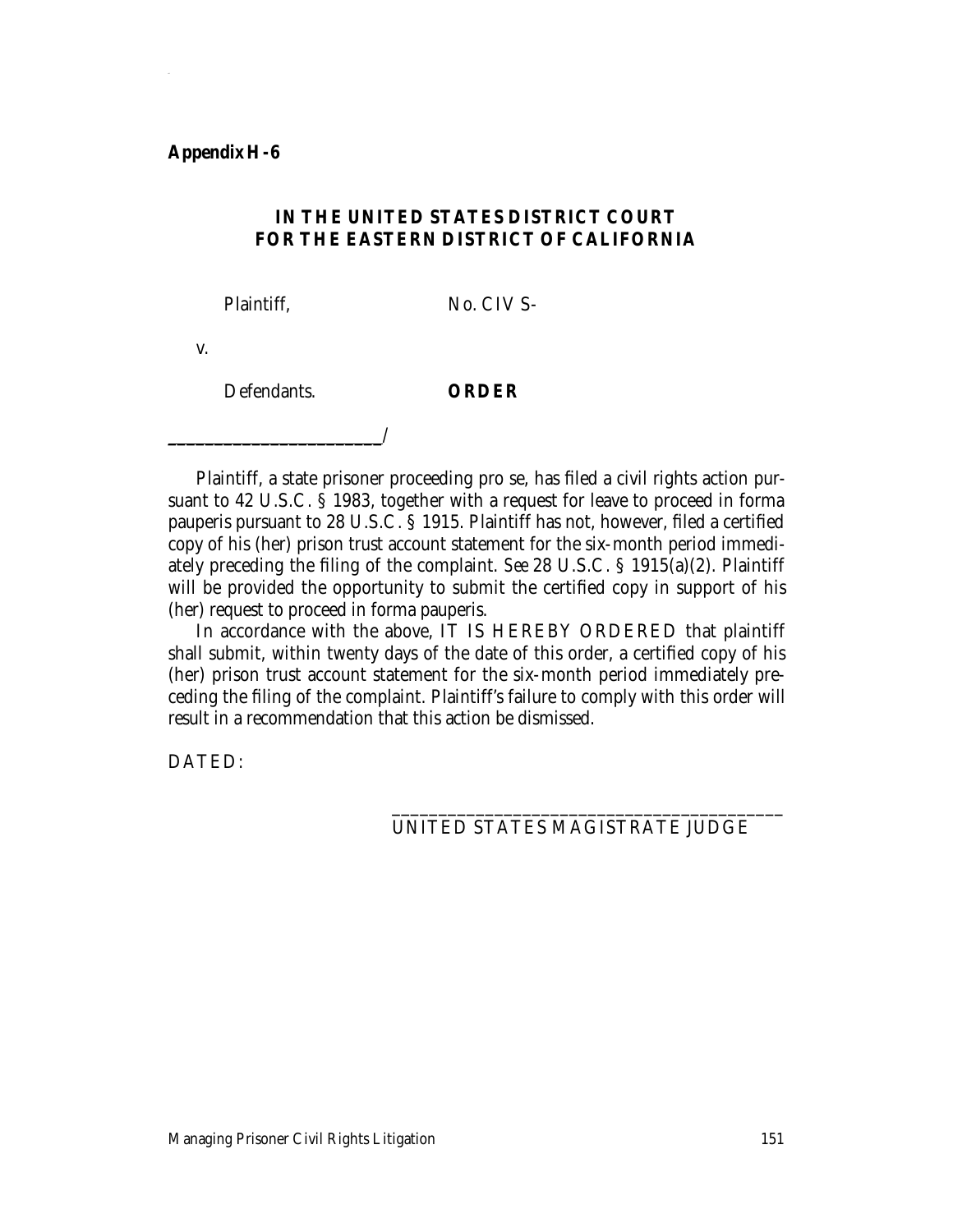**Appendix H-6**

**IN THE UNITED STATES DISTRICT COURT**
**FOR THE EASTERN DISTRICT OF CALIFORNIA**

Plaintiff, No. CIV S-

v.

Defendants. **ORDER**

________________________/

Plaintiff, a state prisoner proceeding pro se, has filed a civil rights action pursuant to 42 U.S.C. § 1983, together with a request for leave to proceed in forma pauperis pursuant to 28 U.S.C. § 1915. Plaintiff has not, however, filed a certified copy of his (her) prison trust account statement for the six-month period immediately preceding the filing of the complaint. *See* 28 U.S.C. § 1915(a)(2). Plaintiff will be provided the opportunity to submit the certified copy in support of his (her) request to proceed in forma pauperis.

In accordance with the above, IT IS HEREBY ORDERED that plaintiff shall submit, within twenty days of the date of this order, a certified copy of his (her) prison trust account statement for the six-month period immediately preceding the filing of the complaint. Plaintiff's failure to comply with this order will result in a recommendation that this action be dismissed.

DATED:

______________________________________
UNITED STATES MAGISTRATE JUDGE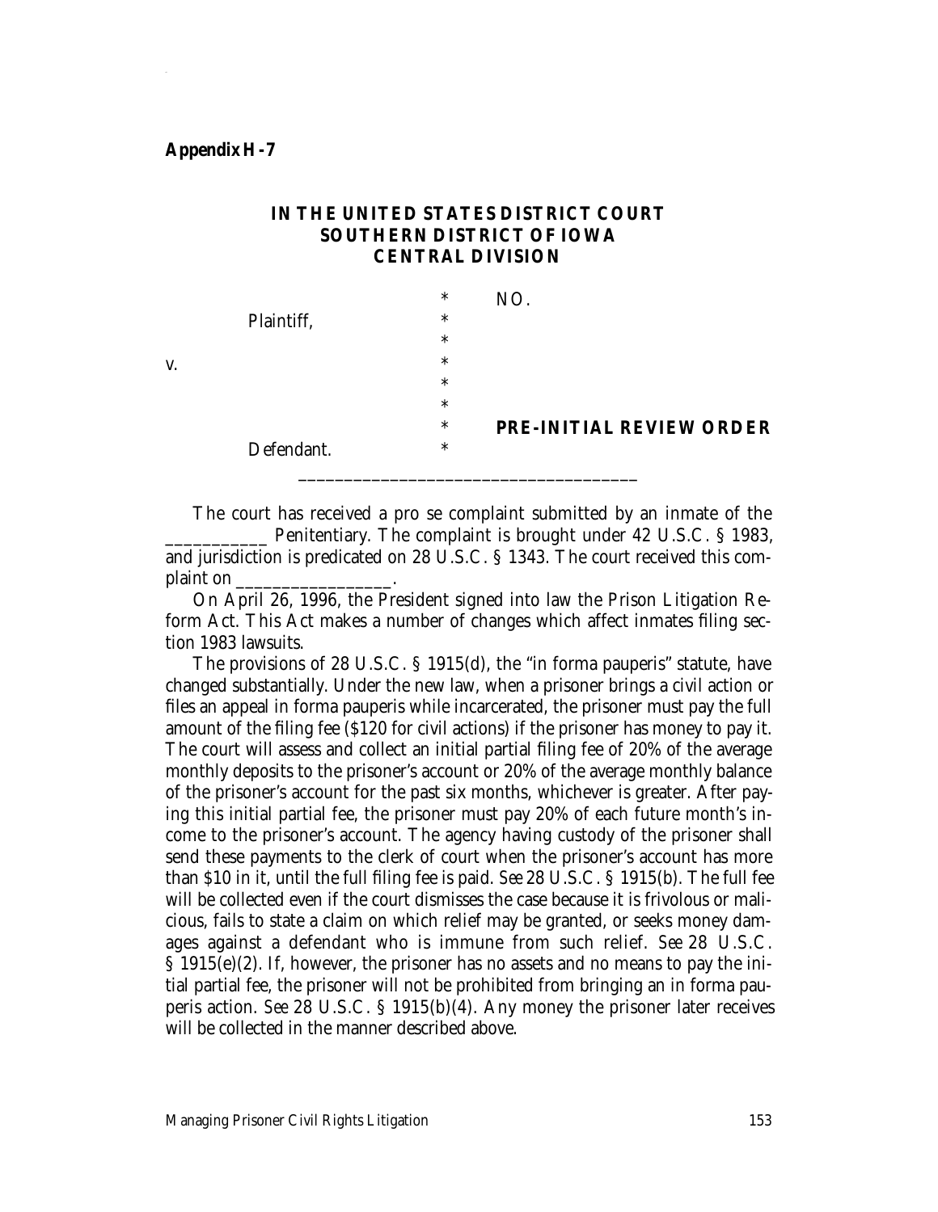**Appendix H-7**

**IN THE UNITED STATES DISTRICT COURT**
**SOUTHERN DISTRICT OF IOWA**
**CENTRAL DIVISION**

| | | |
|---|---|---|
| | * | NO. |
| Plaintiff, | * | |
| | * | |
| v. | * | |
| | * | |
| | * | |
| | * | **PRE-INITIAL REVIEW ORDER** |
| Defendant. | * | |

---

The court has received a pro se complaint submitted by an inmate of the ___________ Penitentiary. The complaint is brought under 42 U.S.C. § 1983, and jurisdiction is predicated on 28 U.S.C. § 1343. The court received this complaint on _________________.

On April 26, 1996, the President signed into law the Prison Litigation Reform Act. This Act makes a number of changes which affect inmates filing section 1983 lawsuits.

The provisions of 28 U.S.C. § 1915(d), the "in forma pauperis" statute, have changed substantially. Under the new law, when a prisoner brings a civil action or files an appeal in forma pauperis while incarcerated, the prisoner must pay the full amount of the filing fee ($120 for civil actions) if the prisoner has money to pay it. The court will assess and collect an initial partial filing fee of 20% of the average monthly deposits to the prisoner's account or 20% of the average monthly balance of the prisoner's account for the past six months, whichever is greater. After paying this initial partial fee, the prisoner must pay 20% of each future month's income to the prisoner's account. The agency having custody of the prisoner shall send these payments to the clerk of court when the prisoner's account has more than $10 in it, until the full filing fee is paid. *See* 28 U.S.C. § 1915(b). The full fee will be collected even if the court dismisses the case because it is frivolous or malicious, fails to state a claim on which relief may be granted, or seeks money damages against a defendant who is immune from such relief. *See* 28 U.S.C. § 1915(e)(2). If, however, the prisoner has no assets and no means to pay the initial partial fee, the prisoner will not be prohibited from bringing an in forma pauperis action. *See* 28 U.S.C. § 1915(b)(4). Any money the prisoner later receives will be collected in the manner described above.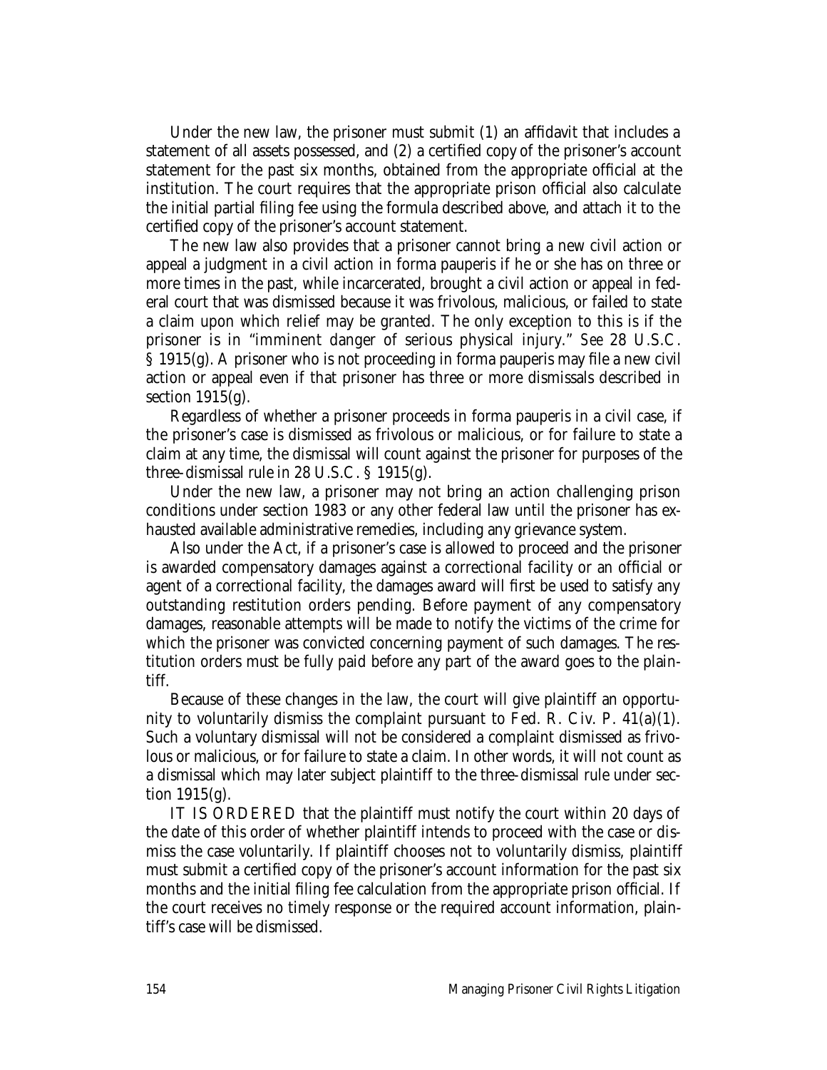Under the new law, the prisoner must submit (1) an affidavit that includes a statement of all assets possessed, and (2) a certified copy of the prisoner's account statement for the past six months, obtained from the appropriate official at the institution. The court requires that the appropriate prison official also calculate the initial partial filing fee using the formula described above, and attach it to the certified copy of the prisoner's account statement.

The new law also provides that a prisoner cannot bring a new civil action or appeal a judgment in a civil action in forma pauperis if he or she has on three or more times in the past, while incarcerated, brought a civil action or appeal in federal court that was dismissed because it was frivolous, malicious, or failed to state a claim upon which relief may be granted. The only exception to this is if the prisoner is in "imminent danger of serious physical injury." *See* 28 U.S.C. § 1915(g). A prisoner who is not proceeding in forma pauperis may file a new civil action or appeal even if that prisoner has three or more dismissals described in section 1915(g).

Regardless of whether a prisoner proceeds in forma pauperis in a civil case, if the prisoner's case is dismissed as frivolous or malicious, or for failure to state a claim at any time, the dismissal will count against the prisoner for purposes of the three-dismissal rule in 28 U.S.C. § 1915(g).

Under the new law, a prisoner may not bring an action challenging prison conditions under section 1983 or any other federal law until the prisoner has exhausted available administrative remedies, including any grievance system.

Also under the Act, if a prisoner's case is allowed to proceed and the prisoner is awarded compensatory damages against a correctional facility or an official or agent of a correctional facility, the damages award will first be used to satisfy any outstanding restitution orders pending. Before payment of any compensatory damages, reasonable attempts will be made to notify the victims of the crime for which the prisoner was convicted concerning payment of such damages. The restitution orders must be fully paid before any part of the award goes to the plaintiff.

Because of these changes in the law, the court will give plaintiff an opportunity to voluntarily dismiss the complaint pursuant to Fed. R. Civ. P. 41(a)(1). Such a voluntary dismissal will not be considered a complaint dismissed as frivolous or malicious, or for failure to state a claim. In other words, it will not count as a dismissal which may later subject plaintiff to the three-dismissal rule under section 1915(g).

IT IS ORDERED that the plaintiff must notify the court within 20 days of the date of this order of whether plaintiff intends to proceed with the case or dismiss the case voluntarily. If plaintiff chooses not to voluntarily dismiss, plaintiff must submit a certified copy of the prisoner's account information for the past six months and the initial filing fee calculation from the appropriate prison official. If the court receives no timely response or the required account information, plaintiff's case will be dismissed.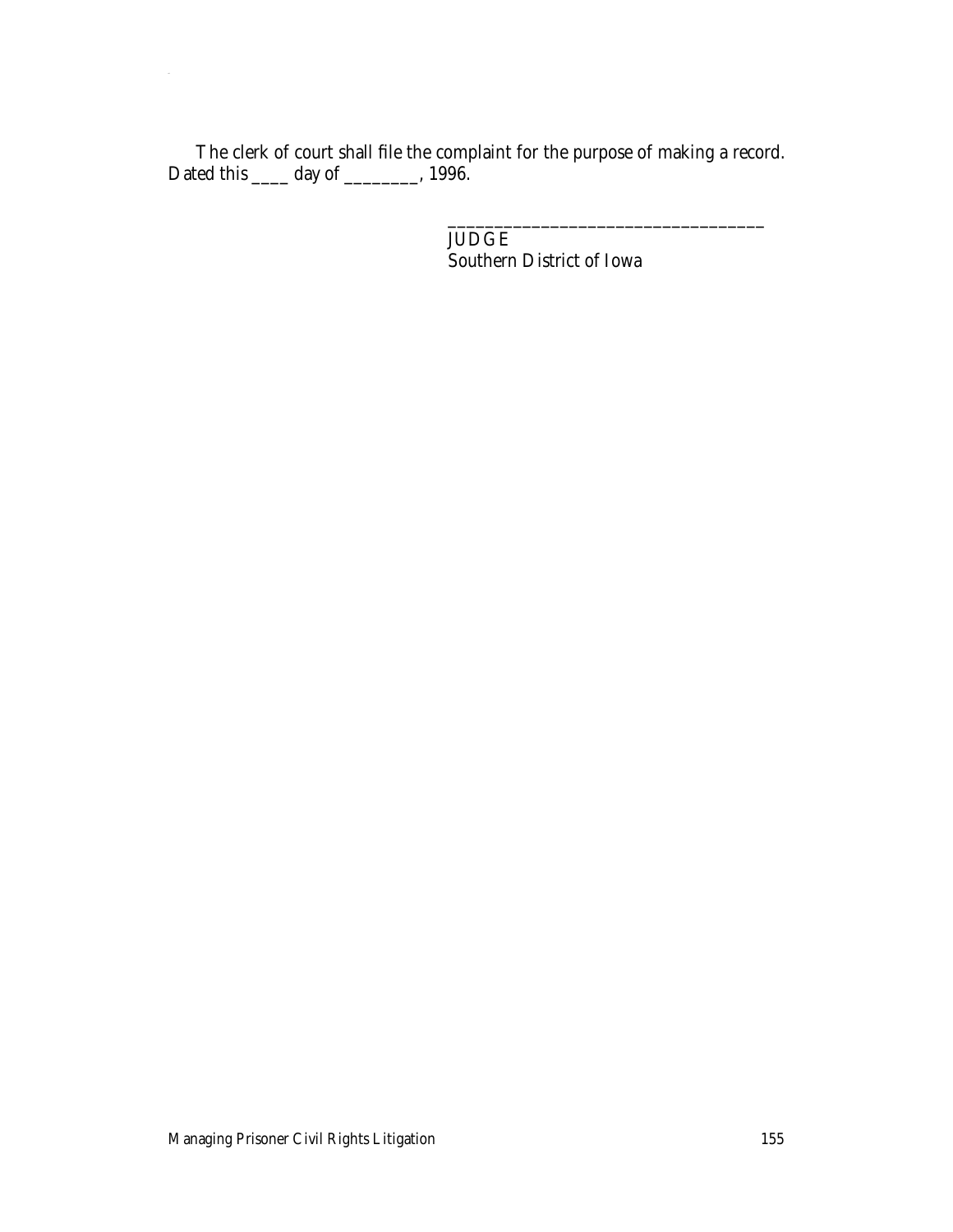The clerk of court shall file the complaint for the purpose of making a record. Dated this ____ day of ________, 1996.

__________________________________
JUDGE
Southern District of Iowa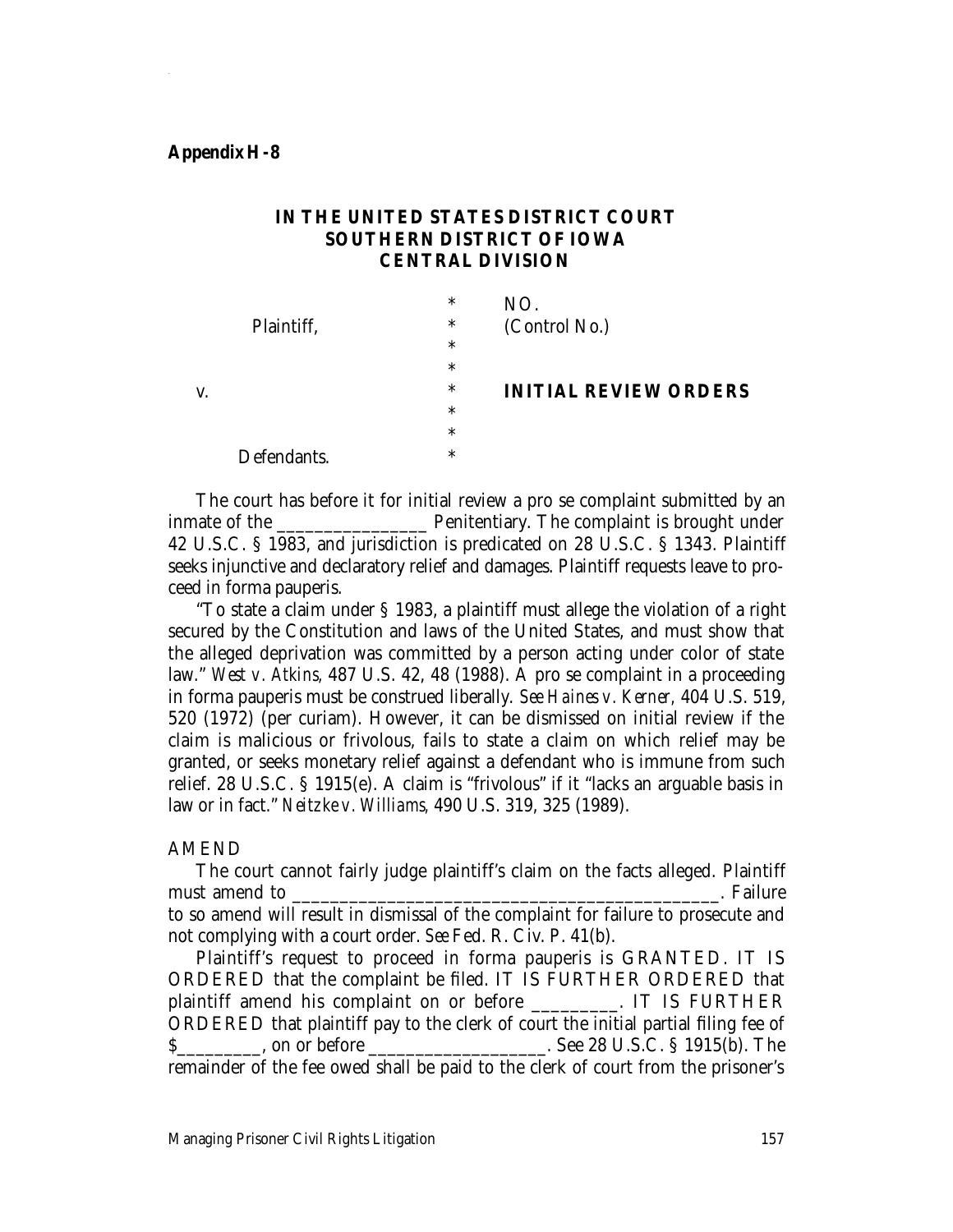**Appendix H-8**

**IN THE UNITED STATES DISTRICT COURT**
**SOUTHERN DISTRICT OF IOWA**
**CENTRAL DIVISION**

| | | |
|---|---|---|
| | * | NO. |
| Plaintiff, | * | (Control No.) |
| | * | |
| | * | |
| v. | * | **INITIAL REVIEW ORDERS** |
| | * | |
| | * | |
| Defendants. | * | |

The court has before it for initial review a pro se complaint submitted by an inmate of the _______________ Penitentiary. The complaint is brought under 42 U.S.C. § 1983, and jurisdiction is predicated on 28 U.S.C. § 1343. Plaintiff seeks injunctive and declaratory relief and damages. Plaintiff requests leave to proceed in forma pauperis.

"To state a claim under § 1983, a plaintiff must allege the violation of a right secured by the Constitution and laws of the United States, and must show that the alleged deprivation was committed by a person acting under color of state law." *West v. Atkins,* 487 U.S. 42, 48 (1988). A pro se complaint in a proceeding in forma pauperis must be construed liberally. *See Haines v. Kerner,* 404 U.S. 519, 520 (1972) (per curiam). However, it can be dismissed on initial review if the claim is malicious or frivolous, fails to state a claim on which relief may be granted, or seeks monetary relief against a defendant who is immune from such relief. 28 U.S.C. § 1915(e). A claim is "frivolous" if it "lacks an arguable basis in law or in fact." *Neitzke v. Williams,* 490 U.S. 319, 325 (1989).

AMEND

The court cannot fairly judge plaintiff's claim on the facts alleged. Plaintiff must amend to _____________________________________________. Failure to so amend will result in dismissal of the complaint for failure to prosecute and not complying with a court order. *See* Fed. R. Civ. P. 41(b).

Plaintiff's request to proceed in forma pauperis is GRANTED. IT IS ORDERED that the complaint be filed. IT IS FURTHER ORDERED that plaintiff amend his complaint on or before _________. IT IS FURTHER ORDERED that plaintiff pay to the clerk of court the initial partial filing fee of $_________, on or before __________________. See 28 U.S.C. § 1915(b). The remainder of the fee owed shall be paid to the clerk of court from the prisoner's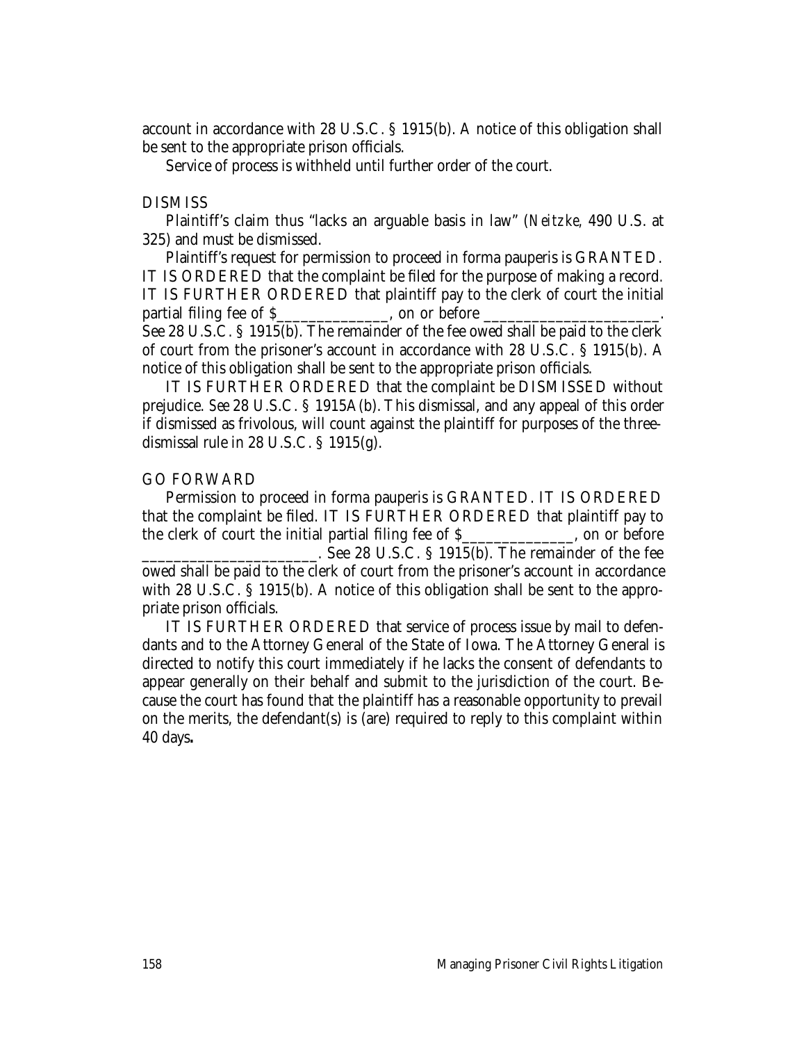account in accordance with 28 U.S.C. § 1915(b). A notice of this obligation shall be sent to the appropriate prison officials.

Service of process is withheld until further order of the court.

DISMISS

Plaintiff's claim thus "lacks an arguable basis in law" (*Neitzke*, 490 U.S. at 325) and must be dismissed.

Plaintiff's request for permission to proceed in forma pauperis is GRANTED. IT IS ORDERED that the complaint be filed for the purpose of making a record. IT IS FURTHER ORDERED that plaintiff pay to the clerk of court the initial partial filing fee of $______________, on or before ______________________. See 28 U.S.C. § 1915(b). The remainder of the fee owed shall be paid to the clerk of court from the prisoner's account in accordance with 28 U.S.C. § 1915(b). A notice of this obligation shall be sent to the appropriate prison officials.

IT IS FURTHER ORDERED that the complaint be DISMISSED without prejudice. *See* 28 U.S.C. § 1915A(b). This dismissal, and any appeal of this order if dismissed as frivolous, will count against the plaintiff for purposes of the three-dismissal rule in 28 U.S.C. § 1915(g).

GO FORWARD

Permission to proceed in forma pauperis is GRANTED. IT IS ORDERED that the complaint be filed. IT IS FURTHER ORDERED that plaintiff pay to the clerk of court the initial partial filing fee of $______________, on or before ______________________. See 28 U.S.C. § 1915(b). The remainder of the fee owed shall be paid to the clerk of court from the prisoner's account in accordance with 28 U.S.C. § 1915(b). A notice of this obligation shall be sent to the appropriate prison officials.

IT IS FURTHER ORDERED that service of process issue by mail to defendants and to the Attorney General of the State of Iowa. The Attorney General is directed to notify this court immediately if he lacks the consent of defendants to appear generally on their behalf and submit to the jurisdiction of the court. Because the court has found that the plaintiff has a reasonable opportunity to prevail on the merits, the defendant(s) is (are) required to reply to this complaint within 40 days**.**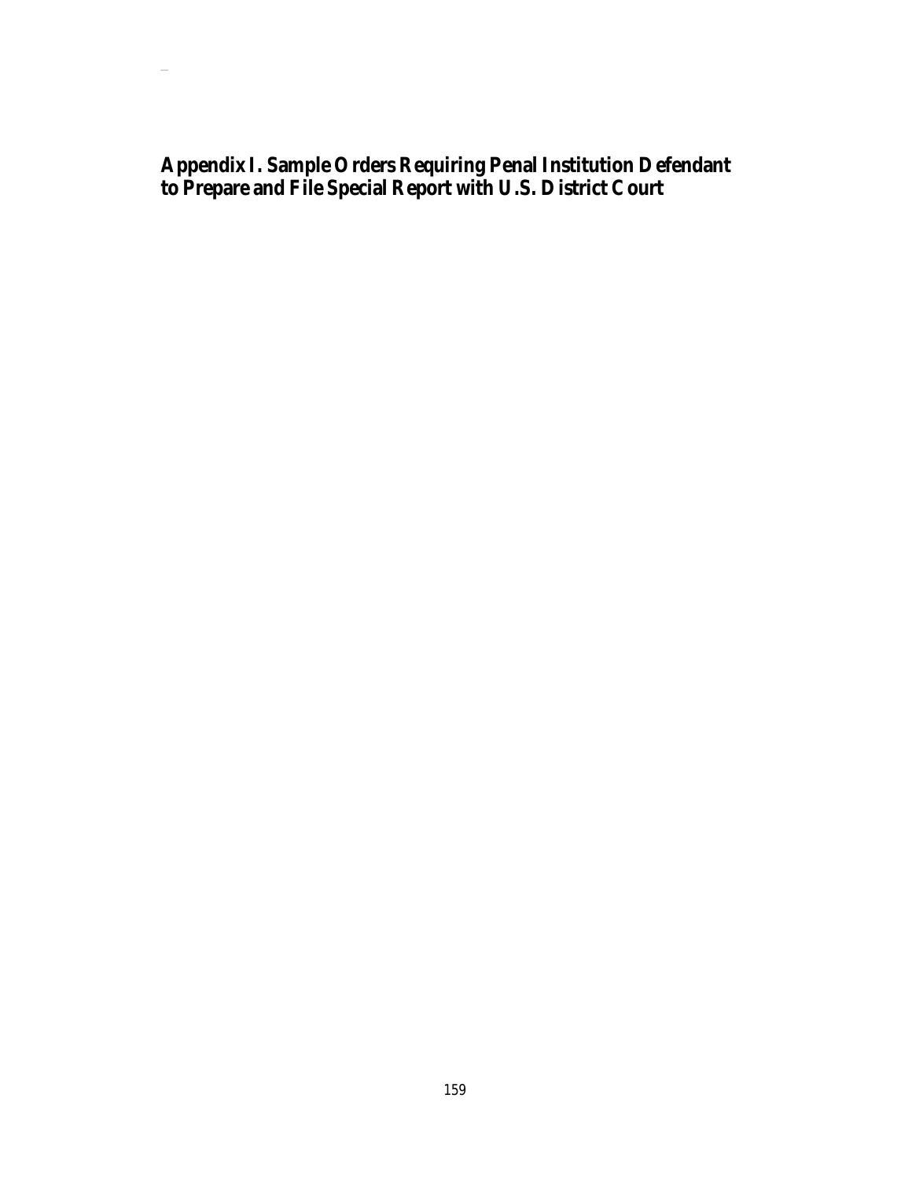# Appendix I. Sample Orders Requiring Penal Institution Defendant to Prepare and File Special Report with U.S. District Court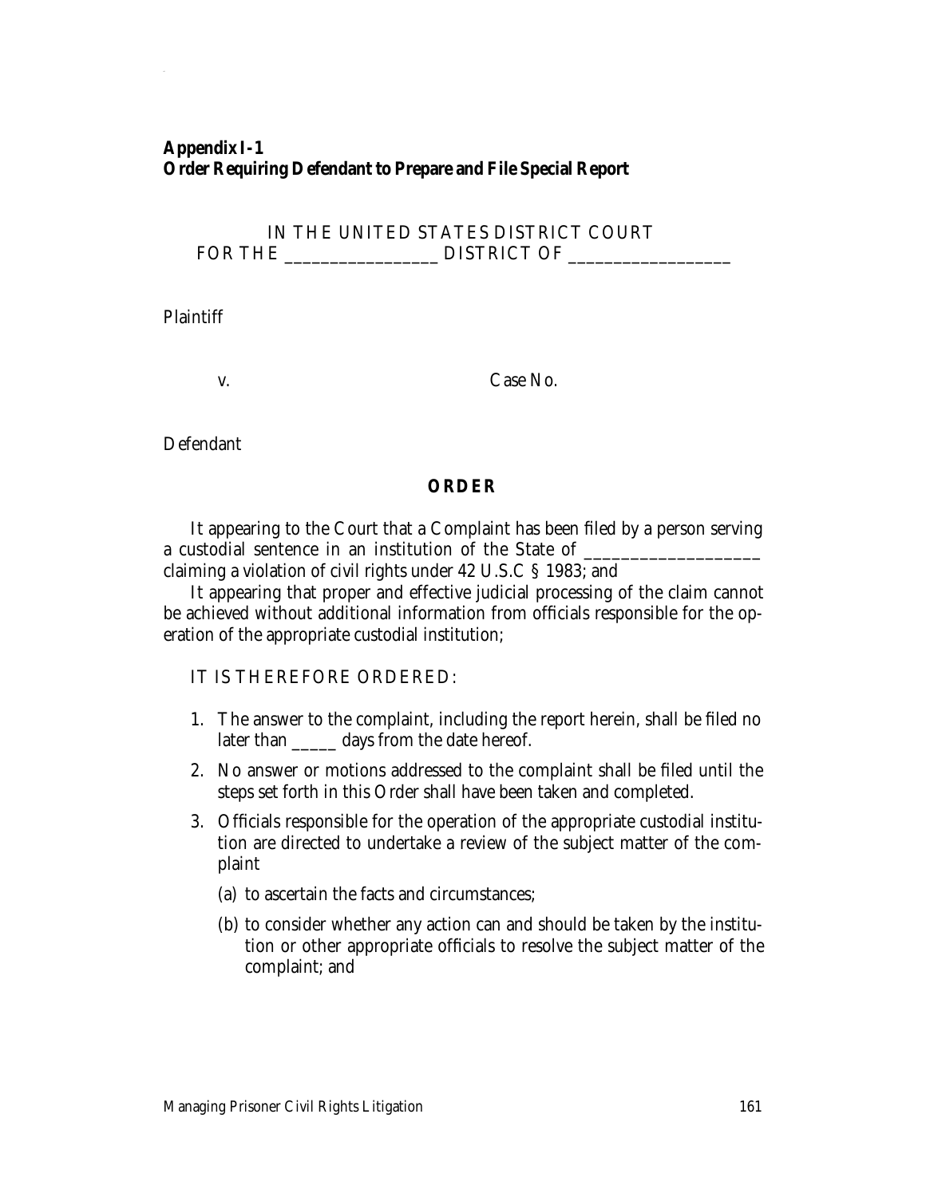**Appendix I-1**
**Order Requiring Defendant to Prepare and File Special Report**

IN THE UNITED STATES DISTRICT COURT
FOR THE ________________ DISTRICT OF _________________

Plaintiff

v. Case No.

Defendant

**ORDER**

It appearing to the Court that a Complaint has been filed by a person serving a custodial sentence in an institution of the State of ___________________ claiming a violation of civil rights under 42 U.S.C § 1983; and

It appearing that proper and effective judicial processing of the claim cannot be achieved without additional information from officials responsible for the operation of the appropriate custodial institution;

IT IS THEREFORE ORDERED:

1. The answer to the complaint, including the report herein, shall be filed no later than _____ days from the date hereof.
2. No answer or motions addressed to the complaint shall be filed until the steps set forth in this Order shall have been taken and completed.
3. Officials responsible for the operation of the appropriate custodial institution are directed to undertake a review of the subject matter of the complaint
   (a) to ascertain the facts and circumstances;
   (b) to consider whether any action can and should be taken by the institution or other appropriate officials to resolve the subject matter of the complaint; and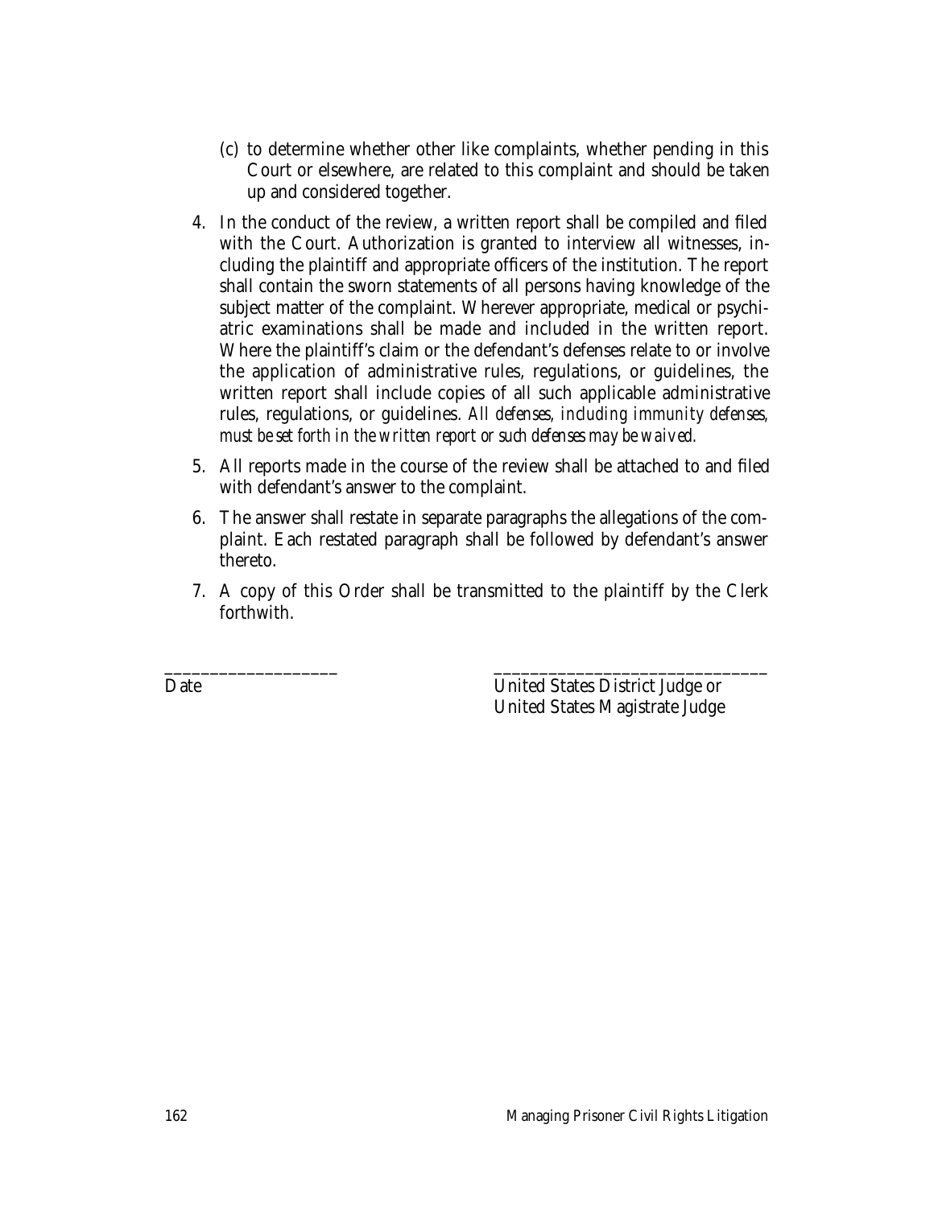(c) to determine whether other like complaints, whether pending in this Court or elsewhere, are related to this complaint and should be taken up and considered together.

4. In the conduct of the review, a written report shall be compiled and filed with the Court. Authorization is granted to interview all witnesses, including the plaintiff and appropriate officers of the institution. The report shall contain the sworn statements of all persons having knowledge of the subject matter of the complaint. Wherever appropriate, medical or psychiatric examinations shall be made and included in the written report. Where the plaintiff's claim or the defendant's defenses relate to or involve the application of administrative rules, regulations, or guidelines, the written report shall include copies of all such applicable administrative rules, regulations, or guidelines. *All defenses, including immunity defenses, must be set forth in the written report or such defenses may be waived.*

5. All reports made in the course of the review shall be attached to and filed with defendant's answer to the complaint.

6. The answer shall restate in separate paragraphs the allegations of the complaint. Each restated paragraph shall be followed by defendant's answer thereto.

7. A copy of this Order shall be transmitted to the plaintiff by the Clerk forthwith.

\_\_\_\_\_\_\_\_\_\_\_\_\_\_\_\_\_\_\_\_ \_\_\_\_\_\_\_\_\_\_\_\_\_\_\_\_\_\_\_\_\_\_\_\_\_\_\_\_\_\_\_\_
Date United States District Judge or
United States Magistrate Judge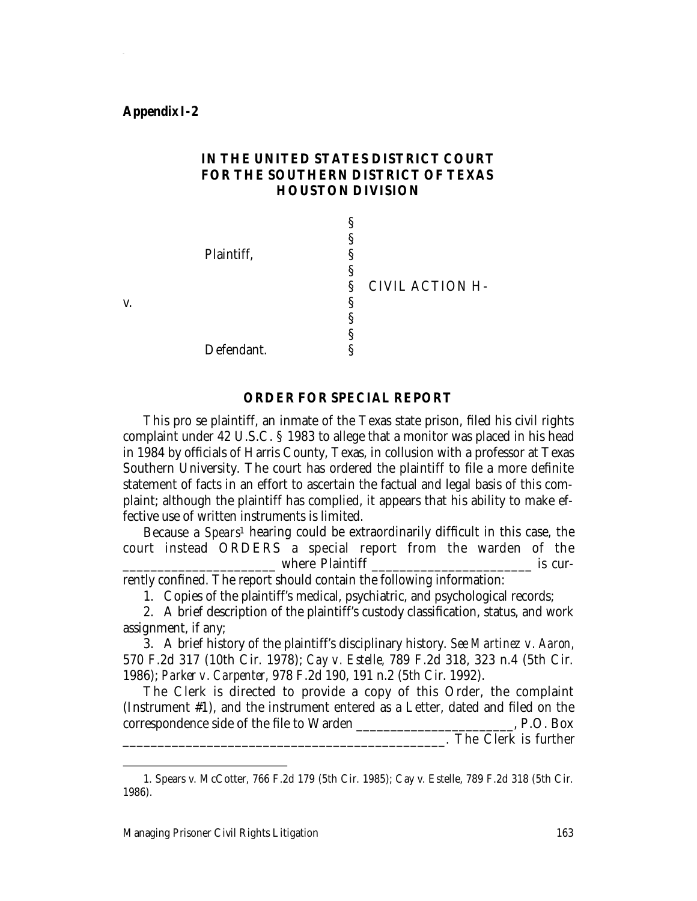**Appendix I-2**

**IN THE UNITED STATES DISTRICT COURT**
**FOR THE SOUTHERN DISTRICT OF TEXAS**
**HOUSTON DIVISION**

| | | |
|---|---|---|
| | § | |
| | § | |
| Plaintiff, | § | |
| | § | |
| | § | CIVIL ACTION H- |
| v. | § | |
| | § | |
| | § | |
| Defendant. | § | |

**ORDER FOR SPECIAL REPORT**

This pro se plaintiff, an inmate of the Texas state prison, filed his civil rights complaint under 42 U.S.C. § 1983 to allege that a monitor was placed in his head in 1984 by officials of Harris County, Texas, in collusion with a professor at Texas Southern University. The court has ordered the plaintiff to file a more definite statement of facts in an effort to ascertain the factual and legal basis of this complaint; although the plaintiff has complied, it appears that his ability to make effective use of written instruments is limited.

Because a *Spears*[1] hearing could be extraordinarily difficult in this case, the court instead ORDERS a special report from the warden of the _____________________ where Plaintiff ______________________ is currently confined. The report should contain the following information:

1. Copies of the plaintiff's medical, psychiatric, and psychological records;

2. A brief description of the plaintiff's custody classification, status, and work assignment, if any;

3. A brief history of the plaintiff's disciplinary history. *See Martinez v. Aaron*, 570 F.2d 317 (10th Cir. 1978); *Cay v. Estelle*, 789 F.2d 318, 323 n.4 (5th Cir. 1986); *Parker v. Carpenter*, 978 F.2d 190, 191 n.2 (5th Cir. 1992).

The Clerk is directed to provide a copy of this Order, the complaint (Instrument #1), and the instrument entered as a Letter, dated and filed on the correspondence side of the file to Warden ______________________, P.O. Box ____________________________________________. The Clerk is further

1. Spears v. McCotter, 766 F.2d 179 (5th Cir. 1985); Cay v. Estelle, 789 F.2d 318 (5th Cir. 1986).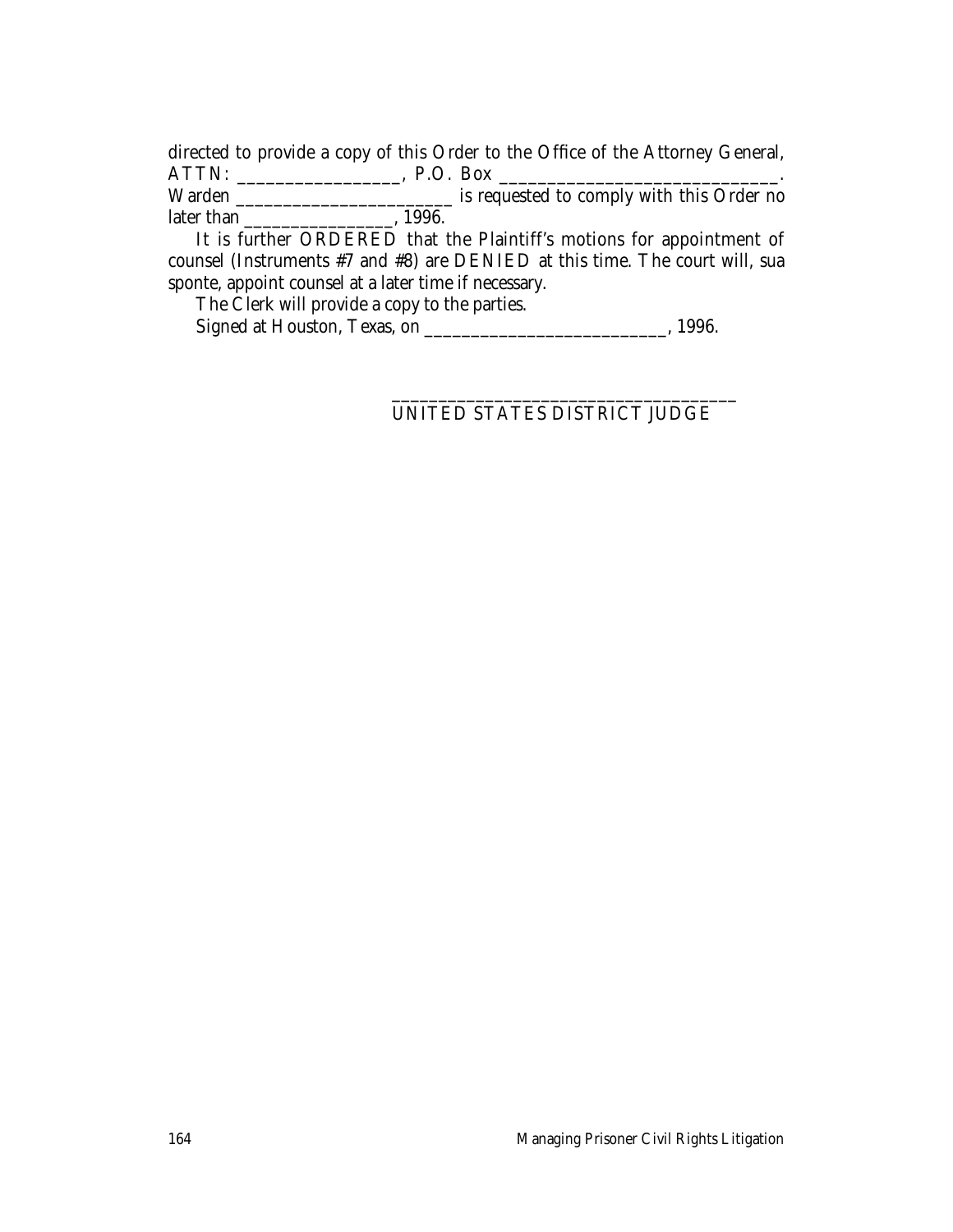directed to provide a copy of this Order to the Office of the Attorney General, ATTN: _________________, P.O. Box _____________________________. Warden _______________________ is requested to comply with this Order no later than ________________, 1996.

It is further ORDERED that the Plaintiff's motions for appointment of counsel (Instruments #7 and #8) are DENIED at this time. The court will, sua sponte, appoint counsel at a later time if necessary.

The Clerk will provide a copy to the parties.

Signed at Houston, Texas, on __________________________, 1996.

_____________________________________
UNITED STATES DISTRICT JUDGE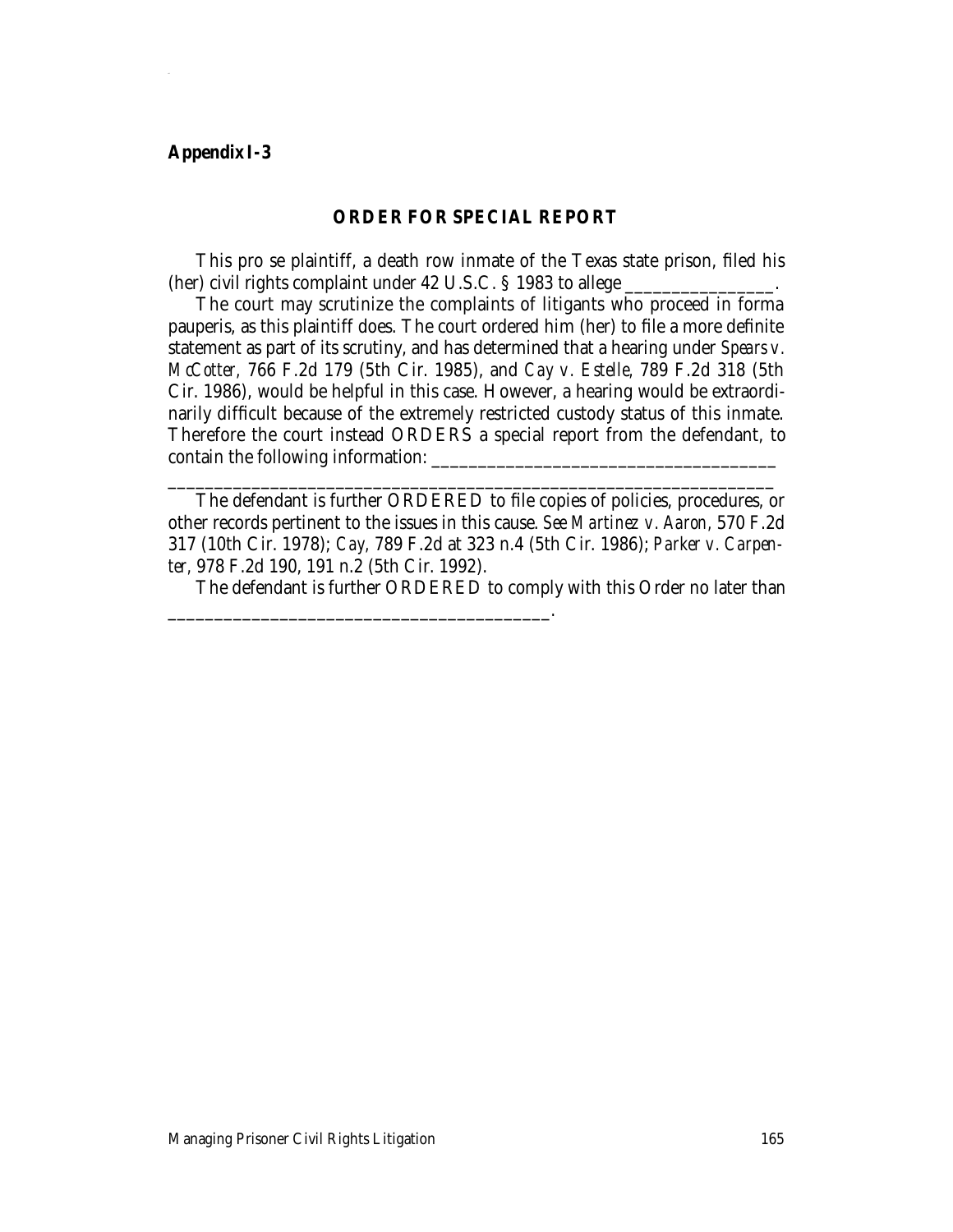**Appendix I-3**

## ORDER FOR SPECIAL REPORT

This pro se plaintiff, a death row inmate of the Texas state prison, filed his (her) civil rights complaint under 42 U.S.C. § 1983 to allege _______________.

The court may scrutinize the complaints of litigants who proceed in forma pauperis, as this plaintiff does. The court ordered him (her) to file a more definite statement as part of its scrutiny, and has determined that a hearing under *Spears v. McCotter,* 766 F.2d 179 (5th Cir. 1985), and *Cay v. Estelle,* 789 F.2d 318 (5th Cir. 1986), would be helpful in this case. However, a hearing would be extraordinarily difficult because of the extremely restricted custody status of this inmate. Therefore the court instead ORDERS a special report from the defendant, to contain the following information: ___________________________________

_________________________________________________________________

The defendant is further ORDERED to file copies of policies, procedures, or other records pertinent to the issues in this cause. *See Martinez v. Aaron,* 570 F.2d 317 (10th Cir. 1978); *Cay,* 789 F.2d at 323 n.4 (5th Cir. 1986); *Parker v. Carpenter,* 978 F.2d 190, 191 n.2 (5th Cir. 1992).

The defendant is further ORDERED to comply with this Order no later than _______________________________________.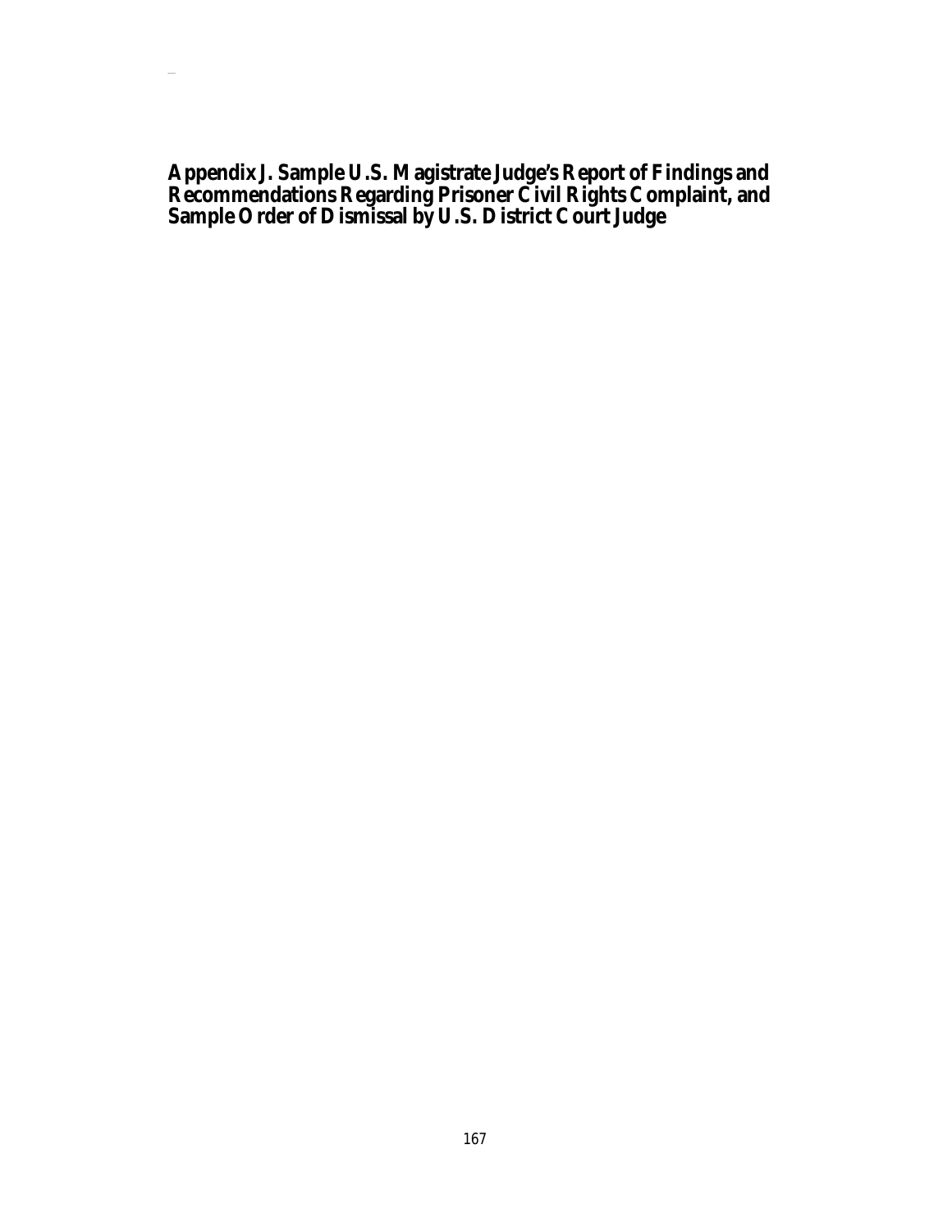# Appendix J. Sample U.S. Magistrate Judge's Report of Findings and Recommendations Regarding Prisoner Civil Rights Complaint, and Sample Order of Dismissal by U.S. District Court Judge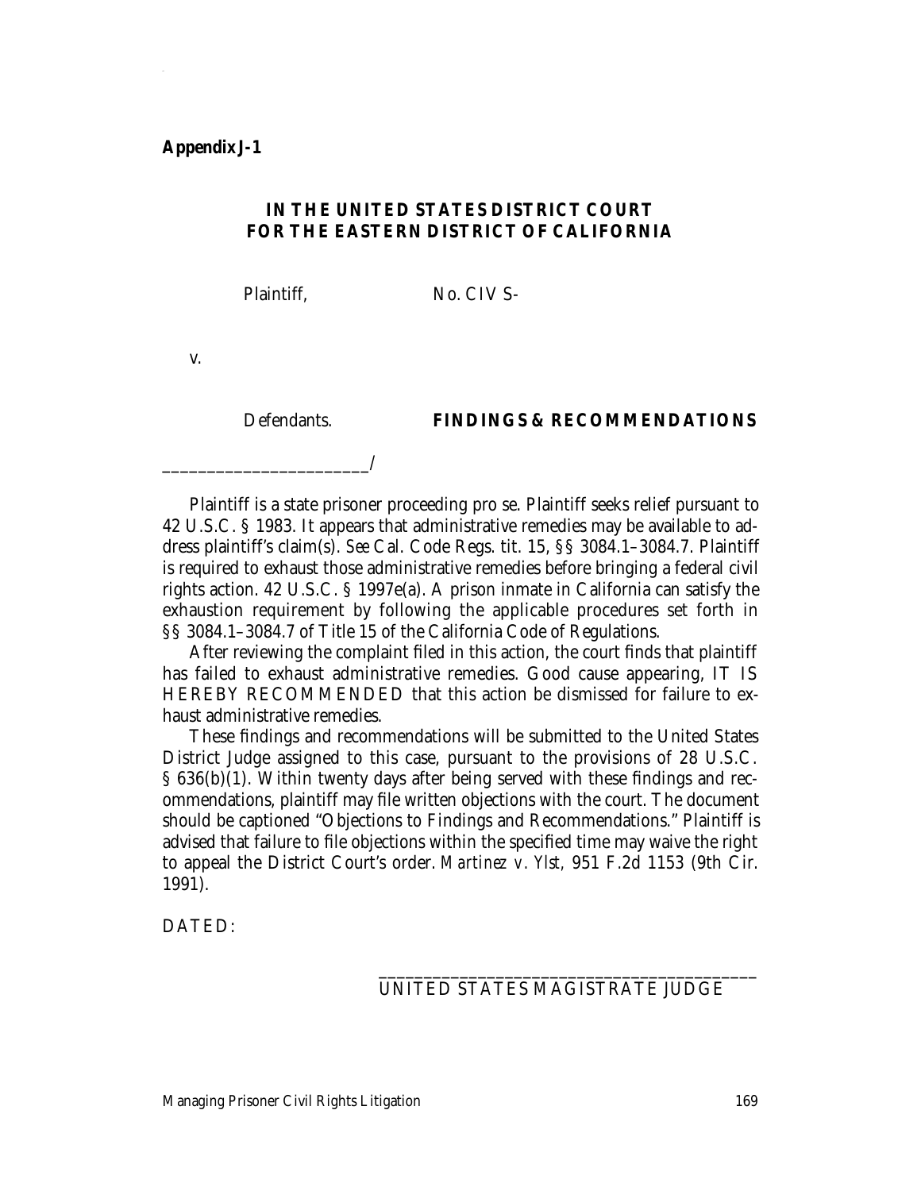**Appendix J-1**

**IN THE UNITED STATES DISTRICT COURT**
**FOR THE EASTERN DISTRICT OF CALIFORNIA**

Plaintiff, No. CIV S-

v.

Defendants. **FINDINGS & RECOMMENDATIONS**

_______________________/

Plaintiff is a state prisoner proceeding pro se. Plaintiff seeks relief pursuant to 42 U.S.C. § 1983. It appears that administrative remedies may be available to address plaintiff's claim(s). *See* Cal. Code Regs. tit. 15, §§ 3084.1–3084.7. Plaintiff is required to exhaust those administrative remedies before bringing a federal civil rights action. 42 U.S.C. § 1997e(a). A prison inmate in California can satisfy the exhaustion requirement by following the applicable procedures set forth in §§ 3084.1–3084.7 of Title 15 of the California Code of Regulations.

After reviewing the complaint filed in this action, the court finds that plaintiff has failed to exhaust administrative remedies. Good cause appearing, IT IS HEREBY RECOMMENDED that this action be dismissed for failure to exhaust administrative remedies.

These findings and recommendations will be submitted to the United States District Judge assigned to this case, pursuant to the provisions of 28 U.S.C. § 636(b)(1). Within twenty days after being served with these findings and recommendations, plaintiff may file written objections with the court. The document should be captioned "Objections to Findings and Recommendations." Plaintiff is advised that failure to file objections within the specified time may waive the right to appeal the District Court's order. *Martinez v. Ylst,* 951 F.2d 1153 (9th Cir. 1991).

DATED:

_________________________________________
UNITED STATES MAGISTRATE JUDGE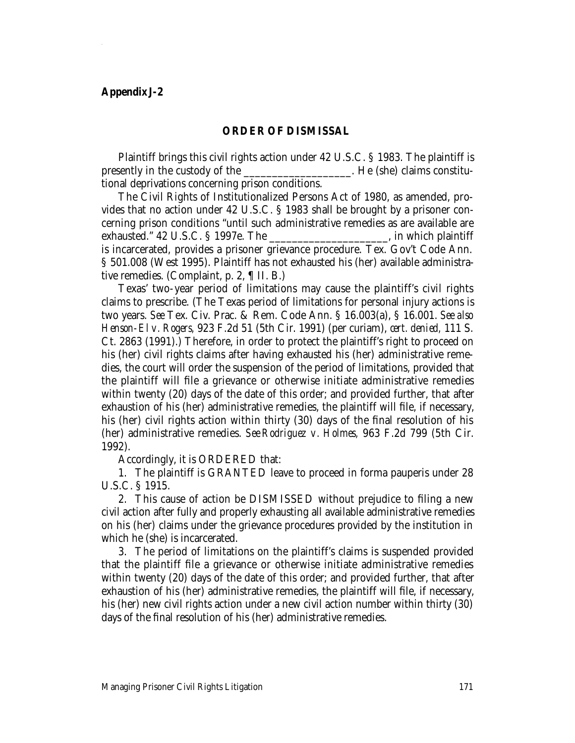**Appendix J-2**

## ORDER OF DISMISSAL

Plaintiff brings this civil rights action under 42 U.S.C. § 1983. The plaintiff is presently in the custody of the ___________________. He (she) claims constitutional deprivations concerning prison conditions.

The Civil Rights of Institutionalized Persons Act of 1980, as amended, provides that no action under 42 U.S.C. § 1983 shall be brought by a prisoner concerning prison conditions "until such administrative remedies as are available are exhausted." 42 U.S.C. § 1997e. The ____________________, in which plaintiff is incarcerated, provides a prisoner grievance procedure. Tex. Gov't Code Ann. § 501.008 (West 1995). Plaintiff has not exhausted his (her) available administrative remedies. (Complaint, p. 2, ¶ II. B.)

Texas' two-year period of limitations may cause the plaintiff's civil rights claims to prescribe. (The Texas period of limitations for personal injury actions is two years. *See* Tex. Civ. Prac. & Rem. Code Ann. § 16.003(a), § 16.001. *See also Henson-El v. Rogers*, 923 F.2d 51 (5th Cir. 1991) (per curiam), *cert. denied*, 111 S. Ct. 2863 (1991).) Therefore, in order to protect the plaintiff's right to proceed on his (her) civil rights claims after having exhausted his (her) administrative remedies, the court will order the suspension of the period of limitations, provided that the plaintiff will file a grievance or otherwise initiate administrative remedies within twenty (20) days of the date of this order; and provided further, that after exhaustion of his (her) administrative remedies, the plaintiff will file, if necessary, his (her) civil rights action within thirty (30) days of the final resolution of his (her) administrative remedies. *See Rodriguez v. Holmes*, 963 F.2d 799 (5th Cir. 1992).

Accordingly, it is ORDERED that:

1. The plaintiff is GRANTED leave to proceed in forma pauperis under 28 U.S.C. § 1915.

2. This cause of action be DISMISSED without prejudice to filing a new civil action after fully and properly exhausting all available administrative remedies on his (her) claims under the grievance procedures provided by the institution in which he (she) is incarcerated.

3. The period of limitations on the plaintiff's claims is suspended provided that the plaintiff file a grievance or otherwise initiate administrative remedies within twenty (20) days of the date of this order; and provided further, that after exhaustion of his (her) administrative remedies, the plaintiff will file, if necessary, his (her) new civil rights action under a new civil action number within thirty (30) days of the final resolution of his (her) administrative remedies.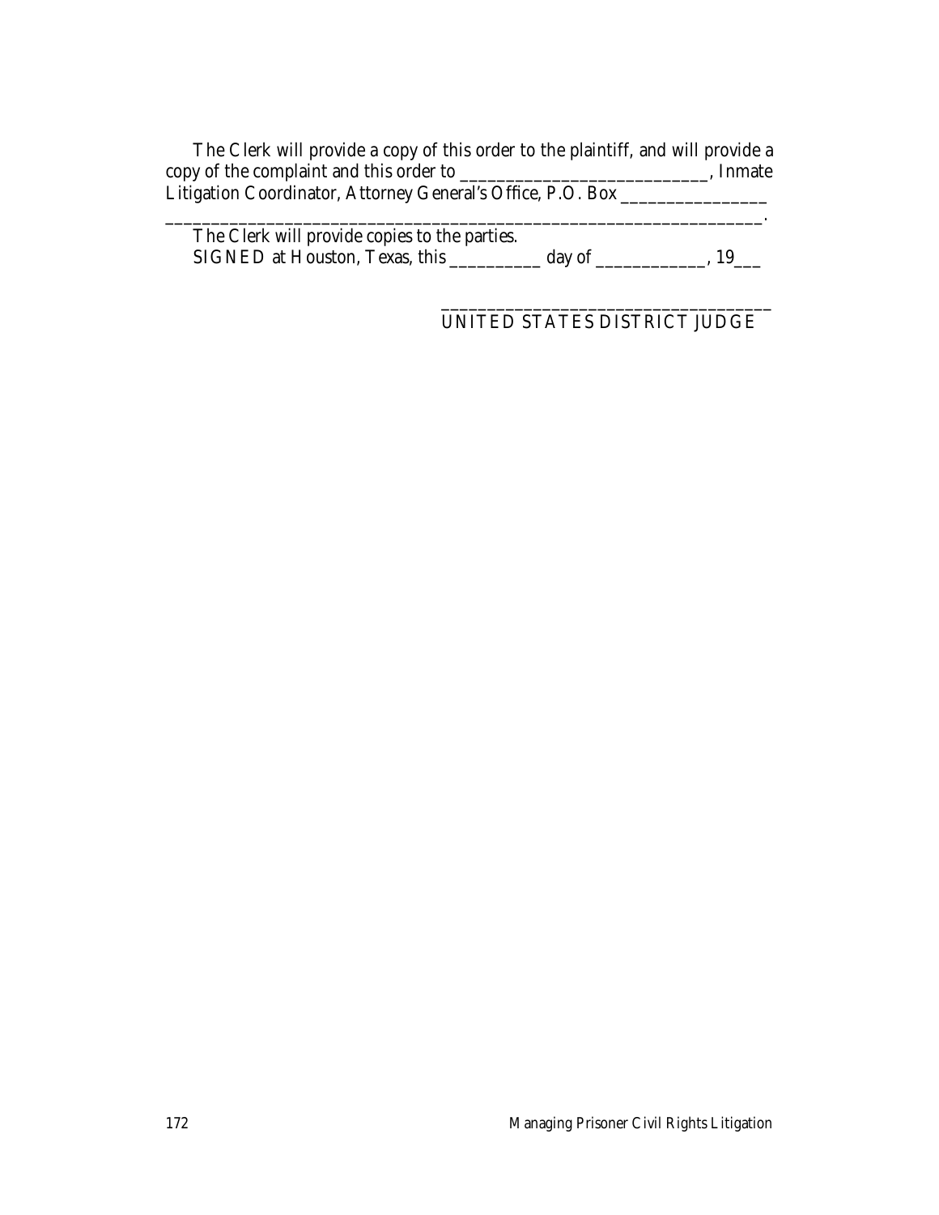The Clerk will provide a copy of this order to the plaintiff, and will provide a copy of the complaint and this order to ___________________________, Inmate Litigation Coordinator, Attorney General's Office, P.O. Box ________________ _________________________________________________________________.

The Clerk will provide copies to the parties.

SIGNED at Houston, Texas, this __________ day of ____________, 19___

____________________________________
UNITED STATES DISTRICT JUDGE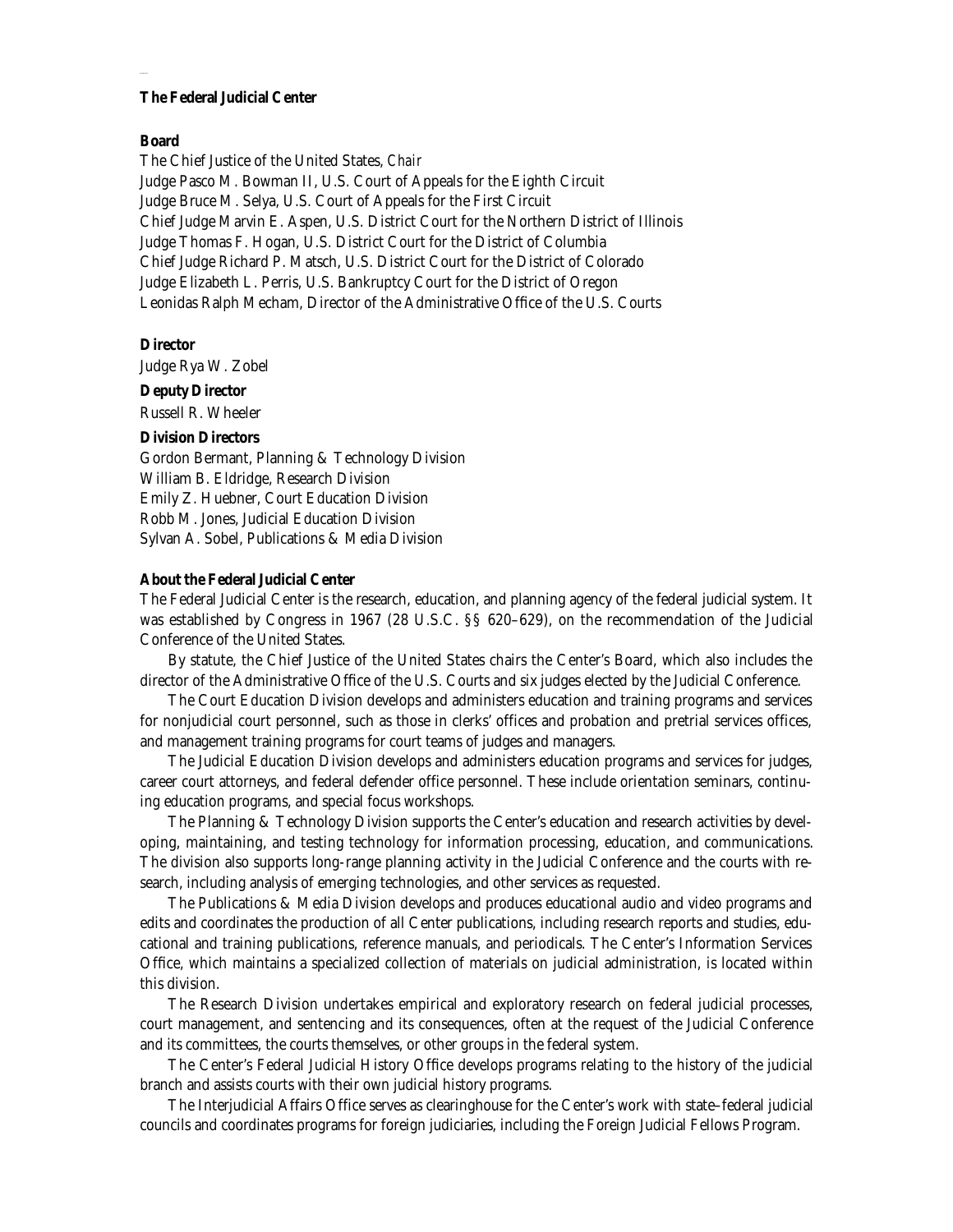## The Federal Judicial Center

### Board

The Chief Justice of the United States, *Chair*
Judge Pasco M. Bowman II, U.S. Court of Appeals for the Eighth Circuit
Judge Bruce M. Selya, U.S. Court of Appeals for the First Circuit
Chief Judge Marvin E. Aspen, U.S. District Court for the Northern District of Illinois
Judge Thomas F. Hogan, U.S. District Court for the District of Columbia
Chief Judge Richard P. Matsch, U.S. District Court for the District of Colorado
Judge Elizabeth L. Perris, U.S. Bankruptcy Court for the District of Oregon
Leonidas Ralph Mecham, Director of the Administrative Office of the U.S. Courts

### Director

Judge Rya W. Zobel

### Deputy Director

Russell R. Wheeler

### Division Directors

Gordon Bermant, Planning & Technology Division
William B. Eldridge, Research Division
Emily Z. Huebner, Court Education Division
Robb M. Jones, Judicial Education Division
Sylvan A. Sobel, Publications & Media Division

### About the Federal Judicial Center

The Federal Judicial Center is the research, education, and planning agency of the federal judicial system. It was established by Congress in 1967 (28 U.S.C. §§ 620–629), on the recommendation of the Judicial Conference of the United States.

By statute, the Chief Justice of the United States chairs the Center's Board, which also includes the director of the Administrative Office of the U.S. Courts and six judges elected by the Judicial Conference.

The Court Education Division develops and administers education and training programs and services for nonjudicial court personnel, such as those in clerks' offices and probation and pretrial services offices, and management training programs for court teams of judges and managers.

The Judicial Education Division develops and administers education programs and services for judges, career court attorneys, and federal defender office personnel. These include orientation seminars, continuing education programs, and special focus workshops.

The Planning & Technology Division supports the Center's education and research activities by developing, maintaining, and testing technology for information processing, education, and communications. The division also supports long-range planning activity in the Judicial Conference and the courts with research, including analysis of emerging technologies, and other services as requested.

The Publications & Media Division develops and produces educational audio and video programs and edits and coordinates the production of all Center publications, including research reports and studies, educational and training publications, reference manuals, and periodicals. The Center's Information Services Office, which maintains a specialized collection of materials on judicial administration, is located within this division.

The Research Division undertakes empirical and exploratory research on federal judicial processes, court management, and sentencing and its consequences, often at the request of the Judicial Conference and its committees, the courts themselves, or other groups in the federal system.

The Center's Federal Judicial History Office develops programs relating to the history of the judicial branch and assists courts with their own judicial history programs.

The Interjudicial Affairs Office serves as clearinghouse for the Center's work with state–federal judicial councils and coordinates programs for foreign judiciaries, including the Foreign Judicial Fellows Program.